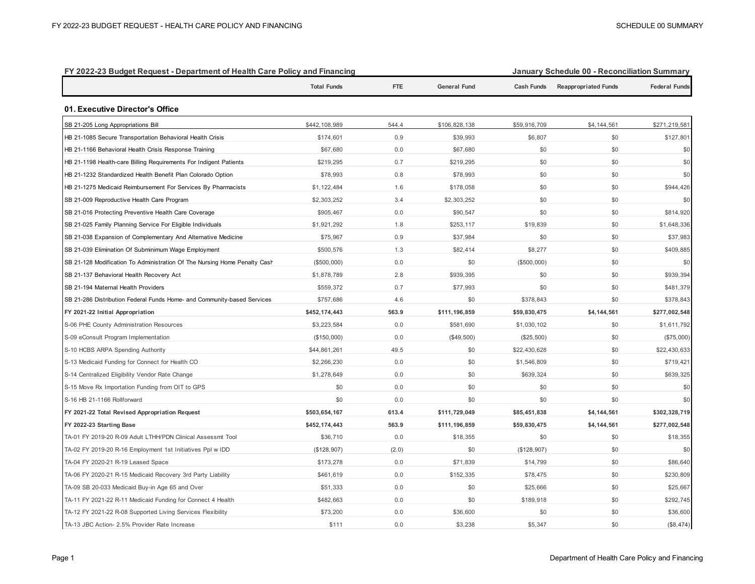**FY 2022-23 Budget Request - Department of Health Care Policy and Financing** — **January Schedule 00 - Reconciliation Summary**

| | Total Funds | FTE | General Fund | Cash Funds | Reappropriated Funds | Federal Funds |
|---|---|---|---|---|---|---|
| **01. Executive Director's Office** | | | | | | |
| SB 21-205 Long Appropriations Bill | $442,108,989 | 544.4 | $106,828,138 | $59,916,709 | $4,144,561 | $271,219,581 |
| HB 21-1085 Secure Transportation Behavioral Health Crisis | $174,601 | 0.9 | $39,993 | $6,807 | $0 | $127,801 |
| HB 21-1166 Behavioral Health Crisis Response Training | $67,680 | 0.0 | $67,680 | $0 | $0 | $0 |
| HB 21-1198 Health-care Billing Requirements For Indigent Patients | $219,295 | 0.7 | $219,295 | $0 | $0 | $0 |
| HB 21-1232 Standardized Health Benefit Plan Colorado Option | $78,993 | 0.8 | $78,993 | $0 | $0 | $0 |
| HB 21-1275 Medicaid Reimbursement For Services By Pharmacists | $1,122,484 | 1.6 | $178,058 | $0 | $0 | $944,426 |
| SB 21-009 Reproductive Health Care Program | $2,303,252 | 3.4 | $2,303,252 | $0 | $0 | $0 |
| SB 21-016 Protecting Preventive Health Care Coverage | $905,467 | 0.0 | $90,547 | $0 | $0 | $814,920 |
| SB 21-025 Family Planning Service For Eligible Individuals | $1,921,292 | 1.8 | $253,117 | $19,839 | $0 | $1,648,336 |
| SB 21-038 Expansion of Complementary And Alternative Medicine | $75,967 | 0.9 | $37,984 | $0 | $0 | $37,983 |
| SB 21-039 Elimination Of Subminimum Wage Employment | $500,576 | 1.3 | $82,414 | $8,277 | $0 | $409,885 |
| SB 21-128 Modification To Administration Of The Nursing Home Penalty Cash | ($500,000) | 0.0 | $0 | ($500,000) | $0 | $0 |
| SB 21-137 Behavioral Health Recovery Act | $1,878,789 | 2.8 | $939,395 | $0 | $0 | $939,394 |
| SB 21-194 Maternal Health Providers | $559,372 | 0.7 | $77,993 | $0 | $0 | $481,379 |
| SB 21-286 Distribution Federal Funds Home- and Community-based Services | $757,686 | 4.6 | $0 | $378,843 | $0 | $378,843 |
| **FY 2021-22 Initial Appropriation** | **$452,174,443** | **563.9** | **$111,196,859** | **$59,830,475** | **$4,144,561** | **$277,002,548** |
| S-06 PHE County Administration Resources | $3,223,584 | 0.0 | $581,690 | $1,030,102 | $0 | $1,611,792 |
| S-09 eConsult Program Implementation | ($150,000) | 0.0 | ($49,500) | ($25,500) | $0 | ($75,000) |
| S-10 HCBS ARPA Spending Authority | $44,861,261 | 49.5 | $0 | $22,430,628 | $0 | $22,430,633 |
| S-13 Medicaid Funding for Connect for Health CO | $2,266,230 | 0.0 | $0 | $1,546,809 | $0 | $719,421 |
| S-14 Centralized Eligibility Vendor Rate Change | $1,278,649 | 0.0 | $0 | $639,324 | $0 | $639,325 |
| S-15 Move Rx Importation Funding from OIT to GPS | $0 | 0.0 | $0 | $0 | $0 | $0 |
| S-16 HB 21-1166 Rollforward | $0 | 0.0 | $0 | $0 | $0 | $0 |
| **FY 2021-22 Total Revised Appropriation Request** | **$503,654,167** | **613.4** | **$111,729,049** | **$85,451,838** | **$4,144,561** | **$302,328,719** |
| **FY 2022-23 Starting Base** | **$452,174,443** | **563.9** | **$111,196,859** | **$59,830,475** | **$4,144,561** | **$277,002,548** |
| TA-01 FY 2019-20 R-09 Adult LTHH/PDN Clinical Assessmt Tool | $36,710 | 0.0 | $18,355 | $0 | $0 | $18,355 |
| TA-02 FY 2019-20 R-16 Employment 1st Initiatives Ppl w IDD | ($128,907) | (2.0) | $0 | ($128,907) | $0 | $0 |
| TA-04 FY 2020-21 R-19 Leased Space | $173,278 | 0.0 | $71,839 | $14,799 | $0 | $86,640 |
| TA-06 FY 2020-21 R-15 Medicaid Recovery 3rd Party Liability | $461,619 | 0.0 | $152,335 | $78,475 | $0 | $230,809 |
| TA-09 SB 20-033 Medicaid Buy-in Age 65 and Over | $51,333 | 0.0 | $0 | $25,666 | $0 | $25,667 |
| TA-11 FY 2021-22 R-11 Medicaid Funding for Connect 4 Health | $482,663 | 0.0 | $0 | $189,918 | $0 | $292,745 |
| TA-12 FY 2021-22 R-08 Supported Living Services Flexibility | $73,200 | 0.0 | $36,600 | $0 | $0 | $36,600 |
| TA-13 JBC Action- 2.5% Provider Rate Increase | $111 | 0.0 | $3,238 | $5,347 | $0 | ($8,474) |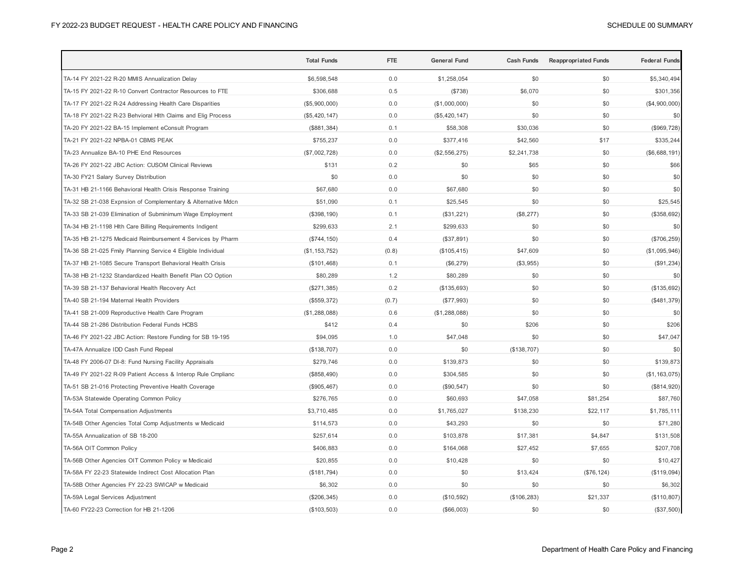| | Total Funds | FTE | General Fund | Cash Funds | Reappropriated Funds | Federal Funds |
|---|---|---|---|---|---|---|
| TA-14 FY 2021-22 R-20 MMIS Annualization Delay | $6,598,548 | 0.0 | $1,258,054 | $0 | $0 | $5,340,494 |
| TA-15 FY 2021-22 R-10 Convert Contractor Resources to FTE | $306,688 | 0.5 | ($738) | $6,070 | $0 | $301,356 |
| TA-17 FY 2021-22 R-24 Addressing Health Care Disparities | ($5,900,000) | 0.0 | ($1,000,000) | $0 | $0 | ($4,900,000) |
| TA-18 FY 2021-22 R-23 Behvioral Hlth Claims and Elig Process | ($5,420,147) | 0.0 | ($5,420,147) | $0 | $0 | $0 |
| TA-20 FY 2021-22 BA-15 Implement eConsult Program | ($881,384) | 0.1 | $58,308 | $30,036 | $0 | ($969,728) |
| TA-21 FY 2021-22 NPBA-01 CBMS PEAK | $755,237 | 0.0 | $377,416 | $42,560 | $17 | $335,244 |
| TA-23 Annualize BA-10 PHE End Resources | ($7,002,728) | 0.0 | ($2,556,275) | $2,241,738 | $0 | ($6,688,191) |
| TA-26 FY 2021-22 JBC Action: CUSOM Clinical Reviews | $131 | 0.2 | $0 | $65 | $0 | $66 |
| TA-30 FY21 Salary Survey Distribution | $0 | 0.0 | $0 | $0 | $0 | $0 |
| TA-31 HB 21-1166 Behavioral Health Crisis Response Training | $67,680 | 0.0 | $67,680 | $0 | $0 | $0 |
| TA-32 SB 21-038 Expnsion of Complementary & Alternative Mdcn | $51,090 | 0.1 | $25,545 | $0 | $0 | $25,545 |
| TA-33 SB 21-039 Elimination of Subminimum Wage Employment | ($398,190) | 0.1 | ($31,221) | ($8,277) | $0 | ($358,692) |
| TA-34 HB 21-1198 Hlth Care Billing Requirements Indigent | $299,633 | 2.1 | $299,633 | $0 | $0 | $0 |
| TA-35 HB 21-1275 Medicaid Reimbursement 4 Services by Pharm | ($744,150) | 0.4 | ($37,891) | $0 | $0 | ($706,259) |
| TA-36 SB 21-025 Fmily Planning Service 4 Eligible Individual | ($1,153,752) | (0.8) | ($105,415) | $47,609 | $0 | ($1,095,946) |
| TA-37 HB 21-1085 Secure Transport Behavioral Health Crisis | ($101,468) | 0.1 | ($6,279) | ($3,955) | $0 | ($91,234) |
| TA-38 HB 21-1232 Standardized Health Benefit Plan CO Option | $80,289 | 1.2 | $80,289 | $0 | $0 | $0 |
| TA-39 SB 21-137 Behavioral Health Recovery Act | ($271,385) | 0.2 | ($135,693) | $0 | $0 | ($135,692) |
| TA-40 SB 21-194 Maternal Health Providers | ($559,372) | (0.7) | ($77,993) | $0 | $0 | ($481,379) |
| TA-41 SB 21-009 Reproductive Health Care Program | ($1,288,088) | 0.6 | ($1,288,088) | $0 | $0 | $0 |
| TA-44 SB 21-286 Distribution Federal Funds HCBS | $412 | 0.4 | $0 | $206 | $0 | $206 |
| TA-46 FY 2021-22 JBC Action: Restore Funding for SB 19-195 | $94,095 | 1.0 | $47,048 | $0 | $0 | $47,047 |
| TA-47A Annualize IDD Cash Fund Repeal | ($138,707) | 0.0 | $0 | ($138,707) | $0 | $0 |
| TA-48 FY 2006-07 DI-8: Fund Nursing Facility Appraisals | $279,746 | 0.0 | $139,873 | $0 | $0 | $139,873 |
| TA-49 FY 2021-22 R-09 Patient Access & Interop Rule Cmplianc | ($858,490) | 0.0 | $304,585 | $0 | $0 | ($1,163,075) |
| TA-51 SB 21-016 Protecting Preventive Health Coverage | ($905,467) | 0.0 | ($90,547) | $0 | $0 | ($814,920) |
| TA-53A Statewide Operating Common Policy | $276,765 | 0.0 | $60,693 | $47,058 | $81,254 | $87,760 |
| TA-54A Total Compensation Adjustments | $3,710,485 | 0.0 | $1,765,027 | $138,230 | $22,117 | $1,785,111 |
| TA-54B Other Agencies Total Comp Adjustments w Medicaid | $114,573 | 0.0 | $43,293 | $0 | $0 | $71,280 |
| TA-55A Annualization of SB 18-200 | $257,614 | 0.0 | $103,878 | $17,381 | $4,847 | $131,508 |
| TA-56A OIT Common Policy | $406,883 | 0.0 | $164,068 | $27,452 | $7,655 | $207,708 |
| TA-56B Other Agencies OIT Common Policy w Medicaid | $20,855 | 0.0 | $10,428 | $0 | $0 | $10,427 |
| TA-58A FY 22-23 Statewide Indirect Cost Allocation Plan | ($181,794) | 0.0 | $0 | $13,424 | ($76,124) | ($119,094) |
| TA-58B Other Agencies FY 22-23 SWICAP w Medicaid | $6,302 | 0.0 | $0 | $0 | $0 | $6,302 |
| TA-59A Legal Services Adjustment | ($206,345) | 0.0 | ($10,592) | ($106,283) | $21,337 | ($110,807) |
| TA-60 FY22-23 Correction for HB 21-1206 | ($103,503) | 0.0 | ($66,003) | $0 | $0 | ($37,500) |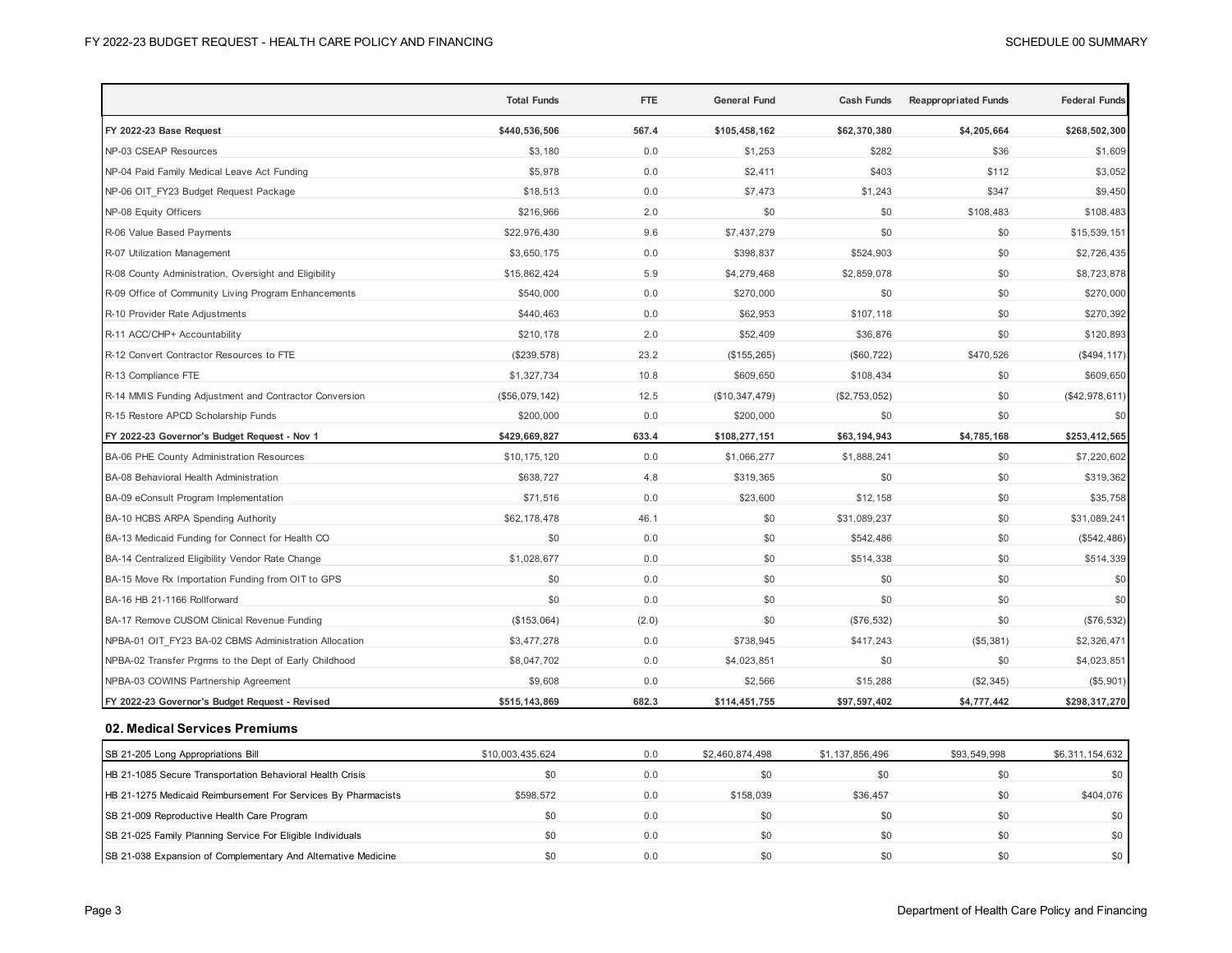| | Total Funds | FTE | General Fund | Cash Funds | Reappropriated Funds | Federal Funds |
|---|---|---|---|---|---|---|
| **FY 2022-23 Base Request** | **$440,536,506** | **567.4** | **$105,458,162** | **$62,370,380** | **$4,205,664** | **$268,502,300** |
| NP-03 CSEAP Resources | $3,180 | 0.0 | $1,253 | $282 | $36 | $1,609 |
| NP-04 Paid Family Medical Leave Act Funding | $5,978 | 0.0 | $2,411 | $403 | $112 | $3,052 |
| NP-06 OIT_FY23 Budget Request Package | $18,513 | 0.0 | $7,473 | $1,243 | $347 | $9,450 |
| NP-08 Equity Officers | $216,966 | 2.0 | $0 | $0 | $108,483 | $108,483 |
| R-06 Value Based Payments | $22,976,430 | 9.6 | $7,437,279 | $0 | $0 | $15,539,151 |
| R-07 Utilization Management | $3,650,175 | 0.0 | $398,837 | $524,903 | $0 | $2,726,435 |
| R-08 County Administration, Oversight and Eligibility | $15,862,424 | 5.9 | $4,279,468 | $2,859,078 | $0 | $8,723,878 |
| R-09 Office of Community Living Program Enhancements | $540,000 | 0.0 | $270,000 | $0 | $0 | $270,000 |
| R-10 Provider Rate Adjustments | $440,463 | 0.0 | $62,953 | $107,118 | $0 | $270,392 |
| R-11 ACC/CHP+ Accountability | $210,178 | 2.0 | $52,409 | $36,876 | $0 | $120,893 |
| R-12 Convert Contractor Resources to FTE | ($239,578) | 23.2 | ($155,265) | ($60,722) | $470,526 | ($494,117) |
| R-13 Compliance FTE | $1,327,734 | 10.8 | $609,650 | $108,434 | $0 | $609,650 |
| R-14 MMIS Funding Adjustment and Contractor Conversion | ($56,079,142) | 12.5 | ($10,347,479) | ($2,753,052) | $0 | ($42,978,611) |
| R-15 Restore APCD Scholarship Funds | $200,000 | 0.0 | $200,000 | $0 | $0 | $0 |
| **FY 2022-23 Governor's Budget Request - Nov 1** | **$429,669,827** | **633.4** | **$108,277,151** | **$63,194,943** | **$4,785,168** | **$253,412,565** |
| BA-06 PHE County Administration Resources | $10,175,120 | 0.0 | $1,066,277 | $1,888,241 | $0 | $7,220,602 |
| BA-08 Behavioral Health Administration | $638,727 | 4.8 | $319,365 | $0 | $0 | $319,362 |
| BA-09 eConsult Program Implementation | $71,516 | 0.0 | $23,600 | $12,158 | $0 | $35,758 |
| BA-10 HCBS ARPA Spending Authority | $62,178,478 | 46.1 | $0 | $31,089,237 | $0 | $31,089,241 |
| BA-13 Medicaid Funding for Connect for Health CO | $0 | 0.0 | $0 | $542,486 | $0 | ($542,486) |
| BA-14 Centralized Eligibility Vendor Rate Change | $1,028,677 | 0.0 | $0 | $514,338 | $0 | $514,339 |
| BA-15 Move Rx Importation Funding from OIT to GPS | $0 | 0.0 | $0 | $0 | $0 | $0 |
| BA-16 HB 21-1166 Rollforward | $0 | 0.0 | $0 | $0 | $0 | $0 |
| BA-17 Remove CUSOM Clinical Revenue Funding | ($153,064) | (2.0) | $0 | ($76,532) | $0 | ($76,532) |
| NPBA-01 OIT_FY23 BA-02 CBMS Administration Allocation | $3,477,278 | 0.0 | $738,945 | $417,243 | ($5,381) | $2,326,471 |
| NPBA-02 Transfer Prgrms to the Dept of Early Childhood | $8,047,702 | 0.0 | $4,023,851 | $0 | $0 | $4,023,851 |
| NPBA-03 COWINS Partnership Agreement | $9,608 | 0.0 | $2,566 | $15,288 | ($2,345) | ($5,901) |
| **FY 2022-23 Governor's Budget Request - Revised** | **$515,143,869** | **682.3** | **$114,451,755** | **$97,597,402** | **$4,777,442** | **$298,317,270** |

## 02. Medical Services Premiums

| | Total Funds | FTE | General Fund | Cash Funds | Reappropriated Funds | Federal Funds |
|---|---|---|---|---|---|---|
| SB 21-205 Long Appropriations Bill | $10,003,435,624 | 0.0 | $2,460,874,498 | $1,137,856,496 | $93,549,998 | $6,311,154,632 |
| HB 21-1085 Secure Transportation Behavioral Health Crisis | $0 | 0.0 | $0 | $0 | $0 | $0 |
| HB 21-1275 Medicaid Reimbursement For Services By Pharmacists | $598,572 | 0.0 | $158,039 | $36,457 | $0 | $404,076 |
| SB 21-009 Reproductive Health Care Program | $0 | 0.0 | $0 | $0 | $0 | $0 |
| SB 21-025 Family Planning Service For Eligible Individuals | $0 | 0.0 | $0 | $0 | $0 | $0 |
| SB 21-038 Expansion of Complementary And Alternative Medicine | $0 | 0.0 | $0 | $0 | $0 | $0 |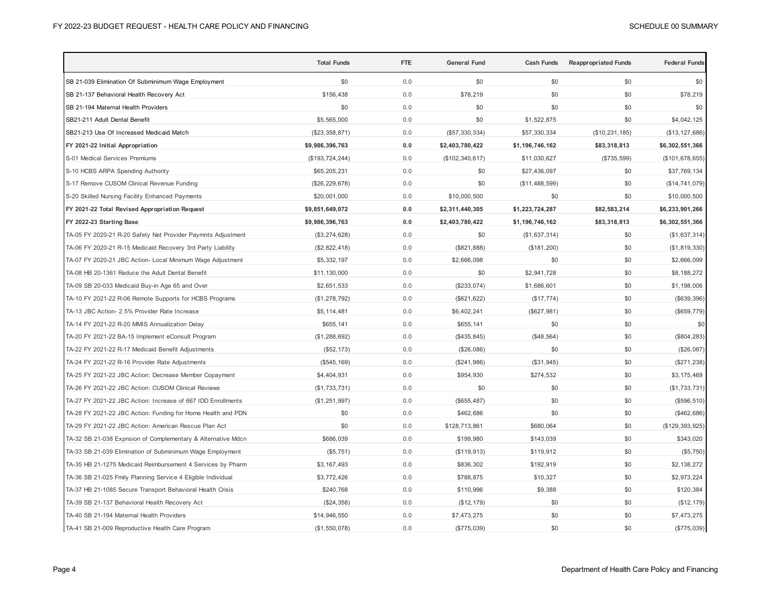| | Total Funds | FTE | General Fund | Cash Funds | Reappropriated Funds | Federal Funds |
|---|---|---|---|---|---|---|
| SB 21-039 Elimination Of Subminimum Wage Employment | $0 | 0.0 | $0 | $0 | $0 | $0 |
| SB 21-137 Behavioral Health Recovery Act | $156,438 | 0.0 | $78,219 | $0 | $0 | $78,219 |
| SB 21-194 Maternal Health Providers | $0 | 0.0 | $0 | $0 | $0 | $0 |
| SB21-211 Adult Dental Benefit | $5,565,000 | 0.0 | $0 | $1,522,875 | $0 | $4,042,125 |
| SB21-213 Use Of Increased Medicaid Match | ($23,358,871) | 0.0 | ($57,330,334) | $57,330,334 | ($10,231,185) | ($13,127,686) |
| **FY 2021-22 Initial Appropriation** | **$9,986,396,763** | **0.0** | **$2,403,780,422** | **$1,196,746,162** | **$83,318,813** | **$6,302,551,366** |
| S-01 Medical Services Premiums | ($193,724,244) | 0.0 | ($102,340,617) | $11,030,627 | ($735,599) | ($101,678,655) |
| S-10 HCBS ARPA Spending Authority | $65,205,231 | 0.0 | $0 | $27,436,097 | $0 | $37,769,134 |
| S-17 Remove CUSOM Clinical Revenue Funding | ($26,229,678) | 0.0 | $0 | ($11,488,599) | $0 | ($14,741,079) |
| S-20 Skilled Nursing Facility Enhanced Payments | $20,001,000 | 0.0 | $10,000,500 | $0 | $0 | $10,000,500 |
| **FY 2021-22 Total Revised Appropriation Request** | **$9,851,649,072** | **0.0** | **$2,311,440,305** | **$1,223,724,287** | **$82,583,214** | **$6,233,901,266** |
| **FY 2022-23 Starting Base** | **$9,986,396,763** | **0.0** | **$2,403,780,422** | **$1,196,746,162** | **$83,318,813** | **$6,302,551,366** |
| TA-05 FY 2020-21 R-20 Safety Net Provider Paymnts Adjustment | ($3,274,628) | 0.0 | $0 | ($1,637,314) | $0 | ($1,637,314) |
| TA-06 FY 2020-21 R-15 Medicaid Recovery 3rd Party Liability | ($2,822,418) | 0.0 | ($821,888) | ($181,200) | $0 | ($1,819,330) |
| TA-07 FY 2020-21 JBC Action- Local Minimum Wage Adjustment | $5,332,197 | 0.0 | $2,666,098 | $0 | $0 | $2,666,099 |
| TA-08 HB 20-1361 Reduce the Adult Dental Benefit | $11,130,000 | 0.0 | $0 | $2,941,728 | $0 | $8,188,272 |
| TA-09 SB 20-033 Medicaid Buy-in Age 65 and Over | $2,651,533 | 0.0 | ($233,074) | $1,686,601 | $0 | $1,198,006 |
| TA-10 FY 2021-22 R-06 Remote Supports for HCBS Programs | ($1,278,792) | 0.0 | ($621,622) | ($17,774) | $0 | ($639,396) |
| TA-13 JBC Action- 2.5% Provider Rate Increase | $5,114,481 | 0.0 | $6,402,241 | ($627,981) | $0 | ($659,779) |
| TA-14 FY 2021-22 R-20 MMIS Annualization Delay | $655,141 | 0.0 | $655,141 | $0 | $0 | $0 |
| TA-20 FY 2021-22 BA-15 Implement eConsult Program | ($1,288,692) | 0.0 | ($435,845) | ($48,564) | $0 | ($804,283) |
| TA-22 FY 2021-22 R-17 Medicaid Benefit Adjustments | ($52,173) | 0.0 | ($26,086) | $0 | $0 | ($26,087) |
| TA-24 FY 2021-22 R-16 Provider Rate Adjustments | ($545,169) | 0.0 | ($241,986) | ($31,945) | $0 | ($271,238) |
| TA-25 FY 2021-22 JBC Action: Decrease Member Copayment | $4,404,931 | 0.0 | $954,930 | $274,532 | $0 | $3,175,469 |
| TA-26 FY 2021-22 JBC Action: CUSOM Clinical Reviews | ($1,733,731) | 0.0 | $0 | $0 | $0 | ($1,733,731) |
| TA-27 FY 2021-22 JBC Action: Increase of 667 IDD Enrollments | ($1,251,997) | 0.0 | ($655,487) | $0 | $0 | ($596,510) |
| TA-28 FY 2021-22 JBC Action: Funding for Home Health and PDN | $0 | 0.0 | $462,686 | $0 | $0 | ($462,686) |
| TA-29 FY 2021-22 JBC Action: American Rescue Plan Act | $0 | 0.0 | $128,713,861 | $680,064 | $0 | ($129,393,925) |
| TA-32 SB 21-038 Expnsion of Complementary & Alternative Mdcn | $686,039 | 0.0 | $199,980 | $143,039 | $0 | $343,020 |
| TA-33 SB 21-039 Elimination of Subminimum Wage Employment | ($5,751) | 0.0 | ($119,913) | $119,912 | $0 | ($5,750) |
| TA-35 HB 21-1275 Medicaid Reimbursement 4 Services by Pharm | $3,167,493 | 0.0 | $836,302 | $192,919 | $0 | $2,138,272 |
| TA-36 SB 21-025 Fmily Planning Service 4 Eligible Individual | $3,772,426 | 0.0 | $788,875 | $10,327 | $0 | $2,973,224 |
| TA-37 HB 21-1085 Secure Transport Behavioral Health Crisis | $240,768 | 0.0 | $110,996 | $9,388 | $0 | $120,384 |
| TA-39 SB 21-137 Behavioral Health Recovery Act | ($24,358) | 0.0 | ($12,179) | $0 | $0 | ($12,179) |
| TA-40 SB 21-194 Maternal Health Providers | $14,946,550 | 0.0 | $7,473,275 | $0 | $0 | $7,473,275 |
| TA-41 SB 21-009 Reproductive Health Care Program | ($1,550,078) | 0.0 | ($775,039) | $0 | $0 | ($775,039) |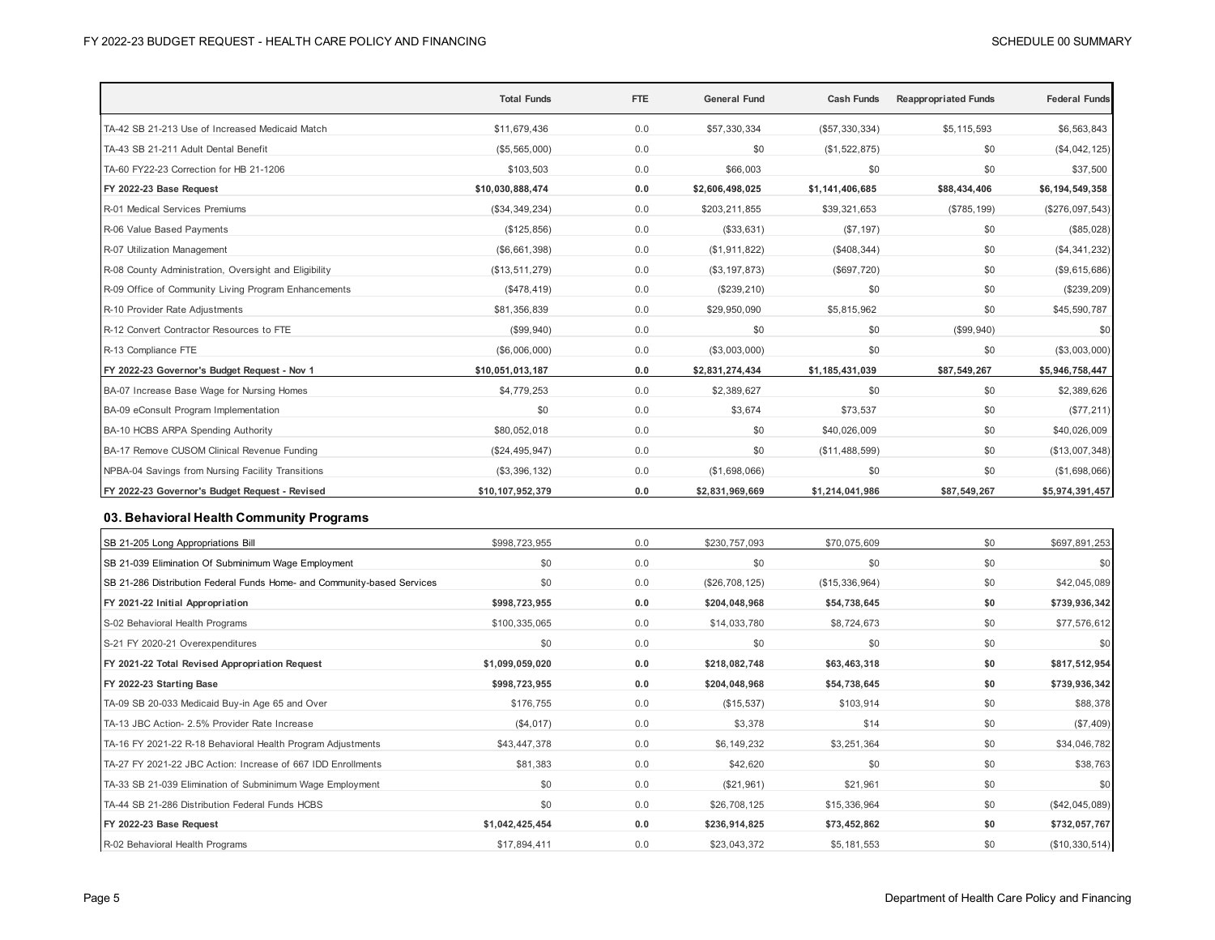| | Total Funds | FTE | General Fund | Cash Funds | Reappropriated Funds | Federal Funds |
|---|---|---|---|---|---|---|
| TA-42 SB 21-213 Use of Increased Medicaid Match | $11,679,436 | 0.0 | $57,330,334 | ($57,330,334) | $5,115,593 | $6,563,843 |
| TA-43 SB 21-211 Adult Dental Benefit | ($5,565,000) | 0.0 | $0 | ($1,522,875) | $0 | ($4,042,125) |
| TA-60 FY22-23 Correction for HB 21-1206 | $103,503 | 0.0 | $66,003 | $0 | $0 | $37,500 |
| **FY 2022-23 Base Request** | **$10,030,888,474** | **0.0** | **$2,606,498,025** | **$1,141,406,685** | **$88,434,406** | **$6,194,549,358** |
| R-01 Medical Services Premiums | ($34,349,234) | 0.0 | $203,211,855 | $39,321,653 | ($785,199) | ($276,097,543) |
| R-06 Value Based Payments | ($125,856) | 0.0 | ($33,631) | ($7,197) | $0 | ($85,028) |
| R-07 Utilization Management | ($6,661,398) | 0.0 | ($1,911,822) | ($408,344) | $0 | ($4,341,232) |
| R-08 County Administration, Oversight and Eligibility | ($13,511,279) | 0.0 | ($3,197,873) | ($697,720) | $0 | ($9,615,686) |
| R-09 Office of Community Living Program Enhancements | ($478,419) | 0.0 | ($239,210) | $0 | $0 | ($239,209) |
| R-10 Provider Rate Adjustments | $81,356,839 | 0.0 | $29,950,090 | $5,815,962 | $0 | $45,590,787 |
| R-12 Convert Contractor Resources to FTE | ($99,940) | 0.0 | $0 | $0 | ($99,940) | $0 |
| R-13 Compliance FTE | ($6,006,000) | 0.0 | ($3,003,000) | $0 | $0 | ($3,003,000) |
| **FY 2022-23 Governor's Budget Request - Nov 1** | **$10,051,013,187** | **0.0** | **$2,831,274,434** | **$1,185,431,039** | **$87,549,267** | **$5,946,758,447** |
| BA-07 Increase Base Wage for Nursing Homes | $4,779,253 | 0.0 | $2,389,627 | $0 | $0 | $2,389,626 |
| BA-09 eConsult Program Implementation | $0 | 0.0 | $3,674 | $73,537 | $0 | ($77,211) |
| BA-10 HCBS ARPA Spending Authority | $80,052,018 | 0.0 | $0 | $40,026,009 | $0 | $40,026,009 |
| BA-17 Remove CUSOM Clinical Revenue Funding | ($24,495,947) | 0.0 | $0 | ($11,488,599) | $0 | ($13,007,348) |
| NPBA-04 Savings from Nursing Facility Transitions | ($3,396,132) | 0.0 | ($1,698,066) | $0 | $0 | ($1,698,066) |
| **FY 2022-23 Governor's Budget Request - Revised** | **$10,107,952,379** | **0.0** | **$2,831,969,669** | **$1,214,041,986** | **$87,549,267** | **$5,974,391,457** |

### 03. Behavioral Health Community Programs

| | Total Funds | FTE | General Fund | Cash Funds | Reappropriated Funds | Federal Funds |
|---|---|---|---|---|---|---|
| SB 21-205 Long Appropriations Bill | $998,723,955 | 0.0 | $230,757,093 | $70,075,609 | $0 | $697,891,253 |
| SB 21-039 Elimination Of Subminimum Wage Employment | $0 | 0.0 | $0 | $0 | $0 | $0 |
| SB 21-286 Distribution Federal Funds Home- and Community-based Services | $0 | 0.0 | ($26,708,125) | ($15,336,964) | $0 | $42,045,089 |
| **FY 2021-22 Initial Appropriation** | **$998,723,955** | **0.0** | **$204,048,968** | **$54,738,645** | **$0** | **$739,936,342** |
| S-02 Behavioral Health Programs | $100,335,065 | 0.0 | $14,033,780 | $8,724,673 | $0 | $77,576,612 |
| S-21 FY 2020-21 Overexpenditures | $0 | 0.0 | $0 | $0 | $0 | $0 |
| **FY 2021-22 Total Revised Appropriation Request** | **$1,099,059,020** | **0.0** | **$218,082,748** | **$63,463,318** | **$0** | **$817,512,954** |
| **FY 2022-23 Starting Base** | **$998,723,955** | **0.0** | **$204,048,968** | **$54,738,645** | **$0** | **$739,936,342** |
| TA-09 SB 20-033 Medicaid Buy-in Age 65 and Over | $176,755 | 0.0 | ($15,537) | $103,914 | $0 | $88,378 |
| TA-13 JBC Action- 2.5% Provider Rate Increase | ($4,017) | 0.0 | $3,378 | $14 | $0 | ($7,409) |
| TA-16 FY 2021-22 R-18 Behavioral Health Program Adjustments | $43,447,378 | 0.0 | $6,149,232 | $3,251,364 | $0 | $34,046,782 |
| TA-27 FY 2021-22 JBC Action: Increase of 667 IDD Enrollments | $81,383 | 0.0 | $42,620 | $0 | $0 | $38,763 |
| TA-33 SB 21-039 Elimination of Subminimum Wage Employment | $0 | 0.0 | ($21,961) | $21,961 | $0 | $0 |
| TA-44 SB 21-286 Distribution Federal Funds HCBS | $0 | 0.0 | $26,708,125 | $15,336,964 | $0 | ($42,045,089) |
| **FY 2022-23 Base Request** | **$1,042,425,454** | **0.0** | **$236,914,825** | **$73,452,862** | **$0** | **$732,057,767** |
| R-02 Behavioral Health Programs | $17,894,411 | 0.0 | $23,043,372 | $5,181,553 | $0 | ($10,330,514) |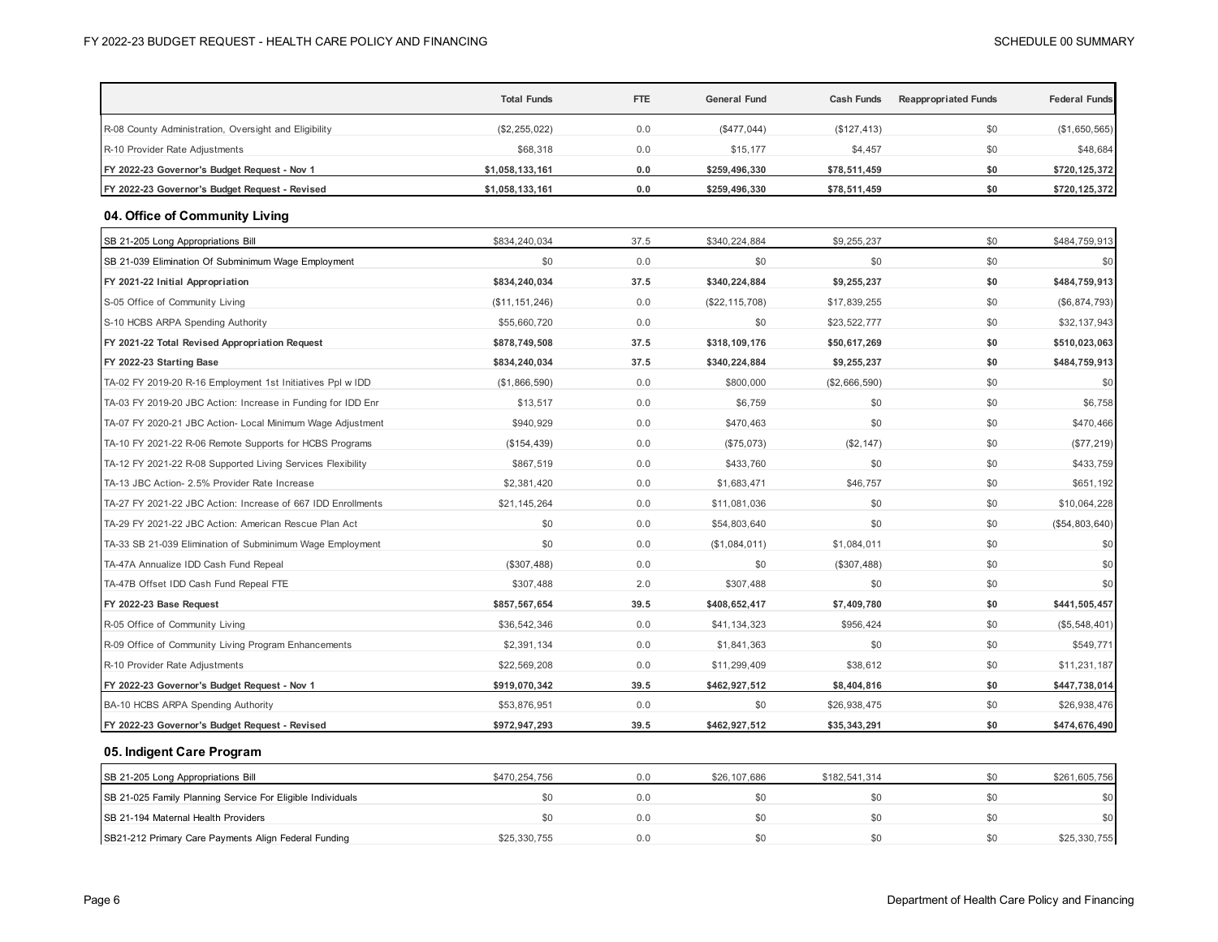| | Total Funds | FTE | General Fund | Cash Funds | Reappropriated Funds | Federal Funds |
|---|---|---|---|---|---|---|
| R-08 County Administration, Oversight and Eligibility | ($2,255,022) | 0.0 | ($477,044) | ($127,413) | $0 | ($1,650,565) |
| R-10 Provider Rate Adjustments | $68,318 | 0.0 | $15,177 | $4,457 | $0 | $48,684 |
| **FY 2022-23 Governor's Budget Request - Nov 1** | **$1,058,133,161** | **0.0** | **$259,496,330** | **$78,511,459** | **$0** | **$720,125,372** |
| **FY 2022-23 Governor's Budget Request - Revised** | **$1,058,133,161** | **0.0** | **$259,496,330** | **$78,511,459** | **$0** | **$720,125,372** |

## 04. Office of Community Living

| | Total Funds | FTE | General Fund | Cash Funds | Reappropriated Funds | Federal Funds |
|---|---|---|---|---|---|---|
| SB 21-205 Long Appropriations Bill | $834,240,034 | 37.5 | $340,224,884 | $9,255,237 | $0 | $484,759,913 |
| SB 21-039 Elimination Of Subminimum Wage Employment | $0 | 0.0 | $0 | $0 | $0 | $0 |
| **FY 2021-22 Initial Appropriation** | **$834,240,034** | **37.5** | **$340,224,884** | **$9,255,237** | **$0** | **$484,759,913** |
| S-05 Office of Community Living | ($11,151,246) | 0.0 | ($22,115,708) | $17,839,255 | $0 | ($6,874,793) |
| S-10 HCBS ARPA Spending Authority | $55,660,720 | 0.0 | $0 | $23,522,777 | $0 | $32,137,943 |
| **FY 2021-22 Total Revised Appropriation Request** | **$878,749,508** | **37.5** | **$318,109,176** | **$50,617,269** | **$0** | **$510,023,063** |
| **FY 2022-23 Starting Base** | **$834,240,034** | **37.5** | **$340,224,884** | **$9,255,237** | **$0** | **$484,759,913** |
| TA-02 FY 2019-20 R-16 Employment 1st Initiatives Ppl w IDD | ($1,866,590) | 0.0 | $800,000 | ($2,666,590) | $0 | $0 |
| TA-03 FY 2019-20 JBC Action: Increase in Funding for IDD Enr | $13,517 | 0.0 | $6,759 | $0 | $0 | $6,758 |
| TA-07 FY 2020-21 JBC Action- Local Minimum Wage Adjustment | $940,929 | 0.0 | $470,463 | $0 | $0 | $470,466 |
| TA-10 FY 2021-22 R-06 Remote Supports for HCBS Programs | ($154,439) | 0.0 | ($75,073) | ($2,147) | $0 | ($77,219) |
| TA-12 FY 2021-22 R-08 Supported Living Services Flexibility | $867,519 | 0.0 | $433,760 | $0 | $0 | $433,759 |
| TA-13 JBC Action- 2.5% Provider Rate Increase | $2,381,420 | 0.0 | $1,683,471 | $46,757 | $0 | $651,192 |
| TA-27 FY 2021-22 JBC Action: Increase of 667 IDD Enrollments | $21,145,264 | 0.0 | $11,081,036 | $0 | $0 | $10,064,228 |
| TA-29 FY 2021-22 JBC Action: American Rescue Plan Act | $0 | 0.0 | $54,803,640 | $0 | $0 | ($54,803,640) |
| TA-33 SB 21-039 Elimination of Subminimum Wage Employment | $0 | 0.0 | ($1,084,011) | $1,084,011 | $0 | $0 |
| TA-47A Annualize IDD Cash Fund Repeal | ($307,488) | 0.0 | $0 | ($307,488) | $0 | $0 |
| TA-47B Offset IDD Cash Fund Repeal FTE | $307,488 | 2.0 | $307,488 | $0 | $0 | $0 |
| **FY 2022-23 Base Request** | **$857,567,654** | **39.5** | **$408,652,417** | **$7,409,780** | **$0** | **$441,505,457** |
| R-05 Office of Community Living | $36,542,346 | 0.0 | $41,134,323 | $956,424 | $0 | ($5,548,401) |
| R-09 Office of Community Living Program Enhancements | $2,391,134 | 0.0 | $1,841,363 | $0 | $0 | $549,771 |
| R-10 Provider Rate Adjustments | $22,569,208 | 0.0 | $11,299,409 | $38,612 | $0 | $11,231,187 |
| **FY 2022-23 Governor's Budget Request - Nov 1** | **$919,070,342** | **39.5** | **$462,927,512** | **$8,404,816** | **$0** | **$447,738,014** |
| BA-10 HCBS ARPA Spending Authority | $53,876,951 | 0.0 | $0 | $26,938,475 | $0 | $26,938,476 |
| **FY 2022-23 Governor's Budget Request - Revised** | **$972,947,293** | **39.5** | **$462,927,512** | **$35,343,291** | **$0** | **$474,676,490** |

## 05. Indigent Care Program

| | Total Funds | FTE | General Fund | Cash Funds | Reappropriated Funds | Federal Funds |
|---|---|---|---|---|---|---|
| SB 21-205 Long Appropriations Bill | $470,254,756 | 0.0 | $26,107,686 | $182,541,314 | $0 | $261,605,756 |
| SB 21-025 Family Planning Service For Eligible Individuals | $0 | 0.0 | $0 | $0 | $0 | $0 |
| SB 21-194 Maternal Health Providers | $0 | 0.0 | $0 | $0 | $0 | $0 |
| SB21-212 Primary Care Payments Align Federal Funding | $25,330,755 | 0.0 | $0 | $0 | $0 | $25,330,755 |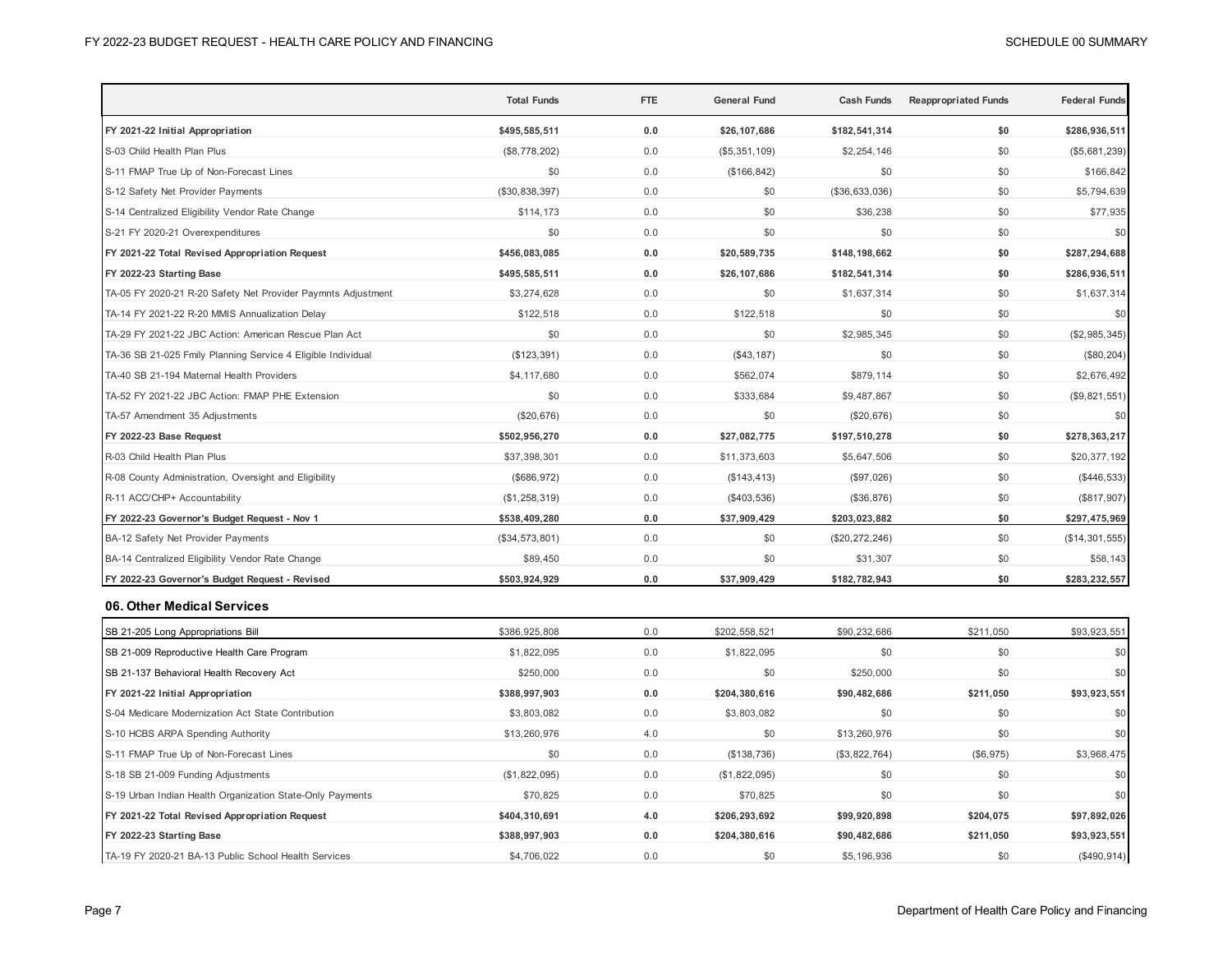| | Total Funds | FTE | General Fund | Cash Funds | Reappropriated Funds | Federal Funds |
|---|---|---|---|---|---|---|
| **FY 2021-22 Initial Appropriation** | **$495,585,511** | **0.0** | **$26,107,686** | **$182,541,314** | **$0** | **$286,936,511** |
| S-03 Child Health Plan Plus | ($8,778,202) | 0.0 | ($5,351,109) | $2,254,146 | $0 | ($5,681,239) |
| S-11 FMAP True Up of Non-Forecast Lines | $0 | 0.0 | ($166,842) | $0 | $0 | $166,842 |
| S-12 Safety Net Provider Payments | ($30,838,397) | 0.0 | $0 | ($36,633,036) | $0 | $5,794,639 |
| S-14 Centralized Eligibility Vendor Rate Change | $114,173 | 0.0 | $0 | $36,238 | $0 | $77,935 |
| S-21 FY 2020-21 Overexpenditures | $0 | 0.0 | $0 | $0 | $0 | $0 |
| **FY 2021-22 Total Revised Appropriation Request** | **$456,083,085** | **0.0** | **$20,589,735** | **$148,198,662** | **$0** | **$287,294,688** |
| **FY 2022-23 Starting Base** | **$495,585,511** | **0.0** | **$26,107,686** | **$182,541,314** | **$0** | **$286,936,511** |
| TA-05 FY 2020-21 R-20 Safety Net Provider Paymnts Adjustment | $3,274,628 | 0.0 | $0 | $1,637,314 | $0 | $1,637,314 |
| TA-14 FY 2021-22 R-20 MMIS Annualization Delay | $122,518 | 0.0 | $122,518 | $0 | $0 | $0 |
| TA-29 FY 2021-22 JBC Action: American Rescue Plan Act | $0 | 0.0 | $0 | $2,985,345 | $0 | ($2,985,345) |
| TA-36 SB 21-025 Fmily Planning Service 4 Eligible Individual | ($123,391) | 0.0 | ($43,187) | $0 | $0 | ($80,204) |
| TA-40 SB 21-194 Maternal Health Providers | $4,117,680 | 0.0 | $562,074 | $879,114 | $0 | $2,676,492 |
| TA-52 FY 2021-22 JBC Action: FMAP PHE Extension | $0 | 0.0 | $333,684 | $9,487,867 | $0 | ($9,821,551) |
| TA-57 Amendment 35 Adjustments | ($20,676) | 0.0 | $0 | ($20,676) | $0 | $0 |
| **FY 2022-23 Base Request** | **$502,956,270** | **0.0** | **$27,082,775** | **$197,510,278** | **$0** | **$278,363,217** |
| R-03 Child Health Plan Plus | $37,398,301 | 0.0 | $11,373,603 | $5,647,506 | $0 | $20,377,192 |
| R-08 County Administration, Oversight and Eligibility | ($686,972) | 0.0 | ($143,413) | ($97,026) | $0 | ($446,533) |
| R-11 ACC/CHP+ Accountability | ($1,258,319) | 0.0 | ($403,536) | ($36,876) | $0 | ($817,907) |
| **FY 2022-23 Governor's Budget Request - Nov 1** | **$538,409,280** | **0.0** | **$37,909,429** | **$203,023,882** | **$0** | **$297,475,969** |
| BA-12 Safety Net Provider Payments | ($34,573,801) | 0.0 | $0 | ($20,272,246) | $0 | ($14,301,555) |
| BA-14 Centralized Eligibility Vendor Rate Change | $89,450 | 0.0 | $0 | $31,307 | $0 | $58,143 |
| **FY 2022-23 Governor's Budget Request - Revised** | **$503,924,929** | **0.0** | **$37,909,429** | **$182,782,943** | **$0** | **$283,232,557** |

## 06. Other Medical Services

| | Total Funds | FTE | General Fund | Cash Funds | Reappropriated Funds | Federal Funds |
|---|---|---|---|---|---|---|
| SB 21-205 Long Appropriations Bill | $386,925,808 | 0.0 | $202,558,521 | $90,232,686 | $211,050 | $93,923,551 |
| SB 21-009 Reproductive Health Care Program | $1,822,095 | 0.0 | $1,822,095 | $0 | $0 | $0 |
| SB 21-137 Behavioral Health Recovery Act | $250,000 | 0.0 | $0 | $250,000 | $0 | $0 |
| **FY 2021-22 Initial Appropriation** | **$388,997,903** | **0.0** | **$204,380,616** | **$90,482,686** | **$211,050** | **$93,923,551** |
| S-04 Medicare Modernization Act State Contribution | $3,803,082 | 0.0 | $3,803,082 | $0 | $0 | $0 |
| S-10 HCBS ARPA Spending Authority | $13,260,976 | 4.0 | $0 | $13,260,976 | $0 | $0 |
| S-11 FMAP True Up of Non-Forecast Lines | $0 | 0.0 | ($138,736) | ($3,822,764) | ($6,975) | $3,968,475 |
| S-18 SB 21-009 Funding Adjustments | ($1,822,095) | 0.0 | ($1,822,095) | $0 | $0 | $0 |
| S-19 Urban Indian Health Organization State-Only Payments | $70,825 | 0.0 | $70,825 | $0 | $0 | $0 |
| **FY 2021-22 Total Revised Appropriation Request** | **$404,310,691** | **4.0** | **$206,293,692** | **$99,920,898** | **$204,075** | **$97,892,026** |
| **FY 2022-23 Starting Base** | **$388,997,903** | **0.0** | **$204,380,616** | **$90,482,686** | **$211,050** | **$93,923,551** |
| TA-19 FY 2020-21 BA-13 Public School Health Services | $4,706,022 | 0.0 | $0 | $5,196,936 | $0 | ($490,914) |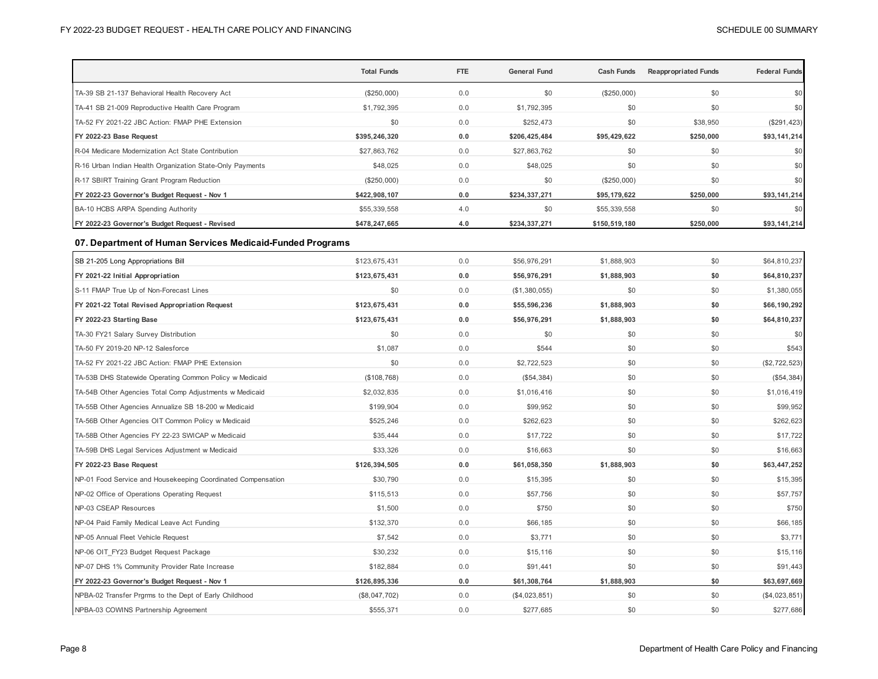| | Total Funds | FTE | General Fund | Cash Funds | Reappropriated Funds | Federal Funds |
|---|---|---|---|---|---|---|
| TA-39 SB 21-137 Behavioral Health Recovery Act | ($250,000) | 0.0 | $0 | ($250,000) | $0 | $0 |
| TA-41 SB 21-009 Reproductive Health Care Program | $1,792,395 | 0.0 | $1,792,395 | $0 | $0 | $0 |
| TA-52 FY 2021-22 JBC Action: FMAP PHE Extension | $0 | 0.0 | $252,473 | $0 | $38,950 | ($291,423) |
| **FY 2022-23 Base Request** | **$395,246,320** | **0.0** | **$206,425,484** | **$95,429,622** | **$250,000** | **$93,141,214** |
| R-04 Medicare Modernization Act State Contribution | $27,863,762 | 0.0 | $27,863,762 | $0 | $0 | $0 |
| R-16 Urban Indian Health Organization State-Only Payments | $48,025 | 0.0 | $48,025 | $0 | $0 | $0 |
| R-17 SBIRT Training Grant Program Reduction | ($250,000) | 0.0 | $0 | ($250,000) | $0 | $0 |
| **FY 2022-23 Governor's Budget Request - Nov 1** | **$422,908,107** | **0.0** | **$234,337,271** | **$95,179,622** | **$250,000** | **$93,141,214** |
| BA-10 HCBS ARPA Spending Authority | $55,339,558 | 4.0 | $0 | $55,339,558 | $0 | $0 |
| **FY 2022-23 Governor's Budget Request - Revised** | **$478,247,665** | **4.0** | **$234,337,271** | **$150,519,180** | **$250,000** | **$93,141,214** |

## 07. Department of Human Services Medicaid-Funded Programs

| | Total Funds | FTE | General Fund | Cash Funds | Reappropriated Funds | Federal Funds |
|---|---|---|---|---|---|---|
| SB 21-205 Long Appropriations Bill | $123,675,431 | 0.0 | $56,976,291 | $1,888,903 | $0 | $64,810,237 |
| **FY 2021-22 Initial Appropriation** | **$123,675,431** | **0.0** | **$56,976,291** | **$1,888,903** | **$0** | **$64,810,237** |
| S-11 FMAP True Up of Non-Forecast Lines | $0 | 0.0 | ($1,380,055) | $0 | $0 | $1,380,055 |
| **FY 2021-22 Total Revised Appropriation Request** | **$123,675,431** | **0.0** | **$55,596,236** | **$1,888,903** | **$0** | **$66,190,292** |
| **FY 2022-23 Starting Base** | **$123,675,431** | **0.0** | **$56,976,291** | **$1,888,903** | **$0** | **$64,810,237** |
| TA-30 FY21 Salary Survey Distribution | $0 | 0.0 | $0 | $0 | $0 | $0 |
| TA-50 FY 2019-20 NP-12 Salesforce | $1,087 | 0.0 | $544 | $0 | $0 | $543 |
| TA-52 FY 2021-22 JBC Action: FMAP PHE Extension | $0 | 0.0 | $2,722,523 | $0 | $0 | ($2,722,523) |
| TA-53B DHS Statewide Operating Common Policy w Medicaid | ($108,768) | 0.0 | ($54,384) | $0 | $0 | ($54,384) |
| TA-54B Other Agencies Total Comp Adjustments w Medicaid | $2,032,835 | 0.0 | $1,016,416 | $0 | $0 | $1,016,419 |
| TA-55B Other Agencies Annualize SB 18-200 w Medicaid | $199,904 | 0.0 | $99,952 | $0 | $0 | $99,952 |
| TA-56B Other Agencies OIT Common Policy w Medicaid | $525,246 | 0.0 | $262,623 | $0 | $0 | $262,623 |
| TA-58B Other Agencies FY 22-23 SWICAP w Medicaid | $35,444 | 0.0 | $17,722 | $0 | $0 | $17,722 |
| TA-59B DHS Legal Services Adjustment w Medicaid | $33,326 | 0.0 | $16,663 | $0 | $0 | $16,663 |
| **FY 2022-23 Base Request** | **$126,394,505** | **0.0** | **$61,058,350** | **$1,888,903** | **$0** | **$63,447,252** |
| NP-01 Food Service and Housekeeping Coordinated Compensation | $30,790 | 0.0 | $15,395 | $0 | $0 | $15,395 |
| NP-02 Office of Operations Operating Request | $115,513 | 0.0 | $57,756 | $0 | $0 | $57,757 |
| NP-03 CSEAP Resources | $1,500 | 0.0 | $750 | $0 | $0 | $750 |
| NP-04 Paid Family Medical Leave Act Funding | $132,370 | 0.0 | $66,185 | $0 | $0 | $66,185 |
| NP-05 Annual Fleet Vehicle Request | $7,542 | 0.0 | $3,771 | $0 | $0 | $3,771 |
| NP-06 OIT_FY23 Budget Request Package | $30,232 | 0.0 | $15,116 | $0 | $0 | $15,116 |
| NP-07 DHS 1% Community Provider Rate Increase | $182,884 | 0.0 | $91,441 | $0 | $0 | $91,443 |
| **FY 2022-23 Governor's Budget Request - Nov 1** | **$126,895,336** | **0.0** | **$61,308,764** | **$1,888,903** | **$0** | **$63,697,669** |
| NPBA-02 Transfer Prgrms to the Dept of Early Childhood | ($8,047,702) | 0.0 | ($4,023,851) | $0 | $0 | ($4,023,851) |
| NPBA-03 COWINS Partnership Agreement | $555,371 | 0.0 | $277,685 | $0 | $0 | $277,686 |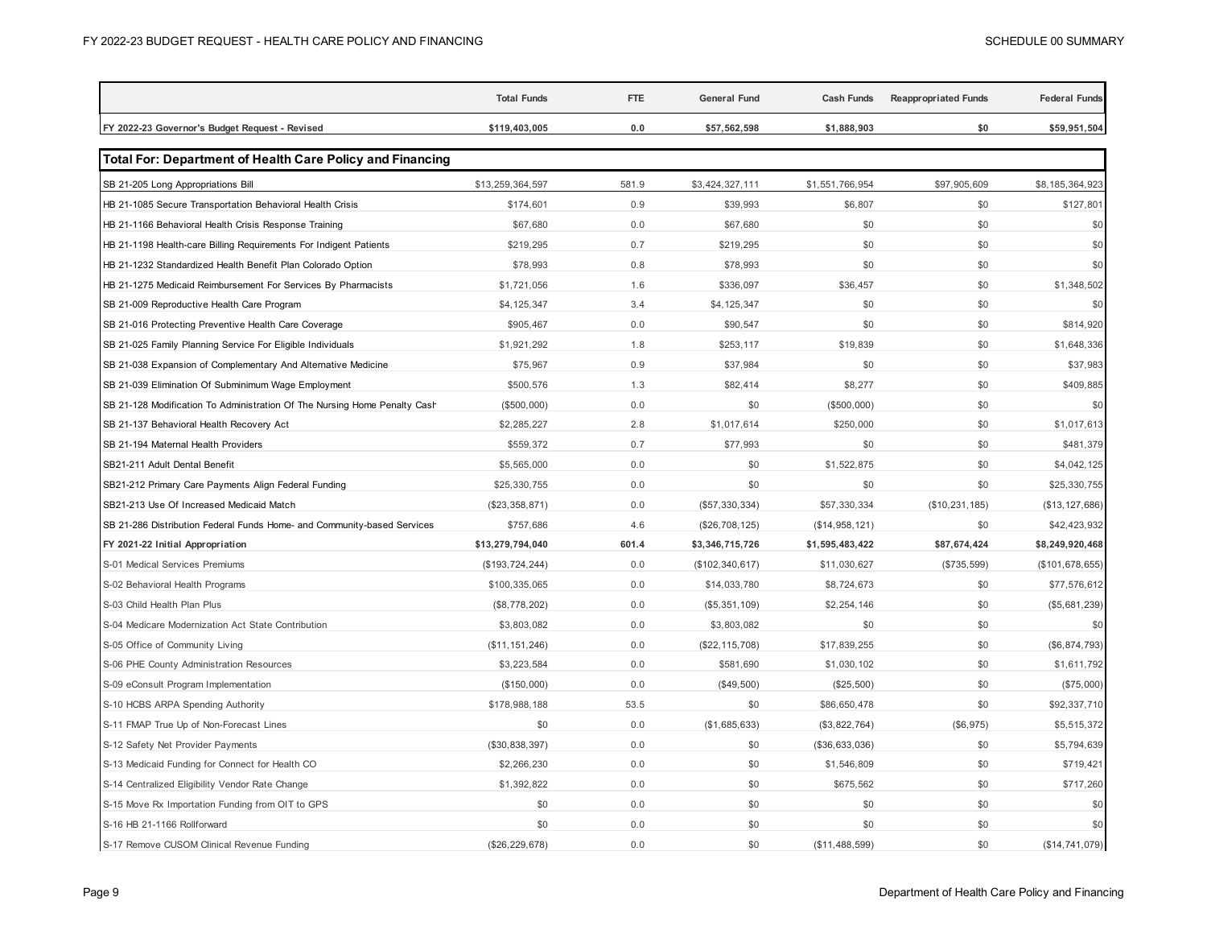| | Total Funds | FTE | General Fund | Cash Funds | Reappropriated Funds | Federal Funds |
|---|---|---|---|---|---|---|
| **FY 2022-23 Governor's Budget Request - Revised** | **$119,403,005** | **0.0** | **$57,562,598** | **$1,888,903** | **$0** | **$59,951,504** |

## Total For: Department of Health Care Policy and Financing

| | Total Funds | FTE | General Fund | Cash Funds | Reappropriated Funds | Federal Funds |
|---|---|---|---|---|---|---|
| SB 21-205 Long Appropriations Bill | $13,259,364,597 | 581.9 | $3,424,327,111 | $1,551,766,954 | $97,905,609 | $8,185,364,923 |
| HB 21-1085 Secure Transportation Behavioral Health Crisis | $174,601 | 0.9 | $39,993 | $6,807 | $0 | $127,801 |
| HB 21-1166 Behavioral Health Crisis Response Training | $67,680 | 0.0 | $67,680 | $0 | $0 | $0 |
| HB 21-1198 Health-care Billing Requirements For Indigent Patients | $219,295 | 0.7 | $219,295 | $0 | $0 | $0 |
| HB 21-1232 Standardized Health Benefit Plan Colorado Option | $78,993 | 0.8 | $78,993 | $0 | $0 | $0 |
| HB 21-1275 Medicaid Reimbursement For Services By Pharmacists | $1,721,056 | 1.6 | $336,097 | $36,457 | $0 | $1,348,502 |
| SB 21-009 Reproductive Health Care Program | $4,125,347 | 3.4 | $4,125,347 | $0 | $0 | $0 |
| SB 21-016 Protecting Preventive Health Care Coverage | $905,467 | 0.0 | $90,547 | $0 | $0 | $814,920 |
| SB 21-025 Family Planning Service For Eligible Individuals | $1,921,292 | 1.8 | $253,117 | $19,839 | $0 | $1,648,336 |
| SB 21-038 Expansion of Complementary And Alternative Medicine | $75,967 | 0.9 | $37,984 | $0 | $0 | $37,983 |
| SB 21-039 Elimination Of Subminimum Wage Employment | $500,576 | 1.3 | $82,414 | $8,277 | $0 | $409,885 |
| SB 21-128 Modification To Administration Of The Nursing Home Penalty Cash | ($500,000) | 0.0 | $0 | ($500,000) | $0 | $0 |
| SB 21-137 Behavioral Health Recovery Act | $2,285,227 | 2.8 | $1,017,614 | $250,000 | $0 | $1,017,613 |
| SB 21-194 Maternal Health Providers | $559,372 | 0.7 | $77,993 | $0 | $0 | $481,379 |
| SB21-211 Adult Dental Benefit | $5,565,000 | 0.0 | $0 | $1,522,875 | $0 | $4,042,125 |
| SB21-212 Primary Care Payments Align Federal Funding | $25,330,755 | 0.0 | $0 | $0 | $0 | $25,330,755 |
| SB21-213 Use Of Increased Medicaid Match | ($23,358,871) | 0.0 | ($57,330,334) | $57,330,334 | ($10,231,185) | ($13,127,686) |
| SB 21-286 Distribution Federal Funds Home- and Community-based Services | $757,686 | 4.6 | ($26,708,125) | ($14,958,121) | $0 | $42,423,932 |
| **FY 2021-22 Initial Appropriation** | **$13,279,794,040** | **601.4** | **$3,346,715,726** | **$1,595,483,422** | **$87,674,424** | **$8,249,920,468** |
| S-01 Medical Services Premiums | ($193,724,244) | 0.0 | ($102,340,617) | $11,030,627 | ($735,599) | ($101,678,655) |
| S-02 Behavioral Health Programs | $100,335,065 | 0.0 | $14,033,780 | $8,724,673 | $0 | $77,576,612 |
| S-03 Child Health Plan Plus | ($8,778,202) | 0.0 | ($5,351,109) | $2,254,146 | $0 | ($5,681,239) |
| S-04 Medicare Modernization Act State Contribution | $3,803,082 | 0.0 | $3,803,082 | $0 | $0 | $0 |
| S-05 Office of Community Living | ($11,151,246) | 0.0 | ($22,115,708) | $17,839,255 | $0 | ($6,874,793) |
| S-06 PHE County Administration Resources | $3,223,584 | 0.0 | $581,690 | $1,030,102 | $0 | $1,611,792 |
| S-09 eConsult Program Implementation | ($150,000) | 0.0 | ($49,500) | ($25,500) | $0 | ($75,000) |
| S-10 HCBS ARPA Spending Authority | $178,988,188 | 53.5 | $0 | $86,650,478 | $0 | $92,337,710 |
| S-11 FMAP True Up of Non-Forecast Lines | $0 | 0.0 | ($1,685,633) | ($3,822,764) | ($6,975) | $5,515,372 |
| S-12 Safety Net Provider Payments | ($30,838,397) | 0.0 | $0 | ($36,633,036) | $0 | $5,794,639 |
| S-13 Medicaid Funding for Connect for Health CO | $2,266,230 | 0.0 | $0 | $1,546,809 | $0 | $719,421 |
| S-14 Centralized Eligibility Vendor Rate Change | $1,392,822 | 0.0 | $0 | $675,562 | $0 | $717,260 |
| S-15 Move Rx Importation Funding from OIT to GPS | $0 | 0.0 | $0 | $0 | $0 | $0 |
| S-16 HB 21-1166 Rollforward | $0 | 0.0 | $0 | $0 | $0 | $0 |
| S-17 Remove CUSOM Clinical Revenue Funding | ($26,229,678) | 0.0 | $0 | ($11,488,599) | $0 | ($14,741,079) |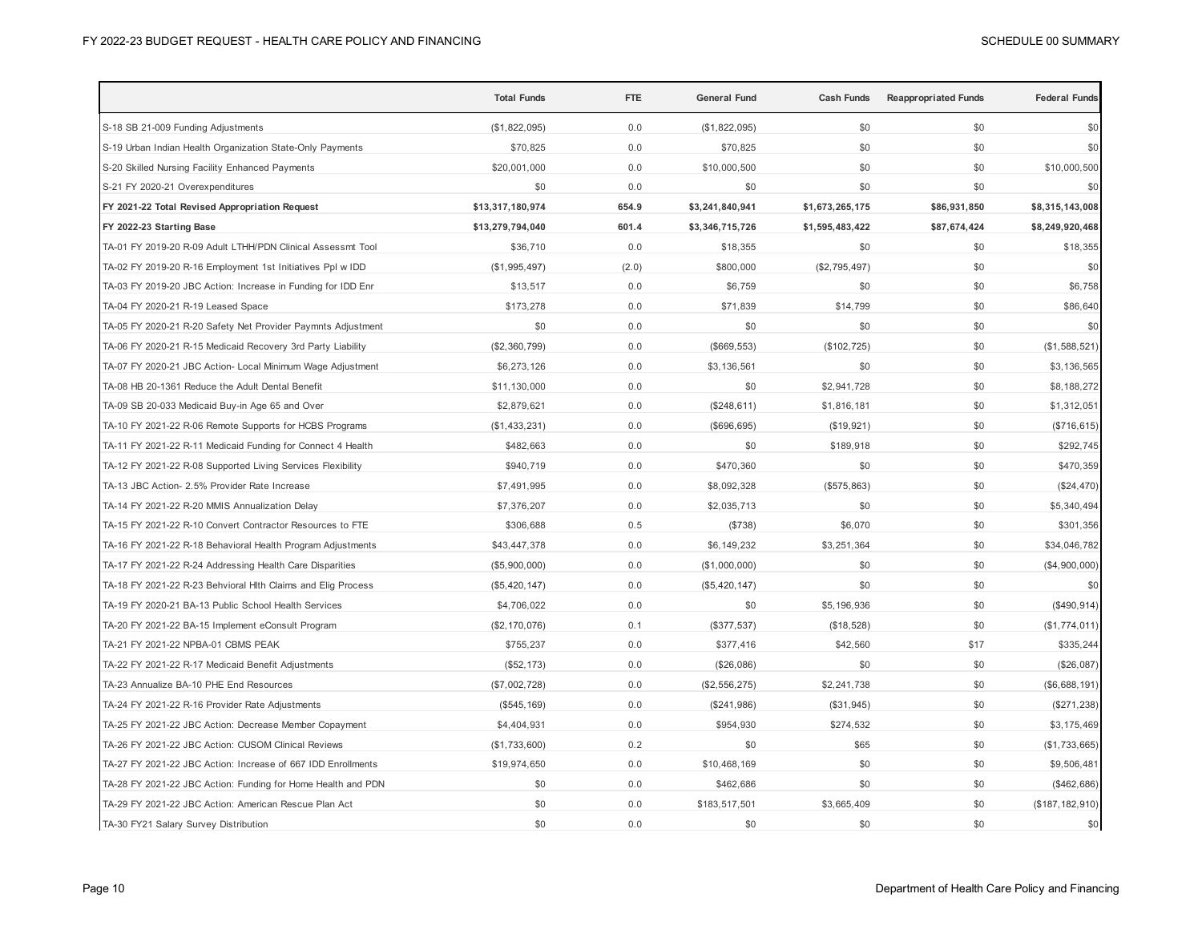| | Total Funds | FTE | General Fund | Cash Funds | Reappropriated Funds | Federal Funds |
|---|---|---|---|---|---|---|
| S-18 SB 21-009 Funding Adjustments | ($1,822,095) | 0.0 | ($1,822,095) | $0 | $0 | $0 |
| S-19 Urban Indian Health Organization State-Only Payments | $70,825 | 0.0 | $70,825 | $0 | $0 | $0 |
| S-20 Skilled Nursing Facility Enhanced Payments | $20,001,000 | 0.0 | $10,000,500 | $0 | $0 | $10,000,500 |
| S-21 FY 2020-21 Overexpenditures | $0 | 0.0 | $0 | $0 | $0 | $0 |
| **FY 2021-22 Total Revised Appropriation Request** | **$13,317,180,974** | **654.9** | **$3,241,840,941** | **$1,673,265,175** | **$86,931,850** | **$8,315,143,008** |
| **FY 2022-23 Starting Base** | **$13,279,794,040** | **601.4** | **$3,346,715,726** | **$1,595,483,422** | **$87,674,424** | **$8,249,920,468** |
| TA-01 FY 2019-20 R-09 Adult LTHH/PDN Clinical Assessmt Tool | $36,710 | 0.0 | $18,355 | $0 | $0 | $18,355 |
| TA-02 FY 2019-20 R-16 Employment 1st Initiatives Ppl w IDD | ($1,995,497) | (2.0) | $800,000 | ($2,795,497) | $0 | $0 |
| TA-03 FY 2019-20 JBC Action: Increase in Funding for IDD Enr | $13,517 | 0.0 | $6,759 | $0 | $0 | $6,758 |
| TA-04 FY 2020-21 R-19 Leased Space | $173,278 | 0.0 | $71,839 | $14,799 | $0 | $86,640 |
| TA-05 FY 2020-21 R-20 Safety Net Provider Paymnts Adjustment | $0 | 0.0 | $0 | $0 | $0 | $0 |
| TA-06 FY 2020-21 R-15 Medicaid Recovery 3rd Party Liability | ($2,360,799) | 0.0 | ($669,553) | ($102,725) | $0 | ($1,588,521) |
| TA-07 FY 2020-21 JBC Action- Local Minimum Wage Adjustment | $6,273,126 | 0.0 | $3,136,561 | $0 | $0 | $3,136,565 |
| TA-08 HB 20-1361 Reduce the Adult Dental Benefit | $11,130,000 | 0.0 | $0 | $2,941,728 | $0 | $8,188,272 |
| TA-09 SB 20-033 Medicaid Buy-in Age 65 and Over | $2,879,621 | 0.0 | ($248,611) | $1,816,181 | $0 | $1,312,051 |
| TA-10 FY 2021-22 R-06 Remote Supports for HCBS Programs | ($1,433,231) | 0.0 | ($696,695) | ($19,921) | $0 | ($716,615) |
| TA-11 FY 2021-22 R-11 Medicaid Funding for Connect 4 Health | $482,663 | 0.0 | $0 | $189,918 | $0 | $292,745 |
| TA-12 FY 2021-22 R-08 Supported Living Services Flexibility | $940,719 | 0.0 | $470,360 | $0 | $0 | $470,359 |
| TA-13 JBC Action- 2.5% Provider Rate Increase | $7,491,995 | 0.0 | $8,092,328 | ($575,863) | $0 | ($24,470) |
| TA-14 FY 2021-22 R-20 MMIS Annualization Delay | $7,376,207 | 0.0 | $2,035,713 | $0 | $0 | $5,340,494 |
| TA-15 FY 2021-22 R-10 Convert Contractor Resources to FTE | $306,688 | 0.5 | ($738) | $6,070 | $0 | $301,356 |
| TA-16 FY 2021-22 R-18 Behavioral Health Program Adjustments | $43,447,378 | 0.0 | $6,149,232 | $3,251,364 | $0 | $34,046,782 |
| TA-17 FY 2021-22 R-24 Addressing Health Care Disparities | ($5,900,000) | 0.0 | ($1,000,000) | $0 | $0 | ($4,900,000) |
| TA-18 FY 2021-22 R-23 Behvioral Hlth Claims and Elig Process | ($5,420,147) | 0.0 | ($5,420,147) | $0 | $0 | $0 |
| TA-19 FY 2020-21 BA-13 Public School Health Services | $4,706,022 | 0.0 | $0 | $5,196,936 | $0 | ($490,914) |
| TA-20 FY 2021-22 BA-15 Implement eConsult Program | ($2,170,076) | 0.1 | ($377,537) | ($18,528) | $0 | ($1,774,011) |
| TA-21 FY 2021-22 NPBA-01 CBMS PEAK | $755,237 | 0.0 | $377,416 | $42,560 | $17 | $335,244 |
| TA-22 FY 2021-22 R-17 Medicaid Benefit Adjustments | ($52,173) | 0.0 | ($26,086) | $0 | $0 | ($26,087) |
| TA-23 Annualize BA-10 PHE End Resources | ($7,002,728) | 0.0 | ($2,556,275) | $2,241,738 | $0 | ($6,688,191) |
| TA-24 FY 2021-22 R-16 Provider Rate Adjustments | ($545,169) | 0.0 | ($241,986) | ($31,945) | $0 | ($271,238) |
| TA-25 FY 2021-22 JBC Action: Decrease Member Copayment | $4,404,931 | 0.0 | $954,930 | $274,532 | $0 | $3,175,469 |
| TA-26 FY 2021-22 JBC Action: CUSOM Clinical Reviews | ($1,733,600) | 0.2 | $0 | $65 | $0 | ($1,733,665) |
| TA-27 FY 2021-22 JBC Action: Increase of 667 IDD Enrollments | $19,974,650 | 0.0 | $10,468,169 | $0 | $0 | $9,506,481 |
| TA-28 FY 2021-22 JBC Action: Funding for Home Health and PDN | $0 | 0.0 | $462,686 | $0 | $0 | ($462,686) |
| TA-29 FY 2021-22 JBC Action: American Rescue Plan Act | $0 | 0.0 | $183,517,501 | $3,665,409 | $0 | ($187,182,910) |
| TA-30 FY21 Salary Survey Distribution | $0 | 0.0 | $0 | $0 | $0 | $0 |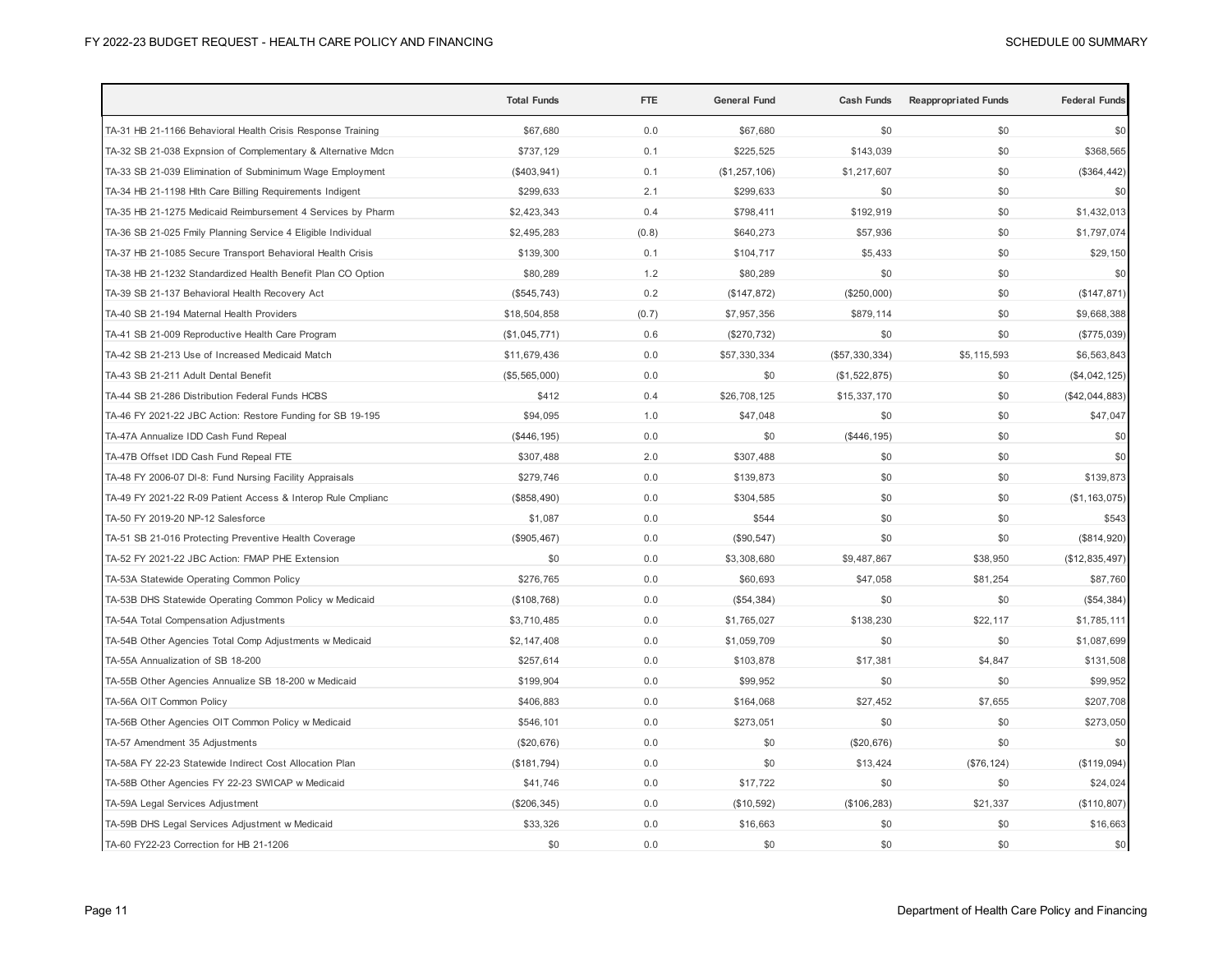| | Total Funds | FTE | General Fund | Cash Funds | Reappropriated Funds | Federal Funds |
|---|---|---|---|---|---|---|
| TA-31 HB 21-1166 Behavioral Health Crisis Response Training | $67,680 | 0.0 | $67,680 | $0 | $0 | $0 |
| TA-32 SB 21-038 Expnsion of Complementary & Alternative Mdcn | $737,129 | 0.1 | $225,525 | $143,039 | $0 | $368,565 |
| TA-33 SB 21-039 Elimination of Subminimum Wage Employment | ($403,941) | 0.1 | ($1,257,106) | $1,217,607 | $0 | ($364,442) |
| TA-34 HB 21-1198 Hlth Care Billing Requirements Indigent | $299,633 | 2.1 | $299,633 | $0 | $0 | $0 |
| TA-35 HB 21-1275 Medicaid Reimbursement 4 Services by Pharm | $2,423,343 | 0.4 | $798,411 | $192,919 | $0 | $1,432,013 |
| TA-36 SB 21-025 Fmily Planning Service 4 Eligible Individual | $2,495,283 | (0.8) | $640,273 | $57,936 | $0 | $1,797,074 |
| TA-37 HB 21-1085 Secure Transport Behavioral Health Crisis | $139,300 | 0.1 | $104,717 | $5,433 | $0 | $29,150 |
| TA-38 HB 21-1232 Standardized Health Benefit Plan CO Option | $80,289 | 1.2 | $80,289 | $0 | $0 | $0 |
| TA-39 SB 21-137 Behavioral Health Recovery Act | ($545,743) | 0.2 | ($147,872) | ($250,000) | $0 | ($147,871) |
| TA-40 SB 21-194 Maternal Health Providers | $18,504,858 | (0.7) | $7,957,356 | $879,114 | $0 | $9,668,388 |
| TA-41 SB 21-009 Reproductive Health Care Program | ($1,045,771) | 0.6 | ($270,732) | $0 | $0 | ($775,039) |
| TA-42 SB 21-213 Use of Increased Medicaid Match | $11,679,436 | 0.0 | $57,330,334 | ($57,330,334) | $5,115,593 | $6,563,843 |
| TA-43 SB 21-211 Adult Dental Benefit | ($5,565,000) | 0.0 | $0 | ($1,522,875) | $0 | ($4,042,125) |
| TA-44 SB 21-286 Distribution Federal Funds HCBS | $412 | 0.4 | $26,708,125 | $15,337,170 | $0 | ($42,044,883) |
| TA-46 FY 2021-22 JBC Action: Restore Funding for SB 19-195 | $94,095 | 1.0 | $47,048 | $0 | $0 | $47,047 |
| TA-47A Annualize IDD Cash Fund Repeal | ($446,195) | 0.0 | $0 | ($446,195) | $0 | $0 |
| TA-47B Offset IDD Cash Fund Repeal FTE | $307,488 | 2.0 | $307,488 | $0 | $0 | $0 |
| TA-48 FY 2006-07 DI-8: Fund Nursing Facility Appraisals | $279,746 | 0.0 | $139,873 | $0 | $0 | $139,873 |
| TA-49 FY 2021-22 R-09 Patient Access & Interop Rule Cmplianc | ($858,490) | 0.0 | $304,585 | $0 | $0 | ($1,163,075) |
| TA-50 FY 2019-20 NP-12 Salesforce | $1,087 | 0.0 | $544 | $0 | $0 | $543 |
| TA-51 SB 21-016 Protecting Preventive Health Coverage | ($905,467) | 0.0 | ($90,547) | $0 | $0 | ($814,920) |
| TA-52 FY 2021-22 JBC Action: FMAP PHE Extension | $0 | 0.0 | $3,308,680 | $9,487,867 | $38,950 | ($12,835,497) |
| TA-53A Statewide Operating Common Policy | $276,765 | 0.0 | $60,693 | $47,058 | $81,254 | $87,760 |
| TA-53B DHS Statewide Operating Common Policy w Medicaid | ($108,768) | 0.0 | ($54,384) | $0 | $0 | ($54,384) |
| TA-54A Total Compensation Adjustments | $3,710,485 | 0.0 | $1,765,027 | $138,230 | $22,117 | $1,785,111 |
| TA-54B Other Agencies Total Comp Adjustments w Medicaid | $2,147,408 | 0.0 | $1,059,709 | $0 | $0 | $1,087,699 |
| TA-55A Annualization of SB 18-200 | $257,614 | 0.0 | $103,878 | $17,381 | $4,847 | $131,508 |
| TA-55B Other Agencies Annualize SB 18-200 w Medicaid | $199,904 | 0.0 | $99,952 | $0 | $0 | $99,952 |
| TA-56A OIT Common Policy | $406,883 | 0.0 | $164,068 | $27,452 | $7,655 | $207,708 |
| TA-56B Other Agencies OIT Common Policy w Medicaid | $546,101 | 0.0 | $273,051 | $0 | $0 | $273,050 |
| TA-57 Amendment 35 Adjustments | ($20,676) | 0.0 | $0 | ($20,676) | $0 | $0 |
| TA-58A FY 22-23 Statewide Indirect Cost Allocation Plan | ($181,794) | 0.0 | $0 | $13,424 | ($76,124) | ($119,094) |
| TA-58B Other Agencies FY 22-23 SWICAP w Medicaid | $41,746 | 0.0 | $17,722 | $0 | $0 | $24,024 |
| TA-59A Legal Services Adjustment | ($206,345) | 0.0 | ($10,592) | ($106,283) | $21,337 | ($110,807) |
| TA-59B DHS Legal Services Adjustment w Medicaid | $33,326 | 0.0 | $16,663 | $0 | $0 | $16,663 |
| TA-60 FY22-23 Correction for HB 21-1206 | $0 | 0.0 | $0 | $0 | $0 | $0 |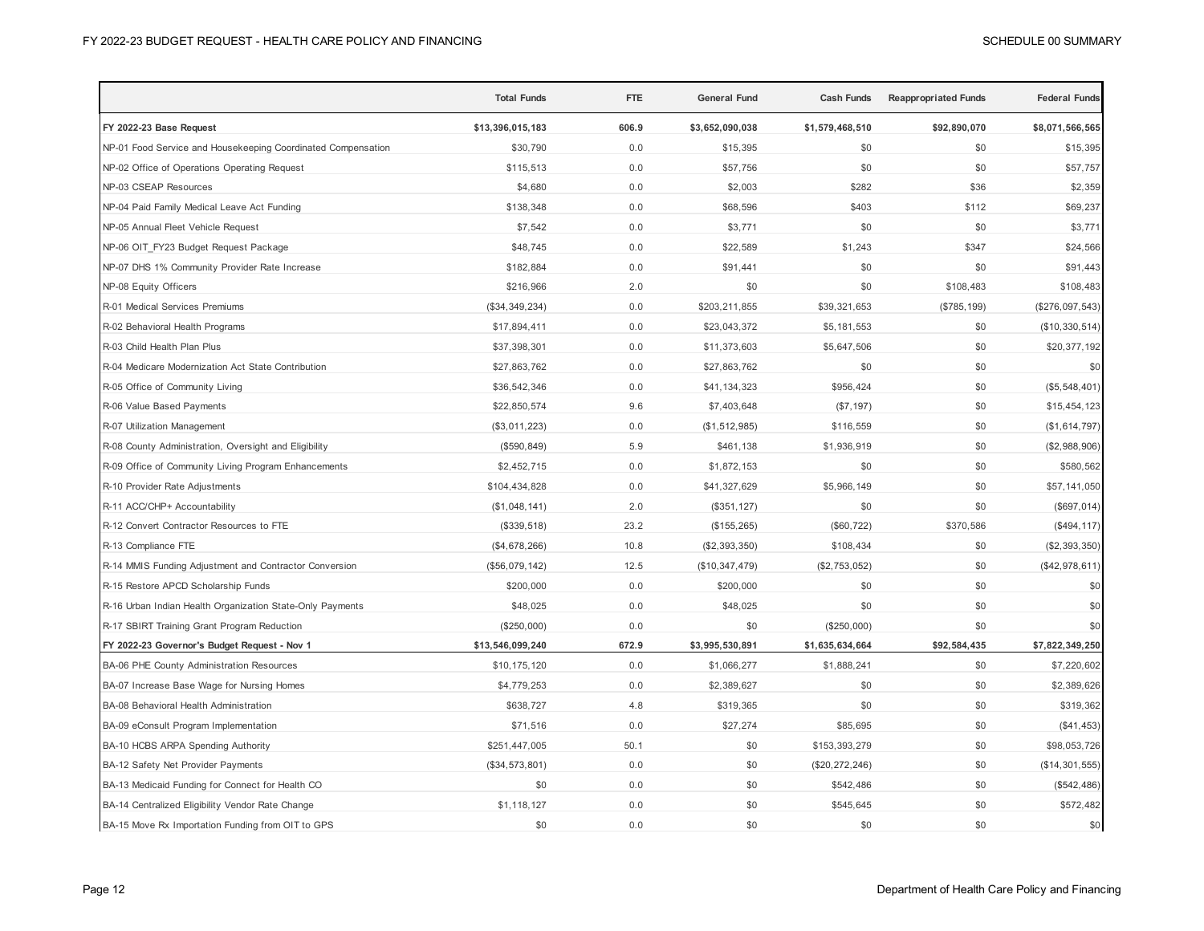| | Total Funds | FTE | General Fund | Cash Funds | Reappropriated Funds | Federal Funds |
|---|---|---|---|---|---|---|
| **FY 2022-23 Base Request** | **$13,396,015,183** | **606.9** | **$3,652,090,038** | **$1,579,468,510** | **$92,890,070** | **$8,071,566,565** |
| NP-01 Food Service and Housekeeping Coordinated Compensation | $30,790 | 0.0 | $15,395 | $0 | $0 | $15,395 |
| NP-02 Office of Operations Operating Request | $115,513 | 0.0 | $57,756 | $0 | $0 | $57,757 |
| NP-03 CSEAP Resources | $4,680 | 0.0 | $2,003 | $282 | $36 | $2,359 |
| NP-04 Paid Family Medical Leave Act Funding | $138,348 | 0.0 | $68,596 | $403 | $112 | $69,237 |
| NP-05 Annual Fleet Vehicle Request | $7,542 | 0.0 | $3,771 | $0 | $0 | $3,771 |
| NP-06 OIT_FY23 Budget Request Package | $48,745 | 0.0 | $22,589 | $1,243 | $347 | $24,566 |
| NP-07 DHS 1% Community Provider Rate Increase | $182,884 | 0.0 | $91,441 | $0 | $0 | $91,443 |
| NP-08 Equity Officers | $216,966 | 2.0 | $0 | $0 | $108,483 | $108,483 |
| R-01 Medical Services Premiums | ($34,349,234) | 0.0 | $203,211,855 | $39,321,653 | ($785,199) | ($276,097,543) |
| R-02 Behavioral Health Programs | $17,894,411 | 0.0 | $23,043,372 | $5,181,553 | $0 | ($10,330,514) |
| R-03 Child Health Plan Plus | $37,398,301 | 0.0 | $11,373,603 | $5,647,506 | $0 | $20,377,192 |
| R-04 Medicare Modernization Act State Contribution | $27,863,762 | 0.0 | $27,863,762 | $0 | $0 | $0 |
| R-05 Office of Community Living | $36,542,346 | 0.0 | $41,134,323 | $956,424 | $0 | ($5,548,401) |
| R-06 Value Based Payments | $22,850,574 | 9.6 | $7,403,648 | ($7,197) | $0 | $15,454,123 |
| R-07 Utilization Management | ($3,011,223) | 0.0 | ($1,512,985) | $116,559 | $0 | ($1,614,797) |
| R-08 County Administration, Oversight and Eligibility | ($590,849) | 5.9 | $461,138 | $1,936,919 | $0 | ($2,988,906) |
| R-09 Office of Community Living Program Enhancements | $2,452,715 | 0.0 | $1,872,153 | $0 | $0 | $580,562 |
| R-10 Provider Rate Adjustments | $104,434,828 | 0.0 | $41,327,629 | $5,966,149 | $0 | $57,141,050 |
| R-11 ACC/CHP+ Accountability | ($1,048,141) | 2.0 | ($351,127) | $0 | $0 | ($697,014) |
| R-12 Convert Contractor Resources to FTE | ($339,518) | 23.2 | ($155,265) | ($60,722) | $370,586 | ($494,117) |
| R-13 Compliance FTE | ($4,678,266) | 10.8 | ($2,393,350) | $108,434 | $0 | ($2,393,350) |
| R-14 MMIS Funding Adjustment and Contractor Conversion | ($56,079,142) | 12.5 | ($10,347,479) | ($2,753,052) | $0 | ($42,978,611) |
| R-15 Restore APCD Scholarship Funds | $200,000 | 0.0 | $200,000 | $0 | $0 | $0 |
| R-16 Urban Indian Health Organization State-Only Payments | $48,025 | 0.0 | $48,025 | $0 | $0 | $0 |
| R-17 SBIRT Training Grant Program Reduction | ($250,000) | 0.0 | $0 | ($250,000) | $0 | $0 |
| **FY 2022-23 Governor's Budget Request - Nov 1** | **$13,546,099,240** | **672.9** | **$3,995,530,891** | **$1,635,634,664** | **$92,584,435** | **$7,822,349,250** |
| BA-06 PHE County Administration Resources | $10,175,120 | 0.0 | $1,066,277 | $1,888,241 | $0 | $7,220,602 |
| BA-07 Increase Base Wage for Nursing Homes | $4,779,253 | 0.0 | $2,389,627 | $0 | $0 | $2,389,626 |
| BA-08 Behavioral Health Administration | $638,727 | 4.8 | $319,365 | $0 | $0 | $319,362 |
| BA-09 eConsult Program Implementation | $71,516 | 0.0 | $27,274 | $85,695 | $0 | ($41,453) |
| BA-10 HCBS ARPA Spending Authority | $251,447,005 | 50.1 | $0 | $153,393,279 | $0 | $98,053,726 |
| BA-12 Safety Net Provider Payments | ($34,573,801) | 0.0 | $0 | ($20,272,246) | $0 | ($14,301,555) |
| BA-13 Medicaid Funding for Connect for Health CO | $0 | 0.0 | $0 | $542,486 | $0 | ($542,486) |
| BA-14 Centralized Eligibility Vendor Rate Change | $1,118,127 | 0.0 | $0 | $545,645 | $0 | $572,482 |
| BA-15 Move Rx Importation Funding from OIT to GPS | $0 | 0.0 | $0 | $0 | $0 | $0 |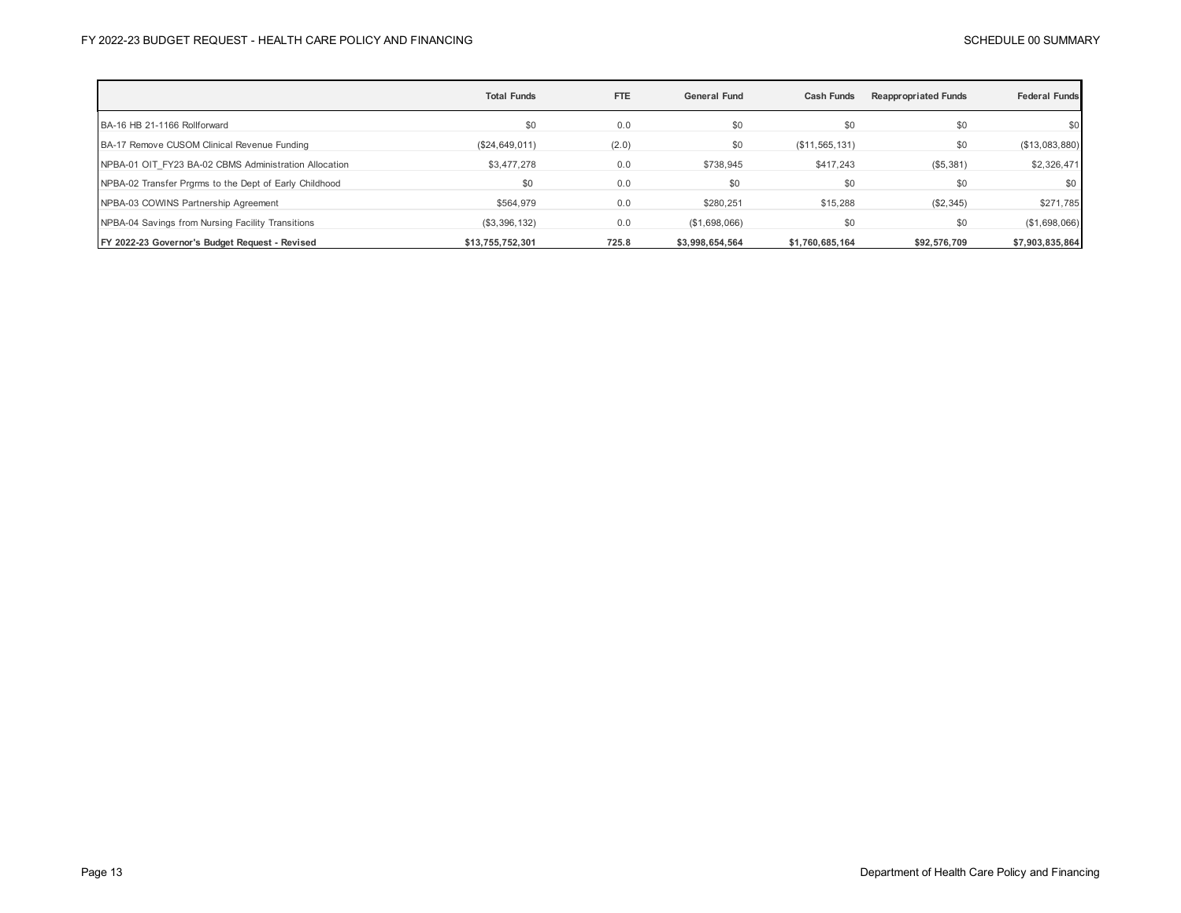| | Total Funds | FTE | General Fund | Cash Funds | Reappropriated Funds | Federal Funds |
|---|---|---|---|---|---|---|
| BA-16 HB 21-1166 Rollforward | $0 | 0.0 | $0 | $0 | $0 | $0 |
| BA-17 Remove CUSOM Clinical Revenue Funding | ($24,649,011) | (2.0) | $0 | ($11,565,131) | $0 | ($13,083,880) |
| NPBA-01 OIT_FY23 BA-02 CBMS Administration Allocation | $3,477,278 | 0.0 | $738,945 | $417,243 | ($5,381) | $2,326,471 |
| NPBA-02 Transfer Prgrms to the Dept of Early Childhood | $0 | 0.0 | $0 | $0 | $0 | $0 |
| NPBA-03 COWINS Partnership Agreement | $564,979 | 0.0 | $280,251 | $15,288 | ($2,345) | $271,785 |
| NPBA-04 Savings from Nursing Facility Transitions | ($3,396,132) | 0.0 | ($1,698,066) | $0 | $0 | ($1,698,066) |
| **FY 2022-23 Governor's Budget Request - Revised** | **$13,755,752,301** | **725.8** | **$3,998,654,564** | **$1,760,685,164** | **$92,576,709** | **$7,903,835,864** |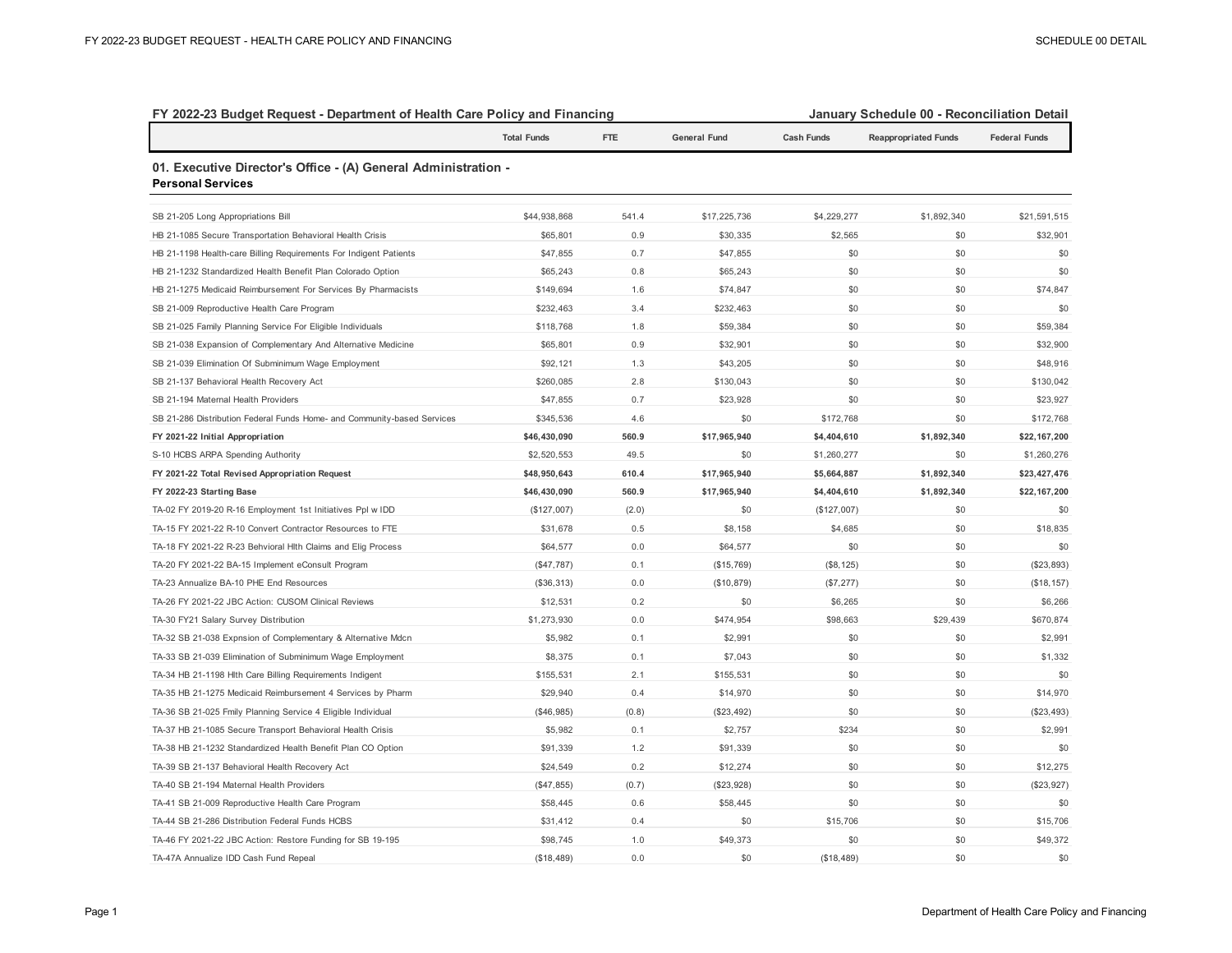## FY 2022-23 Budget Request - Department of Health Care Policy and Financing

## January Schedule 00 - Reconciliation Detail

### 01. Executive Director's Office - (A) General Administration - Personal Services

| | Total Funds | FTE | General Fund | Cash Funds | Reappropriated Funds | Federal Funds |
|---|---|---|---|---|---|---|
| SB 21-205 Long Appropriations Bill | $44,938,868 | 541.4 | $17,225,736 | $4,229,277 | $1,892,340 | $21,591,515 |
| HB 21-1085 Secure Transportation Behavioral Health Crisis | $65,801 | 0.9 | $30,335 | $2,565 | $0 | $32,901 |
| HB 21-1198 Health-care Billing Requirements For Indigent Patients | $47,855 | 0.7 | $47,855 | $0 | $0 | $0 |
| HB 21-1232 Standardized Health Benefit Plan Colorado Option | $65,243 | 0.8 | $65,243 | $0 | $0 | $0 |
| HB 21-1275 Medicaid Reimbursement For Services By Pharmacists | $149,694 | 1.6 | $74,847 | $0 | $0 | $74,847 |
| SB 21-009 Reproductive Health Care Program | $232,463 | 3.4 | $232,463 | $0 | $0 | $0 |
| SB 21-025 Family Planning Service For Eligible Individuals | $118,768 | 1.8 | $59,384 | $0 | $0 | $59,384 |
| SB 21-038 Expansion of Complementary And Alternative Medicine | $65,801 | 0.9 | $32,901 | $0 | $0 | $32,900 |
| SB 21-039 Elimination Of Subminimum Wage Employment | $92,121 | 1.3 | $43,205 | $0 | $0 | $48,916 |
| SB 21-137 Behavioral Health Recovery Act | $260,085 | 2.8 | $130,043 | $0 | $0 | $130,042 |
| SB 21-194 Maternal Health Providers | $47,855 | 0.7 | $23,928 | $0 | $0 | $23,927 |
| SB 21-286 Distribution Federal Funds Home- and Community-based Services | $345,536 | 4.6 | $0 | $172,768 | $0 | $172,768 |
| **FY 2021-22 Initial Appropriation** | **$46,430,090** | **560.9** | **$17,965,940** | **$4,404,610** | **$1,892,340** | **$22,167,200** |
| S-10 HCBS ARPA Spending Authority | $2,520,553 | 49.5 | $0 | $1,260,277 | $0 | $1,260,276 |
| **FY 2021-22 Total Revised Appropriation Request** | **$48,950,643** | **610.4** | **$17,965,940** | **$5,664,887** | **$1,892,340** | **$23,427,476** |
| **FY 2022-23 Starting Base** | **$46,430,090** | **560.9** | **$17,965,940** | **$4,404,610** | **$1,892,340** | **$22,167,200** |
| TA-02 FY 2019-20 R-16 Employment 1st Initiatives Ppl w IDD | ($127,007) | (2.0) | $0 | ($127,007) | $0 | $0 |
| TA-15 FY 2021-22 R-10 Convert Contractor Resources to FTE | $31,678 | 0.5 | $8,158 | $4,685 | $0 | $18,835 |
| TA-18 FY 2021-22 R-23 Behvioral Hlth Claims and Elig Process | $64,577 | 0.0 | $64,577 | $0 | $0 | $0 |
| TA-20 FY 2021-22 BA-15 Implement eConsult Program | ($47,787) | 0.1 | ($15,769) | ($8,125) | $0 | ($23,893) |
| TA-23 Annualize BA-10 PHE End Resources | ($36,313) | 0.0 | ($10,879) | ($7,277) | $0 | ($18,157) |
| TA-26 FY 2021-22 JBC Action: CUSOM Clinical Reviews | $12,531 | 0.2 | $0 | $6,265 | $0 | $6,266 |
| TA-30 FY21 Salary Survey Distribution | $1,273,930 | 0.0 | $474,954 | $98,663 | $29,439 | $670,874 |
| TA-32 SB 21-038 Expnsion of Complementary & Alternative Mdcn | $5,982 | 0.1 | $2,991 | $0 | $0 | $2,991 |
| TA-33 SB 21-039 Elimination of Subminimum Wage Employment | $8,375 | 0.1 | $7,043 | $0 | $0 | $1,332 |
| TA-34 HB 21-1198 Hlth Care Billing Requirements Indigent | $155,531 | 2.1 | $155,531 | $0 | $0 | $0 |
| TA-35 HB 21-1275 Medicaid Reimbursement 4 Services by Pharm | $29,940 | 0.4 | $14,970 | $0 | $0 | $14,970 |
| TA-36 SB 21-025 Fmily Planning Service 4 Eligible Individual | ($46,985) | (0.8) | ($23,492) | $0 | $0 | ($23,493) |
| TA-37 HB 21-1085 Secure Transport Behavioral Health Crisis | $5,982 | 0.1 | $2,757 | $234 | $0 | $2,991 |
| TA-38 HB 21-1232 Standardized Health Benefit Plan CO Option | $91,339 | 1.2 | $91,339 | $0 | $0 | $0 |
| TA-39 SB 21-137 Behavioral Health Recovery Act | $24,549 | 0.2 | $12,274 | $0 | $0 | $12,275 |
| TA-40 SB 21-194 Maternal Health Providers | ($47,855) | (0.7) | ($23,928) | $0 | $0 | ($23,927) |
| TA-41 SB 21-009 Reproductive Health Care Program | $58,445 | 0.6 | $58,445 | $0 | $0 | $0 |
| TA-44 SB 21-286 Distribution Federal Funds HCBS | $31,412 | 0.4 | $0 | $15,706 | $0 | $15,706 |
| TA-46 FY 2021-22 JBC Action: Restore Funding for SB 19-195 | $98,745 | 1.0 | $49,373 | $0 | $0 | $49,372 |
| TA-47A Annualize IDD Cash Fund Repeal | ($18,489) | 0.0 | $0 | ($18,489) | $0 | $0 |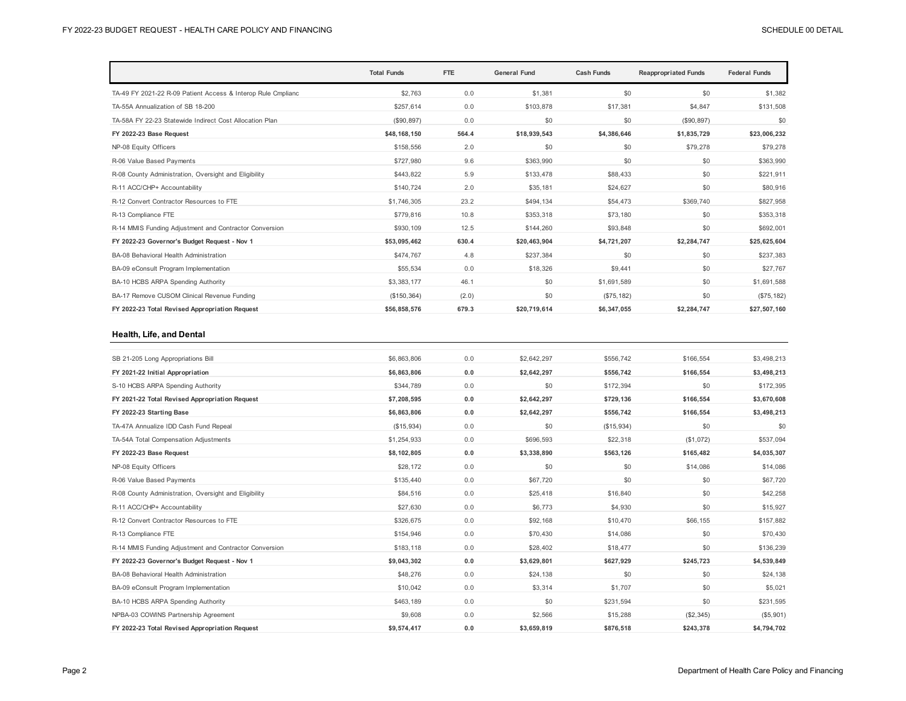| | Total Funds | FTE | General Fund | Cash Funds | Reappropriated Funds | Federal Funds |
|---|---|---|---|---|---|---|
| TA-49 FY 2021-22 R-09 Patient Access & Interop Rule Cmplianc | $2,763 | 0.0 | $1,381 | $0 | $0 | $1,382 |
| TA-55A Annualization of SB 18-200 | $257,614 | 0.0 | $103,878 | $17,381 | $4,847 | $131,508 |
| TA-58A FY 22-23 Statewide Indirect Cost Allocation Plan | ($90,897) | 0.0 | $0 | $0 | ($90,897) | $0 |
| **FY 2022-23 Base Request** | **$48,168,150** | **564.4** | **$18,939,543** | **$4,386,646** | **$1,835,729** | **$23,006,232** |
| NP-08 Equity Officers | $158,556 | 2.0 | $0 | $0 | $79,278 | $79,278 |
| R-06 Value Based Payments | $727,980 | 9.6 | $363,990 | $0 | $0 | $363,990 |
| R-08 County Administration, Oversight and Eligibility | $443,822 | 5.9 | $133,478 | $88,433 | $0 | $221,911 |
| R-11 ACC/CHP+ Accountability | $140,724 | 2.0 | $35,181 | $24,627 | $0 | $80,916 |
| R-12 Convert Contractor Resources to FTE | $1,746,305 | 23.2 | $494,134 | $54,473 | $369,740 | $827,958 |
| R-13 Compliance FTE | $779,816 | 10.8 | $353,318 | $73,180 | $0 | $353,318 |
| R-14 MMIS Funding Adjustment and Contractor Conversion | $930,109 | 12.5 | $144,260 | $93,848 | $0 | $692,001 |
| **FY 2022-23 Governor's Budget Request - Nov 1** | **$53,095,462** | **630.4** | **$20,463,904** | **$4,721,207** | **$2,284,747** | **$25,625,604** |
| BA-08 Behavioral Health Administration | $474,767 | 4.8 | $237,384 | $0 | $0 | $237,383 |
| BA-09 eConsult Program Implementation | $55,534 | 0.0 | $18,326 | $9,441 | $0 | $27,767 |
| BA-10 HCBS ARPA Spending Authority | $3,383,177 | 46.1 | $0 | $1,691,589 | $0 | $1,691,588 |
| BA-17 Remove CUSOM Clinical Revenue Funding | ($150,364) | (2.0) | $0 | ($75,182) | $0 | ($75,182) |
| **FY 2022-23 Total Revised Appropriation Request** | **$56,858,576** | **679.3** | **$20,719,614** | **$6,347,055** | **$2,284,747** | **$27,507,160** |

## Health, Life, and Dental

| | Total Funds | FTE | General Fund | Cash Funds | Reappropriated Funds | Federal Funds |
|---|---|---|---|---|---|---|
| SB 21-205 Long Appropriations Bill | $6,863,806 | 0.0 | $2,642,297 | $556,742 | $166,554 | $3,498,213 |
| **FY 2021-22 Initial Appropriation** | **$6,863,806** | **0.0** | **$2,642,297** | **$556,742** | **$166,554** | **$3,498,213** |
| S-10 HCBS ARPA Spending Authority | $344,789 | 0.0 | $0 | $172,394 | $0 | $172,395 |
| **FY 2021-22 Total Revised Appropriation Request** | **$7,208,595** | **0.0** | **$2,642,297** | **$729,136** | **$166,554** | **$3,670,608** |
| **FY 2022-23 Starting Base** | **$6,863,806** | **0.0** | **$2,642,297** | **$556,742** | **$166,554** | **$3,498,213** |
| TA-47A Annualize IDD Cash Fund Repeal | ($15,934) | 0.0 | $0 | ($15,934) | $0 | $0 |
| TA-54A Total Compensation Adjustments | $1,254,933 | 0.0 | $696,593 | $22,318 | ($1,072) | $537,094 |
| **FY 2022-23 Base Request** | **$8,102,805** | **0.0** | **$3,338,890** | **$563,126** | **$165,482** | **$4,035,307** |
| NP-08 Equity Officers | $28,172 | 0.0 | $0 | $0 | $14,086 | $14,086 |
| R-06 Value Based Payments | $135,440 | 0.0 | $67,720 | $0 | $0 | $67,720 |
| R-08 County Administration, Oversight and Eligibility | $84,516 | 0.0 | $25,418 | $16,840 | $0 | $42,258 |
| R-11 ACC/CHP+ Accountability | $27,630 | 0.0 | $6,773 | $4,930 | $0 | $15,927 |
| R-12 Convert Contractor Resources to FTE | $326,675 | 0.0 | $92,168 | $10,470 | $66,155 | $157,882 |
| R-13 Compliance FTE | $154,946 | 0.0 | $70,430 | $14,086 | $0 | $70,430 |
| R-14 MMIS Funding Adjustment and Contractor Conversion | $183,118 | 0.0 | $28,402 | $18,477 | $0 | $136,239 |
| **FY 2022-23 Governor's Budget Request - Nov 1** | **$9,043,302** | **0.0** | **$3,629,801** | **$627,929** | **$245,723** | **$4,539,849** |
| BA-08 Behavioral Health Administration | $48,276 | 0.0 | $24,138 | $0 | $0 | $24,138 |
| BA-09 eConsult Program Implementation | $10,042 | 0.0 | $3,314 | $1,707 | $0 | $5,021 |
| BA-10 HCBS ARPA Spending Authority | $463,189 | 0.0 | $0 | $231,594 | $0 | $231,595 |
| NPBA-03 COWINS Partnership Agreement | $9,608 | 0.0 | $2,566 | $15,288 | ($2,345) | ($5,901) |
| **FY 2022-23 Total Revised Appropriation Request** | **$9,574,417** | **0.0** | **$3,659,819** | **$876,518** | **$243,378** | **$4,794,702** |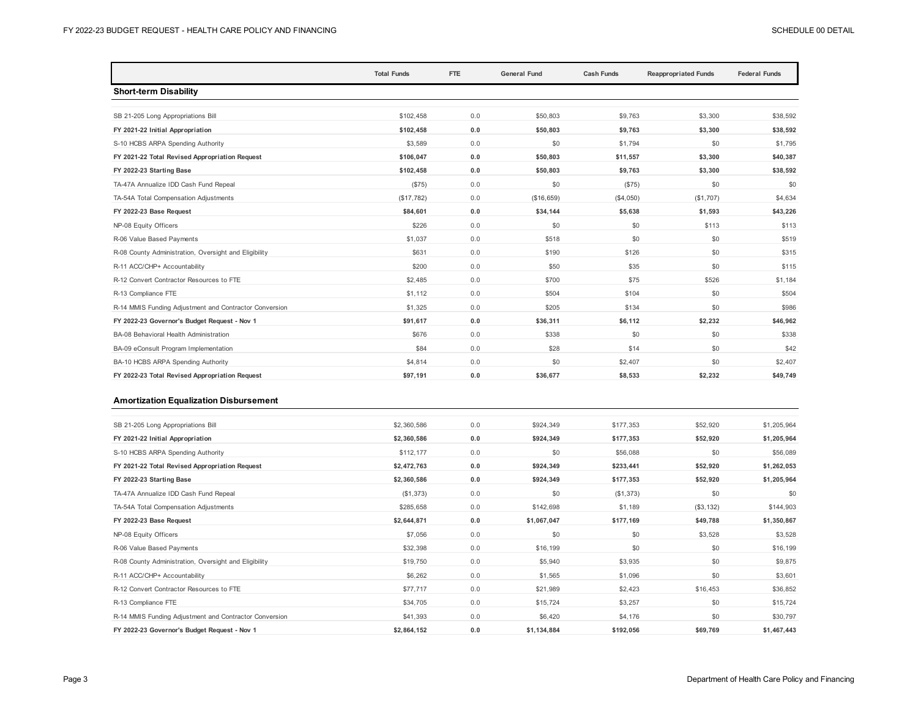| | Total Funds | FTE | General Fund | Cash Funds | Reappropriated Funds | Federal Funds |
|---|---|---|---|---|---|---|
| **Short-term Disability** | | | | | | |
| SB 21-205 Long Appropriations Bill | $102,458 | 0.0 | $50,803 | $9,763 | $3,300 | $38,592 |
| **FY 2021-22 Initial Appropriation** | **$102,458** | **0.0** | **$50,803** | **$9,763** | **$3,300** | **$38,592** |
| S-10 HCBS ARPA Spending Authority | $3,589 | 0.0 | $0 | $1,794 | $0 | $1,795 |
| **FY 2021-22 Total Revised Appropriation Request** | **$106,047** | **0.0** | **$50,803** | **$11,557** | **$3,300** | **$40,387** |
| **FY 2022-23 Starting Base** | **$102,458** | **0.0** | **$50,803** | **$9,763** | **$3,300** | **$38,592** |
| TA-47A Annualize IDD Cash Fund Repeal | ($75) | 0.0 | $0 | ($75) | $0 | $0 |
| TA-54A Total Compensation Adjustments | ($17,782) | 0.0 | ($16,659) | ($4,050) | ($1,707) | $4,634 |
| **FY 2022-23 Base Request** | **$84,601** | **0.0** | **$34,144** | **$5,638** | **$1,593** | **$43,226** |
| NP-08 Equity Officers | $226 | 0.0 | $0 | $0 | $113 | $113 |
| R-06 Value Based Payments | $1,037 | 0.0 | $518 | $0 | $0 | $519 |
| R-08 County Administration, Oversight and Eligibility | $631 | 0.0 | $190 | $126 | $0 | $315 |
| R-11 ACC/CHP+ Accountability | $200 | 0.0 | $50 | $35 | $0 | $115 |
| R-12 Convert Contractor Resources to FTE | $2,485 | 0.0 | $700 | $75 | $526 | $1,184 |
| R-13 Compliance FTE | $1,112 | 0.0 | $504 | $104 | $0 | $504 |
| R-14 MMIS Funding Adjustment and Contractor Conversion | $1,325 | 0.0 | $205 | $134 | $0 | $986 |
| **FY 2022-23 Governor's Budget Request - Nov 1** | **$91,617** | **0.0** | **$36,311** | **$6,112** | **$2,232** | **$46,962** |
| BA-08 Behavioral Health Administration | $676 | 0.0 | $338 | $0 | $0 | $338 |
| BA-09 eConsult Program Implementation | $84 | 0.0 | $28 | $14 | $0 | $42 |
| BA-10 HCBS ARPA Spending Authority | $4,814 | 0.0 | $0 | $2,407 | $0 | $2,407 |
| **FY 2022-23 Total Revised Appropriation Request** | **$97,191** | **0.0** | **$36,677** | **$8,533** | **$2,232** | **$49,749** |
| **Amortization Equalization Disbursement** | | | | | | |
| SB 21-205 Long Appropriations Bill | $2,360,586 | 0.0 | $924,349 | $177,353 | $52,920 | $1,205,964 |
| **FY 2021-22 Initial Appropriation** | **$2,360,586** | **0.0** | **$924,349** | **$177,353** | **$52,920** | **$1,205,964** |
| S-10 HCBS ARPA Spending Authority | $112,177 | 0.0 | $0 | $56,088 | $0 | $56,089 |
| **FY 2021-22 Total Revised Appropriation Request** | **$2,472,763** | **0.0** | **$924,349** | **$233,441** | **$52,920** | **$1,262,053** |
| **FY 2022-23 Starting Base** | **$2,360,586** | **0.0** | **$924,349** | **$177,353** | **$52,920** | **$1,205,964** |
| TA-47A Annualize IDD Cash Fund Repeal | ($1,373) | 0.0 | $0 | ($1,373) | $0 | $0 |
| TA-54A Total Compensation Adjustments | $285,658 | 0.0 | $142,698 | $1,189 | ($3,132) | $144,903 |
| **FY 2022-23 Base Request** | **$2,644,871** | **0.0** | **$1,067,047** | **$177,169** | **$49,788** | **$1,350,867** |
| NP-08 Equity Officers | $7,056 | 0.0 | $0 | $0 | $3,528 | $3,528 |
| R-06 Value Based Payments | $32,398 | 0.0 | $16,199 | $0 | $0 | $16,199 |
| R-08 County Administration, Oversight and Eligibility | $19,750 | 0.0 | $5,940 | $3,935 | $0 | $9,875 |
| R-11 ACC/CHP+ Accountability | $6,262 | 0.0 | $1,565 | $1,096 | $0 | $3,601 |
| R-12 Convert Contractor Resources to FTE | $77,717 | 0.0 | $21,989 | $2,423 | $16,453 | $36,852 |
| R-13 Compliance FTE | $34,705 | 0.0 | $15,724 | $3,257 | $0 | $15,724 |
| R-14 MMIS Funding Adjustment and Contractor Conversion | $41,393 | 0.0 | $6,420 | $4,176 | $0 | $30,797 |
| **FY 2022-23 Governor's Budget Request - Nov 1** | **$2,864,152** | **0.0** | **$1,134,884** | **$192,056** | **$69,769** | **$1,467,443** |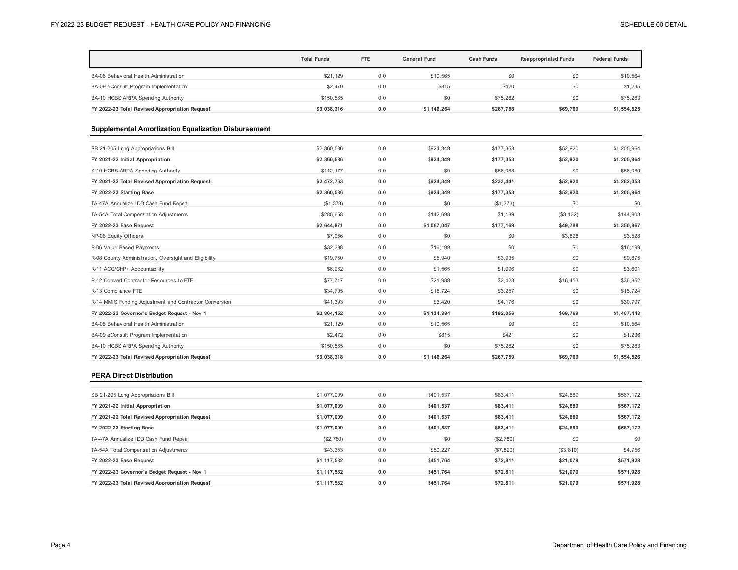| | Total Funds | FTE | General Fund | Cash Funds | Reappropriated Funds | Federal Funds |
|---|---|---|---|---|---|---|
| BA-08 Behavioral Health Administration | $21,129 | 0.0 | $10,565 | $0 | $0 | $10,564 |
| BA-09 eConsult Program Implementation | $2,470 | 0.0 | $815 | $420 | $0 | $1,235 |
| BA-10 HCBS ARPA Spending Authority | $150,565 | 0.0 | $0 | $75,282 | $0 | $75,283 |
| **FY 2022-23 Total Revised Appropriation Request** | **$3,038,316** | **0.0** | **$1,146,264** | **$267,758** | **$69,769** | **$1,554,525** |

### Supplemental Amortization Equalization Disbursement

| | Total Funds | FTE | General Fund | Cash Funds | Reappropriated Funds | Federal Funds |
|---|---|---|---|---|---|---|
| SB 21-205 Long Appropriations Bill | $2,360,586 | 0.0 | $924,349 | $177,353 | $52,920 | $1,205,964 |
| **FY 2021-22 Initial Appropriation** | **$2,360,586** | **0.0** | **$924,349** | **$177,353** | **$52,920** | **$1,205,964** |
| S-10 HCBS ARPA Spending Authority | $112,177 | 0.0 | $0 | $56,088 | $0 | $56,089 |
| **FY 2021-22 Total Revised Appropriation Request** | **$2,472,763** | **0.0** | **$924,349** | **$233,441** | **$52,920** | **$1,262,053** |
| **FY 2022-23 Starting Base** | **$2,360,586** | **0.0** | **$924,349** | **$177,353** | **$52,920** | **$1,205,964** |
| TA-47A Annualize IDD Cash Fund Repeal | ($1,373) | 0.0 | $0 | ($1,373) | $0 | $0 |
| TA-54A Total Compensation Adjustments | $285,658 | 0.0 | $142,698 | $1,189 | ($3,132) | $144,903 |
| **FY 2022-23 Base Request** | **$2,644,871** | **0.0** | **$1,067,047** | **$177,169** | **$49,788** | **$1,350,867** |
| NP-08 Equity Officers | $7,056 | 0.0 | $0 | $0 | $3,528 | $3,528 |
| R-06 Value Based Payments | $32,398 | 0.0 | $16,199 | $0 | $0 | $16,199 |
| R-08 County Administration, Oversight and Eligibility | $19,750 | 0.0 | $5,940 | $3,935 | $0 | $9,875 |
| R-11 ACC/CHP+ Accountability | $6,262 | 0.0 | $1,565 | $1,096 | $0 | $3,601 |
| R-12 Convert Contractor Resources to FTE | $77,717 | 0.0 | $21,989 | $2,423 | $16,453 | $36,852 |
| R-13 Compliance FTE | $34,705 | 0.0 | $15,724 | $3,257 | $0 | $15,724 |
| R-14 MMIS Funding Adjustment and Contractor Conversion | $41,393 | 0.0 | $6,420 | $4,176 | $0 | $30,797 |
| **FY 2022-23 Governor's Budget Request - Nov 1** | **$2,864,152** | **0.0** | **$1,134,884** | **$192,056** | **$69,769** | **$1,467,443** |
| BA-08 Behavioral Health Administration | $21,129 | 0.0 | $10,565 | $0 | $0 | $10,564 |
| BA-09 eConsult Program Implementation | $2,472 | 0.0 | $815 | $421 | $0 | $1,236 |
| BA-10 HCBS ARPA Spending Authority | $150,565 | 0.0 | $0 | $75,282 | $0 | $75,283 |
| **FY 2022-23 Total Revised Appropriation Request** | **$3,038,318** | **0.0** | **$1,146,264** | **$267,759** | **$69,769** | **$1,554,526** |

### PERA Direct Distribution

| | Total Funds | FTE | General Fund | Cash Funds | Reappropriated Funds | Federal Funds |
|---|---|---|---|---|---|---|
| SB 21-205 Long Appropriations Bill | $1,077,009 | 0.0 | $401,537 | $83,411 | $24,889 | $567,172 |
| **FY 2021-22 Initial Appropriation** | **$1,077,009** | **0.0** | **$401,537** | **$83,411** | **$24,889** | **$567,172** |
| **FY 2021-22 Total Revised Appropriation Request** | **$1,077,009** | **0.0** | **$401,537** | **$83,411** | **$24,889** | **$567,172** |
| **FY 2022-23 Starting Base** | **$1,077,009** | **0.0** | **$401,537** | **$83,411** | **$24,889** | **$567,172** |
| TA-47A Annualize IDD Cash Fund Repeal | ($2,780) | 0.0 | $0 | ($2,780) | $0 | $0 |
| TA-54A Total Compensation Adjustments | $43,353 | 0.0 | $50,227 | ($7,820) | ($3,810) | $4,756 |
| **FY 2022-23 Base Request** | **$1,117,582** | **0.0** | **$451,764** | **$72,811** | **$21,079** | **$571,928** |
| **FY 2022-23 Governor's Budget Request - Nov 1** | **$1,117,582** | **0.0** | **$451,764** | **$72,811** | **$21,079** | **$571,928** |
| **FY 2022-23 Total Revised Appropriation Request** | **$1,117,582** | **0.0** | **$451,764** | **$72,811** | **$21,079** | **$571,928** |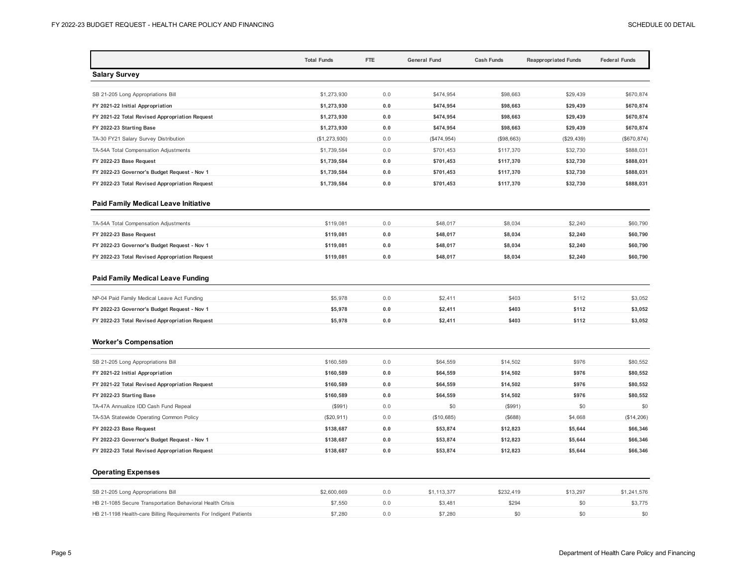| | Total Funds | FTE | General Fund | Cash Funds | Reappropriated Funds | Federal Funds |
|---|---|---|---|---|---|---|
| **Salary Survey** | | | | | | |
| SB 21-205 Long Appropriations Bill | $1,273,930 | 0.0 | $474,954 | $98,663 | $29,439 | $670,874 |
| **FY 2021-22 Initial Appropriation** | **$1,273,930** | **0.0** | **$474,954** | **$98,663** | **$29,439** | **$670,874** |
| **FY 2021-22 Total Revised Appropriation Request** | **$1,273,930** | **0.0** | **$474,954** | **$98,663** | **$29,439** | **$670,874** |
| **FY 2022-23 Starting Base** | **$1,273,930** | **0.0** | **$474,954** | **$98,663** | **$29,439** | **$670,874** |
| TA-30 FY21 Salary Survey Distribution | ($1,273,930) | 0.0 | ($474,954) | ($98,663) | ($29,439) | ($670,874) |
| TA-54A Total Compensation Adjustments | $1,739,584 | 0.0 | $701,453 | $117,370 | $32,730 | $888,031 |
| **FY 2022-23 Base Request** | **$1,739,584** | **0.0** | **$701,453** | **$117,370** | **$32,730** | **$888,031** |
| **FY 2022-23 Governor's Budget Request - Nov 1** | **$1,739,584** | **0.0** | **$701,453** | **$117,370** | **$32,730** | **$888,031** |
| **FY 2022-23 Total Revised Appropriation Request** | **$1,739,584** | **0.0** | **$701,453** | **$117,370** | **$32,730** | **$888,031** |
| **Paid Family Medical Leave Initiative** | | | | | | |
| TA-54A Total Compensation Adjustments | $119,081 | 0.0 | $48,017 | $8,034 | $2,240 | $60,790 |
| **FY 2022-23 Base Request** | **$119,081** | **0.0** | **$48,017** | **$8,034** | **$2,240** | **$60,790** |
| **FY 2022-23 Governor's Budget Request - Nov 1** | **$119,081** | **0.0** | **$48,017** | **$8,034** | **$2,240** | **$60,790** |
| **FY 2022-23 Total Revised Appropriation Request** | **$119,081** | **0.0** | **$48,017** | **$8,034** | **$2,240** | **$60,790** |
| **Paid Family Medical Leave Funding** | | | | | | |
| NP-04 Paid Family Medical Leave Act Funding | $5,978 | 0.0 | $2,411 | $403 | $112 | $3,052 |
| **FY 2022-23 Governor's Budget Request - Nov 1** | **$5,978** | **0.0** | **$2,411** | **$403** | **$112** | **$3,052** |
| **FY 2022-23 Total Revised Appropriation Request** | **$5,978** | **0.0** | **$2,411** | **$403** | **$112** | **$3,052** |
| **Worker's Compensation** | | | | | | |
| SB 21-205 Long Appropriations Bill | $160,589 | 0.0 | $64,559 | $14,502 | $976 | $80,552 |
| **FY 2021-22 Initial Appropriation** | **$160,589** | **0.0** | **$64,559** | **$14,502** | **$976** | **$80,552** |
| **FY 2021-22 Total Revised Appropriation Request** | **$160,589** | **0.0** | **$64,559** | **$14,502** | **$976** | **$80,552** |
| **FY 2022-23 Starting Base** | **$160,589** | **0.0** | **$64,559** | **$14,502** | **$976** | **$80,552** |
| TA-47A Annualize IDD Cash Fund Repeal | ($991) | 0.0 | $0 | ($991) | $0 | $0 |
| TA-53A Statewide Operating Common Policy | ($20,911) | 0.0 | ($10,685) | ($688) | $4,668 | ($14,206) |
| **FY 2022-23 Base Request** | **$138,687** | **0.0** | **$53,874** | **$12,823** | **$5,644** | **$66,346** |
| **FY 2022-23 Governor's Budget Request - Nov 1** | **$138,687** | **0.0** | **$53,874** | **$12,823** | **$5,644** | **$66,346** |
| **FY 2022-23 Total Revised Appropriation Request** | **$138,687** | **0.0** | **$53,874** | **$12,823** | **$5,644** | **$66,346** |
| **Operating Expenses** | | | | | | |
| SB 21-205 Long Appropriations Bill | $2,600,669 | 0.0 | $1,113,377 | $232,419 | $13,297 | $1,241,576 |
| HB 21-1085 Secure Transportation Behavioral Health Crisis | $7,550 | 0.0 | $3,481 | $294 | $0 | $3,775 |
| HB 21-1198 Health-care Billing Requirements For Indigent Patients | $7,280 | 0.0 | $7,280 | $0 | $0 | $0 |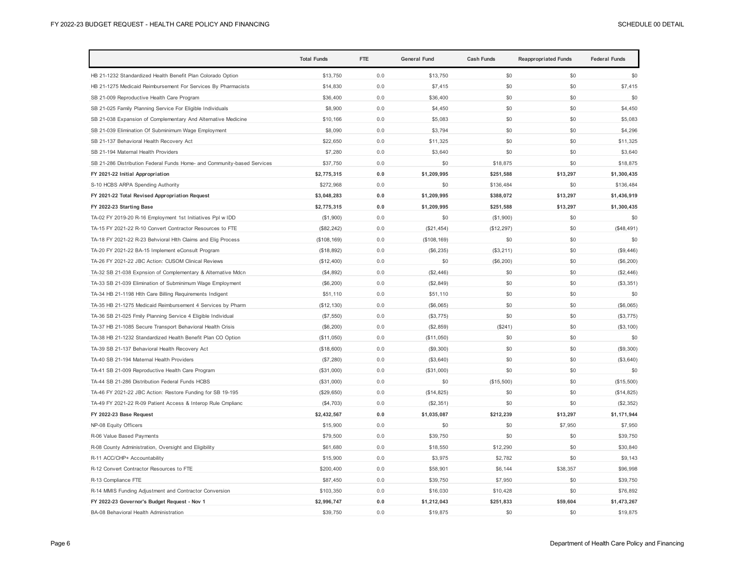| | Total Funds | FTE | General Fund | Cash Funds | Reappropriated Funds | Federal Funds |
|---|---|---|---|---|---|---|
| HB 21-1232 Standardized Health Benefit Plan Colorado Option | $13,750 | 0.0 | $13,750 | $0 | $0 | $0 |
| HB 21-1275 Medicaid Reimbursement For Services By Pharmacists | $14,830 | 0.0 | $7,415 | $0 | $0 | $7,415 |
| SB 21-009 Reproductive Health Care Program | $36,400 | 0.0 | $36,400 | $0 | $0 | $0 |
| SB 21-025 Family Planning Service For Eligible Individuals | $8,900 | 0.0 | $4,450 | $0 | $0 | $4,450 |
| SB 21-038 Expansion of Complementary And Alternative Medicine | $10,166 | 0.0 | $5,083 | $0 | $0 | $5,083 |
| SB 21-039 Elimination Of Subminimum Wage Employment | $8,090 | 0.0 | $3,794 | $0 | $0 | $4,296 |
| SB 21-137 Behavioral Health Recovery Act | $22,650 | 0.0 | $11,325 | $0 | $0 | $11,325 |
| SB 21-194 Maternal Health Providers | $7,280 | 0.0 | $3,640 | $0 | $0 | $3,640 |
| SB 21-286 Distribution Federal Funds Home- and Community-based Services | $37,750 | 0.0 | $0 | $18,875 | $0 | $18,875 |
| **FY 2021-22 Initial Appropriation** | **$2,775,315** | **0.0** | **$1,209,995** | **$251,588** | **$13,297** | **$1,300,435** |
| S-10 HCBS ARPA Spending Authority | $272,968 | 0.0 | $0 | $136,484 | $0 | $136,484 |
| **FY 2021-22 Total Revised Appropriation Request** | **$3,048,283** | **0.0** | **$1,209,995** | **$388,072** | **$13,297** | **$1,436,919** |
| **FY 2022-23 Starting Base** | **$2,775,315** | **0.0** | **$1,209,995** | **$251,588** | **$13,297** | **$1,300,435** |
| TA-02 FY 2019-20 R-16 Employment 1st Initiatives Ppl w IDD | ($1,900) | 0.0 | $0 | ($1,900) | $0 | $0 |
| TA-15 FY 2021-22 R-10 Convert Contractor Resources to FTE | ($82,242) | 0.0 | ($21,454) | ($12,297) | $0 | ($48,491) |
| TA-18 FY 2021-22 R-23 Behvioral Hlth Claims and Elig Process | ($108,169) | 0.0 | ($108,169) | $0 | $0 | $0 |
| TA-20 FY 2021-22 BA-15 Implement eConsult Program | ($18,892) | 0.0 | ($6,235) | ($3,211) | $0 | ($9,446) |
| TA-26 FY 2021-22 JBC Action: CUSOM Clinical Reviews | ($12,400) | 0.0 | $0 | ($6,200) | $0 | ($6,200) |
| TA-32 SB 21-038 Expnsion of Complementary & Alternative Mdcn | ($4,892) | 0.0 | ($2,446) | $0 | $0 | ($2,446) |
| TA-33 SB 21-039 Elimination of Subminimum Wage Employment | ($6,200) | 0.0 | ($2,849) | $0 | $0 | ($3,351) |
| TA-34 HB 21-1198 Hlth Care Billing Requirements Indigent | $51,110 | 0.0 | $51,110 | $0 | $0 | $0 |
| TA-35 HB 21-1275 Medicaid Reimbursement 4 Services by Pharm | ($12,130) | 0.0 | ($6,065) | $0 | $0 | ($6,065) |
| TA-36 SB 21-025 Fmily Planning Service 4 Eligible Individual | ($7,550) | 0.0 | ($3,775) | $0 | $0 | ($3,775) |
| TA-37 HB 21-1085 Secure Transport Behavioral Health Crisis | ($6,200) | 0.0 | ($2,859) | ($241) | $0 | ($3,100) |
| TA-38 HB 21-1232 Standardized Health Benefit Plan CO Option | ($11,050) | 0.0 | ($11,050) | $0 | $0 | $0 |
| TA-39 SB 21-137 Behavioral Health Recovery Act | ($18,600) | 0.0 | ($9,300) | $0 | $0 | ($9,300) |
| TA-40 SB 21-194 Maternal Health Providers | ($7,280) | 0.0 | ($3,640) | $0 | $0 | ($3,640) |
| TA-41 SB 21-009 Reproductive Health Care Program | ($31,000) | 0.0 | ($31,000) | $0 | $0 | $0 |
| TA-44 SB 21-286 Distribution Federal Funds HCBS | ($31,000) | 0.0 | $0 | ($15,500) | $0 | ($15,500) |
| TA-46 FY 2021-22 JBC Action: Restore Funding for SB 19-195 | ($29,650) | 0.0 | ($14,825) | $0 | $0 | ($14,825) |
| TA-49 FY 2021-22 R-09 Patient Access & Interop Rule Cmplianc | ($4,703) | 0.0 | ($2,351) | $0 | $0 | ($2,352) |
| **FY 2022-23 Base Request** | **$2,432,567** | **0.0** | **$1,035,087** | **$212,239** | **$13,297** | **$1,171,944** |
| NP-08 Equity Officers | $15,900 | 0.0 | $0 | $0 | $7,950 | $7,950 |
| R-06 Value Based Payments | $79,500 | 0.0 | $39,750 | $0 | $0 | $39,750 |
| R-08 County Administration, Oversight and Eligibility | $61,680 | 0.0 | $18,550 | $12,290 | $0 | $30,840 |
| R-11 ACC/CHP+ Accountability | $15,900 | 0.0 | $3,975 | $2,782 | $0 | $9,143 |
| R-12 Convert Contractor Resources to FTE | $200,400 | 0.0 | $58,901 | $6,144 | $38,357 | $96,998 |
| R-13 Compliance FTE | $87,450 | 0.0 | $39,750 | $7,950 | $0 | $39,750 |
| R-14 MMIS Funding Adjustment and Contractor Conversion | $103,350 | 0.0 | $16,030 | $10,428 | $0 | $76,892 |
| **FY 2022-23 Governor's Budget Request - Nov 1** | **$2,996,747** | **0.0** | **$1,212,043** | **$251,833** | **$59,604** | **$1,473,267** |
| BA-08 Behavioral Health Administration | $39,750 | 0.0 | $19,875 | $0 | $0 | $19,875 |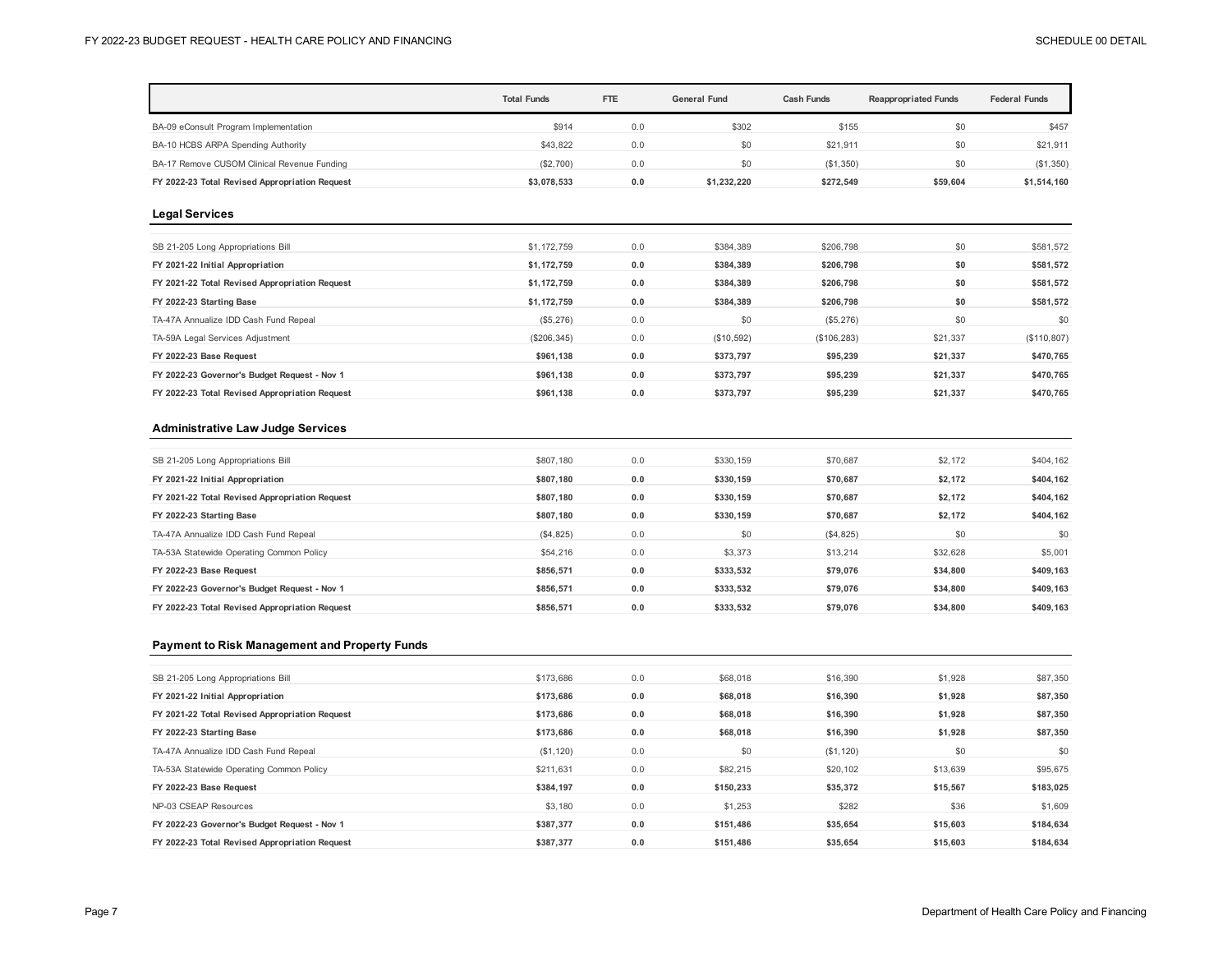| | Total Funds | FTE | General Fund | Cash Funds | Reappropriated Funds | Federal Funds |
|---|---|---|---|---|---|---|
| BA-09 eConsult Program Implementation | $914 | 0.0 | $302 | $155 | $0 | $457 |
| BA-10 HCBS ARPA Spending Authority | $43,822 | 0.0 | $0 | $21,911 | $0 | $21,911 |
| BA-17 Remove CUSOM Clinical Revenue Funding | ($2,700) | 0.0 | $0 | ($1,350) | $0 | ($1,350) |
| **FY 2022-23 Total Revised Appropriation Request** | **$3,078,533** | **0.0** | **$1,232,220** | **$272,549** | **$59,604** | **$1,514,160** |

### Legal Services

| | Total Funds | FTE | General Fund | Cash Funds | Reappropriated Funds | Federal Funds |
|---|---|---|---|---|---|---|
| SB 21-205 Long Appropriations Bill | $1,172,759 | 0.0 | $384,389 | $206,798 | $0 | $581,572 |
| **FY 2021-22 Initial Appropriation** | **$1,172,759** | **0.0** | **$384,389** | **$206,798** | **$0** | **$581,572** |
| **FY 2021-22 Total Revised Appropriation Request** | **$1,172,759** | **0.0** | **$384,389** | **$206,798** | **$0** | **$581,572** |
| **FY 2022-23 Starting Base** | **$1,172,759** | **0.0** | **$384,389** | **$206,798** | **$0** | **$581,572** |
| TA-47A Annualize IDD Cash Fund Repeal | ($5,276) | 0.0 | $0 | ($5,276) | $0 | $0 |
| TA-59A Legal Services Adjustment | ($206,345) | 0.0 | ($10,592) | ($106,283) | $21,337 | ($110,807) |
| **FY 2022-23 Base Request** | **$961,138** | **0.0** | **$373,797** | **$95,239** | **$21,337** | **$470,765** |
| **FY 2022-23 Governor's Budget Request - Nov 1** | **$961,138** | **0.0** | **$373,797** | **$95,239** | **$21,337** | **$470,765** |
| **FY 2022-23 Total Revised Appropriation Request** | **$961,138** | **0.0** | **$373,797** | **$95,239** | **$21,337** | **$470,765** |

### Administrative Law Judge Services

| | Total Funds | FTE | General Fund | Cash Funds | Reappropriated Funds | Federal Funds |
|---|---|---|---|---|---|---|
| SB 21-205 Long Appropriations Bill | $807,180 | 0.0 | $330,159 | $70,687 | $2,172 | $404,162 |
| **FY 2021-22 Initial Appropriation** | **$807,180** | **0.0** | **$330,159** | **$70,687** | **$2,172** | **$404,162** |
| **FY 2021-22 Total Revised Appropriation Request** | **$807,180** | **0.0** | **$330,159** | **$70,687** | **$2,172** | **$404,162** |
| **FY 2022-23 Starting Base** | **$807,180** | **0.0** | **$330,159** | **$70,687** | **$2,172** | **$404,162** |
| TA-47A Annualize IDD Cash Fund Repeal | ($4,825) | 0.0 | $0 | ($4,825) | $0 | $0 |
| TA-53A Statewide Operating Common Policy | $54,216 | 0.0 | $3,373 | $13,214 | $32,628 | $5,001 |
| **FY 2022-23 Base Request** | **$856,571** | **0.0** | **$333,532** | **$79,076** | **$34,800** | **$409,163** |
| **FY 2022-23 Governor's Budget Request - Nov 1** | **$856,571** | **0.0** | **$333,532** | **$79,076** | **$34,800** | **$409,163** |
| **FY 2022-23 Total Revised Appropriation Request** | **$856,571** | **0.0** | **$333,532** | **$79,076** | **$34,800** | **$409,163** |

### Payment to Risk Management and Property Funds

| | Total Funds | FTE | General Fund | Cash Funds | Reappropriated Funds | Federal Funds |
|---|---|---|---|---|---|---|
| SB 21-205 Long Appropriations Bill | $173,686 | 0.0 | $68,018 | $16,390 | $1,928 | $87,350 |
| **FY 2021-22 Initial Appropriation** | **$173,686** | **0.0** | **$68,018** | **$16,390** | **$1,928** | **$87,350** |
| **FY 2021-22 Total Revised Appropriation Request** | **$173,686** | **0.0** | **$68,018** | **$16,390** | **$1,928** | **$87,350** |
| **FY 2022-23 Starting Base** | **$173,686** | **0.0** | **$68,018** | **$16,390** | **$1,928** | **$87,350** |
| TA-47A Annualize IDD Cash Fund Repeal | ($1,120) | 0.0 | $0 | ($1,120) | $0 | $0 |
| TA-53A Statewide Operating Common Policy | $211,631 | 0.0 | $82,215 | $20,102 | $13,639 | $95,675 |
| **FY 2022-23 Base Request** | **$384,197** | **0.0** | **$150,233** | **$35,372** | **$15,567** | **$183,025** |
| NP-03 CSEAP Resources | $3,180 | 0.0 | $1,253 | $282 | $36 | $1,609 |
| **FY 2022-23 Governor's Budget Request - Nov 1** | **$387,377** | **0.0** | **$151,486** | **$35,654** | **$15,603** | **$184,634** |
| **FY 2022-23 Total Revised Appropriation Request** | **$387,377** | **0.0** | **$151,486** | **$35,654** | **$15,603** | **$184,634** |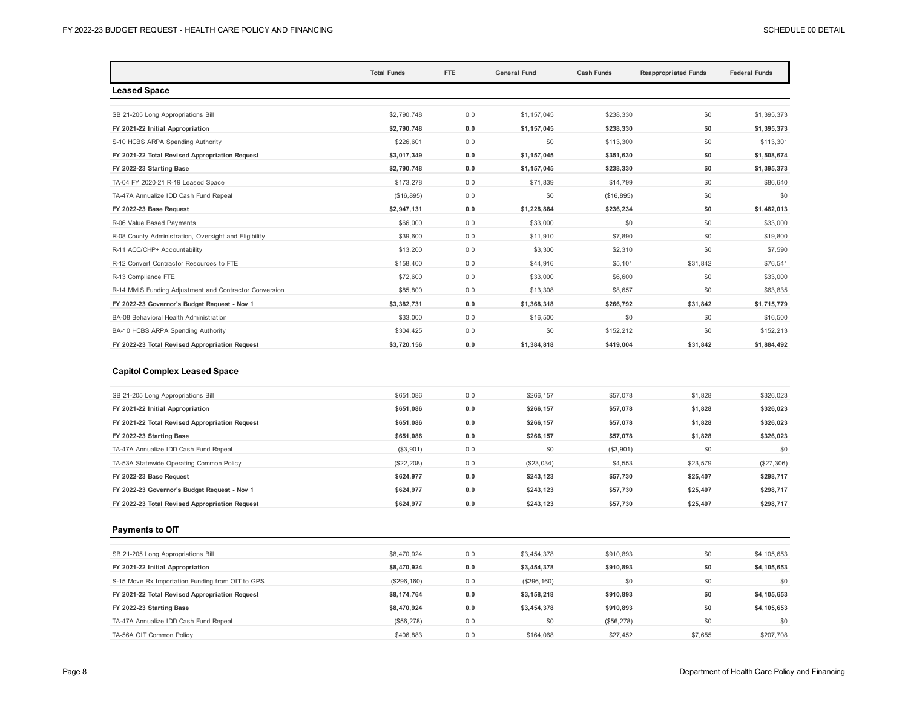| | Total Funds | FTE | General Fund | Cash Funds | Reappropriated Funds | Federal Funds |
|---|---|---|---|---|---|---|
| **Leased Space** | | | | | | |
| SB 21-205 Long Appropriations Bill | $2,790,748 | 0.0 | $1,157,045 | $238,330 | $0 | $1,395,373 |
| **FY 2021-22 Initial Appropriation** | **$2,790,748** | **0.0** | **$1,157,045** | **$238,330** | **$0** | **$1,395,373** |
| S-10 HCBS ARPA Spending Authority | $226,601 | 0.0 | $0 | $113,300 | $0 | $113,301 |
| **FY 2021-22 Total Revised Appropriation Request** | **$3,017,349** | **0.0** | **$1,157,045** | **$351,630** | **$0** | **$1,508,674** |
| **FY 2022-23 Starting Base** | **$2,790,748** | **0.0** | **$1,157,045** | **$238,330** | **$0** | **$1,395,373** |
| TA-04 FY 2020-21 R-19 Leased Space | $173,278 | 0.0 | $71,839 | $14,799 | $0 | $86,640 |
| TA-47A Annualize IDD Cash Fund Repeal | ($16,895) | 0.0 | $0 | ($16,895) | $0 | $0 |
| **FY 2022-23 Base Request** | **$2,947,131** | **0.0** | **$1,228,884** | **$236,234** | **$0** | **$1,482,013** |
| R-06 Value Based Payments | $66,000 | 0.0 | $33,000 | $0 | $0 | $33,000 |
| R-08 County Administration, Oversight and Eligibility | $39,600 | 0.0 | $11,910 | $7,890 | $0 | $19,800 |
| R-11 ACC/CHP+ Accountability | $13,200 | 0.0 | $3,300 | $2,310 | $0 | $7,590 |
| R-12 Convert Contractor Resources to FTE | $158,400 | 0.0 | $44,916 | $5,101 | $31,842 | $76,541 |
| R-13 Compliance FTE | $72,600 | 0.0 | $33,000 | $6,600 | $0 | $33,000 |
| R-14 MMIS Funding Adjustment and Contractor Conversion | $85,800 | 0.0 | $13,308 | $8,657 | $0 | $63,835 |
| **FY 2022-23 Governor's Budget Request - Nov 1** | **$3,382,731** | **0.0** | **$1,368,318** | **$266,792** | **$31,842** | **$1,715,779** |
| BA-08 Behavioral Health Administration | $33,000 | 0.0 | $16,500 | $0 | $0 | $16,500 |
| BA-10 HCBS ARPA Spending Authority | $304,425 | 0.0 | $0 | $152,212 | $0 | $152,213 |
| **FY 2022-23 Total Revised Appropriation Request** | **$3,720,156** | **0.0** | **$1,384,818** | **$419,004** | **$31,842** | **$1,884,492** |
| **Capitol Complex Leased Space** | | | | | | |
| SB 21-205 Long Appropriations Bill | $651,086 | 0.0 | $266,157 | $57,078 | $1,828 | $326,023 |
| **FY 2021-22 Initial Appropriation** | **$651,086** | **0.0** | **$266,157** | **$57,078** | **$1,828** | **$326,023** |
| **FY 2021-22 Total Revised Appropriation Request** | **$651,086** | **0.0** | **$266,157** | **$57,078** | **$1,828** | **$326,023** |
| **FY 2022-23 Starting Base** | **$651,086** | **0.0** | **$266,157** | **$57,078** | **$1,828** | **$326,023** |
| TA-47A Annualize IDD Cash Fund Repeal | ($3,901) | 0.0 | $0 | ($3,901) | $0 | $0 |
| TA-53A Statewide Operating Common Policy | ($22,208) | 0.0 | ($23,034) | $4,553 | $23,579 | ($27,306) |
| **FY 2022-23 Base Request** | **$624,977** | **0.0** | **$243,123** | **$57,730** | **$25,407** | **$298,717** |
| **FY 2022-23 Governor's Budget Request - Nov 1** | **$624,977** | **0.0** | **$243,123** | **$57,730** | **$25,407** | **$298,717** |
| **FY 2022-23 Total Revised Appropriation Request** | **$624,977** | **0.0** | **$243,123** | **$57,730** | **$25,407** | **$298,717** |
| **Payments to OIT** | | | | | | |
| SB 21-205 Long Appropriations Bill | $8,470,924 | 0.0 | $3,454,378 | $910,893 | $0 | $4,105,653 |
| **FY 2021-22 Initial Appropriation** | **$8,470,924** | **0.0** | **$3,454,378** | **$910,893** | **$0** | **$4,105,653** |
| S-15 Move Rx Importation Funding from OIT to GPS | ($296,160) | 0.0 | ($296,160) | $0 | $0 | $0 |
| **FY 2021-22 Total Revised Appropriation Request** | **$8,174,764** | **0.0** | **$3,158,218** | **$910,893** | **$0** | **$4,105,653** |
| **FY 2022-23 Starting Base** | **$8,470,924** | **0.0** | **$3,454,378** | **$910,893** | **$0** | **$4,105,653** |
| TA-47A Annualize IDD Cash Fund Repeal | ($56,278) | 0.0 | $0 | ($56,278) | $0 | $0 |
| TA-56A OIT Common Policy | $406,883 | 0.0 | $164,068 | $27,452 | $7,655 | $207,708 |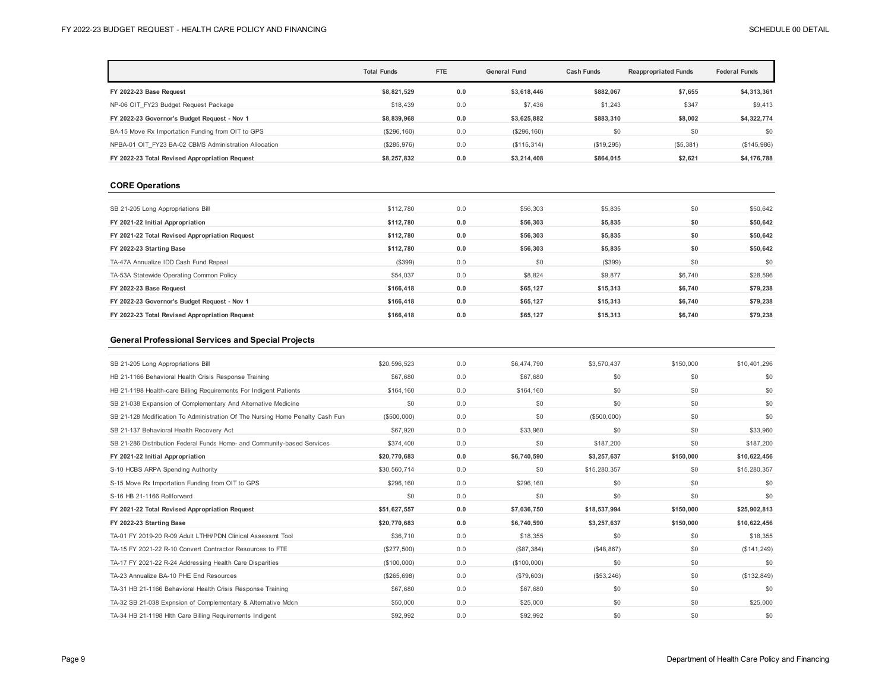| | Total Funds | FTE | General Fund | Cash Funds | Reappropriated Funds | Federal Funds |
|---|---|---|---|---|---|---|
| **FY 2022-23 Base Request** | **$8,821,529** | **0.0** | **$3,618,446** | **$882,067** | **$7,655** | **$4,313,361** |
| NP-06 OIT_FY23 Budget Request Package | $18,439 | 0.0 | $7,436 | $1,243 | $347 | $9,413 |
| **FY 2022-23 Governor's Budget Request - Nov 1** | **$8,839,968** | **0.0** | **$3,625,882** | **$883,310** | **$8,002** | **$4,322,774** |
| BA-15 Move Rx Importation Funding from OIT to GPS | ($296,160) | 0.0 | ($296,160) | $0 | $0 | $0 |
| NPBA-01 OIT_FY23 BA-02 CBMS Administration Allocation | ($285,976) | 0.0 | ($115,314) | ($19,295) | ($5,381) | ($145,986) |
| **FY 2022-23 Total Revised Appropriation Request** | **$8,257,832** | **0.0** | **$3,214,408** | **$864,015** | **$2,621** | **$4,176,788** |

### CORE Operations

| | Total Funds | FTE | General Fund | Cash Funds | Reappropriated Funds | Federal Funds |
|---|---|---|---|---|---|---|
| SB 21-205 Long Appropriations Bill | $112,780 | 0.0 | $56,303 | $5,835 | $0 | $50,642 |
| **FY 2021-22 Initial Appropriation** | **$112,780** | **0.0** | **$56,303** | **$5,835** | **$0** | **$50,642** |
| **FY 2021-22 Total Revised Appropriation Request** | **$112,780** | **0.0** | **$56,303** | **$5,835** | **$0** | **$50,642** |
| **FY 2022-23 Starting Base** | **$112,780** | **0.0** | **$56,303** | **$5,835** | **$0** | **$50,642** |
| TA-47A Annualize IDD Cash Fund Repeal | ($399) | 0.0 | $0 | ($399) | $0 | $0 |
| TA-53A Statewide Operating Common Policy | $54,037 | 0.0 | $8,824 | $9,877 | $6,740 | $28,596 |
| **FY 2022-23 Base Request** | **$166,418** | **0.0** | **$65,127** | **$15,313** | **$6,740** | **$79,238** |
| **FY 2022-23 Governor's Budget Request - Nov 1** | **$166,418** | **0.0** | **$65,127** | **$15,313** | **$6,740** | **$79,238** |
| **FY 2022-23 Total Revised Appropriation Request** | **$166,418** | **0.0** | **$65,127** | **$15,313** | **$6,740** | **$79,238** |

### General Professional Services and Special Projects

| | Total Funds | FTE | General Fund | Cash Funds | Reappropriated Funds | Federal Funds |
|---|---|---|---|---|---|---|
| SB 21-205 Long Appropriations Bill | $20,596,523 | 0.0 | $6,474,790 | $3,570,437 | $150,000 | $10,401,296 |
| HB 21-1166 Behavioral Health Crisis Response Training | $67,680 | 0.0 | $67,680 | $0 | $0 | $0 |
| HB 21-1198 Health-care Billing Requirements For Indigent Patients | $164,160 | 0.0 | $164,160 | $0 | $0 | $0 |
| SB 21-038 Expansion of Complementary And Alternative Medicine | $0 | 0.0 | $0 | $0 | $0 | $0 |
| SB 21-128 Modification To Administration Of The Nursing Home Penalty Cash Fun | ($500,000) | 0.0 | $0 | ($500,000) | $0 | $0 |
| SB 21-137 Behavioral Health Recovery Act | $67,920 | 0.0 | $33,960 | $0 | $0 | $33,960 |
| SB 21-286 Distribution Federal Funds Home- and Community-based Services | $374,400 | 0.0 | $0 | $187,200 | $0 | $187,200 |
| **FY 2021-22 Initial Appropriation** | **$20,770,683** | **0.0** | **$6,740,590** | **$3,257,637** | **$150,000** | **$10,622,456** |
| S-10 HCBS ARPA Spending Authority | $30,560,714 | 0.0 | $0 | $15,280,357 | $0 | $15,280,357 |
| S-15 Move Rx Importation Funding from OIT to GPS | $296,160 | 0.0 | $296,160 | $0 | $0 | $0 |
| S-16 HB 21-1166 Rollforward | $0 | 0.0 | $0 | $0 | $0 | $0 |
| **FY 2021-22 Total Revised Appropriation Request** | **$51,627,557** | **0.0** | **$7,036,750** | **$18,537,994** | **$150,000** | **$25,902,813** |
| **FY 2022-23 Starting Base** | **$20,770,683** | **0.0** | **$6,740,590** | **$3,257,637** | **$150,000** | **$10,622,456** |
| TA-01 FY 2019-20 R-09 Adult LTHH/PDN Clinical Assessmt Tool | $36,710 | 0.0 | $18,355 | $0 | $0 | $18,355 |
| TA-15 FY 2021-22 R-10 Convert Contractor Resources to FTE | ($277,500) | 0.0 | ($87,384) | ($48,867) | $0 | ($141,249) |
| TA-17 FY 2021-22 R-24 Addressing Health Care Disparities | ($100,000) | 0.0 | ($100,000) | $0 | $0 | $0 |
| TA-23 Annualize BA-10 PHE End Resources | ($265,698) | 0.0 | ($79,603) | ($53,246) | $0 | ($132,849) |
| TA-31 HB 21-1166 Behavioral Health Crisis Response Training | $67,680 | 0.0 | $67,680 | $0 | $0 | $0 |
| TA-32 SB 21-038 Expnsion of Complementary & Alternative Mdcn | $50,000 | 0.0 | $25,000 | $0 | $0 | $25,000 |
| TA-34 HB 21-1198 Hlth Care Billing Requirements Indigent | $92,992 | 0.0 | $92,992 | $0 | $0 | $0 |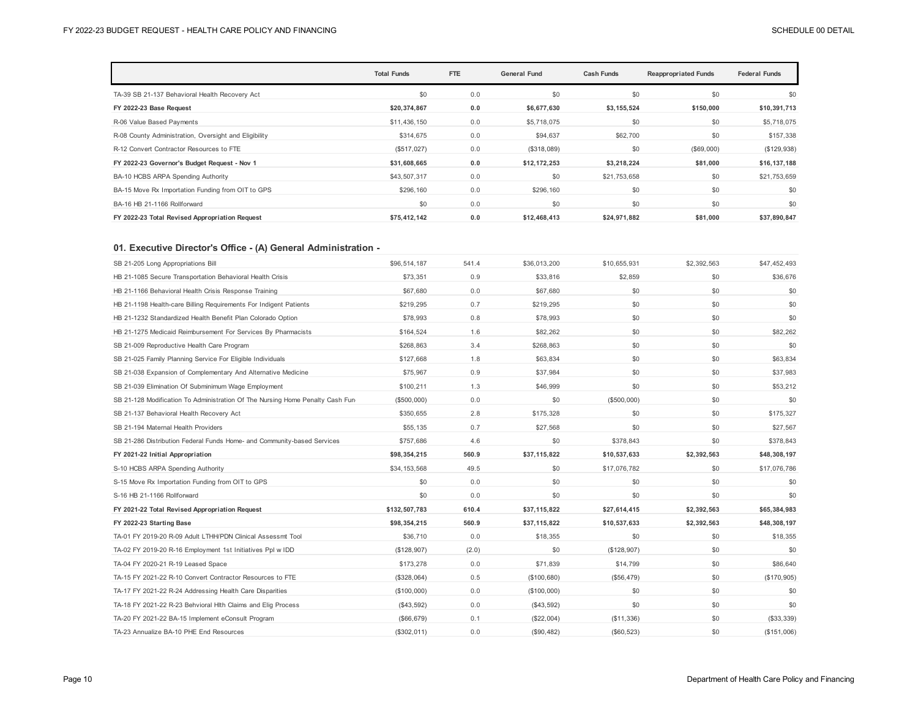| | Total Funds | FTE | General Fund | Cash Funds | Reappropriated Funds | Federal Funds |
|---|---|---|---|---|---|---|
| TA-39 SB 21-137 Behavioral Health Recovery Act | $0 | 0.0 | $0 | $0 | $0 | $0 |
| **FY 2022-23 Base Request** | **$20,374,867** | **0.0** | **$6,677,630** | **$3,155,524** | **$150,000** | **$10,391,713** |
| R-06 Value Based Payments | $11,436,150 | 0.0 | $5,718,075 | $0 | $0 | $5,718,075 |
| R-08 County Administration, Oversight and Eligibility | $314,675 | 0.0 | $94,637 | $62,700 | $0 | $157,338 |
| R-12 Convert Contractor Resources to FTE | ($517,027) | 0.0 | ($318,089) | $0 | ($69,000) | ($129,938) |
| **FY 2022-23 Governor's Budget Request - Nov 1** | **$31,608,665** | **0.0** | **$12,172,253** | **$3,218,224** | **$81,000** | **$16,137,188** |
| BA-10 HCBS ARPA Spending Authority | $43,507,317 | 0.0 | $0 | $21,753,658 | $0 | $21,753,659 |
| BA-15 Move Rx Importation Funding from OIT to GPS | $296,160 | 0.0 | $296,160 | $0 | $0 | $0 |
| BA-16 HB 21-1166 Rollforward | $0 | 0.0 | $0 | $0 | $0 | $0 |
| **FY 2022-23 Total Revised Appropriation Request** | **$75,412,142** | **0.0** | **$12,468,413** | **$24,971,882** | **$81,000** | **$37,890,847** |

## 01. Executive Director's Office - (A) General Administration -

| | Total Funds | FTE | General Fund | Cash Funds | Reappropriated Funds | Federal Funds |
|---|---|---|---|---|---|---|
| SB 21-205 Long Appropriations Bill | $96,514,187 | 541.4 | $36,013,200 | $10,655,931 | $2,392,563 | $47,452,493 |
| HB 21-1085 Secure Transportation Behavioral Health Crisis | $73,351 | 0.9 | $33,816 | $2,859 | $0 | $36,676 |
| HB 21-1166 Behavioral Health Crisis Response Training | $67,680 | 0.0 | $67,680 | $0 | $0 | $0 |
| HB 21-1198 Health-care Billing Requirements For Indigent Patients | $219,295 | 0.7 | $219,295 | $0 | $0 | $0 |
| HB 21-1232 Standardized Health Benefit Plan Colorado Option | $78,993 | 0.8 | $78,993 | $0 | $0 | $0 |
| HB 21-1275 Medicaid Reimbursement For Services By Pharmacists | $164,524 | 1.6 | $82,262 | $0 | $0 | $82,262 |
| SB 21-009 Reproductive Health Care Program | $268,863 | 3.4 | $268,863 | $0 | $0 | $0 |
| SB 21-025 Family Planning Service For Eligible Individuals | $127,668 | 1.8 | $63,834 | $0 | $0 | $63,834 |
| SB 21-038 Expansion of Complementary And Alternative Medicine | $75,967 | 0.9 | $37,984 | $0 | $0 | $37,983 |
| SB 21-039 Elimination Of Subminimum Wage Employment | $100,211 | 1.3 | $46,999 | $0 | $0 | $53,212 |
| SB 21-128 Modification To Administration Of The Nursing Home Penalty Cash Fun | ($500,000) | 0.0 | $0 | ($500,000) | $0 | $0 |
| SB 21-137 Behavioral Health Recovery Act | $350,655 | 2.8 | $175,328 | $0 | $0 | $175,327 |
| SB 21-194 Maternal Health Providers | $55,135 | 0.7 | $27,568 | $0 | $0 | $27,567 |
| SB 21-286 Distribution Federal Funds Home- and Community-based Services | $757,686 | 4.6 | $0 | $378,843 | $0 | $378,843 |
| **FY 2021-22 Initial Appropriation** | **$98,354,215** | **560.9** | **$37,115,822** | **$10,537,633** | **$2,392,563** | **$48,308,197** |
| S-10 HCBS ARPA Spending Authority | $34,153,568 | 49.5 | $0 | $17,076,782 | $0 | $17,076,786 |
| S-15 Move Rx Importation Funding from OIT to GPS | $0 | 0.0 | $0 | $0 | $0 | $0 |
| S-16 HB 21-1166 Rollforward | $0 | 0.0 | $0 | $0 | $0 | $0 |
| **FY 2021-22 Total Revised Appropriation Request** | **$132,507,783** | **610.4** | **$37,115,822** | **$27,614,415** | **$2,392,563** | **$65,384,983** |
| **FY 2022-23 Starting Base** | **$98,354,215** | **560.9** | **$37,115,822** | **$10,537,633** | **$2,392,563** | **$48,308,197** |
| TA-01 FY 2019-20 R-09 Adult LTHH/PDN Clinical Assessmt Tool | $36,710 | 0.0 | $18,355 | $0 | $0 | $18,355 |
| TA-02 FY 2019-20 R-16 Employment 1st Initiatives Ppl w IDD | ($128,907) | (2.0) | $0 | ($128,907) | $0 | $0 |
| TA-04 FY 2020-21 R-19 Leased Space | $173,278 | 0.0 | $71,839 | $14,799 | $0 | $86,640 |
| TA-15 FY 2021-22 R-10 Convert Contractor Resources to FTE | ($328,064) | 0.5 | ($100,680) | ($56,479) | $0 | ($170,905) |
| TA-17 FY 2021-22 R-24 Addressing Health Care Disparities | ($100,000) | 0.0 | ($100,000) | $0 | $0 | $0 |
| TA-18 FY 2021-22 R-23 Behvioral Hlth Claims and Elig Process | ($43,592) | 0.0 | ($43,592) | $0 | $0 | $0 |
| TA-20 FY 2021-22 BA-15 Implement eConsult Program | ($66,679) | 0.1 | ($22,004) | ($11,336) | $0 | ($33,339) |
| TA-23 Annualize BA-10 PHE End Resources | ($302,011) | 0.0 | ($90,482) | ($60,523) | $0 | ($151,006) |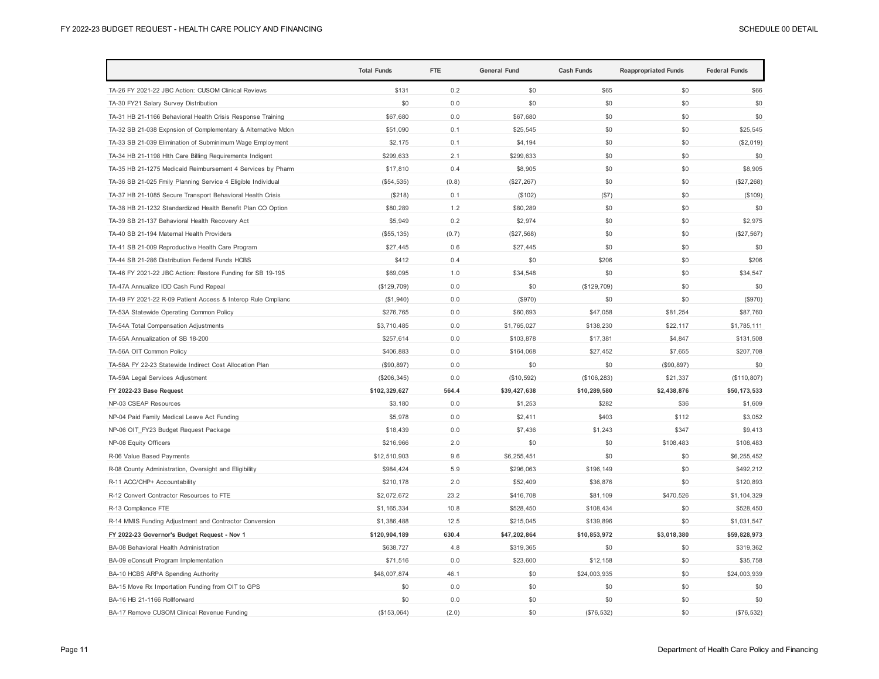| | Total Funds | FTE | General Fund | Cash Funds | Reappropriated Funds | Federal Funds |
|---|---|---|---|---|---|---|
| TA-26 FY 2021-22 JBC Action: CUSOM Clinical Reviews | $131 | 0.2 | $0 | $65 | $0 | $66 |
| TA-30 FY21 Salary Survey Distribution | $0 | 0.0 | $0 | $0 | $0 | $0 |
| TA-31 HB 21-1166 Behavioral Health Crisis Response Training | $67,680 | 0.0 | $67,680 | $0 | $0 | $0 |
| TA-32 SB 21-038 Expnsion of Complementary & Alternative Mdcn | $51,090 | 0.1 | $25,545 | $0 | $0 | $25,545 |
| TA-33 SB 21-039 Elimination of Subminimum Wage Employment | $2,175 | 0.1 | $4,194 | $0 | $0 | ($2,019) |
| TA-34 HB 21-1198 Hlth Care Billing Requirements Indigent | $299,633 | 2.1 | $299,633 | $0 | $0 | $0 |
| TA-35 HB 21-1275 Medicaid Reimbursement 4 Services by Pharm | $17,810 | 0.4 | $8,905 | $0 | $0 | $8,905 |
| TA-36 SB 21-025 Fmily Planning Service 4 Eligible Individual | ($54,535) | (0.8) | ($27,267) | $0 | $0 | ($27,268) |
| TA-37 HB 21-1085 Secure Transport Behavioral Health Crisis | ($218) | 0.1 | ($102) | ($7) | $0 | ($109) |
| TA-38 HB 21-1232 Standardized Health Benefit Plan CO Option | $80,289 | 1.2 | $80,289 | $0 | $0 | $0 |
| TA-39 SB 21-137 Behavioral Health Recovery Act | $5,949 | 0.2 | $2,974 | $0 | $0 | $2,975 |
| TA-40 SB 21-194 Maternal Health Providers | ($55,135) | (0.7) | ($27,568) | $0 | $0 | ($27,567) |
| TA-41 SB 21-009 Reproductive Health Care Program | $27,445 | 0.6 | $27,445 | $0 | $0 | $0 |
| TA-44 SB 21-286 Distribution Federal Funds HCBS | $412 | 0.4 | $0 | $206 | $0 | $206 |
| TA-46 FY 2021-22 JBC Action: Restore Funding for SB 19-195 | $69,095 | 1.0 | $34,548 | $0 | $0 | $34,547 |
| TA-47A Annualize IDD Cash Fund Repeal | ($129,709) | 0.0 | $0 | ($129,709) | $0 | $0 |
| TA-49 FY 2021-22 R-09 Patient Access & Interop Rule Cmplianc | ($1,940) | 0.0 | ($970) | $0 | $0 | ($970) |
| TA-53A Statewide Operating Common Policy | $276,765 | 0.0 | $60,693 | $47,058 | $81,254 | $87,760 |
| TA-54A Total Compensation Adjustments | $3,710,485 | 0.0 | $1,765,027 | $138,230 | $22,117 | $1,785,111 |
| TA-55A Annualization of SB 18-200 | $257,614 | 0.0 | $103,878 | $17,381 | $4,847 | $131,508 |
| TA-56A OIT Common Policy | $406,883 | 0.0 | $164,068 | $27,452 | $7,655 | $207,708 |
| TA-58A FY 22-23 Statewide Indirect Cost Allocation Plan | ($90,897) | 0.0 | $0 | $0 | ($90,897) | $0 |
| TA-59A Legal Services Adjustment | ($206,345) | 0.0 | ($10,592) | ($106,283) | $21,337 | ($110,807) |
| **FY 2022-23 Base Request** | **$102,329,627** | **564.4** | **$39,427,638** | **$10,289,580** | **$2,438,876** | **$50,173,533** |
| NP-03 CSEAP Resources | $3,180 | 0.0 | $1,253 | $282 | $36 | $1,609 |
| NP-04 Paid Family Medical Leave Act Funding | $5,978 | 0.0 | $2,411 | $403 | $112 | $3,052 |
| NP-06 OIT_FY23 Budget Request Package | $18,439 | 0.0 | $7,436 | $1,243 | $347 | $9,413 |
| NP-08 Equity Officers | $216,966 | 2.0 | $0 | $0 | $108,483 | $108,483 |
| R-06 Value Based Payments | $12,510,903 | 9.6 | $6,255,451 | $0 | $0 | $6,255,452 |
| R-08 County Administration, Oversight and Eligibility | $984,424 | 5.9 | $296,063 | $196,149 | $0 | $492,212 |
| R-11 ACC/CHP+ Accountability | $210,178 | 2.0 | $52,409 | $36,876 | $0 | $120,893 |
| R-12 Convert Contractor Resources to FTE | $2,072,672 | 23.2 | $416,708 | $81,109 | $470,526 | $1,104,329 |
| R-13 Compliance FTE | $1,165,334 | 10.8 | $528,450 | $108,434 | $0 | $528,450 |
| R-14 MMIS Funding Adjustment and Contractor Conversion | $1,386,488 | 12.5 | $215,045 | $139,896 | $0 | $1,031,547 |
| **FY 2022-23 Governor's Budget Request - Nov 1** | **$120,904,189** | **630.4** | **$47,202,864** | **$10,853,972** | **$3,018,380** | **$59,828,973** |
| BA-08 Behavioral Health Administration | $638,727 | 4.8 | $319,365 | $0 | $0 | $319,362 |
| BA-09 eConsult Program Implementation | $71,516 | 0.0 | $23,600 | $12,158 | $0 | $35,758 |
| BA-10 HCBS ARPA Spending Authority | $48,007,874 | 46.1 | $0 | $24,003,935 | $0 | $24,003,939 |
| BA-15 Move Rx Importation Funding from OIT to GPS | $0 | 0.0 | $0 | $0 | $0 | $0 |
| BA-16 HB 21-1166 Rollforward | $0 | 0.0 | $0 | $0 | $0 | $0 |
| BA-17 Remove CUSOM Clinical Revenue Funding | ($153,064) | (2.0) | $0 | ($76,532) | $0 | ($76,532) |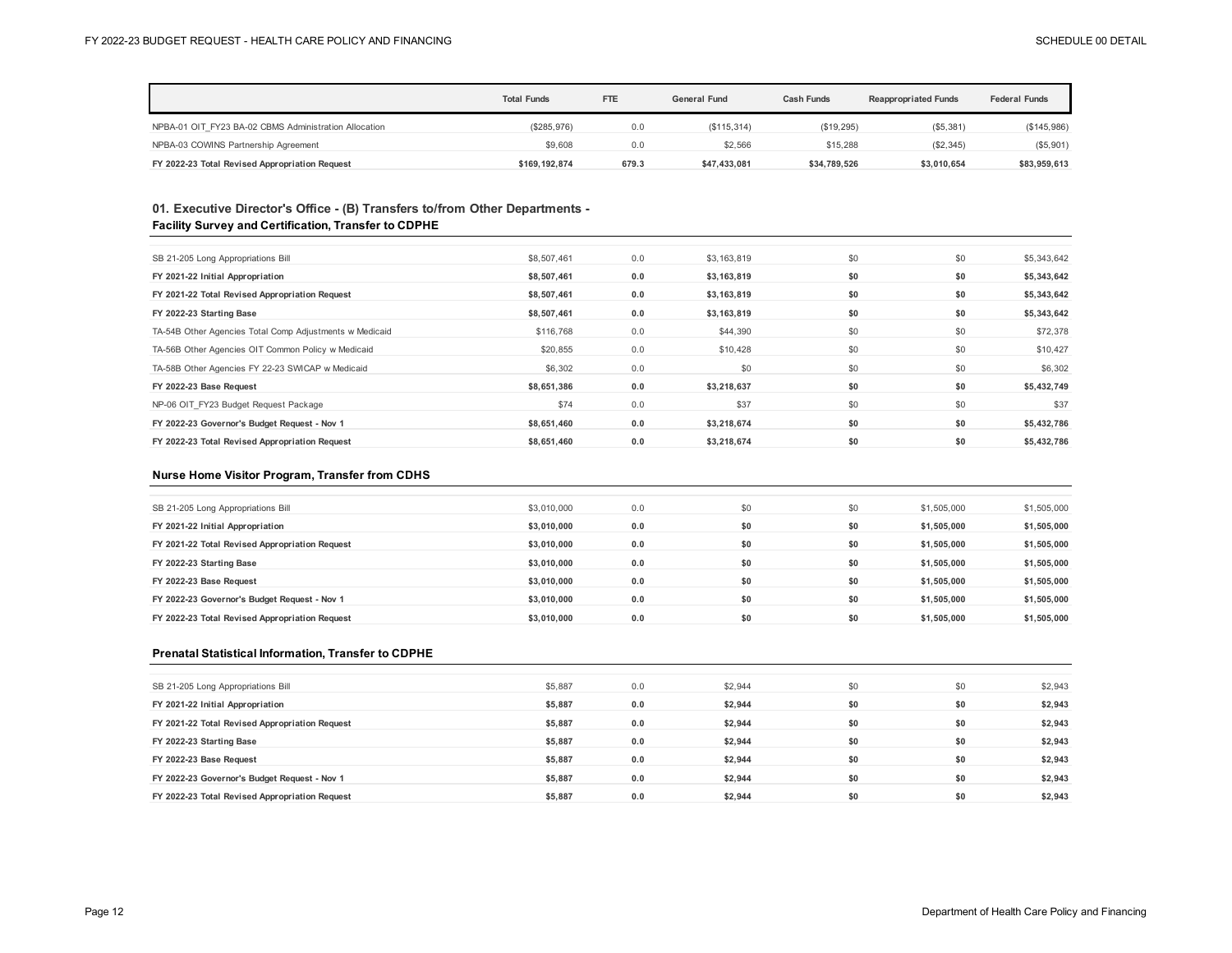| | Total Funds | FTE | General Fund | Cash Funds | Reappropriated Funds | Federal Funds |
|---|---|---|---|---|---|---|
| NPBA-01 OIT_FY23 BA-02 CBMS Administration Allocation | ($285,976) | 0.0 | ($115,314) | ($19,295) | ($5,381) | ($145,986) |
| NPBA-03 COWINS Partnership Agreement | $9,608 | 0.0 | $2,566 | $15,288 | ($2,345) | ($5,901) |
| **FY 2022-23 Total Revised Appropriation Request** | **$169,192,874** | **679.3** | **$47,433,081** | **$34,789,526** | **$3,010,654** | **$83,959,613** |

## 01. Executive Director's Office - (B) Transfers to/from Other Departments - Facility Survey and Certification, Transfer to CDPHE

| | Total Funds | FTE | General Fund | Cash Funds | Reappropriated Funds | Federal Funds |
|---|---|---|---|---|---|---|
| SB 21-205 Long Appropriations Bill | $8,507,461 | 0.0 | $3,163,819 | $0 | $0 | $5,343,642 |
| **FY 2021-22 Initial Appropriation** | **$8,507,461** | **0.0** | **$3,163,819** | **$0** | **$0** | **$5,343,642** |
| **FY 2021-22 Total Revised Appropriation Request** | **$8,507,461** | **0.0** | **$3,163,819** | **$0** | **$0** | **$5,343,642** |
| **FY 2022-23 Starting Base** | **$8,507,461** | **0.0** | **$3,163,819** | **$0** | **$0** | **$5,343,642** |
| TA-54B Other Agencies Total Comp Adjustments w Medicaid | $116,768 | 0.0 | $44,390 | $0 | $0 | $72,378 |
| TA-56B Other Agencies OIT Common Policy w Medicaid | $20,855 | 0.0 | $10,428 | $0 | $0 | $10,427 |
| TA-58B Other Agencies FY 22-23 SWICAP w Medicaid | $6,302 | 0.0 | $0 | $0 | $0 | $6,302 |
| **FY 2022-23 Base Request** | **$8,651,386** | **0.0** | **$3,218,637** | **$0** | **$0** | **$5,432,749** |
| NP-06 OIT_FY23 Budget Request Package | $74 | 0.0 | $37 | $0 | $0 | $37 |
| **FY 2022-23 Governor's Budget Request - Nov 1** | **$8,651,460** | **0.0** | **$3,218,674** | **$0** | **$0** | **$5,432,786** |
| **FY 2022-23 Total Revised Appropriation Request** | **$8,651,460** | **0.0** | **$3,218,674** | **$0** | **$0** | **$5,432,786** |

### Nurse Home Visitor Program, Transfer from CDHS

| | Total Funds | FTE | General Fund | Cash Funds | Reappropriated Funds | Federal Funds |
|---|---|---|---|---|---|---|
| SB 21-205 Long Appropriations Bill | $3,010,000 | 0.0 | $0 | $0 | $1,505,000 | $1,505,000 |
| **FY 2021-22 Initial Appropriation** | **$3,010,000** | **0.0** | **$0** | **$0** | **$1,505,000** | **$1,505,000** |
| **FY 2021-22 Total Revised Appropriation Request** | **$3,010,000** | **0.0** | **$0** | **$0** | **$1,505,000** | **$1,505,000** |
| **FY 2022-23 Starting Base** | **$3,010,000** | **0.0** | **$0** | **$0** | **$1,505,000** | **$1,505,000** |
| **FY 2022-23 Base Request** | **$3,010,000** | **0.0** | **$0** | **$0** | **$1,505,000** | **$1,505,000** |
| **FY 2022-23 Governor's Budget Request - Nov 1** | **$3,010,000** | **0.0** | **$0** | **$0** | **$1,505,000** | **$1,505,000** |
| **FY 2022-23 Total Revised Appropriation Request** | **$3,010,000** | **0.0** | **$0** | **$0** | **$1,505,000** | **$1,505,000** |

### Prenatal Statistical Information, Transfer to CDPHE

| | Total Funds | FTE | General Fund | Cash Funds | Reappropriated Funds | Federal Funds |
|---|---|---|---|---|---|---|
| SB 21-205 Long Appropriations Bill | $5,887 | 0.0 | $2,944 | $0 | $0 | $2,943 |
| **FY 2021-22 Initial Appropriation** | **$5,887** | **0.0** | **$2,944** | **$0** | **$0** | **$2,943** |
| **FY 2021-22 Total Revised Appropriation Request** | **$5,887** | **0.0** | **$2,944** | **$0** | **$0** | **$2,943** |
| **FY 2022-23 Starting Base** | **$5,887** | **0.0** | **$2,944** | **$0** | **$0** | **$2,943** |
| **FY 2022-23 Base Request** | **$5,887** | **0.0** | **$2,944** | **$0** | **$0** | **$2,943** |
| **FY 2022-23 Governor's Budget Request - Nov 1** | **$5,887** | **0.0** | **$2,944** | **$0** | **$0** | **$2,943** |
| **FY 2022-23 Total Revised Appropriation Request** | **$5,887** | **0.0** | **$2,944** | **$0** | **$0** | **$2,943** |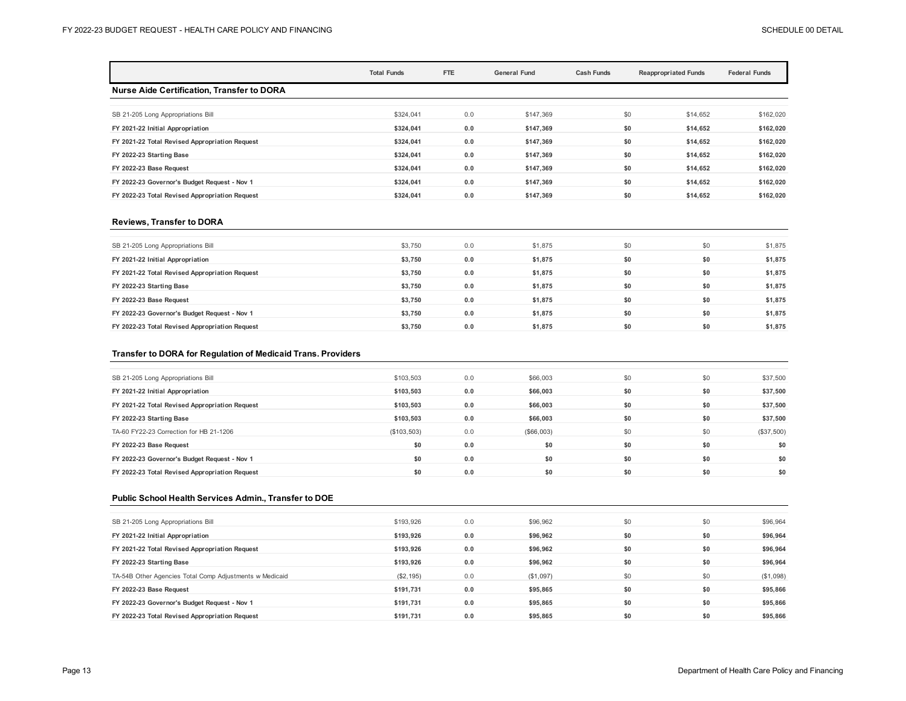| | Total Funds | FTE | General Fund | Cash Funds | Reappropriated Funds | Federal Funds |
|---|---|---|---|---|---|---|
| **Nurse Aide Certification, Transfer to DORA** | | | | | | |
| SB 21-205 Long Appropriations Bill | $324,041 | 0.0 | $147,369 | $0 | $14,652 | $162,020 |
| **FY 2021-22 Initial Appropriation** | **$324,041** | **0.0** | **$147,369** | **$0** | **$14,652** | **$162,020** |
| **FY 2021-22 Total Revised Appropriation Request** | **$324,041** | **0.0** | **$147,369** | **$0** | **$14,652** | **$162,020** |
| **FY 2022-23 Starting Base** | **$324,041** | **0.0** | **$147,369** | **$0** | **$14,652** | **$162,020** |
| **FY 2022-23 Base Request** | **$324,041** | **0.0** | **$147,369** | **$0** | **$14,652** | **$162,020** |
| **FY 2022-23 Governor's Budget Request - Nov 1** | **$324,041** | **0.0** | **$147,369** | **$0** | **$14,652** | **$162,020** |
| **FY 2022-23 Total Revised Appropriation Request** | **$324,041** | **0.0** | **$147,369** | **$0** | **$14,652** | **$162,020** |
| **Reviews, Transfer to DORA** | | | | | | |
| SB 21-205 Long Appropriations Bill | $3,750 | 0.0 | $1,875 | $0 | $0 | $1,875 |
| **FY 2021-22 Initial Appropriation** | **$3,750** | **0.0** | **$1,875** | **$0** | **$0** | **$1,875** |
| **FY 2021-22 Total Revised Appropriation Request** | **$3,750** | **0.0** | **$1,875** | **$0** | **$0** | **$1,875** |
| **FY 2022-23 Starting Base** | **$3,750** | **0.0** | **$1,875** | **$0** | **$0** | **$1,875** |
| **FY 2022-23 Base Request** | **$3,750** | **0.0** | **$1,875** | **$0** | **$0** | **$1,875** |
| **FY 2022-23 Governor's Budget Request - Nov 1** | **$3,750** | **0.0** | **$1,875** | **$0** | **$0** | **$1,875** |
| **FY 2022-23 Total Revised Appropriation Request** | **$3,750** | **0.0** | **$1,875** | **$0** | **$0** | **$1,875** |
| **Transfer to DORA for Regulation of Medicaid Trans. Providers** | | | | | | |
| SB 21-205 Long Appropriations Bill | $103,503 | 0.0 | $66,003 | $0 | $0 | $37,500 |
| **FY 2021-22 Initial Appropriation** | **$103,503** | **0.0** | **$66,003** | **$0** | **$0** | **$37,500** |
| **FY 2021-22 Total Revised Appropriation Request** | **$103,503** | **0.0** | **$66,003** | **$0** | **$0** | **$37,500** |
| **FY 2022-23 Starting Base** | **$103,503** | **0.0** | **$66,003** | **$0** | **$0** | **$37,500** |
| TA-60 FY22-23 Correction for HB 21-1206 | ($103,503) | 0.0 | ($66,003) | $0 | $0 | ($37,500) |
| **FY 2022-23 Base Request** | **$0** | **0.0** | **$0** | **$0** | **$0** | **$0** |
| **FY 2022-23 Governor's Budget Request - Nov 1** | **$0** | **0.0** | **$0** | **$0** | **$0** | **$0** |
| **FY 2022-23 Total Revised Appropriation Request** | **$0** | **0.0** | **$0** | **$0** | **$0** | **$0** |
| **Public School Health Services Admin., Transfer to DOE** | | | | | | |
| SB 21-205 Long Appropriations Bill | $193,926 | 0.0 | $96,962 | $0 | $0 | $96,964 |
| **FY 2021-22 Initial Appropriation** | **$193,926** | **0.0** | **$96,962** | **$0** | **$0** | **$96,964** |
| **FY 2021-22 Total Revised Appropriation Request** | **$193,926** | **0.0** | **$96,962** | **$0** | **$0** | **$96,964** |
| **FY 2022-23 Starting Base** | **$193,926** | **0.0** | **$96,962** | **$0** | **$0** | **$96,964** |
| TA-54B Other Agencies Total Comp Adjustments w Medicaid | ($2,195) | 0.0 | ($1,097) | $0 | $0 | ($1,098) |
| **FY 2022-23 Base Request** | **$191,731** | **0.0** | **$95,865** | **$0** | **$0** | **$95,866** |
| **FY 2022-23 Governor's Budget Request - Nov 1** | **$191,731** | **0.0** | **$95,865** | **$0** | **$0** | **$95,866** |
| **FY 2022-23 Total Revised Appropriation Request** | **$191,731** | **0.0** | **$95,865** | **$0** | **$0** | **$95,866** |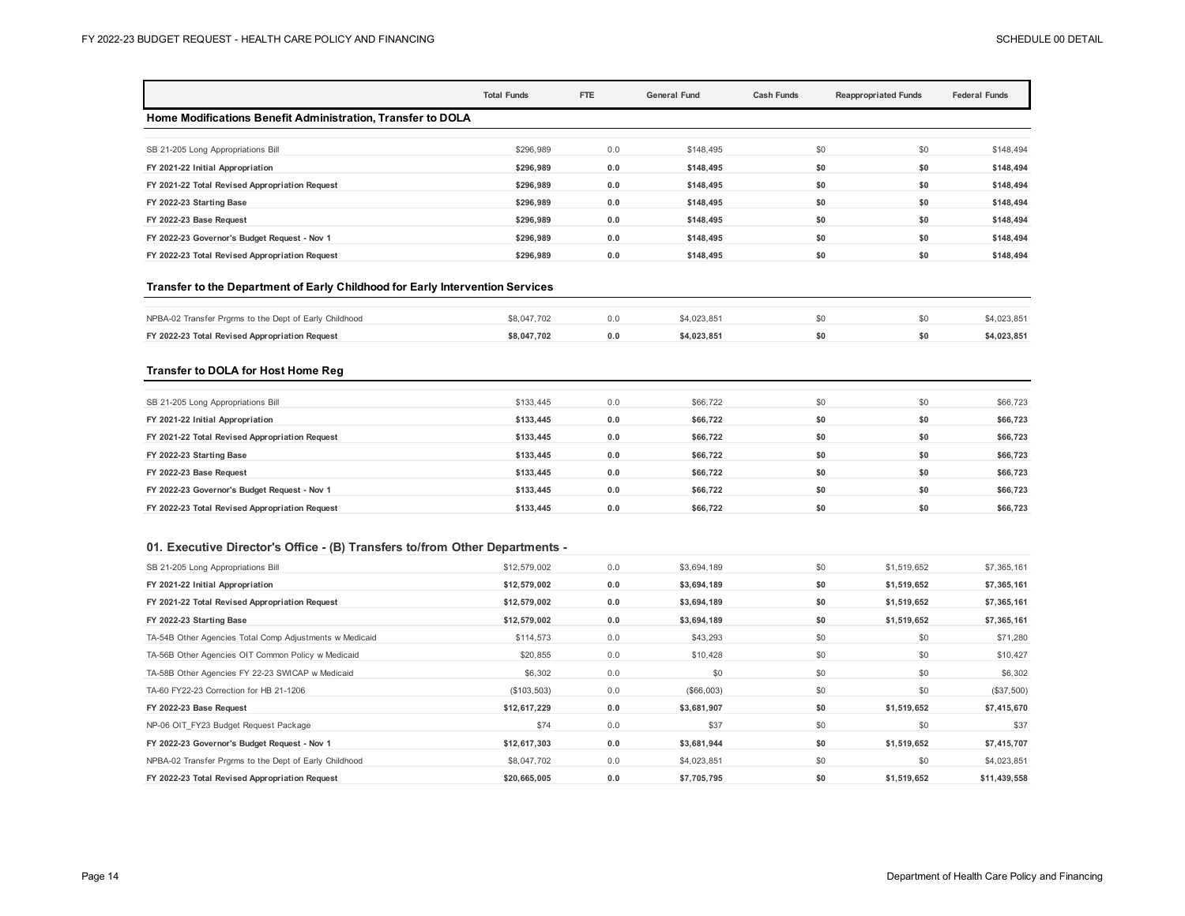| | Total Funds | FTE | General Fund | Cash Funds | Reappropriated Funds | Federal Funds |
|---|---|---|---|---|---|---|
| **Home Modifications Benefit Administration, Transfer to DOLA** | | | | | | |
| SB 21-205 Long Appropriations Bill | $296,989 | 0.0 | $148,495 | $0 | $0 | $148,494 |
| **FY 2021-22 Initial Appropriation** | **$296,989** | **0.0** | **$148,495** | **$0** | **$0** | **$148,494** |
| **FY 2021-22 Total Revised Appropriation Request** | **$296,989** | **0.0** | **$148,495** | **$0** | **$0** | **$148,494** |
| **FY 2022-23 Starting Base** | **$296,989** | **0.0** | **$148,495** | **$0** | **$0** | **$148,494** |
| **FY 2022-23 Base Request** | **$296,989** | **0.0** | **$148,495** | **$0** | **$0** | **$148,494** |
| **FY 2022-23 Governor's Budget Request - Nov 1** | **$296,989** | **0.0** | **$148,495** | **$0** | **$0** | **$148,494** |
| **FY 2022-23 Total Revised Appropriation Request** | **$296,989** | **0.0** | **$148,495** | **$0** | **$0** | **$148,494** |
| **Transfer to the Department of Early Childhood for Early Intervention Services** | | | | | | |
| NPBA-02 Transfer Prgrms to the Dept of Early Childhood | $8,047,702 | 0.0 | $4,023,851 | $0 | $0 | $4,023,851 |
| **FY 2022-23 Total Revised Appropriation Request** | **$8,047,702** | **0.0** | **$4,023,851** | **$0** | **$0** | **$4,023,851** |
| **Transfer to DOLA for Host Home Reg** | | | | | | |
| SB 21-205 Long Appropriations Bill | $133,445 | 0.0 | $66,722 | $0 | $0 | $66,723 |
| **FY 2021-22 Initial Appropriation** | **$133,445** | **0.0** | **$66,722** | **$0** | **$0** | **$66,723** |
| **FY 2021-22 Total Revised Appropriation Request** | **$133,445** | **0.0** | **$66,722** | **$0** | **$0** | **$66,723** |
| **FY 2022-23 Starting Base** | **$133,445** | **0.0** | **$66,722** | **$0** | **$0** | **$66,723** |
| **FY 2022-23 Base Request** | **$133,445** | **0.0** | **$66,722** | **$0** | **$0** | **$66,723** |
| **FY 2022-23 Governor's Budget Request - Nov 1** | **$133,445** | **0.0** | **$66,722** | **$0** | **$0** | **$66,723** |
| **FY 2022-23 Total Revised Appropriation Request** | **$133,445** | **0.0** | **$66,722** | **$0** | **$0** | **$66,723** |
| **01. Executive Director's Office - (B) Transfers to/from Other Departments -** | | | | | | |
| SB 21-205 Long Appropriations Bill | $12,579,002 | 0.0 | $3,694,189 | $0 | $1,519,652 | $7,365,161 |
| **FY 2021-22 Initial Appropriation** | **$12,579,002** | **0.0** | **$3,694,189** | **$0** | **$1,519,652** | **$7,365,161** |
| **FY 2021-22 Total Revised Appropriation Request** | **$12,579,002** | **0.0** | **$3,694,189** | **$0** | **$1,519,652** | **$7,365,161** |
| **FY 2022-23 Starting Base** | **$12,579,002** | **0.0** | **$3,694,189** | **$0** | **$1,519,652** | **$7,365,161** |
| TA-54B Other Agencies Total Comp Adjustments w Medicaid | $114,573 | 0.0 | $43,293 | $0 | $0 | $71,280 |
| TA-56B Other Agencies OIT Common Policy w Medicaid | $20,855 | 0.0 | $10,428 | $0 | $0 | $10,427 |
| TA-58B Other Agencies FY 22-23 SWICAP w Medicaid | $6,302 | 0.0 | $0 | $0 | $0 | $6,302 |
| TA-60 FY22-23 Correction for HB 21-1206 | ($103,503) | 0.0 | ($66,003) | $0 | $0 | ($37,500) |
| **FY 2022-23 Base Request** | **$12,617,229** | **0.0** | **$3,681,907** | **$0** | **$1,519,652** | **$7,415,670** |
| NP-06 OIT_FY23 Budget Request Package | $74 | 0.0 | $37 | $0 | $0 | $37 |
| **FY 2022-23 Governor's Budget Request - Nov 1** | **$12,617,303** | **0.0** | **$3,681,944** | **$0** | **$1,519,652** | **$7,415,707** |
| NPBA-02 Transfer Prgrms to the Dept of Early Childhood | $8,047,702 | 0.0 | $4,023,851 | $0 | $0 | $4,023,851 |
| **FY 2022-23 Total Revised Appropriation Request** | **$20,665,005** | **0.0** | **$7,705,795** | **$0** | **$1,519,652** | **$11,439,558** |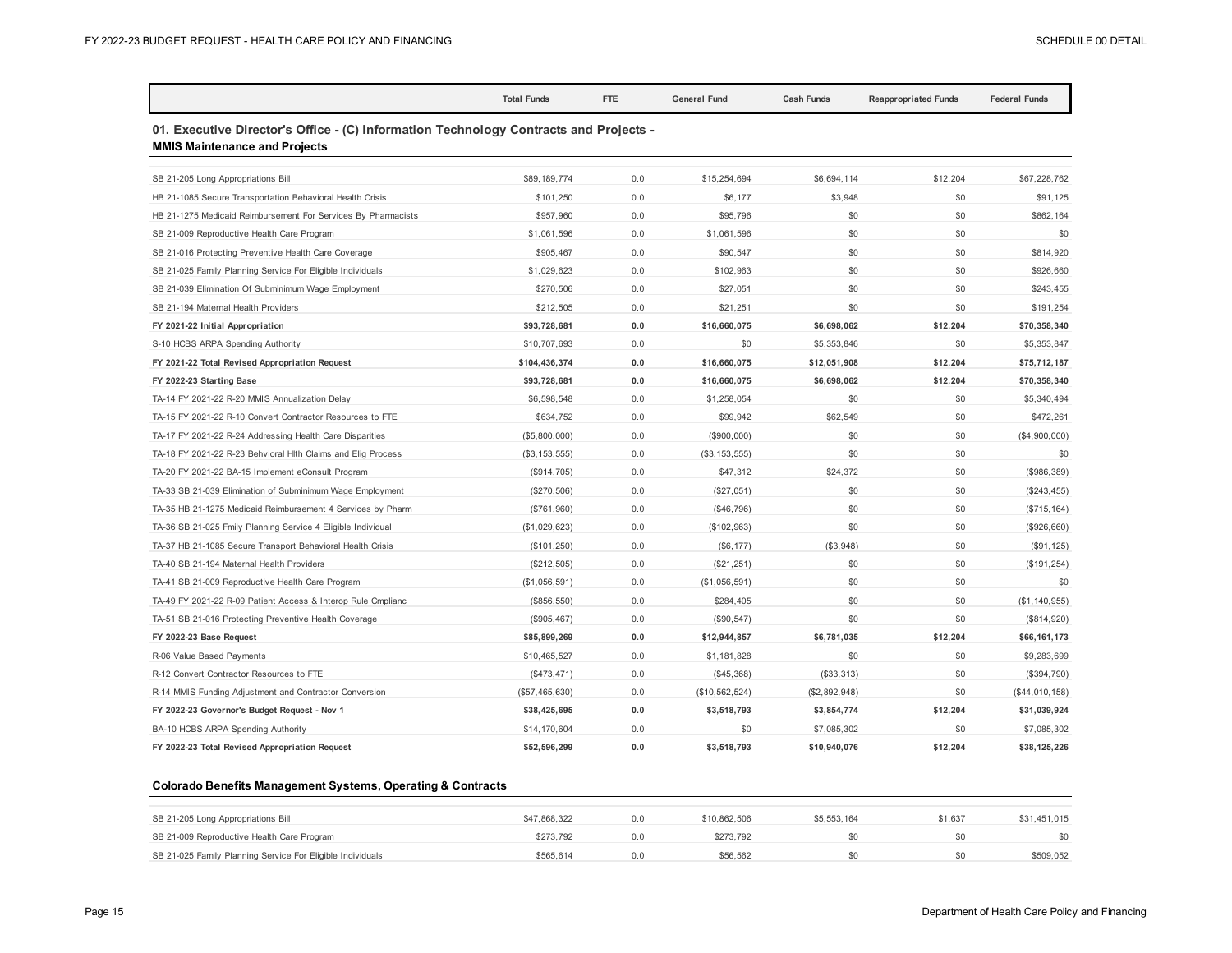| | Total Funds | FTE | General Fund | Cash Funds | Reappropriated Funds | Federal Funds |
|---|---|---|---|---|---|---|

## 01. Executive Director's Office - (C) Information Technology Contracts and Projects - MMIS Maintenance and Projects

| | Total Funds | FTE | General Fund | Cash Funds | Reappropriated Funds | Federal Funds |
|---|---|---|---|---|---|---|
| SB 21-205 Long Appropriations Bill | $89,189,774 | 0.0 | $15,254,694 | $6,694,114 | $12,204 | $67,228,762 |
| HB 21-1085 Secure Transportation Behavioral Health Crisis | $101,250 | 0.0 | $6,177 | $3,948 | $0 | $91,125 |
| HB 21-1275 Medicaid Reimbursement For Services By Pharmacists | $957,960 | 0.0 | $95,796 | $0 | $0 | $862,164 |
| SB 21-009 Reproductive Health Care Program | $1,061,596 | 0.0 | $1,061,596 | $0 | $0 | $0 |
| SB 21-016 Protecting Preventive Health Care Coverage | $905,467 | 0.0 | $90,547 | $0 | $0 | $814,920 |
| SB 21-025 Family Planning Service For Eligible Individuals | $1,029,623 | 0.0 | $102,963 | $0 | $0 | $926,660 |
| SB 21-039 Elimination Of Subminimum Wage Employment | $270,506 | 0.0 | $27,051 | $0 | $0 | $243,455 |
| SB 21-194 Maternal Health Providers | $212,505 | 0.0 | $21,251 | $0 | $0 | $191,254 |
| **FY 2021-22 Initial Appropriation** | **$93,728,681** | **0.0** | **$16,660,075** | **$6,698,062** | **$12,204** | **$70,358,340** |
| S-10 HCBS ARPA Spending Authority | $10,707,693 | 0.0 | $0 | $5,353,846 | $0 | $5,353,847 |
| **FY 2021-22 Total Revised Appropriation Request** | **$104,436,374** | **0.0** | **$16,660,075** | **$12,051,908** | **$12,204** | **$75,712,187** |
| **FY 2022-23 Starting Base** | **$93,728,681** | **0.0** | **$16,660,075** | **$6,698,062** | **$12,204** | **$70,358,340** |
| TA-14 FY 2021-22 R-20 MMIS Annualization Delay | $6,598,548 | 0.0 | $1,258,054 | $0 | $0 | $5,340,494 |
| TA-15 FY 2021-22 R-10 Convert Contractor Resources to FTE | $634,752 | 0.0 | $99,942 | $62,549 | $0 | $472,261 |
| TA-17 FY 2021-22 R-24 Addressing Health Care Disparities | ($5,800,000) | 0.0 | ($900,000) | $0 | $0 | ($4,900,000) |
| TA-18 FY 2021-22 R-23 Behvioral Hlth Claims and Elig Process | ($3,153,555) | 0.0 | ($3,153,555) | $0 | $0 | $0 |
| TA-20 FY 2021-22 BA-15 Implement eConsult Program | ($914,705) | 0.0 | $47,312 | $24,372 | $0 | ($986,389) |
| TA-33 SB 21-039 Elimination of Subminimum Wage Employment | ($270,506) | 0.0 | ($27,051) | $0 | $0 | ($243,455) |
| TA-35 HB 21-1275 Medicaid Reimbursement 4 Services by Pharm | ($761,960) | 0.0 | ($46,796) | $0 | $0 | ($715,164) |
| TA-36 SB 21-025 Fmily Planning Service 4 Eligible Individual | ($1,029,623) | 0.0 | ($102,963) | $0 | $0 | ($926,660) |
| TA-37 HB 21-1085 Secure Transport Behavioral Health Crisis | ($101,250) | 0.0 | ($6,177) | ($3,948) | $0 | ($91,125) |
| TA-40 SB 21-194 Maternal Health Providers | ($212,505) | 0.0 | ($21,251) | $0 | $0 | ($191,254) |
| TA-41 SB 21-009 Reproductive Health Care Program | ($1,056,591) | 0.0 | ($1,056,591) | $0 | $0 | $0 |
| TA-49 FY 2021-22 R-09 Patient Access & Interop Rule Cmplianc | ($856,550) | 0.0 | $284,405 | $0 | $0 | ($1,140,955) |
| TA-51 SB 21-016 Protecting Preventive Health Coverage | ($905,467) | 0.0 | ($90,547) | $0 | $0 | ($814,920) |
| **FY 2022-23 Base Request** | **$85,899,269** | **0.0** | **$12,944,857** | **$6,781,035** | **$12,204** | **$66,161,173** |
| R-06 Value Based Payments | $10,465,527 | 0.0 | $1,181,828 | $0 | $0 | $9,283,699 |
| R-12 Convert Contractor Resources to FTE | ($473,471) | 0.0 | ($45,368) | ($33,313) | $0 | ($394,790) |
| R-14 MMIS Funding Adjustment and Contractor Conversion | ($57,465,630) | 0.0 | ($10,562,524) | ($2,892,948) | $0 | ($44,010,158) |
| **FY 2022-23 Governor's Budget Request - Nov 1** | **$38,425,695** | **0.0** | **$3,518,793** | **$3,854,774** | **$12,204** | **$31,039,924** |
| BA-10 HCBS ARPA Spending Authority | $14,170,604 | 0.0 | $0 | $7,085,302 | $0 | $7,085,302 |
| **FY 2022-23 Total Revised Appropriation Request** | **$52,596,299** | **0.0** | **$3,518,793** | **$10,940,076** | **$12,204** | **$38,125,226** |

### Colorado Benefits Management Systems, Operating & Contracts

| | Total Funds | FTE | General Fund | Cash Funds | Reappropriated Funds | Federal Funds |
|---|---|---|---|---|---|---|
| SB 21-205 Long Appropriations Bill | $47,868,322 | 0.0 | $10,862,506 | $5,553,164 | $1,637 | $31,451,015 |
| SB 21-009 Reproductive Health Care Program | $273,792 | 0.0 | $273,792 | $0 | $0 | $0 |
| SB 21-025 Family Planning Service For Eligible Individuals | $565,614 | 0.0 | $56,562 | $0 | $0 | $509,052 |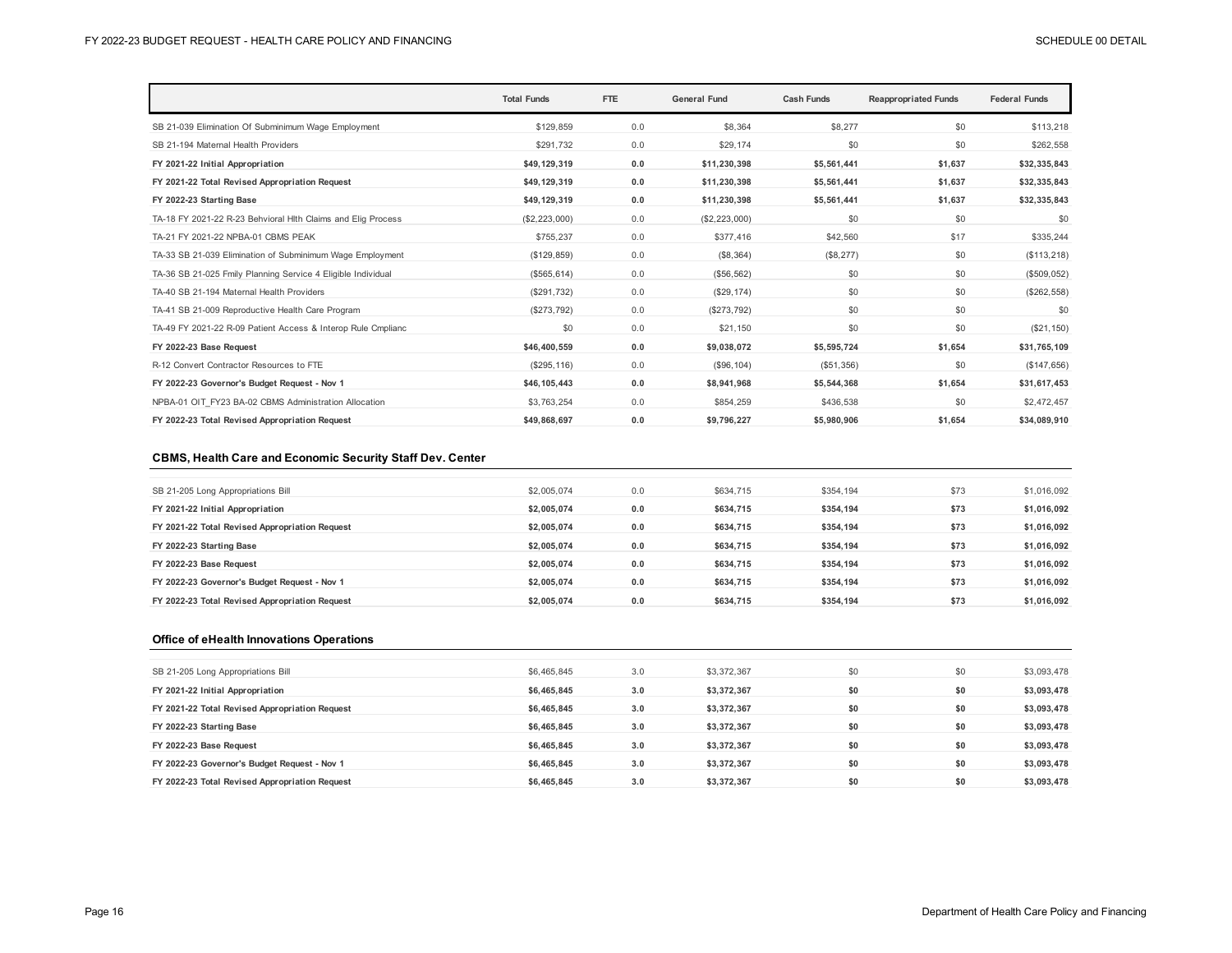| | Total Funds | FTE | General Fund | Cash Funds | Reappropriated Funds | Federal Funds |
|---|---|---|---|---|---|---|
| SB 21-039 Elimination Of Subminimum Wage Employment | $129,859 | 0.0 | $8,364 | $8,277 | $0 | $113,218 |
| SB 21-194 Maternal Health Providers | $291,732 | 0.0 | $29,174 | $0 | $0 | $262,558 |
| **FY 2021-22 Initial Appropriation** | **$49,129,319** | **0.0** | **$11,230,398** | **$5,561,441** | **$1,637** | **$32,335,843** |
| **FY 2021-22 Total Revised Appropriation Request** | **$49,129,319** | **0.0** | **$11,230,398** | **$5,561,441** | **$1,637** | **$32,335,843** |
| **FY 2022-23 Starting Base** | **$49,129,319** | **0.0** | **$11,230,398** | **$5,561,441** | **$1,637** | **$32,335,843** |
| TA-18 FY 2021-22 R-23 Behvioral Hlth Claims and Elig Process | ($2,223,000) | 0.0 | ($2,223,000) | $0 | $0 | $0 |
| TA-21 FY 2021-22 NPBA-01 CBMS PEAK | $755,237 | 0.0 | $377,416 | $42,560 | $17 | $335,244 |
| TA-33 SB 21-039 Elimination of Subminimum Wage Employment | ($129,859) | 0.0 | ($8,364) | ($8,277) | $0 | ($113,218) |
| TA-36 SB 21-025 Fmily Planning Service 4 Eligible Individual | ($565,614) | 0.0 | ($56,562) | $0 | $0 | ($509,052) |
| TA-40 SB 21-194 Maternal Health Providers | ($291,732) | 0.0 | ($29,174) | $0 | $0 | ($262,558) |
| TA-41 SB 21-009 Reproductive Health Care Program | ($273,792) | 0.0 | ($273,792) | $0 | $0 | $0 |
| TA-49 FY 2021-22 R-09 Patient Access & Interop Rule Cmplianc | $0 | 0.0 | $21,150 | $0 | $0 | ($21,150) |
| **FY 2022-23 Base Request** | **$46,400,559** | **0.0** | **$9,038,072** | **$5,595,724** | **$1,654** | **$31,765,109** |
| R-12 Convert Contractor Resources to FTE | ($295,116) | 0.0 | ($96,104) | ($51,356) | $0 | ($147,656) |
| **FY 2022-23 Governor's Budget Request - Nov 1** | **$46,105,443** | **0.0** | **$8,941,968** | **$5,544,368** | **$1,654** | **$31,617,453** |
| NPBA-01 OIT_FY23 BA-02 CBMS Administration Allocation | $3,763,254 | 0.0 | $854,259 | $436,538 | $0 | $2,472,457 |
| **FY 2022-23 Total Revised Appropriation Request** | **$49,868,697** | **0.0** | **$9,796,227** | **$5,980,906** | **$1,654** | **$34,089,910** |

### CBMS, Health Care and Economic Security Staff Dev. Center

| | Total Funds | FTE | General Fund | Cash Funds | Reappropriated Funds | Federal Funds |
|---|---|---|---|---|---|---|
| SB 21-205 Long Appropriations Bill | $2,005,074 | 0.0 | $634,715 | $354,194 | $73 | $1,016,092 |
| **FY 2021-22 Initial Appropriation** | **$2,005,074** | **0.0** | **$634,715** | **$354,194** | **$73** | **$1,016,092** |
| **FY 2021-22 Total Revised Appropriation Request** | **$2,005,074** | **0.0** | **$634,715** | **$354,194** | **$73** | **$1,016,092** |
| **FY 2022-23 Starting Base** | **$2,005,074** | **0.0** | **$634,715** | **$354,194** | **$73** | **$1,016,092** |
| **FY 2022-23 Base Request** | **$2,005,074** | **0.0** | **$634,715** | **$354,194** | **$73** | **$1,016,092** |
| **FY 2022-23 Governor's Budget Request - Nov 1** | **$2,005,074** | **0.0** | **$634,715** | **$354,194** | **$73** | **$1,016,092** |
| **FY 2022-23 Total Revised Appropriation Request** | **$2,005,074** | **0.0** | **$634,715** | **$354,194** | **$73** | **$1,016,092** |

### Office of eHealth Innovations Operations

| | Total Funds | FTE | General Fund | Cash Funds | Reappropriated Funds | Federal Funds |
|---|---|---|---|---|---|---|
| SB 21-205 Long Appropriations Bill | $6,465,845 | 3.0 | $3,372,367 | $0 | $0 | $3,093,478 |
| **FY 2021-22 Initial Appropriation** | **$6,465,845** | **3.0** | **$3,372,367** | **$0** | **$0** | **$3,093,478** |
| **FY 2021-22 Total Revised Appropriation Request** | **$6,465,845** | **3.0** | **$3,372,367** | **$0** | **$0** | **$3,093,478** |
| **FY 2022-23 Starting Base** | **$6,465,845** | **3.0** | **$3,372,367** | **$0** | **$0** | **$3,093,478** |
| **FY 2022-23 Base Request** | **$6,465,845** | **3.0** | **$3,372,367** | **$0** | **$0** | **$3,093,478** |
| **FY 2022-23 Governor's Budget Request - Nov 1** | **$6,465,845** | **3.0** | **$3,372,367** | **$0** | **$0** | **$3,093,478** |
| **FY 2022-23 Total Revised Appropriation Request** | **$6,465,845** | **3.0** | **$3,372,367** | **$0** | **$0** | **$3,093,478** |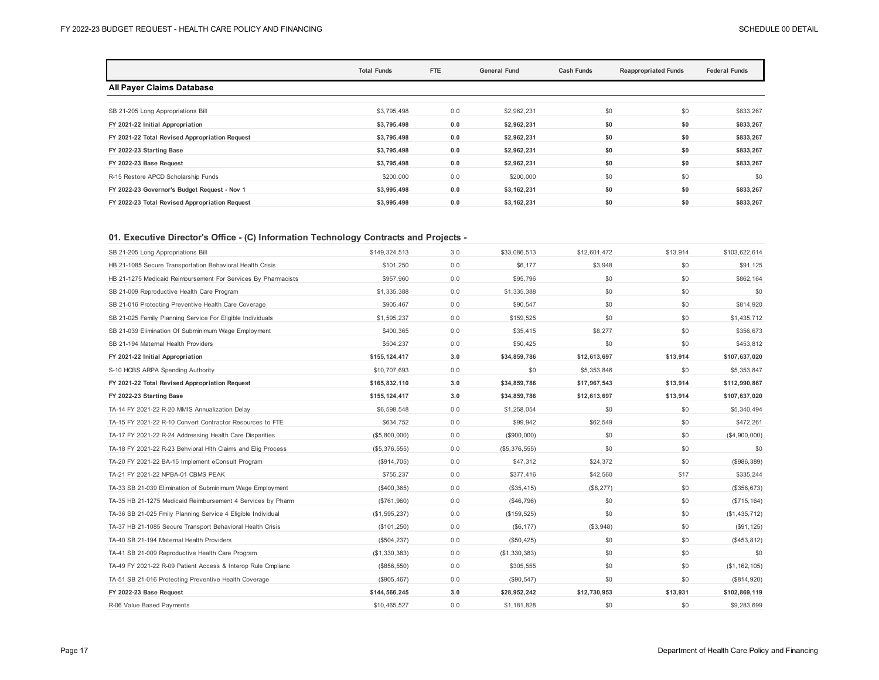| | Total Funds | FTE | General Fund | Cash Funds | Reappropriated Funds | Federal Funds |
|---|---|---|---|---|---|---|
| **All Payer Claims Database** | | | | | | |
| SB 21-205 Long Appropriations Bill | $3,795,498 | 0.0 | $2,962,231 | $0 | $0 | $833,267 |
| **FY 2021-22 Initial Appropriation** | **$3,795,498** | **0.0** | **$2,962,231** | **$0** | **$0** | **$833,267** |
| **FY 2021-22 Total Revised Appropriation Request** | **$3,795,498** | **0.0** | **$2,962,231** | **$0** | **$0** | **$833,267** |
| **FY 2022-23 Starting Base** | **$3,795,498** | **0.0** | **$2,962,231** | **$0** | **$0** | **$833,267** |
| **FY 2022-23 Base Request** | **$3,795,498** | **0.0** | **$2,962,231** | **$0** | **$0** | **$833,267** |
| R-15 Restore APCD Scholarship Funds | $200,000 | 0.0 | $200,000 | $0 | $0 | $0 |
| **FY 2022-23 Governor's Budget Request - Nov 1** | **$3,995,498** | **0.0** | **$3,162,231** | **$0** | **$0** | **$833,267** |
| **FY 2022-23 Total Revised Appropriation Request** | **$3,995,498** | **0.0** | **$3,162,231** | **$0** | **$0** | **$833,267** |

### 01. Executive Director's Office - (C) Information Technology Contracts and Projects -

| | Total Funds | FTE | General Fund | Cash Funds | Reappropriated Funds | Federal Funds |
|---|---|---|---|---|---|---|
| SB 21-205 Long Appropriations Bill | $149,324,513 | 3.0 | $33,086,513 | $12,601,472 | $13,914 | $103,622,614 |
| HB 21-1085 Secure Transportation Behavioral Health Crisis | $101,250 | 0.0 | $6,177 | $3,948 | $0 | $91,125 |
| HB 21-1275 Medicaid Reimbursement For Services By Pharmacists | $957,960 | 0.0 | $95,796 | $0 | $0 | $862,164 |
| SB 21-009 Reproductive Health Care Program | $1,335,388 | 0.0 | $1,335,388 | $0 | $0 | $0 |
| SB 21-016 Protecting Preventive Health Care Coverage | $905,467 | 0.0 | $90,547 | $0 | $0 | $814,920 |
| SB 21-025 Family Planning Service For Eligible Individuals | $1,595,237 | 0.0 | $159,525 | $0 | $0 | $1,435,712 |
| SB 21-039 Elimination Of Subminimum Wage Employment | $400,365 | 0.0 | $35,415 | $8,277 | $0 | $356,673 |
| SB 21-194 Maternal Health Providers | $504,237 | 0.0 | $50,425 | $0 | $0 | $453,812 |
| **FY 2021-22 Initial Appropriation** | **$155,124,417** | **3.0** | **$34,859,786** | **$12,613,697** | **$13,914** | **$107,637,020** |
| S-10 HCBS ARPA Spending Authority | $10,707,693 | 0.0 | $0 | $5,353,846 | $0 | $5,353,847 |
| **FY 2021-22 Total Revised Appropriation Request** | **$165,832,110** | **3.0** | **$34,859,786** | **$17,967,543** | **$13,914** | **$112,990,867** |
| **FY 2022-23 Starting Base** | **$155,124,417** | **3.0** | **$34,859,786** | **$12,613,697** | **$13,914** | **$107,637,020** |
| TA-14 FY 2021-22 R-20 MMIS Annualization Delay | $6,598,548 | 0.0 | $1,258,054 | $0 | $0 | $5,340,494 |
| TA-15 FY 2021-22 R-10 Convert Contractor Resources to FTE | $634,752 | 0.0 | $99,942 | $62,549 | $0 | $472,261 |
| TA-17 FY 2021-22 R-24 Addressing Health Care Disparities | ($5,800,000) | 0.0 | ($900,000) | $0 | $0 | ($4,900,000) |
| TA-18 FY 2021-22 R-23 Behvioral Hlth Claims and Elig Process | ($5,376,555) | 0.0 | ($5,376,555) | $0 | $0 | $0 |
| TA-20 FY 2021-22 BA-15 Implement eConsult Program | ($914,705) | 0.0 | $47,312 | $24,372 | $0 | ($986,389) |
| TA-21 FY 2021-22 NPBA-01 CBMS PEAK | $755,237 | 0.0 | $377,416 | $42,560 | $17 | $335,244 |
| TA-33 SB 21-039 Elimination of Subminimum Wage Employment | ($400,365) | 0.0 | ($35,415) | ($8,277) | $0 | ($356,673) |
| TA-35 HB 21-1275 Medicaid Reimbursement 4 Services by Pharm | ($761,960) | 0.0 | ($46,796) | $0 | $0 | ($715,164) |
| TA-36 SB 21-025 Fmily Planning Service 4 Eligible Individual | ($1,595,237) | 0.0 | ($159,525) | $0 | $0 | ($1,435,712) |
| TA-37 HB 21-1085 Secure Transport Behavioral Health Crisis | ($101,250) | 0.0 | ($6,177) | ($3,948) | $0 | ($91,125) |
| TA-40 SB 21-194 Maternal Health Providers | ($504,237) | 0.0 | ($50,425) | $0 | $0 | ($453,812) |
| TA-41 SB 21-009 Reproductive Health Care Program | ($1,330,383) | 0.0 | ($1,330,383) | $0 | $0 | $0 |
| TA-49 FY 2021-22 R-09 Patient Access & Interop Rule Cmplianc | ($856,550) | 0.0 | $305,555 | $0 | $0 | ($1,162,105) |
| TA-51 SB 21-016 Protecting Preventive Health Coverage | ($905,467) | 0.0 | ($90,547) | $0 | $0 | ($814,920) |
| **FY 2022-23 Base Request** | **$144,566,245** | **3.0** | **$28,952,242** | **$12,730,953** | **$13,931** | **$102,869,119** |
| R-06 Value Based Payments | $10,465,527 | 0.0 | $1,181,828 | $0 | $0 | $9,283,699 |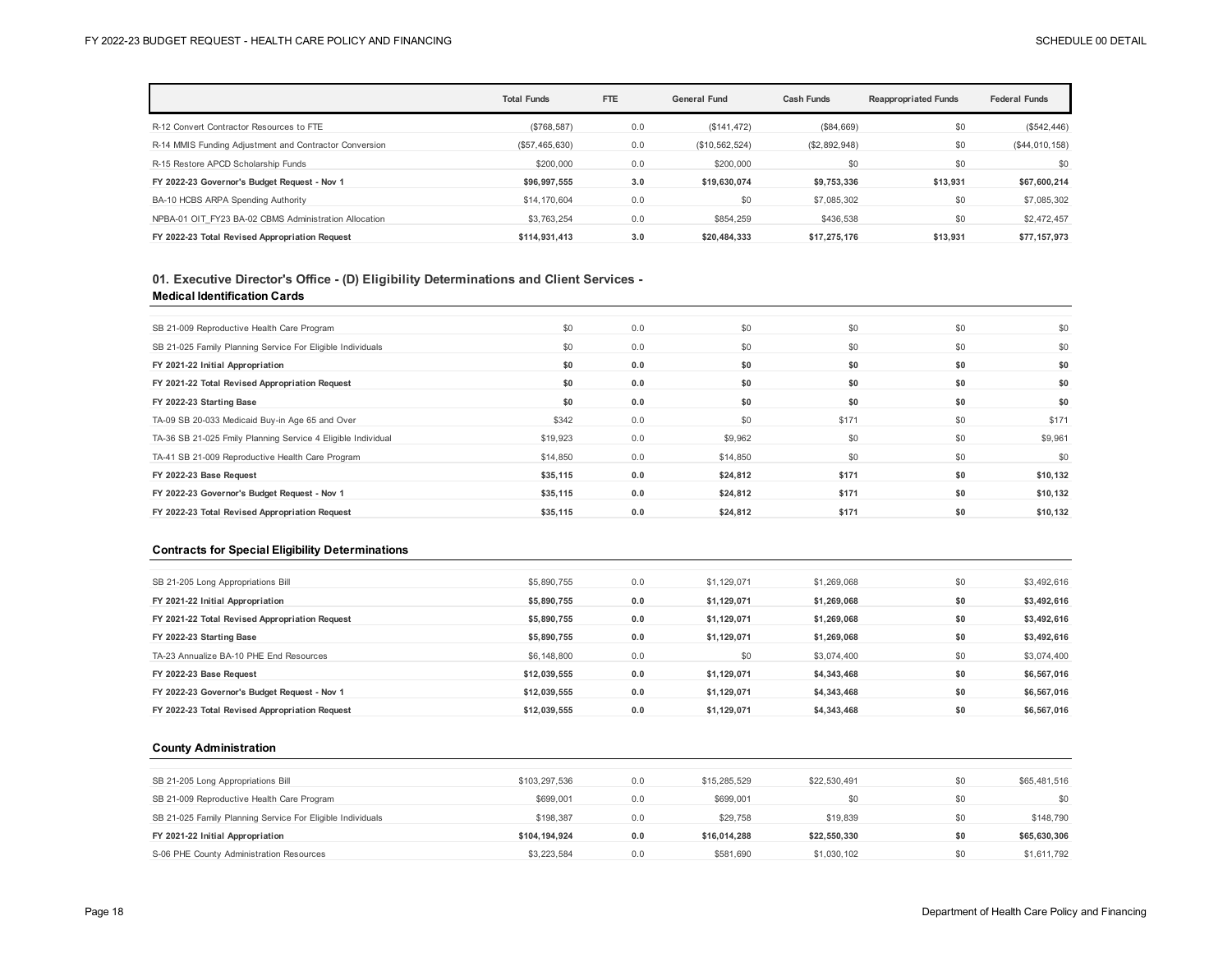| | Total Funds | FTE | General Fund | Cash Funds | Reappropriated Funds | Federal Funds |
|---|---|---|---|---|---|---|
| R-12 Convert Contractor Resources to FTE | ($768,587) | 0.0 | ($141,472) | ($84,669) | $0 | ($542,446) |
| R-14 MMIS Funding Adjustment and Contractor Conversion | ($57,465,630) | 0.0 | ($10,562,524) | ($2,892,948) | $0 | ($44,010,158) |
| R-15 Restore APCD Scholarship Funds | $200,000 | 0.0 | $200,000 | $0 | $0 | $0 |
| **FY 2022-23 Governor's Budget Request - Nov 1** | **$96,997,555** | **3.0** | **$19,630,074** | **$9,753,336** | **$13,931** | **$67,600,214** |
| BA-10 HCBS ARPA Spending Authority | $14,170,604 | 0.0 | $0 | $7,085,302 | $0 | $7,085,302 |
| NPBA-01 OIT_FY23 BA-02 CBMS Administration Allocation | $3,763,254 | 0.0 | $854,259 | $436,538 | $0 | $2,472,457 |
| **FY 2022-23 Total Revised Appropriation Request** | **$114,931,413** | **3.0** | **$20,484,333** | **$17,275,176** | **$13,931** | **$77,157,973** |

### 01. Executive Director's Office - (D) Eligibility Determinations and Client Services - Medical Identification Cards

| | Total Funds | FTE | General Fund | Cash Funds | Reappropriated Funds | Federal Funds |
|---|---|---|---|---|---|---|
| SB 21-009 Reproductive Health Care Program | $0 | 0.0 | $0 | $0 | $0 | $0 |
| SB 21-025 Family Planning Service For Eligible Individuals | $0 | 0.0 | $0 | $0 | $0 | $0 |
| **FY 2021-22 Initial Appropriation** | **$0** | **0.0** | **$0** | **$0** | **$0** | **$0** |
| **FY 2021-22 Total Revised Appropriation Request** | **$0** | **0.0** | **$0** | **$0** | **$0** | **$0** |
| **FY 2022-23 Starting Base** | **$0** | **0.0** | **$0** | **$0** | **$0** | **$0** |
| TA-09 SB 20-033 Medicaid Buy-in Age 65 and Over | $342 | 0.0 | $0 | $171 | $0 | $171 |
| TA-36 SB 21-025 Fmily Planning Service 4 Eligible Individual | $19,923 | 0.0 | $9,962 | $0 | $0 | $9,961 |
| TA-41 SB 21-009 Reproductive Health Care Program | $14,850 | 0.0 | $14,850 | $0 | $0 | $0 |
| **FY 2022-23 Base Request** | **$35,115** | **0.0** | **$24,812** | **$171** | **$0** | **$10,132** |
| **FY 2022-23 Governor's Budget Request - Nov 1** | **$35,115** | **0.0** | **$24,812** | **$171** | **$0** | **$10,132** |
| **FY 2022-23 Total Revised Appropriation Request** | **$35,115** | **0.0** | **$24,812** | **$171** | **$0** | **$10,132** |

### Contracts for Special Eligibility Determinations

| | Total Funds | FTE | General Fund | Cash Funds | Reappropriated Funds | Federal Funds |
|---|---|---|---|---|---|---|
| SB 21-205 Long Appropriations Bill | $5,890,755 | 0.0 | $1,129,071 | $1,269,068 | $0 | $3,492,616 |
| **FY 2021-22 Initial Appropriation** | **$5,890,755** | **0.0** | **$1,129,071** | **$1,269,068** | **$0** | **$3,492,616** |
| **FY 2021-22 Total Revised Appropriation Request** | **$5,890,755** | **0.0** | **$1,129,071** | **$1,269,068** | **$0** | **$3,492,616** |
| **FY 2022-23 Starting Base** | **$5,890,755** | **0.0** | **$1,129,071** | **$1,269,068** | **$0** | **$3,492,616** |
| TA-23 Annualize BA-10 PHE End Resources | $6,148,800 | 0.0 | $0 | $3,074,400 | $0 | $3,074,400 |
| **FY 2022-23 Base Request** | **$12,039,555** | **0.0** | **$1,129,071** | **$4,343,468** | **$0** | **$6,567,016** |
| **FY 2022-23 Governor's Budget Request - Nov 1** | **$12,039,555** | **0.0** | **$1,129,071** | **$4,343,468** | **$0** | **$6,567,016** |
| **FY 2022-23 Total Revised Appropriation Request** | **$12,039,555** | **0.0** | **$1,129,071** | **$4,343,468** | **$0** | **$6,567,016** |

### County Administration

| | Total Funds | FTE | General Fund | Cash Funds | Reappropriated Funds | Federal Funds |
|---|---|---|---|---|---|---|
| SB 21-205 Long Appropriations Bill | $103,297,536 | 0.0 | $15,285,529 | $22,530,491 | $0 | $65,481,516 |
| SB 21-009 Reproductive Health Care Program | $699,001 | 0.0 | $699,001 | $0 | $0 | $0 |
| SB 21-025 Family Planning Service For Eligible Individuals | $198,387 | 0.0 | $29,758 | $19,839 | $0 | $148,790 |
| **FY 2021-22 Initial Appropriation** | **$104,194,924** | **0.0** | **$16,014,288** | **$22,550,330** | **$0** | **$65,630,306** |
| S-06 PHE County Administration Resources | $3,223,584 | 0.0 | $581,690 | $1,030,102 | $0 | $1,611,792 |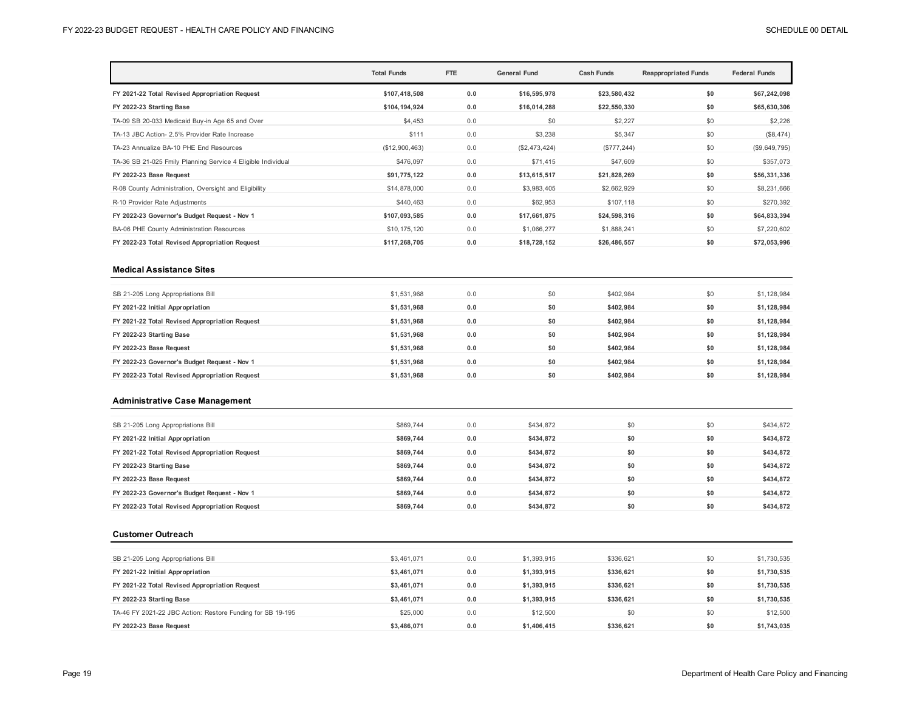| | Total Funds | FTE | General Fund | Cash Funds | Reappropriated Funds | Federal Funds |
|---|---|---|---|---|---|---|
| **FY 2021-22 Total Revised Appropriation Request** | **$107,418,508** | **0.0** | **$16,595,978** | **$23,580,432** | **$0** | **$67,242,098** |
| **FY 2022-23 Starting Base** | **$104,194,924** | **0.0** | **$16,014,288** | **$22,550,330** | **$0** | **$65,630,306** |
| TA-09 SB 20-033 Medicaid Buy-in Age 65 and Over | $4,453 | 0.0 | $0 | $2,227 | $0 | $2,226 |
| TA-13 JBC Action- 2.5% Provider Rate Increase | $111 | 0.0 | $3,238 | $5,347 | $0 | ($8,474) |
| TA-23 Annualize BA-10 PHE End Resources | ($12,900,463) | 0.0 | ($2,473,424) | ($777,244) | $0 | ($9,649,795) |
| TA-36 SB 21-025 Fmily Planning Service 4 Eligible Individual | $476,097 | 0.0 | $71,415 | $47,609 | $0 | $357,073 |
| **FY 2022-23 Base Request** | **$91,775,122** | **0.0** | **$13,615,517** | **$21,828,269** | **$0** | **$56,331,336** |
| R-08 County Administration, Oversight and Eligibility | $14,878,000 | 0.0 | $3,983,405 | $2,662,929 | $0 | $8,231,666 |
| R-10 Provider Rate Adjustments | $440,463 | 0.0 | $62,953 | $107,118 | $0 | $270,392 |
| **FY 2022-23 Governor's Budget Request - Nov 1** | **$107,093,585** | **0.0** | **$17,661,875** | **$24,598,316** | **$0** | **$64,833,394** |
| BA-06 PHE County Administration Resources | $10,175,120 | 0.0 | $1,066,277 | $1,888,241 | $0 | $7,220,602 |
| **FY 2022-23 Total Revised Appropriation Request** | **$117,268,705** | **0.0** | **$18,728,152** | **$26,486,557** | **$0** | **$72,053,996** |

### Medical Assistance Sites

| | Total Funds | FTE | General Fund | Cash Funds | Reappropriated Funds | Federal Funds |
|---|---|---|---|---|---|---|
| SB 21-205 Long Appropriations Bill | $1,531,968 | 0.0 | $0 | $402,984 | $0 | $1,128,984 |
| **FY 2021-22 Initial Appropriation** | **$1,531,968** | **0.0** | **$0** | **$402,984** | **$0** | **$1,128,984** |
| **FY 2021-22 Total Revised Appropriation Request** | **$1,531,968** | **0.0** | **$0** | **$402,984** | **$0** | **$1,128,984** |
| **FY 2022-23 Starting Base** | **$1,531,968** | **0.0** | **$0** | **$402,984** | **$0** | **$1,128,984** |
| **FY 2022-23 Base Request** | **$1,531,968** | **0.0** | **$0** | **$402,984** | **$0** | **$1,128,984** |
| **FY 2022-23 Governor's Budget Request - Nov 1** | **$1,531,968** | **0.0** | **$0** | **$402,984** | **$0** | **$1,128,984** |
| **FY 2022-23 Total Revised Appropriation Request** | **$1,531,968** | **0.0** | **$0** | **$402,984** | **$0** | **$1,128,984** |

### Administrative Case Management

| | Total Funds | FTE | General Fund | Cash Funds | Reappropriated Funds | Federal Funds |
|---|---|---|---|---|---|---|
| SB 21-205 Long Appropriations Bill | $869,744 | 0.0 | $434,872 | $0 | $0 | $434,872 |
| **FY 2021-22 Initial Appropriation** | **$869,744** | **0.0** | **$434,872** | **$0** | **$0** | **$434,872** |
| **FY 2021-22 Total Revised Appropriation Request** | **$869,744** | **0.0** | **$434,872** | **$0** | **$0** | **$434,872** |
| **FY 2022-23 Starting Base** | **$869,744** | **0.0** | **$434,872** | **$0** | **$0** | **$434,872** |
| **FY 2022-23 Base Request** | **$869,744** | **0.0** | **$434,872** | **$0** | **$0** | **$434,872** |
| **FY 2022-23 Governor's Budget Request - Nov 1** | **$869,744** | **0.0** | **$434,872** | **$0** | **$0** | **$434,872** |
| **FY 2022-23 Total Revised Appropriation Request** | **$869,744** | **0.0** | **$434,872** | **$0** | **$0** | **$434,872** |

### Customer Outreach

| | Total Funds | FTE | General Fund | Cash Funds | Reappropriated Funds | Federal Funds |
|---|---|---|---|---|---|---|
| SB 21-205 Long Appropriations Bill | $3,461,071 | 0.0 | $1,393,915 | $336,621 | $0 | $1,730,535 |
| **FY 2021-22 Initial Appropriation** | **$3,461,071** | **0.0** | **$1,393,915** | **$336,621** | **$0** | **$1,730,535** |
| **FY 2021-22 Total Revised Appropriation Request** | **$3,461,071** | **0.0** | **$1,393,915** | **$336,621** | **$0** | **$1,730,535** |
| **FY 2022-23 Starting Base** | **$3,461,071** | **0.0** | **$1,393,915** | **$336,621** | **$0** | **$1,730,535** |
| TA-46 FY 2021-22 JBC Action: Restore Funding for SB 19-195 | $25,000 | 0.0 | $12,500 | $0 | $0 | $12,500 |
| **FY 2022-23 Base Request** | **$3,486,071** | **0.0** | **$1,406,415** | **$336,621** | **$0** | **$1,743,035** |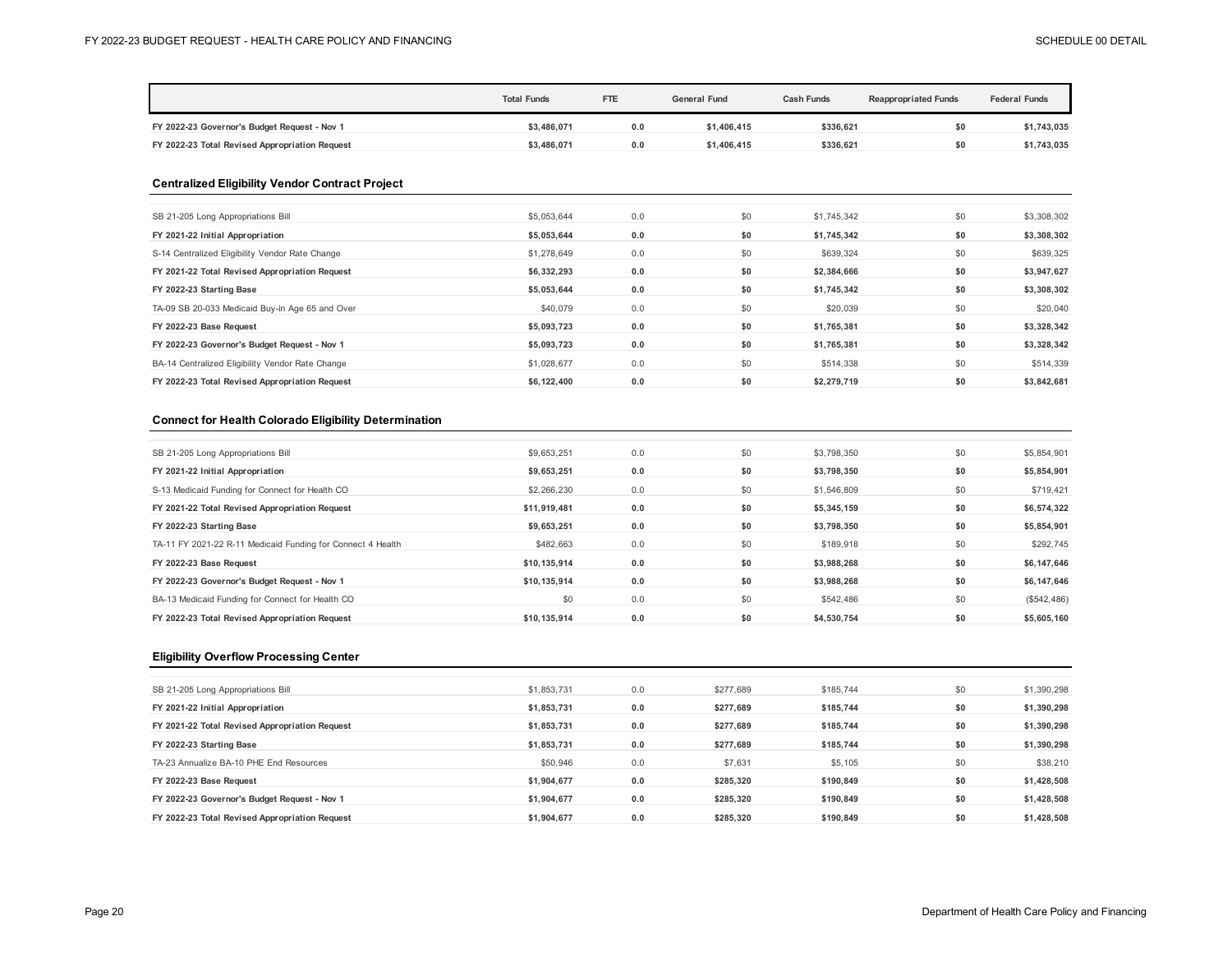| | Total Funds | FTE | General Fund | Cash Funds | Reappropriated Funds | Federal Funds |
|---|---|---|---|---|---|---|
| **FY 2022-23 Governor's Budget Request - Nov 1** | **$3,486,071** | **0.0** | **$1,406,415** | **$336,621** | **$0** | **$1,743,035** |
| **FY 2022-23 Total Revised Appropriation Request** | **$3,486,071** | **0.0** | **$1,406,415** | **$336,621** | **$0** | **$1,743,035** |

### Centralized Eligibility Vendor Contract Project

| | Total Funds | FTE | General Fund | Cash Funds | Reappropriated Funds | Federal Funds |
|---|---|---|---|---|---|---|
| SB 21-205 Long Appropriations Bill | $5,053,644 | 0.0 | $0 | $1,745,342 | $0 | $3,308,302 |
| **FY 2021-22 Initial Appropriation** | **$5,053,644** | **0.0** | **$0** | **$1,745,342** | **$0** | **$3,308,302** |
| S-14 Centralized Eligibility Vendor Rate Change | $1,278,649 | 0.0 | $0 | $639,324 | $0 | $639,325 |
| **FY 2021-22 Total Revised Appropriation Request** | **$6,332,293** | **0.0** | **$0** | **$2,384,666** | **$0** | **$3,947,627** |
| **FY 2022-23 Starting Base** | **$5,053,644** | **0.0** | **$0** | **$1,745,342** | **$0** | **$3,308,302** |
| TA-09 SB 20-033 Medicaid Buy-in Age 65 and Over | $40,079 | 0.0 | $0 | $20,039 | $0 | $20,040 |
| **FY 2022-23 Base Request** | **$5,093,723** | **0.0** | **$0** | **$1,765,381** | **$0** | **$3,328,342** |
| **FY 2022-23 Governor's Budget Request - Nov 1** | **$5,093,723** | **0.0** | **$0** | **$1,765,381** | **$0** | **$3,328,342** |
| BA-14 Centralized Eligibility Vendor Rate Change | $1,028,677 | 0.0 | $0 | $514,338 | $0 | $514,339 |
| **FY 2022-23 Total Revised Appropriation Request** | **$6,122,400** | **0.0** | **$0** | **$2,279,719** | **$0** | **$3,842,681** |

### Connect for Health Colorado Eligibility Determination

| | Total Funds | FTE | General Fund | Cash Funds | Reappropriated Funds | Federal Funds |
|---|---|---|---|---|---|---|
| SB 21-205 Long Appropriations Bill | $9,653,251 | 0.0 | $0 | $3,798,350 | $0 | $5,854,901 |
| **FY 2021-22 Initial Appropriation** | **$9,653,251** | **0.0** | **$0** | **$3,798,350** | **$0** | **$5,854,901** |
| S-13 Medicaid Funding for Connect for Health CO | $2,266,230 | 0.0 | $0 | $1,546,809 | $0 | $719,421 |
| **FY 2021-22 Total Revised Appropriation Request** | **$11,919,481** | **0.0** | **$0** | **$5,345,159** | **$0** | **$6,574,322** |
| **FY 2022-23 Starting Base** | **$9,653,251** | **0.0** | **$0** | **$3,798,350** | **$0** | **$5,854,901** |
| TA-11 FY 2021-22 R-11 Medicaid Funding for Connect 4 Health | $482,663 | 0.0 | $0 | $189,918 | $0 | $292,745 |
| **FY 2022-23 Base Request** | **$10,135,914** | **0.0** | **$0** | **$3,988,268** | **$0** | **$6,147,646** |
| **FY 2022-23 Governor's Budget Request - Nov 1** | **$10,135,914** | **0.0** | **$0** | **$3,988,268** | **$0** | **$6,147,646** |
| BA-13 Medicaid Funding for Connect for Health CO | $0 | 0.0 | $0 | $542,486 | $0 | ($542,486) |
| **FY 2022-23 Total Revised Appropriation Request** | **$10,135,914** | **0.0** | **$0** | **$4,530,754** | **$0** | **$5,605,160** |

### Eligibility Overflow Processing Center

| | Total Funds | FTE | General Fund | Cash Funds | Reappropriated Funds | Federal Funds |
|---|---|---|---|---|---|---|
| SB 21-205 Long Appropriations Bill | $1,853,731 | 0.0 | $277,689 | $185,744 | $0 | $1,390,298 |
| **FY 2021-22 Initial Appropriation** | **$1,853,731** | **0.0** | **$277,689** | **$185,744** | **$0** | **$1,390,298** |
| **FY 2021-22 Total Revised Appropriation Request** | **$1,853,731** | **0.0** | **$277,689** | **$185,744** | **$0** | **$1,390,298** |
| **FY 2022-23 Starting Base** | **$1,853,731** | **0.0** | **$277,689** | **$185,744** | **$0** | **$1,390,298** |
| TA-23 Annualize BA-10 PHE End Resources | $50,946 | 0.0 | $7,631 | $5,105 | $0 | $38,210 |
| **FY 2022-23 Base Request** | **$1,904,677** | **0.0** | **$285,320** | **$190,849** | **$0** | **$1,428,508** |
| **FY 2022-23 Governor's Budget Request - Nov 1** | **$1,904,677** | **0.0** | **$285,320** | **$190,849** | **$0** | **$1,428,508** |
| **FY 2022-23 Total Revised Appropriation Request** | **$1,904,677** | **0.0** | **$285,320** | **$190,849** | **$0** | **$1,428,508** |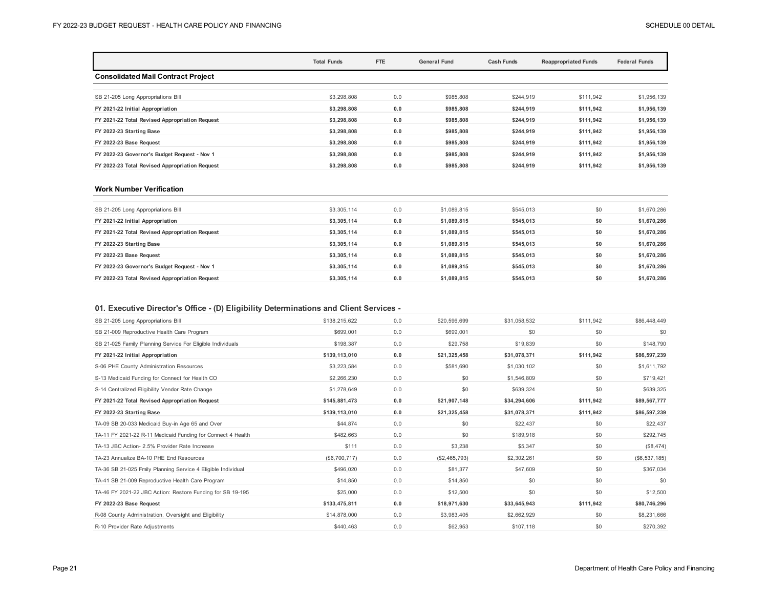| | Total Funds | FTE | General Fund | Cash Funds | Reappropriated Funds | Federal Funds |
|---|---|---|---|---|---|---|
| **Consolidated Mail Contract Project** | | | | | | |
| SB 21-205 Long Appropriations Bill | $3,298,808 | 0.0 | $985,808 | $244,919 | $111,942 | $1,956,139 |
| **FY 2021-22 Initial Appropriation** | **$3,298,808** | **0.0** | **$985,808** | **$244,919** | **$111,942** | **$1,956,139** |
| **FY 2021-22 Total Revised Appropriation Request** | **$3,298,808** | **0.0** | **$985,808** | **$244,919** | **$111,942** | **$1,956,139** |
| **FY 2022-23 Starting Base** | **$3,298,808** | **0.0** | **$985,808** | **$244,919** | **$111,942** | **$1,956,139** |
| **FY 2022-23 Base Request** | **$3,298,808** | **0.0** | **$985,808** | **$244,919** | **$111,942** | **$1,956,139** |
| **FY 2022-23 Governor's Budget Request - Nov 1** | **$3,298,808** | **0.0** | **$985,808** | **$244,919** | **$111,942** | **$1,956,139** |
| **FY 2022-23 Total Revised Appropriation Request** | **$3,298,808** | **0.0** | **$985,808** | **$244,919** | **$111,942** | **$1,956,139** |
| **Work Number Verification** | | | | | | |
| SB 21-205 Long Appropriations Bill | $3,305,114 | 0.0 | $1,089,815 | $545,013 | $0 | $1,670,286 |
| **FY 2021-22 Initial Appropriation** | **$3,305,114** | **0.0** | **$1,089,815** | **$545,013** | **$0** | **$1,670,286** |
| **FY 2021-22 Total Revised Appropriation Request** | **$3,305,114** | **0.0** | **$1,089,815** | **$545,013** | **$0** | **$1,670,286** |
| **FY 2022-23 Starting Base** | **$3,305,114** | **0.0** | **$1,089,815** | **$545,013** | **$0** | **$1,670,286** |
| **FY 2022-23 Base Request** | **$3,305,114** | **0.0** | **$1,089,815** | **$545,013** | **$0** | **$1,670,286** |
| **FY 2022-23 Governor's Budget Request - Nov 1** | **$3,305,114** | **0.0** | **$1,089,815** | **$545,013** | **$0** | **$1,670,286** |
| **FY 2022-23 Total Revised Appropriation Request** | **$3,305,114** | **0.0** | **$1,089,815** | **$545,013** | **$0** | **$1,670,286** |
| **01. Executive Director's Office - (D) Eligibility Determinations and Client Services -** | | | | | | |
| SB 21-205 Long Appropriations Bill | $138,215,622 | 0.0 | $20,596,699 | $31,058,532 | $111,942 | $86,448,449 |
| SB 21-009 Reproductive Health Care Program | $699,001 | 0.0 | $699,001 | $0 | $0 | $0 |
| SB 21-025 Family Planning Service For Eligible Individuals | $198,387 | 0.0 | $29,758 | $19,839 | $0 | $148,790 |
| **FY 2021-22 Initial Appropriation** | **$139,113,010** | **0.0** | **$21,325,458** | **$31,078,371** | **$111,942** | **$86,597,239** |
| S-06 PHE County Administration Resources | $3,223,584 | 0.0 | $581,690 | $1,030,102 | $0 | $1,611,792 |
| S-13 Medicaid Funding for Connect for Health CO | $2,266,230 | 0.0 | $0 | $1,546,809 | $0 | $719,421 |
| S-14 Centralized Eligibility Vendor Rate Change | $1,278,649 | 0.0 | $0 | $639,324 | $0 | $639,325 |
| **FY 2021-22 Total Revised Appropriation Request** | **$145,881,473** | **0.0** | **$21,907,148** | **$34,294,606** | **$111,942** | **$89,567,777** |
| **FY 2022-23 Starting Base** | **$139,113,010** | **0.0** | **$21,325,458** | **$31,078,371** | **$111,942** | **$86,597,239** |
| TA-09 SB 20-033 Medicaid Buy-in Age 65 and Over | $44,874 | 0.0 | $0 | $22,437 | $0 | $22,437 |
| TA-11 FY 2021-22 R-11 Medicaid Funding for Connect 4 Health | $482,663 | 0.0 | $0 | $189,918 | $0 | $292,745 |
| TA-13 JBC Action- 2.5% Provider Rate Increase | $111 | 0.0 | $3,238 | $5,347 | $0 | ($8,474) |
| TA-23 Annualize BA-10 PHE End Resources | ($6,700,717) | 0.0 | ($2,465,793) | $2,302,261 | $0 | ($6,537,185) |
| TA-36 SB 21-025 Fmily Planning Service 4 Eligible Individual | $496,020 | 0.0 | $81,377 | $47,609 | $0 | $367,034 |
| TA-41 SB 21-009 Reproductive Health Care Program | $14,850 | 0.0 | $14,850 | $0 | $0 | $0 |
| TA-46 FY 2021-22 JBC Action: Restore Funding for SB 19-195 | $25,000 | 0.0 | $12,500 | $0 | $0 | $12,500 |
| **FY 2022-23 Base Request** | **$133,475,811** | **0.0** | **$18,971,630** | **$33,645,943** | **$111,942** | **$80,746,296** |
| R-08 County Administration, Oversight and Eligibility | $14,878,000 | 0.0 | $3,983,405 | $2,662,929 | $0 | $8,231,666 |
| R-10 Provider Rate Adjustments | $440,463 | 0.0 | $62,953 | $107,118 | $0 | $270,392 |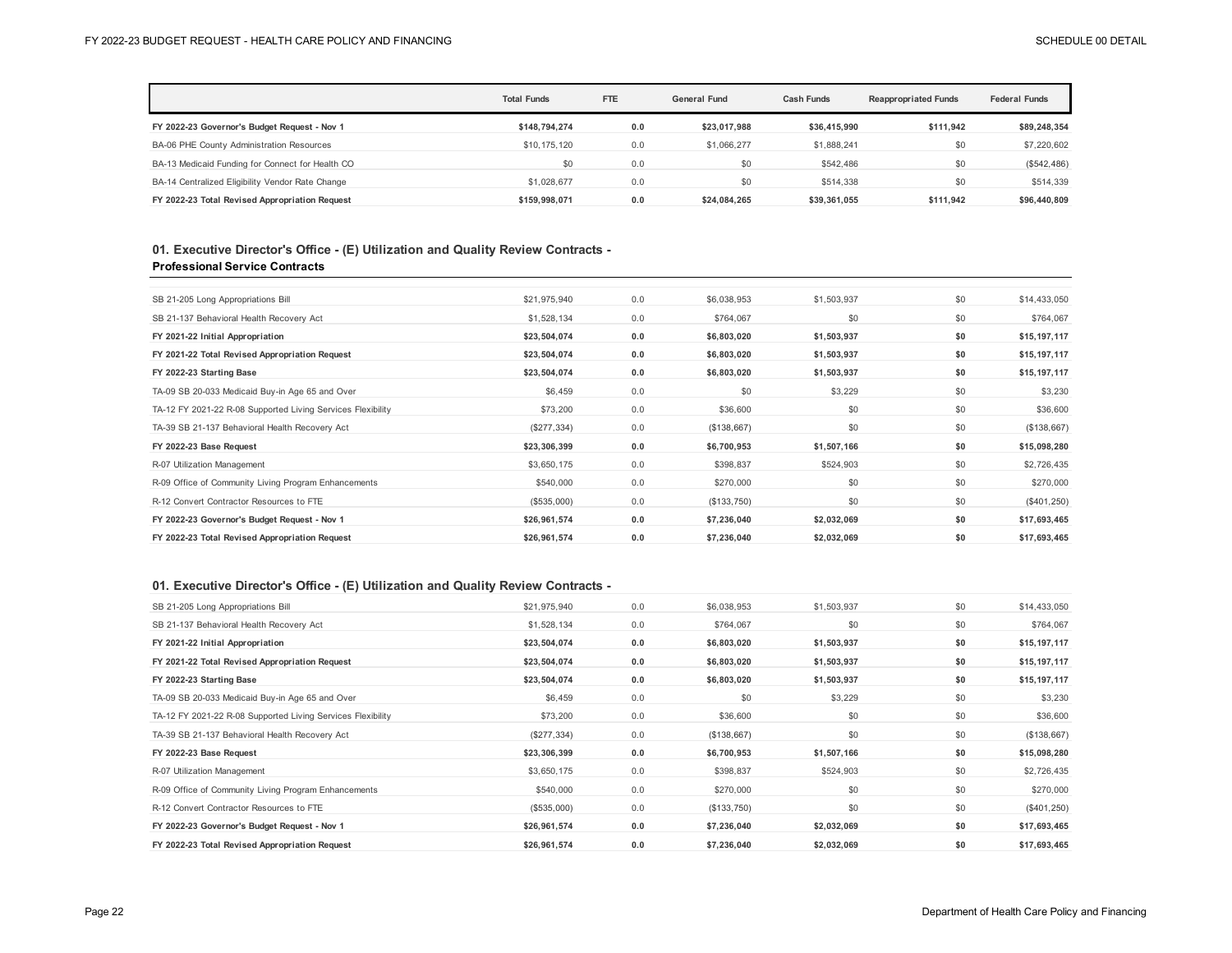| | Total Funds | FTE | General Fund | Cash Funds | Reappropriated Funds | Federal Funds |
|---|---|---|---|---|---|---|
| **FY 2022-23 Governor's Budget Request - Nov 1** | **$148,794,274** | **0.0** | **$23,017,988** | **$36,415,990** | **$111,942** | **$89,248,354** |
| BA-06 PHE County Administration Resources | $10,175,120 | 0.0 | $1,066,277 | $1,888,241 | $0 | $7,220,602 |
| BA-13 Medicaid Funding for Connect for Health CO | $0 | 0.0 | $0 | $542,486 | $0 | ($542,486) |
| BA-14 Centralized Eligibility Vendor Rate Change | $1,028,677 | 0.0 | $0 | $514,338 | $0 | $514,339 |
| **FY 2022-23 Total Revised Appropriation Request** | **$159,998,071** | **0.0** | **$24,084,265** | **$39,361,055** | **$111,942** | **$96,440,809** |

### 01. Executive Director's Office - (E) Utilization and Quality Review Contracts - Professional Service Contracts

| | Total Funds | FTE | General Fund | Cash Funds | Reappropriated Funds | Federal Funds |
|---|---|---|---|---|---|---|
| SB 21-205 Long Appropriations Bill | $21,975,940 | 0.0 | $6,038,953 | $1,503,937 | $0 | $14,433,050 |
| SB 21-137 Behavioral Health Recovery Act | $1,528,134 | 0.0 | $764,067 | $0 | $0 | $764,067 |
| **FY 2021-22 Initial Appropriation** | **$23,504,074** | **0.0** | **$6,803,020** | **$1,503,937** | **$0** | **$15,197,117** |
| **FY 2021-22 Total Revised Appropriation Request** | **$23,504,074** | **0.0** | **$6,803,020** | **$1,503,937** | **$0** | **$15,197,117** |
| **FY 2022-23 Starting Base** | **$23,504,074** | **0.0** | **$6,803,020** | **$1,503,937** | **$0** | **$15,197,117** |
| TA-09 SB 20-033 Medicaid Buy-in Age 65 and Over | $6,459 | 0.0 | $0 | $3,229 | $0 | $3,230 |
| TA-12 FY 2021-22 R-08 Supported Living Services Flexibility | $73,200 | 0.0 | $36,600 | $0 | $0 | $36,600 |
| TA-39 SB 21-137 Behavioral Health Recovery Act | ($277,334) | 0.0 | ($138,667) | $0 | $0 | ($138,667) |
| **FY 2022-23 Base Request** | **$23,306,399** | **0.0** | **$6,700,953** | **$1,507,166** | **$0** | **$15,098,280** |
| R-07 Utilization Management | $3,650,175 | 0.0 | $398,837 | $524,903 | $0 | $2,726,435 |
| R-09 Office of Community Living Program Enhancements | $540,000 | 0.0 | $270,000 | $0 | $0 | $270,000 |
| R-12 Convert Contractor Resources to FTE | ($535,000) | 0.0 | ($133,750) | $0 | $0 | ($401,250) |
| **FY 2022-23 Governor's Budget Request - Nov 1** | **$26,961,574** | **0.0** | **$7,236,040** | **$2,032,069** | **$0** | **$17,693,465** |
| **FY 2022-23 Total Revised Appropriation Request** | **$26,961,574** | **0.0** | **$7,236,040** | **$2,032,069** | **$0** | **$17,693,465** |

### 01. Executive Director's Office - (E) Utilization and Quality Review Contracts -

| | Total Funds | FTE | General Fund | Cash Funds | Reappropriated Funds | Federal Funds |
|---|---|---|---|---|---|---|
| SB 21-205 Long Appropriations Bill | $21,975,940 | 0.0 | $6,038,953 | $1,503,937 | $0 | $14,433,050 |
| SB 21-137 Behavioral Health Recovery Act | $1,528,134 | 0.0 | $764,067 | $0 | $0 | $764,067 |
| **FY 2021-22 Initial Appropriation** | **$23,504,074** | **0.0** | **$6,803,020** | **$1,503,937** | **$0** | **$15,197,117** |
| **FY 2021-22 Total Revised Appropriation Request** | **$23,504,074** | **0.0** | **$6,803,020** | **$1,503,937** | **$0** | **$15,197,117** |
| **FY 2022-23 Starting Base** | **$23,504,074** | **0.0** | **$6,803,020** | **$1,503,937** | **$0** | **$15,197,117** |
| TA-09 SB 20-033 Medicaid Buy-in Age 65 and Over | $6,459 | 0.0 | $0 | $3,229 | $0 | $3,230 |
| TA-12 FY 2021-22 R-08 Supported Living Services Flexibility | $73,200 | 0.0 | $36,600 | $0 | $0 | $36,600 |
| TA-39 SB 21-137 Behavioral Health Recovery Act | ($277,334) | 0.0 | ($138,667) | $0 | $0 | ($138,667) |
| **FY 2022-23 Base Request** | **$23,306,399** | **0.0** | **$6,700,953** | **$1,507,166** | **$0** | **$15,098,280** |
| R-07 Utilization Management | $3,650,175 | 0.0 | $398,837 | $524,903 | $0 | $2,726,435 |
| R-09 Office of Community Living Program Enhancements | $540,000 | 0.0 | $270,000 | $0 | $0 | $270,000 |
| R-12 Convert Contractor Resources to FTE | ($535,000) | 0.0 | ($133,750) | $0 | $0 | ($401,250) |
| **FY 2022-23 Governor's Budget Request - Nov 1** | **$26,961,574** | **0.0** | **$7,236,040** | **$2,032,069** | **$0** | **$17,693,465** |
| **FY 2022-23 Total Revised Appropriation Request** | **$26,961,574** | **0.0** | **$7,236,040** | **$2,032,069** | **$0** | **$17,693,465** |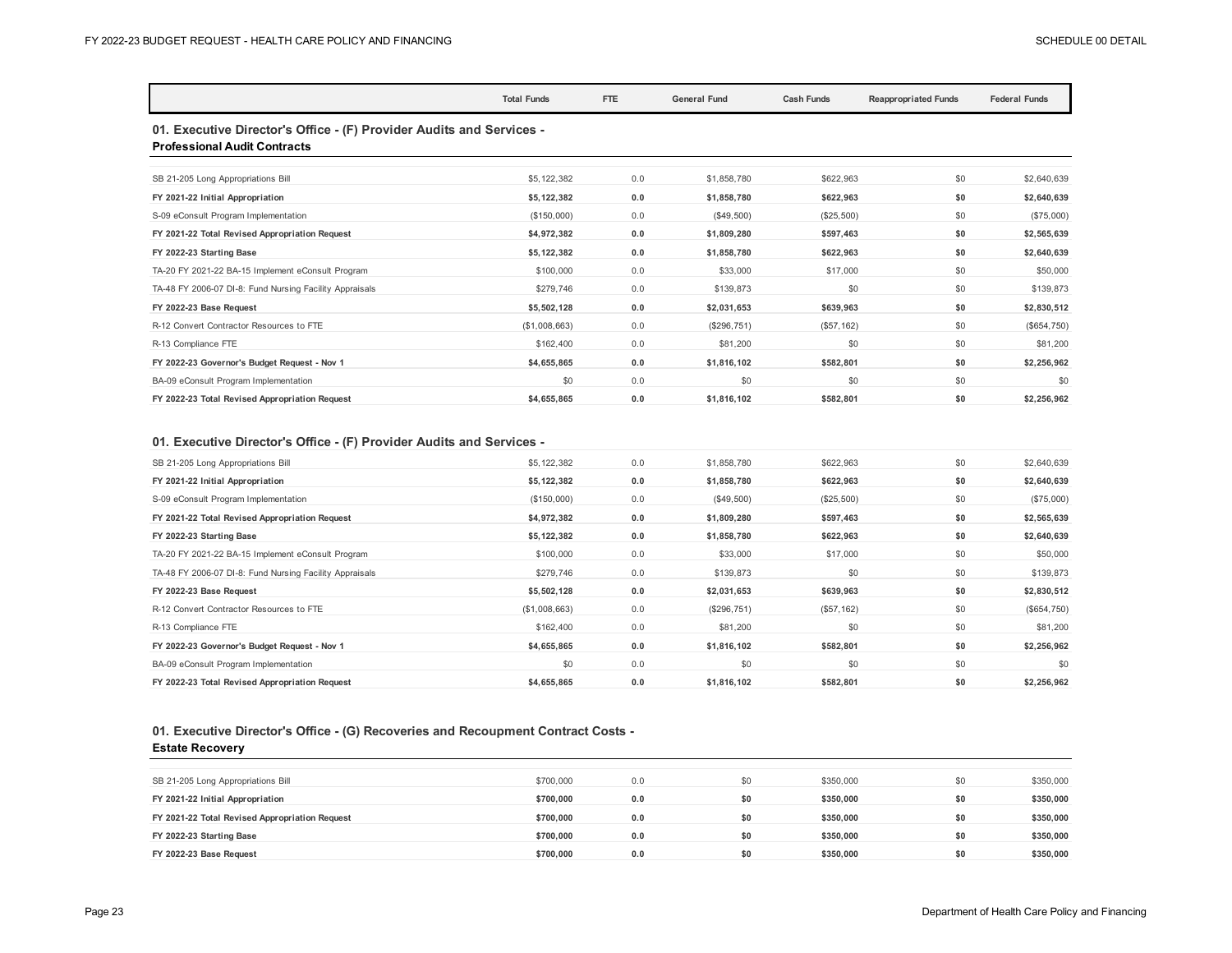| | Total Funds | FTE | General Fund | Cash Funds | Reappropriated Funds | Federal Funds |
|---|---|---|---|---|---|---|

## 01. Executive Director's Office - (F) Provider Audits and Services - Professional Audit Contracts

| | Total Funds | FTE | General Fund | Cash Funds | Reappropriated Funds | Federal Funds |
|---|---|---|---|---|---|---|
| SB 21-205 Long Appropriations Bill | $5,122,382 | 0.0 | $1,858,780 | $622,963 | $0 | $2,640,639 |
| **FY 2021-22 Initial Appropriation** | **$5,122,382** | **0.0** | **$1,858,780** | **$622,963** | **$0** | **$2,640,639** |
| S-09 eConsult Program Implementation | ($150,000) | 0.0 | ($49,500) | ($25,500) | $0 | ($75,000) |
| **FY 2021-22 Total Revised Appropriation Request** | **$4,972,382** | **0.0** | **$1,809,280** | **$597,463** | **$0** | **$2,565,639** |
| **FY 2022-23 Starting Base** | **$5,122,382** | **0.0** | **$1,858,780** | **$622,963** | **$0** | **$2,640,639** |
| TA-20 FY 2021-22 BA-15 Implement eConsult Program | $100,000 | 0.0 | $33,000 | $17,000 | $0 | $50,000 |
| TA-48 FY 2006-07 DI-8: Fund Nursing Facility Appraisals | $279,746 | 0.0 | $139,873 | $0 | $0 | $139,873 |
| **FY 2022-23 Base Request** | **$5,502,128** | **0.0** | **$2,031,653** | **$639,963** | **$0** | **$2,830,512** |
| R-12 Convert Contractor Resources to FTE | ($1,008,663) | 0.0 | ($296,751) | ($57,162) | $0 | ($654,750) |
| R-13 Compliance FTE | $162,400 | 0.0 | $81,200 | $0 | $0 | $81,200 |
| **FY 2022-23 Governor's Budget Request - Nov 1** | **$4,655,865** | **0.0** | **$1,816,102** | **$582,801** | **$0** | **$2,256,962** |
| BA-09 eConsult Program Implementation | $0 | 0.0 | $0 | $0 | $0 | $0 |
| **FY 2022-23 Total Revised Appropriation Request** | **$4,655,865** | **0.0** | **$1,816,102** | **$582,801** | **$0** | **$2,256,962** |

## 01. Executive Director's Office - (F) Provider Audits and Services -

| | Total Funds | FTE | General Fund | Cash Funds | Reappropriated Funds | Federal Funds |
|---|---|---|---|---|---|---|
| SB 21-205 Long Appropriations Bill | $5,122,382 | 0.0 | $1,858,780 | $622,963 | $0 | $2,640,639 |
| **FY 2021-22 Initial Appropriation** | **$5,122,382** | **0.0** | **$1,858,780** | **$622,963** | **$0** | **$2,640,639** |
| S-09 eConsult Program Implementation | ($150,000) | 0.0 | ($49,500) | ($25,500) | $0 | ($75,000) |
| **FY 2021-22 Total Revised Appropriation Request** | **$4,972,382** | **0.0** | **$1,809,280** | **$597,463** | **$0** | **$2,565,639** |
| **FY 2022-23 Starting Base** | **$5,122,382** | **0.0** | **$1,858,780** | **$622,963** | **$0** | **$2,640,639** |
| TA-20 FY 2021-22 BA-15 Implement eConsult Program | $100,000 | 0.0 | $33,000 | $17,000 | $0 | $50,000 |
| TA-48 FY 2006-07 DI-8: Fund Nursing Facility Appraisals | $279,746 | 0.0 | $139,873 | $0 | $0 | $139,873 |
| **FY 2022-23 Base Request** | **$5,502,128** | **0.0** | **$2,031,653** | **$639,963** | **$0** | **$2,830,512** |
| R-12 Convert Contractor Resources to FTE | ($1,008,663) | 0.0 | ($296,751) | ($57,162) | $0 | ($654,750) |
| R-13 Compliance FTE | $162,400 | 0.0 | $81,200 | $0 | $0 | $81,200 |
| **FY 2022-23 Governor's Budget Request - Nov 1** | **$4,655,865** | **0.0** | **$1,816,102** | **$582,801** | **$0** | **$2,256,962** |
| BA-09 eConsult Program Implementation | $0 | 0.0 | $0 | $0 | $0 | $0 |
| **FY 2022-23 Total Revised Appropriation Request** | **$4,655,865** | **0.0** | **$1,816,102** | **$582,801** | **$0** | **$2,256,962** |

## 01. Executive Director's Office - (G) Recoveries and Recoupment Contract Costs - Estate Recovery

| | Total Funds | FTE | General Fund | Cash Funds | Reappropriated Funds | Federal Funds |
|---|---|---|---|---|---|---|
| SB 21-205 Long Appropriations Bill | $700,000 | 0.0 | $0 | $350,000 | $0 | $350,000 |
| **FY 2021-22 Initial Appropriation** | **$700,000** | **0.0** | **$0** | **$350,000** | **$0** | **$350,000** |
| **FY 2021-22 Total Revised Appropriation Request** | **$700,000** | **0.0** | **$0** | **$350,000** | **$0** | **$350,000** |
| **FY 2022-23 Starting Base** | **$700,000** | **0.0** | **$0** | **$350,000** | **$0** | **$350,000** |
| **FY 2022-23 Base Request** | **$700,000** | **0.0** | **$0** | **$350,000** | **$0** | **$350,000** |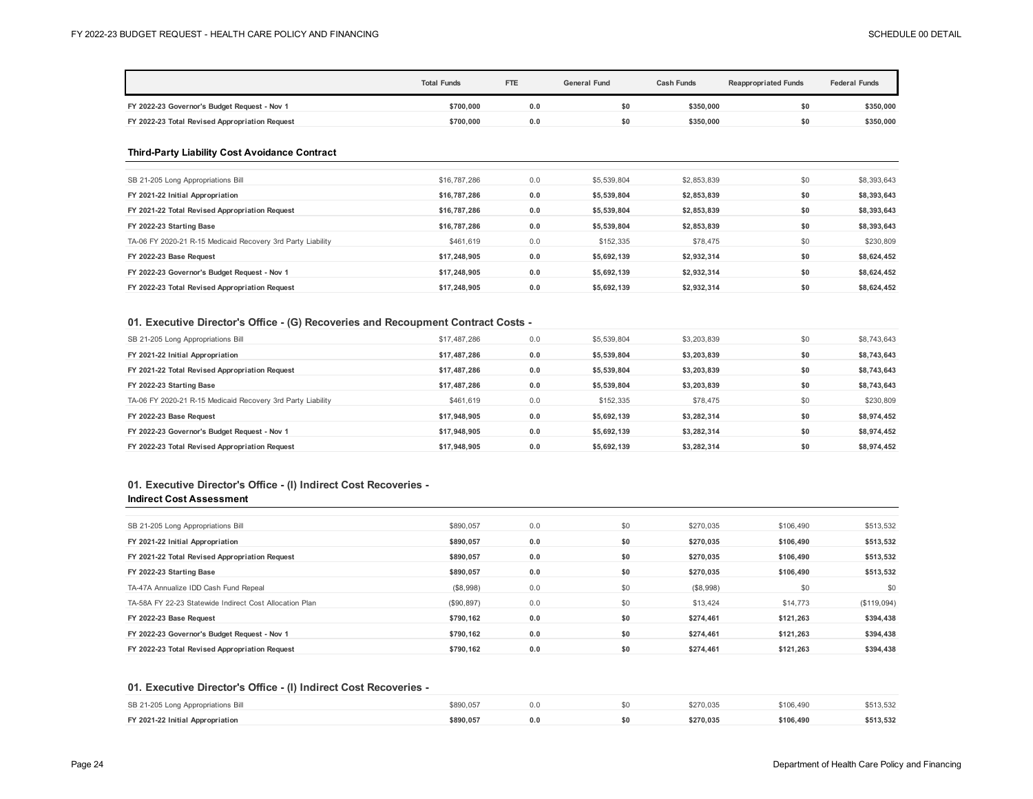| | Total Funds | FTE | General Fund | Cash Funds | Reappropriated Funds | Federal Funds |
|---|---|---|---|---|---|---|
| **FY 2022-23 Governor's Budget Request - Nov 1** | **$700,000** | **0.0** | **$0** | **$350,000** | **$0** | **$350,000** |
| **FY 2022-23 Total Revised Appropriation Request** | **$700,000** | **0.0** | **$0** | **$350,000** | **$0** | **$350,000** |

### Third-Party Liability Cost Avoidance Contract

| | Total Funds | FTE | General Fund | Cash Funds | Reappropriated Funds | Federal Funds |
|---|---|---|---|---|---|---|
| SB 21-205 Long Appropriations Bill | $16,787,286 | 0.0 | $5,539,804 | $2,853,839 | $0 | $8,393,643 |
| **FY 2021-22 Initial Appropriation** | **$16,787,286** | **0.0** | **$5,539,804** | **$2,853,839** | **$0** | **$8,393,643** |
| **FY 2021-22 Total Revised Appropriation Request** | **$16,787,286** | **0.0** | **$5,539,804** | **$2,853,839** | **$0** | **$8,393,643** |
| **FY 2022-23 Starting Base** | **$16,787,286** | **0.0** | **$5,539,804** | **$2,853,839** | **$0** | **$8,393,643** |
| TA-06 FY 2020-21 R-15 Medicaid Recovery 3rd Party Liability | $461,619 | 0.0 | $152,335 | $78,475 | $0 | $230,809 |
| **FY 2022-23 Base Request** | **$17,248,905** | **0.0** | **$5,692,139** | **$2,932,314** | **$0** | **$8,624,452** |
| **FY 2022-23 Governor's Budget Request - Nov 1** | **$17,248,905** | **0.0** | **$5,692,139** | **$2,932,314** | **$0** | **$8,624,452** |
| **FY 2022-23 Total Revised Appropriation Request** | **$17,248,905** | **0.0** | **$5,692,139** | **$2,932,314** | **$0** | **$8,624,452** |

### 01. Executive Director's Office - (G) Recoveries and Recoupment Contract Costs -

| | Total Funds | FTE | General Fund | Cash Funds | Reappropriated Funds | Federal Funds |
|---|---|---|---|---|---|---|
| SB 21-205 Long Appropriations Bill | $17,487,286 | 0.0 | $5,539,804 | $3,203,839 | $0 | $8,743,643 |
| **FY 2021-22 Initial Appropriation** | **$17,487,286** | **0.0** | **$5,539,804** | **$3,203,839** | **$0** | **$8,743,643** |
| **FY 2021-22 Total Revised Appropriation Request** | **$17,487,286** | **0.0** | **$5,539,804** | **$3,203,839** | **$0** | **$8,743,643** |
| **FY 2022-23 Starting Base** | **$17,487,286** | **0.0** | **$5,539,804** | **$3,203,839** | **$0** | **$8,743,643** |
| TA-06 FY 2020-21 R-15 Medicaid Recovery 3rd Party Liability | $461,619 | 0.0 | $152,335 | $78,475 | $0 | $230,809 |
| **FY 2022-23 Base Request** | **$17,948,905** | **0.0** | **$5,692,139** | **$3,282,314** | **$0** | **$8,974,452** |
| **FY 2022-23 Governor's Budget Request - Nov 1** | **$17,948,905** | **0.0** | **$5,692,139** | **$3,282,314** | **$0** | **$8,974,452** |
| **FY 2022-23 Total Revised Appropriation Request** | **$17,948,905** | **0.0** | **$5,692,139** | **$3,282,314** | **$0** | **$8,974,452** |

### 01. Executive Director's Office - (I) Indirect Cost Recoveries - Indirect Cost Assessment

| | Total Funds | FTE | General Fund | Cash Funds | Reappropriated Funds | Federal Funds |
|---|---|---|---|---|---|---|
| SB 21-205 Long Appropriations Bill | $890,057 | 0.0 | $0 | $270,035 | $106,490 | $513,532 |
| **FY 2021-22 Initial Appropriation** | **$890,057** | **0.0** | **$0** | **$270,035** | **$106,490** | **$513,532** |
| **FY 2021-22 Total Revised Appropriation Request** | **$890,057** | **0.0** | **$0** | **$270,035** | **$106,490** | **$513,532** |
| **FY 2022-23 Starting Base** | **$890,057** | **0.0** | **$0** | **$270,035** | **$106,490** | **$513,532** |
| TA-47A Annualize IDD Cash Fund Repeal | ($8,998) | 0.0 | $0 | ($8,998) | $0 | $0 |
| TA-58A FY 22-23 Statewide Indirect Cost Allocation Plan | ($90,897) | 0.0 | $0 | $13,424 | $14,773 | ($119,094) |
| **FY 2022-23 Base Request** | **$790,162** | **0.0** | **$0** | **$274,461** | **$121,263** | **$394,438** |
| **FY 2022-23 Governor's Budget Request - Nov 1** | **$790,162** | **0.0** | **$0** | **$274,461** | **$121,263** | **$394,438** |
| **FY 2022-23 Total Revised Appropriation Request** | **$790,162** | **0.0** | **$0** | **$274,461** | **$121,263** | **$394,438** |

### 01. Executive Director's Office - (I) Indirect Cost Recoveries -

| | Total Funds | FTE | General Fund | Cash Funds | Reappropriated Funds | Federal Funds |
|---|---|---|---|---|---|---|
| SB 21-205 Long Appropriations Bill | $890,057 | 0.0 | $0 | $270,035 | $106,490 | $513,532 |
| **FY 2021-22 Initial Appropriation** | **$890,057** | **0.0** | **$0** | **$270,035** | **$106,490** | **$513,532** |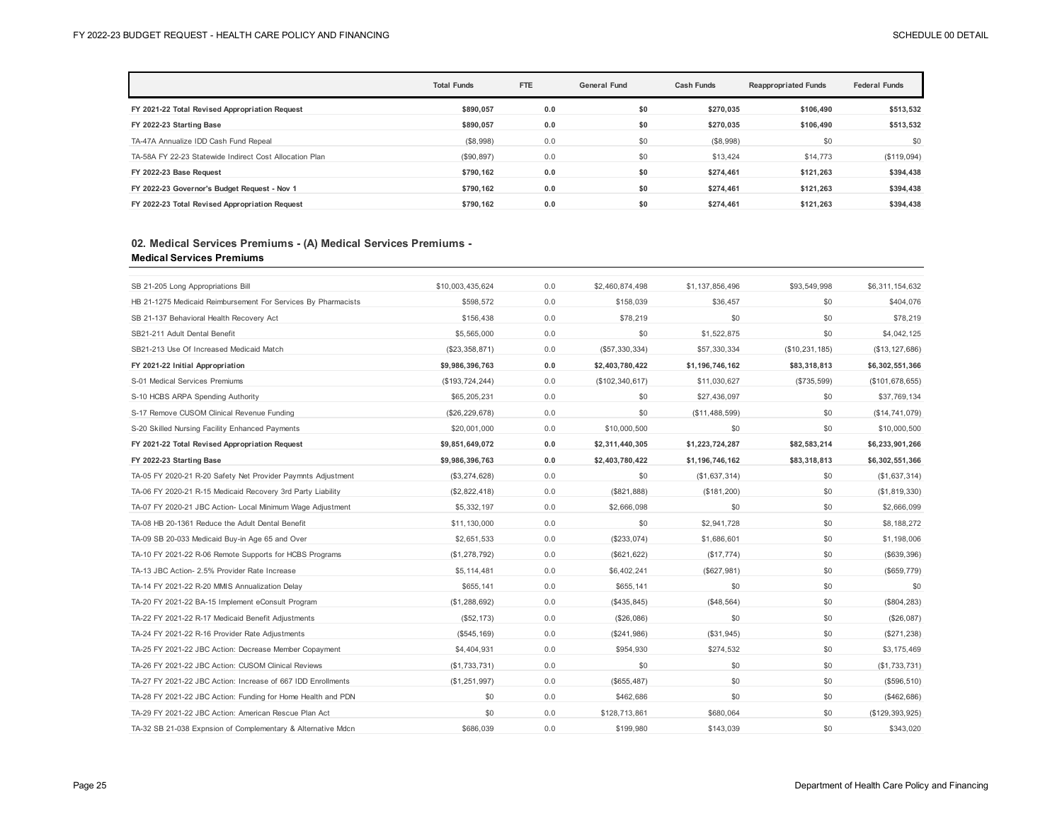| | Total Funds | FTE | General Fund | Cash Funds | Reappropriated Funds | Federal Funds |
|---|---|---|---|---|---|---|
| **FY 2021-22 Total Revised Appropriation Request** | **$890,057** | **0.0** | **$0** | **$270,035** | **$106,490** | **$513,532** |
| **FY 2022-23 Starting Base** | **$890,057** | **0.0** | **$0** | **$270,035** | **$106,490** | **$513,532** |
| TA-47A Annualize IDD Cash Fund Repeal | ($8,998) | 0.0 | $0 | ($8,998) | $0 | $0 |
| TA-58A FY 22-23 Statewide Indirect Cost Allocation Plan | ($90,897) | 0.0 | $0 | $13,424 | $14,773 | ($119,094) |
| **FY 2022-23 Base Request** | **$790,162** | **0.0** | **$0** | **$274,461** | **$121,263** | **$394,438** |
| **FY 2022-23 Governor's Budget Request - Nov 1** | **$790,162** | **0.0** | **$0** | **$274,461** | **$121,263** | **$394,438** |
| **FY 2022-23 Total Revised Appropriation Request** | **$790,162** | **0.0** | **$0** | **$274,461** | **$121,263** | **$394,438** |

## 02. Medical Services Premiums - (A) Medical Services Premiums - Medical Services Premiums

| | Total Funds | FTE | General Fund | Cash Funds | Reappropriated Funds | Federal Funds |
|---|---|---|---|---|---|---|
| SB 21-205 Long Appropriations Bill | $10,003,435,624 | 0.0 | $2,460,874,498 | $1,137,856,496 | $93,549,998 | $6,311,154,632 |
| HB 21-1275 Medicaid Reimbursement For Services By Pharmacists | $598,572 | 0.0 | $158,039 | $36,457 | $0 | $404,076 |
| SB 21-137 Behavioral Health Recovery Act | $156,438 | 0.0 | $78,219 | $0 | $0 | $78,219 |
| SB21-211 Adult Dental Benefit | $5,565,000 | 0.0 | $0 | $1,522,875 | $0 | $4,042,125 |
| SB21-213 Use Of Increased Medicaid Match | ($23,358,871) | 0.0 | ($57,330,334) | $57,330,334 | ($10,231,185) | ($13,127,686) |
| **FY 2021-22 Initial Appropriation** | **$9,986,396,763** | **0.0** | **$2,403,780,422** | **$1,196,746,162** | **$83,318,813** | **$6,302,551,366** |
| S-01 Medical Services Premiums | ($193,724,244) | 0.0 | ($102,340,617) | $11,030,627 | ($735,599) | ($101,678,655) |
| S-10 HCBS ARPA Spending Authority | $65,205,231 | 0.0 | $0 | $27,436,097 | $0 | $37,769,134 |
| S-17 Remove CUSOM Clinical Revenue Funding | ($26,229,678) | 0.0 | $0 | ($11,488,599) | $0 | ($14,741,079) |
| S-20 Skilled Nursing Facility Enhanced Payments | $20,001,000 | 0.0 | $10,000,500 | $0 | $0 | $10,000,500 |
| **FY 2021-22 Total Revised Appropriation Request** | **$9,851,649,072** | **0.0** | **$2,311,440,305** | **$1,223,724,287** | **$82,583,214** | **$6,233,901,266** |
| **FY 2022-23 Starting Base** | **$9,986,396,763** | **0.0** | **$2,403,780,422** | **$1,196,746,162** | **$83,318,813** | **$6,302,551,366** |
| TA-05 FY 2020-21 R-20 Safety Net Provider Paymnts Adjustment | ($3,274,628) | 0.0 | $0 | ($1,637,314) | $0 | ($1,637,314) |
| TA-06 FY 2020-21 R-15 Medicaid Recovery 3rd Party Liability | ($2,822,418) | 0.0 | ($821,888) | ($181,200) | $0 | ($1,819,330) |
| TA-07 FY 2020-21 JBC Action- Local Minimum Wage Adjustment | $5,332,197 | 0.0 | $2,666,098 | $0 | $0 | $2,666,099 |
| TA-08 HB 20-1361 Reduce the Adult Dental Benefit | $11,130,000 | 0.0 | $0 | $2,941,728 | $0 | $8,188,272 |
| TA-09 SB 20-033 Medicaid Buy-in Age 65 and Over | $2,651,533 | 0.0 | ($233,074) | $1,686,601 | $0 | $1,198,006 |
| TA-10 FY 2021-22 R-06 Remote Supports for HCBS Programs | ($1,278,792) | 0.0 | ($621,622) | ($17,774) | $0 | ($639,396) |
| TA-13 JBC Action- 2.5% Provider Rate Increase | $5,114,481 | 0.0 | $6,402,241 | ($627,981) | $0 | ($659,779) |
| TA-14 FY 2021-22 R-20 MMIS Annualization Delay | $655,141 | 0.0 | $655,141 | $0 | $0 | $0 |
| TA-20 FY 2021-22 BA-15 Implement eConsult Program | ($1,288,692) | 0.0 | ($435,845) | ($48,564) | $0 | ($804,283) |
| TA-22 FY 2021-22 R-17 Medicaid Benefit Adjustments | ($52,173) | 0.0 | ($26,086) | $0 | $0 | ($26,087) |
| TA-24 FY 2021-22 R-16 Provider Rate Adjustments | ($545,169) | 0.0 | ($241,986) | ($31,945) | $0 | ($271,238) |
| TA-25 FY 2021-22 JBC Action: Decrease Member Copayment | $4,404,931 | 0.0 | $954,930 | $274,532 | $0 | $3,175,469 |
| TA-26 FY 2021-22 JBC Action: CUSOM Clinical Reviews | ($1,733,731) | 0.0 | $0 | $0 | $0 | ($1,733,731) |
| TA-27 FY 2021-22 JBC Action: Increase of 667 IDD Enrollments | ($1,251,997) | 0.0 | ($655,487) | $0 | $0 | ($596,510) |
| TA-28 FY 2021-22 JBC Action: Funding for Home Health and PDN | $0 | 0.0 | $462,686 | $0 | $0 | ($462,686) |
| TA-29 FY 2021-22 JBC Action: American Rescue Plan Act | $0 | 0.0 | $128,713,861 | $680,064 | $0 | ($129,393,925) |
| TA-32 SB 21-038 Expnsion of Complementary & Alternative Mdcn | $686,039 | 0.0 | $199,980 | $143,039 | $0 | $343,020 |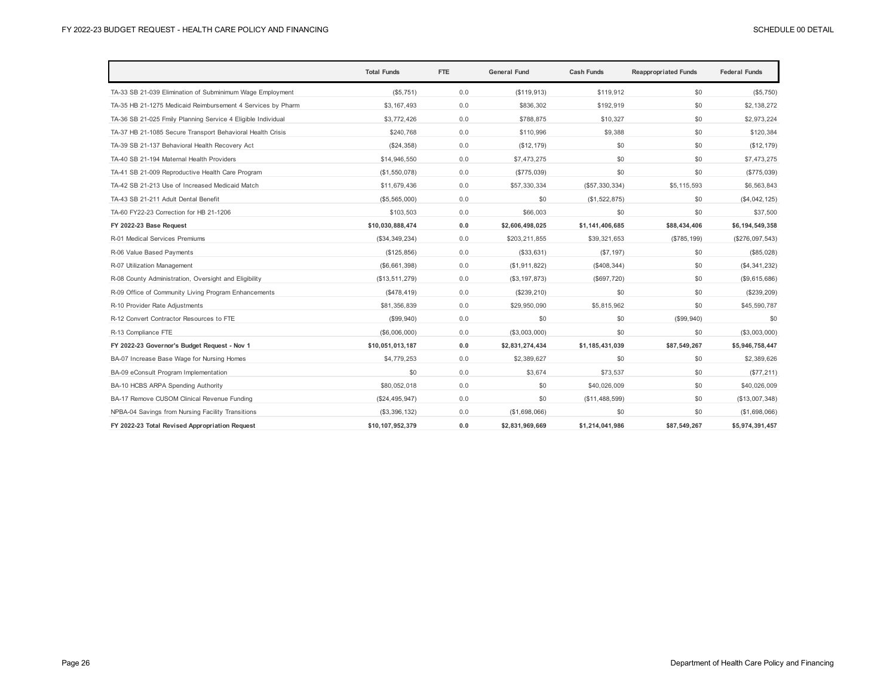| | Total Funds | FTE | General Fund | Cash Funds | Reappropriated Funds | Federal Funds |
|---|---|---|---|---|---|---|
| TA-33 SB 21-039 Elimination of Subminimum Wage Employment | ($5,751) | 0.0 | ($119,913) | $119,912 | $0 | ($5,750) |
| TA-35 HB 21-1275 Medicaid Reimbursement 4 Services by Pharm | $3,167,493 | 0.0 | $836,302 | $192,919 | $0 | $2,138,272 |
| TA-36 SB 21-025 Fmily Planning Service 4 Eligible Individual | $3,772,426 | 0.0 | $788,875 | $10,327 | $0 | $2,973,224 |
| TA-37 HB 21-1085 Secure Transport Behavioral Health Crisis | $240,768 | 0.0 | $110,996 | $9,388 | $0 | $120,384 |
| TA-39 SB 21-137 Behavioral Health Recovery Act | ($24,358) | 0.0 | ($12,179) | $0 | $0 | ($12,179) |
| TA-40 SB 21-194 Maternal Health Providers | $14,946,550 | 0.0 | $7,473,275 | $0 | $0 | $7,473,275 |
| TA-41 SB 21-009 Reproductive Health Care Program | ($1,550,078) | 0.0 | ($775,039) | $0 | $0 | ($775,039) |
| TA-42 SB 21-213 Use of Increased Medicaid Match | $11,679,436 | 0.0 | $57,330,334 | ($57,330,334) | $5,115,593 | $6,563,843 |
| TA-43 SB 21-211 Adult Dental Benefit | ($5,565,000) | 0.0 | $0 | ($1,522,875) | $0 | ($4,042,125) |
| TA-60 FY22-23 Correction for HB 21-1206 | $103,503 | 0.0 | $66,003 | $0 | $0 | $37,500 |
| **FY 2022-23 Base Request** | **$10,030,888,474** | **0.0** | **$2,606,498,025** | **$1,141,406,685** | **$88,434,406** | **$6,194,549,358** |
| R-01 Medical Services Premiums | ($34,349,234) | 0.0 | $203,211,855 | $39,321,653 | ($785,199) | ($276,097,543) |
| R-06 Value Based Payments | ($125,856) | 0.0 | ($33,631) | ($7,197) | $0 | ($85,028) |
| R-07 Utilization Management | ($6,661,398) | 0.0 | ($1,911,822) | ($408,344) | $0 | ($4,341,232) |
| R-08 County Administration, Oversight and Eligibility | ($13,511,279) | 0.0 | ($3,197,873) | ($697,720) | $0 | ($9,615,686) |
| R-09 Office of Community Living Program Enhancements | ($478,419) | 0.0 | ($239,210) | $0 | $0 | ($239,209) |
| R-10 Provider Rate Adjustments | $81,356,839 | 0.0 | $29,950,090 | $5,815,962 | $0 | $45,590,787 |
| R-12 Convert Contractor Resources to FTE | ($99,940) | 0.0 | $0 | $0 | ($99,940) | $0 |
| R-13 Compliance FTE | ($6,006,000) | 0.0 | ($3,003,000) | $0 | $0 | ($3,003,000) |
| **FY 2022-23 Governor's Budget Request - Nov 1** | **$10,051,013,187** | **0.0** | **$2,831,274,434** | **$1,185,431,039** | **$87,549,267** | **$5,946,758,447** |
| BA-07 Increase Base Wage for Nursing Homes | $4,779,253 | 0.0 | $2,389,627 | $0 | $0 | $2,389,626 |
| BA-09 eConsult Program Implementation | $0 | 0.0 | $3,674 | $73,537 | $0 | ($77,211) |
| BA-10 HCBS ARPA Spending Authority | $80,052,018 | 0.0 | $0 | $40,026,009 | $0 | $40,026,009 |
| BA-17 Remove CUSOM Clinical Revenue Funding | ($24,495,947) | 0.0 | $0 | ($11,488,599) | $0 | ($13,007,348) |
| NPBA-04 Savings from Nursing Facility Transitions | ($3,396,132) | 0.0 | ($1,698,066) | $0 | $0 | ($1,698,066) |
| **FY 2022-23 Total Revised Appropriation Request** | **$10,107,952,379** | **0.0** | **$2,831,969,669** | **$1,214,041,986** | **$87,549,267** | **$5,974,391,457** |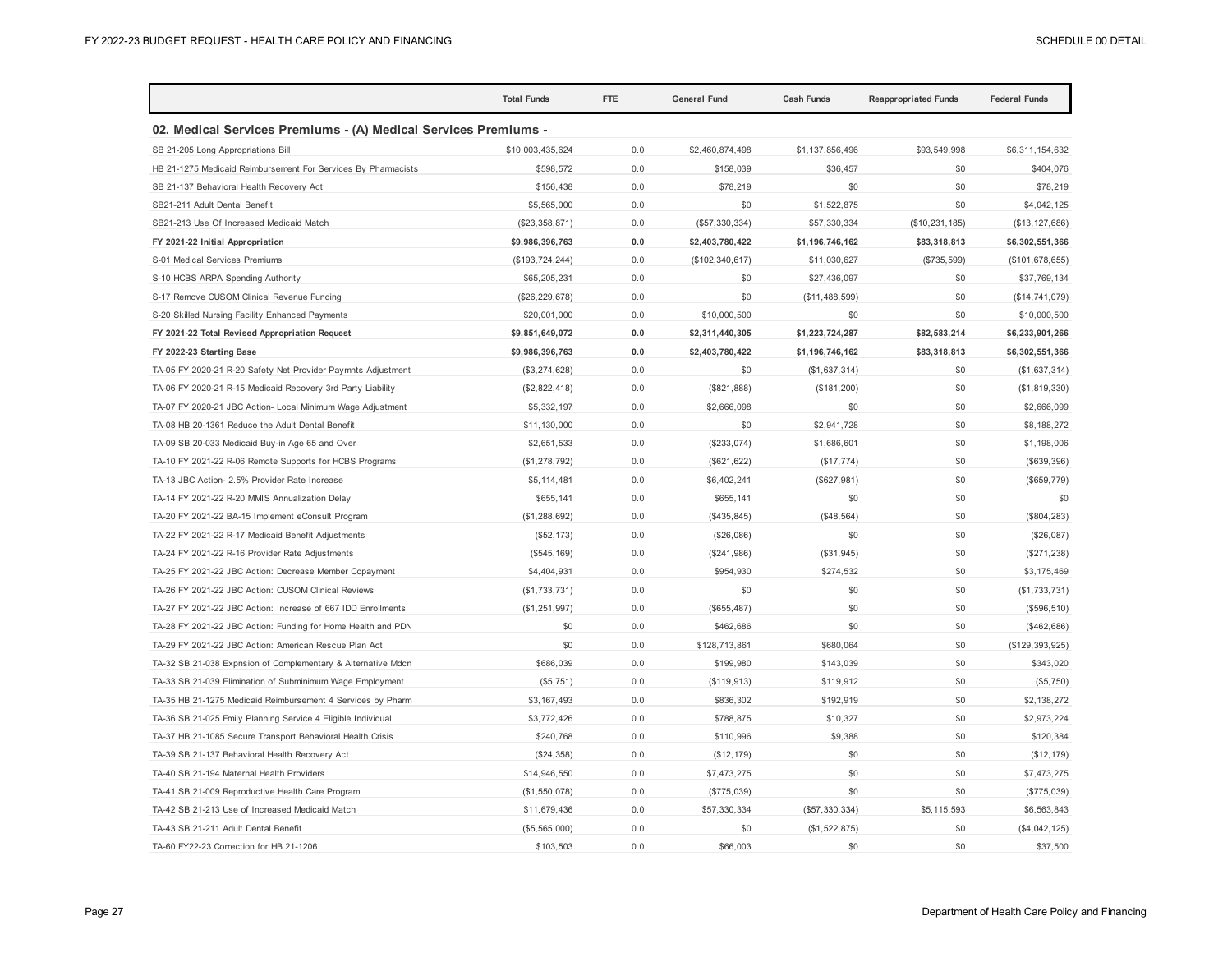| | Total Funds | FTE | General Fund | Cash Funds | Reappropriated Funds | Federal Funds |
|---|---|---|---|---|---|---|
| **02. Medical Services Premiums - (A) Medical Services Premiums -** | | | | | | |
| SB 21-205 Long Appropriations Bill | $10,003,435,624 | 0.0 | $2,460,874,498 | $1,137,856,496 | $93,549,998 | $6,311,154,632 |
| HB 21-1275 Medicaid Reimbursement For Services By Pharmacists | $598,572 | 0.0 | $158,039 | $36,457 | $0 | $404,076 |
| SB 21-137 Behavioral Health Recovery Act | $156,438 | 0.0 | $78,219 | $0 | $0 | $78,219 |
| SB21-211 Adult Dental Benefit | $5,565,000 | 0.0 | $0 | $1,522,875 | $0 | $4,042,125 |
| SB21-213 Use Of Increased Medicaid Match | ($23,358,871) | 0.0 | ($57,330,334) | $57,330,334 | ($10,231,185) | ($13,127,686) |
| **FY 2021-22 Initial Appropriation** | **$9,986,396,763** | **0.0** | **$2,403,780,422** | **$1,196,746,162** | **$83,318,813** | **$6,302,551,366** |
| S-01 Medical Services Premiums | ($193,724,244) | 0.0 | ($102,340,617) | $11,030,627 | ($735,599) | ($101,678,655) |
| S-10 HCBS ARPA Spending Authority | $65,205,231 | 0.0 | $0 | $27,436,097 | $0 | $37,769,134 |
| S-17 Remove CUSOM Clinical Revenue Funding | ($26,229,678) | 0.0 | $0 | ($11,488,599) | $0 | ($14,741,079) |
| S-20 Skilled Nursing Facility Enhanced Payments | $20,001,000 | 0.0 | $10,000,500 | $0 | $0 | $10,000,500 |
| **FY 2021-22 Total Revised Appropriation Request** | **$9,851,649,072** | **0.0** | **$2,311,440,305** | **$1,223,724,287** | **$82,583,214** | **$6,233,901,266** |
| **FY 2022-23 Starting Base** | **$9,986,396,763** | **0.0** | **$2,403,780,422** | **$1,196,746,162** | **$83,318,813** | **$6,302,551,366** |
| TA-05 FY 2020-21 R-20 Safety Net Provider Paymnts Adjustment | ($3,274,628) | 0.0 | $0 | ($1,637,314) | $0 | ($1,637,314) |
| TA-06 FY 2020-21 R-15 Medicaid Recovery 3rd Party Liability | ($2,822,418) | 0.0 | ($821,888) | ($181,200) | $0 | ($1,819,330) |
| TA-07 FY 2020-21 JBC Action- Local Minimum Wage Adjustment | $5,332,197 | 0.0 | $2,666,098 | $0 | $0 | $2,666,099 |
| TA-08 HB 20-1361 Reduce the Adult Dental Benefit | $11,130,000 | 0.0 | $0 | $2,941,728 | $0 | $8,188,272 |
| TA-09 SB 20-033 Medicaid Buy-in Age 65 and Over | $2,651,533 | 0.0 | ($233,074) | $1,686,601 | $0 | $1,198,006 |
| TA-10 FY 2021-22 R-06 Remote Supports for HCBS Programs | ($1,278,792) | 0.0 | ($621,622) | ($17,774) | $0 | ($639,396) |
| TA-13 JBC Action- 2.5% Provider Rate Increase | $5,114,481 | 0.0 | $6,402,241 | ($627,981) | $0 | ($659,779) |
| TA-14 FY 2021-22 R-20 MMIS Annualization Delay | $655,141 | 0.0 | $655,141 | $0 | $0 | $0 |
| TA-20 FY 2021-22 BA-15 Implement eConsult Program | ($1,288,692) | 0.0 | ($435,845) | ($48,564) | $0 | ($804,283) |
| TA-22 FY 2021-22 R-17 Medicaid Benefit Adjustments | ($52,173) | 0.0 | ($26,086) | $0 | $0 | ($26,087) |
| TA-24 FY 2021-22 R-16 Provider Rate Adjustments | ($545,169) | 0.0 | ($241,986) | ($31,945) | $0 | ($271,238) |
| TA-25 FY 2021-22 JBC Action: Decrease Member Copayment | $4,404,931 | 0.0 | $954,930 | $274,532 | $0 | $3,175,469 |
| TA-26 FY 2021-22 JBC Action: CUSOM Clinical Reviews | ($1,733,731) | 0.0 | $0 | $0 | $0 | ($1,733,731) |
| TA-27 FY 2021-22 JBC Action: Increase of 667 IDD Enrollments | ($1,251,997) | 0.0 | ($655,487) | $0 | $0 | ($596,510) |
| TA-28 FY 2021-22 JBC Action: Funding for Home Health and PDN | $0 | 0.0 | $462,686 | $0 | $0 | ($462,686) |
| TA-29 FY 2021-22 JBC Action: American Rescue Plan Act | $0 | 0.0 | $128,713,861 | $680,064 | $0 | ($129,393,925) |
| TA-32 SB 21-038 Expnsion of Complementary & Alternative Mdcn | $686,039 | 0.0 | $199,980 | $143,039 | $0 | $343,020 |
| TA-33 SB 21-039 Elimination of Subminimum Wage Employment | ($5,751) | 0.0 | ($119,913) | $119,912 | $0 | ($5,750) |
| TA-35 HB 21-1275 Medicaid Reimbursement 4 Services by Pharm | $3,167,493 | 0.0 | $836,302 | $192,919 | $0 | $2,138,272 |
| TA-36 SB 21-025 Fmily Planning Service 4 Eligible Individual | $3,772,426 | 0.0 | $788,875 | $10,327 | $0 | $2,973,224 |
| TA-37 HB 21-1085 Secure Transport Behavioral Health Crisis | $240,768 | 0.0 | $110,996 | $9,388 | $0 | $120,384 |
| TA-39 SB 21-137 Behavioral Health Recovery Act | ($24,358) | 0.0 | ($12,179) | $0 | $0 | ($12,179) |
| TA-40 SB 21-194 Maternal Health Providers | $14,946,550 | 0.0 | $7,473,275 | $0 | $0 | $7,473,275 |
| TA-41 SB 21-009 Reproductive Health Care Program | ($1,550,078) | 0.0 | ($775,039) | $0 | $0 | ($775,039) |
| TA-42 SB 21-213 Use of Increased Medicaid Match | $11,679,436 | 0.0 | $57,330,334 | ($57,330,334) | $5,115,593 | $6,563,843 |
| TA-43 SB 21-211 Adult Dental Benefit | ($5,565,000) | 0.0 | $0 | ($1,522,875) | $0 | ($4,042,125) |
| TA-60 FY22-23 Correction for HB 21-1206 | $103,503 | 0.0 | $66,003 | $0 | $0 | $37,500 |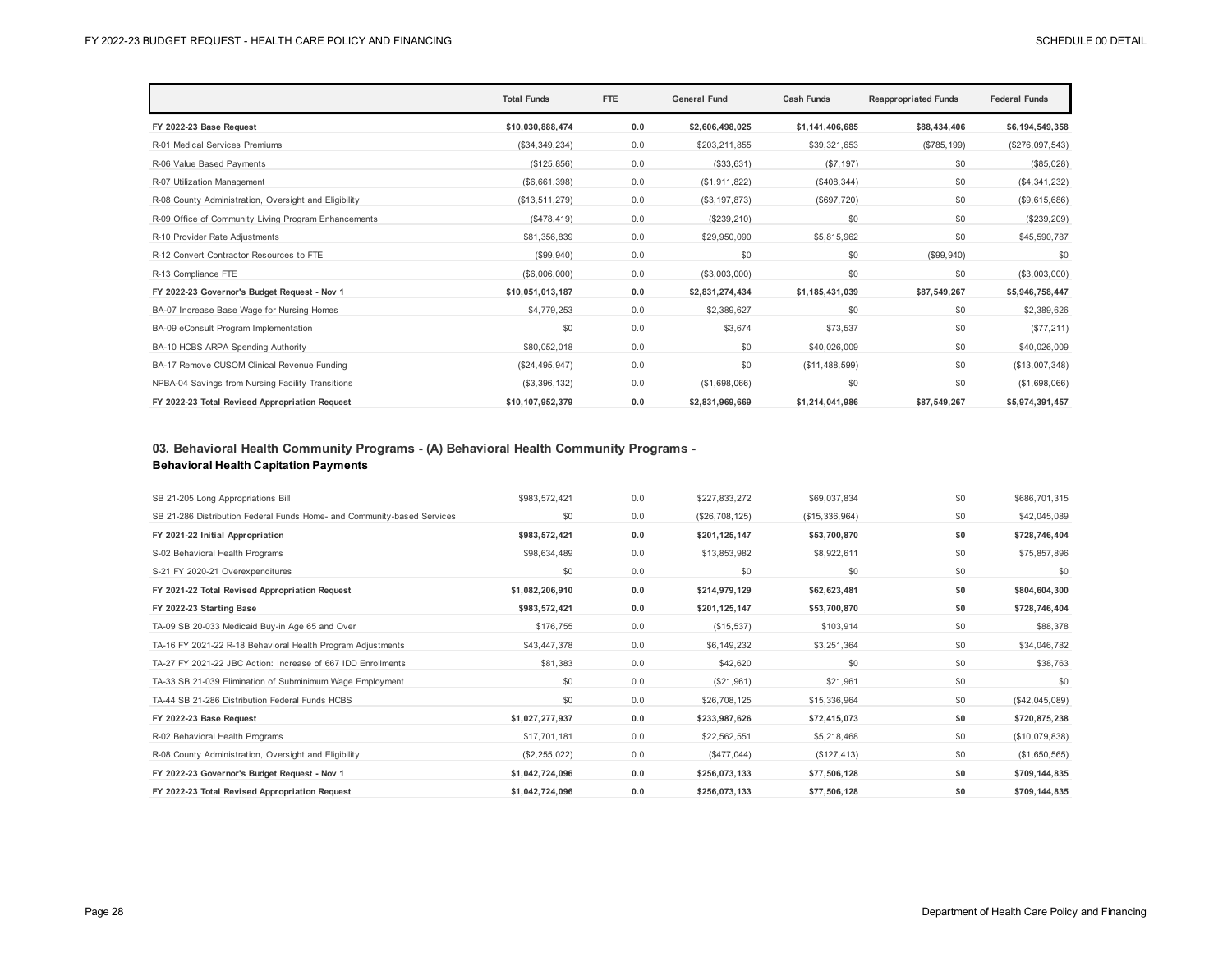| | Total Funds | FTE | General Fund | Cash Funds | Reappropriated Funds | Federal Funds |
|---|---|---|---|---|---|---|
| **FY 2022-23 Base Request** | **$10,030,888,474** | **0.0** | **$2,606,498,025** | **$1,141,406,685** | **$88,434,406** | **$6,194,549,358** |
| R-01 Medical Services Premiums | ($34,349,234) | 0.0 | $203,211,855 | $39,321,653 | ($785,199) | ($276,097,543) |
| R-06 Value Based Payments | ($125,856) | 0.0 | ($33,631) | ($7,197) | $0 | ($85,028) |
| R-07 Utilization Management | ($6,661,398) | 0.0 | ($1,911,822) | ($408,344) | $0 | ($4,341,232) |
| R-08 County Administration, Oversight and Eligibility | ($13,511,279) | 0.0 | ($3,197,873) | ($697,720) | $0 | ($9,615,686) |
| R-09 Office of Community Living Program Enhancements | ($478,419) | 0.0 | ($239,210) | $0 | $0 | ($239,209) |
| R-10 Provider Rate Adjustments | $81,356,839 | 0.0 | $29,950,090 | $5,815,962 | $0 | $45,590,787 |
| R-12 Convert Contractor Resources to FTE | ($99,940) | 0.0 | $0 | $0 | ($99,940) | $0 |
| R-13 Compliance FTE | ($6,006,000) | 0.0 | ($3,003,000) | $0 | $0 | ($3,003,000) |
| **FY 2022-23 Governor's Budget Request - Nov 1** | **$10,051,013,187** | **0.0** | **$2,831,274,434** | **$1,185,431,039** | **$87,549,267** | **$5,946,758,447** |
| BA-07 Increase Base Wage for Nursing Homes | $4,779,253 | 0.0 | $2,389,627 | $0 | $0 | $2,389,626 |
| BA-09 eConsult Program Implementation | $0 | 0.0 | $3,674 | $73,537 | $0 | ($77,211) |
| BA-10 HCBS ARPA Spending Authority | $80,052,018 | 0.0 | $0 | $40,026,009 | $0 | $40,026,009 |
| BA-17 Remove CUSOM Clinical Revenue Funding | ($24,495,947) | 0.0 | $0 | ($11,488,599) | $0 | ($13,007,348) |
| NPBA-04 Savings from Nursing Facility Transitions | ($3,396,132) | 0.0 | ($1,698,066) | $0 | $0 | ($1,698,066) |
| **FY 2022-23 Total Revised Appropriation Request** | **$10,107,952,379** | **0.0** | **$2,831,969,669** | **$1,214,041,986** | **$87,549,267** | **$5,974,391,457** |

### 03. Behavioral Health Community Programs - (A) Behavioral Health Community Programs - Behavioral Health Capitation Payments

| | Total Funds | FTE | General Fund | Cash Funds | Reappropriated Funds | Federal Funds |
|---|---|---|---|---|---|---|
| SB 21-205 Long Appropriations Bill | $983,572,421 | 0.0 | $227,833,272 | $69,037,834 | $0 | $686,701,315 |
| SB 21-286 Distribution Federal Funds Home- and Community-based Services | $0 | 0.0 | ($26,708,125) | ($15,336,964) | $0 | $42,045,089 |
| **FY 2021-22 Initial Appropriation** | **$983,572,421** | **0.0** | **$201,125,147** | **$53,700,870** | **$0** | **$728,746,404** |
| S-02 Behavioral Health Programs | $98,634,489 | 0.0 | $13,853,982 | $8,922,611 | $0 | $75,857,896 |
| S-21 FY 2020-21 Overexpenditures | $0 | 0.0 | $0 | $0 | $0 | $0 |
| **FY 2021-22 Total Revised Appropriation Request** | **$1,082,206,910** | **0.0** | **$214,979,129** | **$62,623,481** | **$0** | **$804,604,300** |
| **FY 2022-23 Starting Base** | **$983,572,421** | **0.0** | **$201,125,147** | **$53,700,870** | **$0** | **$728,746,404** |
| TA-09 SB 20-033 Medicaid Buy-in Age 65 and Over | $176,755 | 0.0 | ($15,537) | $103,914 | $0 | $88,378 |
| TA-16 FY 2021-22 R-18 Behavioral Health Program Adjustments | $43,447,378 | 0.0 | $6,149,232 | $3,251,364 | $0 | $34,046,782 |
| TA-27 FY 2021-22 JBC Action: Increase of 667 IDD Enrollments | $81,383 | 0.0 | $42,620 | $0 | $0 | $38,763 |
| TA-33 SB 21-039 Elimination of Subminimum Wage Employment | $0 | 0.0 | ($21,961) | $21,961 | $0 | $0 |
| TA-44 SB 21-286 Distribution Federal Funds HCBS | $0 | 0.0 | $26,708,125 | $15,336,964 | $0 | ($42,045,089) |
| **FY 2022-23 Base Request** | **$1,027,277,937** | **0.0** | **$233,987,626** | **$72,415,073** | **$0** | **$720,875,238** |
| R-02 Behavioral Health Programs | $17,701,181 | 0.0 | $22,562,551 | $5,218,468 | $0 | ($10,079,838) |
| R-08 County Administration, Oversight and Eligibility | ($2,255,022) | 0.0 | ($477,044) | ($127,413) | $0 | ($1,650,565) |
| **FY 2022-23 Governor's Budget Request - Nov 1** | **$1,042,724,096** | **0.0** | **$256,073,133** | **$77,506,128** | **$0** | **$709,144,835** |
| **FY 2022-23 Total Revised Appropriation Request** | **$1,042,724,096** | **0.0** | **$256,073,133** | **$77,506,128** | **$0** | **$709,144,835** |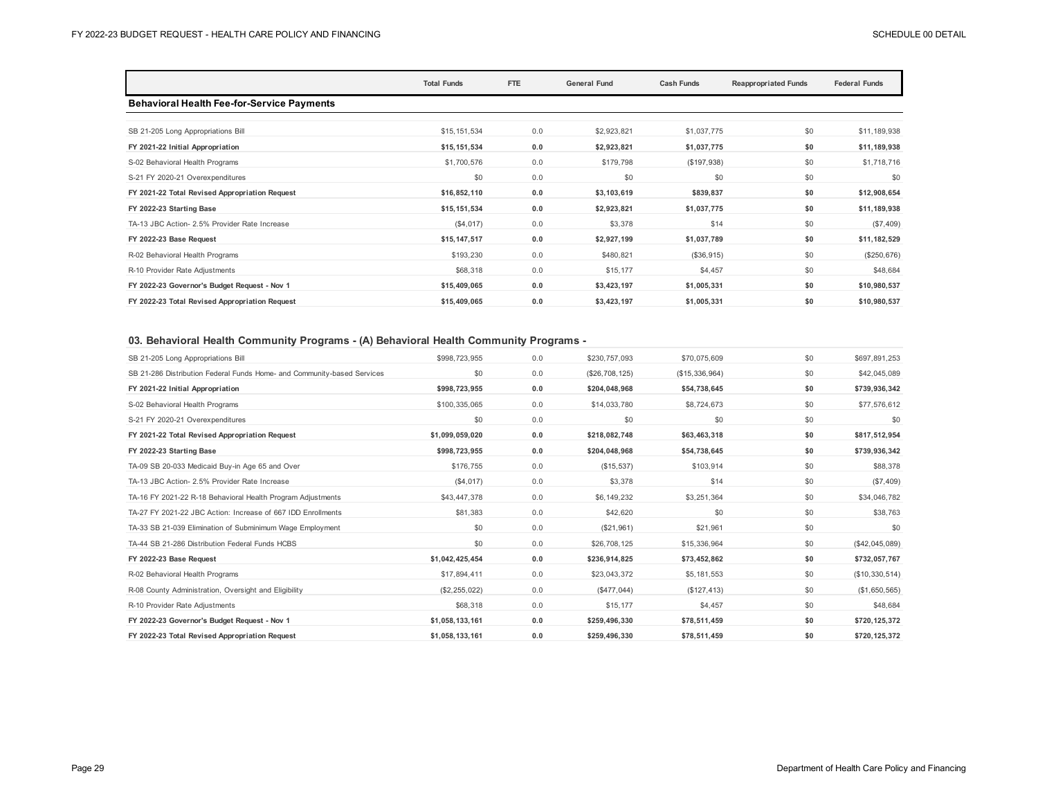| | Total Funds | FTE | General Fund | Cash Funds | Reappropriated Funds | Federal Funds |
|---|---|---|---|---|---|---|
| **Behavioral Health Fee-for-Service Payments** | | | | | | |
| SB 21-205 Long Appropriations Bill | $15,151,534 | 0.0 | $2,923,821 | $1,037,775 | $0 | $11,189,938 |
| **FY 2021-22 Initial Appropriation** | **$15,151,534** | **0.0** | **$2,923,821** | **$1,037,775** | **$0** | **$11,189,938** |
| S-02 Behavioral Health Programs | $1,700,576 | 0.0 | $179,798 | ($197,938) | $0 | $1,718,716 |
| S-21 FY 2020-21 Overexpenditures | $0 | 0.0 | $0 | $0 | $0 | $0 |
| **FY 2021-22 Total Revised Appropriation Request** | **$16,852,110** | **0.0** | **$3,103,619** | **$839,837** | **$0** | **$12,908,654** |
| **FY 2022-23 Starting Base** | **$15,151,534** | **0.0** | **$2,923,821** | **$1,037,775** | **$0** | **$11,189,938** |
| TA-13 JBC Action- 2.5% Provider Rate Increase | ($4,017) | 0.0 | $3,378 | $14 | $0 | ($7,409) |
| **FY 2022-23 Base Request** | **$15,147,517** | **0.0** | **$2,927,199** | **$1,037,789** | **$0** | **$11,182,529** |
| R-02 Behavioral Health Programs | $193,230 | 0.0 | $480,821 | ($36,915) | $0 | ($250,676) |
| R-10 Provider Rate Adjustments | $68,318 | 0.0 | $15,177 | $4,457 | $0 | $48,684 |
| **FY 2022-23 Governor's Budget Request - Nov 1** | **$15,409,065** | **0.0** | **$3,423,197** | **$1,005,331** | **$0** | **$10,980,537** |
| **FY 2022-23 Total Revised Appropriation Request** | **$15,409,065** | **0.0** | **$3,423,197** | **$1,005,331** | **$0** | **$10,980,537** |

### 03. Behavioral Health Community Programs - (A) Behavioral Health Community Programs -

| | Total Funds | FTE | General Fund | Cash Funds | Reappropriated Funds | Federal Funds |
|---|---|---|---|---|---|---|
| SB 21-205 Long Appropriations Bill | $998,723,955 | 0.0 | $230,757,093 | $70,075,609 | $0 | $697,891,253 |
| SB 21-286 Distribution Federal Funds Home- and Community-based Services | $0 | 0.0 | ($26,708,125) | ($15,336,964) | $0 | $42,045,089 |
| **FY 2021-22 Initial Appropriation** | **$998,723,955** | **0.0** | **$204,048,968** | **$54,738,645** | **$0** | **$739,936,342** |
| S-02 Behavioral Health Programs | $100,335,065 | 0.0 | $14,033,780 | $8,724,673 | $0 | $77,576,612 |
| S-21 FY 2020-21 Overexpenditures | $0 | 0.0 | $0 | $0 | $0 | $0 |
| **FY 2021-22 Total Revised Appropriation Request** | **$1,099,059,020** | **0.0** | **$218,082,748** | **$63,463,318** | **$0** | **$817,512,954** |
| **FY 2022-23 Starting Base** | **$998,723,955** | **0.0** | **$204,048,968** | **$54,738,645** | **$0** | **$739,936,342** |
| TA-09 SB 20-033 Medicaid Buy-in Age 65 and Over | $176,755 | 0.0 | ($15,537) | $103,914 | $0 | $88,378 |
| TA-13 JBC Action- 2.5% Provider Rate Increase | ($4,017) | 0.0 | $3,378 | $14 | $0 | ($7,409) |
| TA-16 FY 2021-22 R-18 Behavioral Health Program Adjustments | $43,447,378 | 0.0 | $6,149,232 | $3,251,364 | $0 | $34,046,782 |
| TA-27 FY 2021-22 JBC Action: Increase of 667 IDD Enrollments | $81,383 | 0.0 | $42,620 | $0 | $0 | $38,763 |
| TA-33 SB 21-039 Elimination of Subminimum Wage Employment | $0 | 0.0 | ($21,961) | $21,961 | $0 | $0 |
| TA-44 SB 21-286 Distribution Federal Funds HCBS | $0 | 0.0 | $26,708,125 | $15,336,964 | $0 | ($42,045,089) |
| **FY 2022-23 Base Request** | **$1,042,425,454** | **0.0** | **$236,914,825** | **$73,452,862** | **$0** | **$732,057,767** |
| R-02 Behavioral Health Programs | $17,894,411 | 0.0 | $23,043,372 | $5,181,553 | $0 | ($10,330,514) |
| R-08 County Administration, Oversight and Eligibility | ($2,255,022) | 0.0 | ($477,044) | ($127,413) | $0 | ($1,650,565) |
| R-10 Provider Rate Adjustments | $68,318 | 0.0 | $15,177 | $4,457 | $0 | $48,684 |
| **FY 2022-23 Governor's Budget Request - Nov 1** | **$1,058,133,161** | **0.0** | **$259,496,330** | **$78,511,459** | **$0** | **$720,125,372** |
| **FY 2022-23 Total Revised Appropriation Request** | **$1,058,133,161** | **0.0** | **$259,496,330** | **$78,511,459** | **$0** | **$720,125,372** |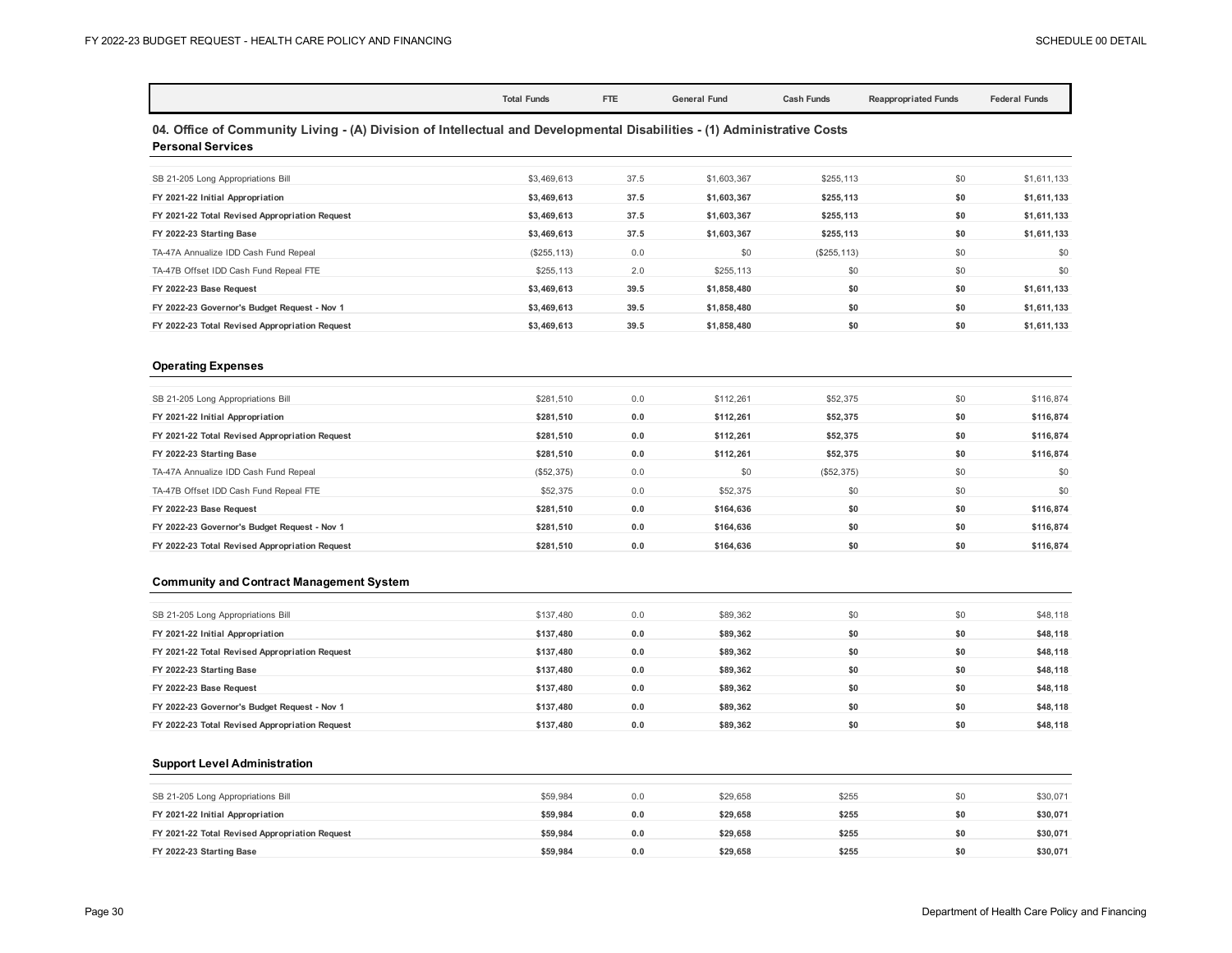| | Total Funds | FTE | General Fund | Cash Funds | Reappropriated Funds | Federal Funds |
|---|---|---|---|---|---|---|

## 04. Office of Community Living - (A) Division of Intellectual and Developmental Disabilities - (1) Administrative Costs

### Personal Services

| | Total Funds | FTE | General Fund | Cash Funds | Reappropriated Funds | Federal Funds |
|---|---|---|---|---|---|---|
| SB 21-205 Long Appropriations Bill | $3,469,613 | 37.5 | $1,603,367 | $255,113 | $0 | $1,611,133 |
| **FY 2021-22 Initial Appropriation** | **$3,469,613** | **37.5** | **$1,603,367** | **$255,113** | **$0** | **$1,611,133** |
| **FY 2021-22 Total Revised Appropriation Request** | **$3,469,613** | **37.5** | **$1,603,367** | **$255,113** | **$0** | **$1,611,133** |
| **FY 2022-23 Starting Base** | **$3,469,613** | **37.5** | **$1,603,367** | **$255,113** | **$0** | **$1,611,133** |
| TA-47A Annualize IDD Cash Fund Repeal | ($255,113) | 0.0 | $0 | ($255,113) | $0 | $0 |
| TA-47B Offset IDD Cash Fund Repeal FTE | $255,113 | 2.0 | $255,113 | $0 | $0 | $0 |
| **FY 2022-23 Base Request** | **$3,469,613** | **39.5** | **$1,858,480** | **$0** | **$0** | **$1,611,133** |
| **FY 2022-23 Governor's Budget Request - Nov 1** | **$3,469,613** | **39.5** | **$1,858,480** | **$0** | **$0** | **$1,611,133** |
| **FY 2022-23 Total Revised Appropriation Request** | **$3,469,613** | **39.5** | **$1,858,480** | **$0** | **$0** | **$1,611,133** |

### Operating Expenses

| | Total Funds | FTE | General Fund | Cash Funds | Reappropriated Funds | Federal Funds |
|---|---|---|---|---|---|---|
| SB 21-205 Long Appropriations Bill | $281,510 | 0.0 | $112,261 | $52,375 | $0 | $116,874 |
| **FY 2021-22 Initial Appropriation** | **$281,510** | **0.0** | **$112,261** | **$52,375** | **$0** | **$116,874** |
| **FY 2021-22 Total Revised Appropriation Request** | **$281,510** | **0.0** | **$112,261** | **$52,375** | **$0** | **$116,874** |
| **FY 2022-23 Starting Base** | **$281,510** | **0.0** | **$112,261** | **$52,375** | **$0** | **$116,874** |
| TA-47A Annualize IDD Cash Fund Repeal | ($52,375) | 0.0 | $0 | ($52,375) | $0 | $0 |
| TA-47B Offset IDD Cash Fund Repeal FTE | $52,375 | 0.0 | $52,375 | $0 | $0 | $0 |
| **FY 2022-23 Base Request** | **$281,510** | **0.0** | **$164,636** | **$0** | **$0** | **$116,874** |
| **FY 2022-23 Governor's Budget Request - Nov 1** | **$281,510** | **0.0** | **$164,636** | **$0** | **$0** | **$116,874** |
| **FY 2022-23 Total Revised Appropriation Request** | **$281,510** | **0.0** | **$164,636** | **$0** | **$0** | **$116,874** |

### Community and Contract Management System

| | Total Funds | FTE | General Fund | Cash Funds | Reappropriated Funds | Federal Funds |
|---|---|---|---|---|---|---|
| SB 21-205 Long Appropriations Bill | $137,480 | 0.0 | $89,362 | $0 | $0 | $48,118 |
| **FY 2021-22 Initial Appropriation** | **$137,480** | **0.0** | **$89,362** | **$0** | **$0** | **$48,118** |
| **FY 2021-22 Total Revised Appropriation Request** | **$137,480** | **0.0** | **$89,362** | **$0** | **$0** | **$48,118** |
| **FY 2022-23 Starting Base** | **$137,480** | **0.0** | **$89,362** | **$0** | **$0** | **$48,118** |
| **FY 2022-23 Base Request** | **$137,480** | **0.0** | **$89,362** | **$0** | **$0** | **$48,118** |
| **FY 2022-23 Governor's Budget Request - Nov 1** | **$137,480** | **0.0** | **$89,362** | **$0** | **$0** | **$48,118** |
| **FY 2022-23 Total Revised Appropriation Request** | **$137,480** | **0.0** | **$89,362** | **$0** | **$0** | **$48,118** |

### Support Level Administration

| | Total Funds | FTE | General Fund | Cash Funds | Reappropriated Funds | Federal Funds |
|---|---|---|---|---|---|---|
| SB 21-205 Long Appropriations Bill | $59,984 | 0.0 | $29,658 | $255 | $0 | $30,071 |
| **FY 2021-22 Initial Appropriation** | **$59,984** | **0.0** | **$29,658** | **$255** | **$0** | **$30,071** |
| **FY 2021-22 Total Revised Appropriation Request** | **$59,984** | **0.0** | **$29,658** | **$255** | **$0** | **$30,071** |
| **FY 2022-23 Starting Base** | **$59,984** | **0.0** | **$29,658** | **$255** | **$0** | **$30,071** |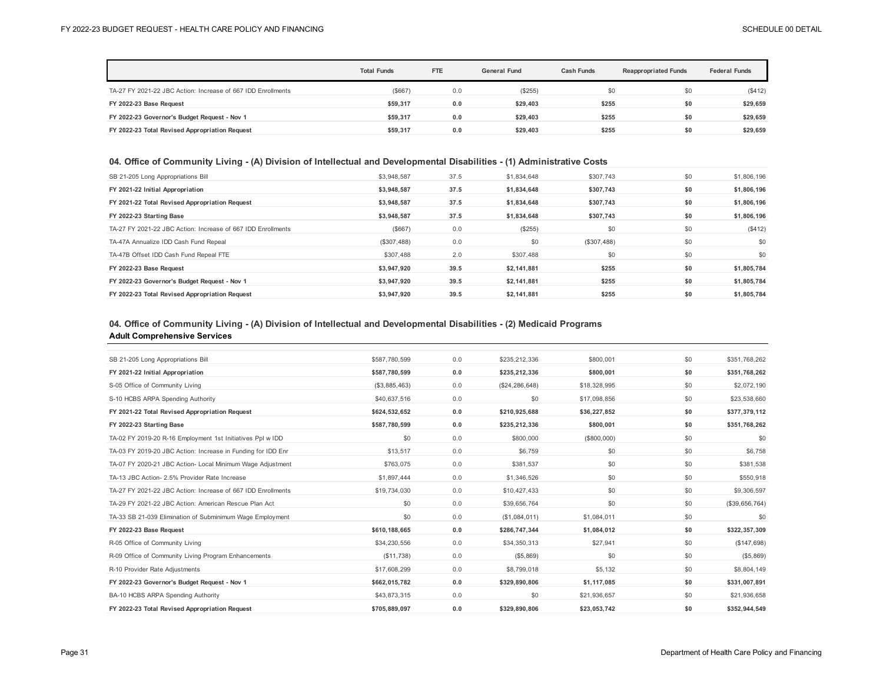| | Total Funds | FTE | General Fund | Cash Funds | Reappropriated Funds | Federal Funds |
|---|---|---|---|---|---|---|
| TA-27 FY 2021-22 JBC Action: Increase of 667 IDD Enrollments | ($667) | 0.0 | ($255) | $0 | $0 | ($412) |
| **FY 2022-23 Base Request** | **$59,317** | **0.0** | **$29,403** | **$255** | **$0** | **$29,659** |
| **FY 2022-23 Governor's Budget Request - Nov 1** | **$59,317** | **0.0** | **$29,403** | **$255** | **$0** | **$29,659** |
| **FY 2022-23 Total Revised Appropriation Request** | **$59,317** | **0.0** | **$29,403** | **$255** | **$0** | **$29,659** |

## 04. Office of Community Living - (A) Division of Intellectual and Developmental Disabilities - (1) Administrative Costs

| | Total Funds | FTE | General Fund | Cash Funds | Reappropriated Funds | Federal Funds |
|---|---|---|---|---|---|---|
| SB 21-205 Long Appropriations Bill | $3,948,587 | 37.5 | $1,834,648 | $307,743 | $0 | $1,806,196 |
| **FY 2021-22 Initial Appropriation** | **$3,948,587** | **37.5** | **$1,834,648** | **$307,743** | **$0** | **$1,806,196** |
| **FY 2021-22 Total Revised Appropriation Request** | **$3,948,587** | **37.5** | **$1,834,648** | **$307,743** | **$0** | **$1,806,196** |
| **FY 2022-23 Starting Base** | **$3,948,587** | **37.5** | **$1,834,648** | **$307,743** | **$0** | **$1,806,196** |
| TA-27 FY 2021-22 JBC Action: Increase of 667 IDD Enrollments | ($667) | 0.0 | ($255) | $0 | $0 | ($412) |
| TA-47A Annualize IDD Cash Fund Repeal | ($307,488) | 0.0 | $0 | ($307,488) | $0 | $0 |
| TA-47B Offset IDD Cash Fund Repeal FTE | $307,488 | 2.0 | $307,488 | $0 | $0 | $0 |
| **FY 2022-23 Base Request** | **$3,947,920** | **39.5** | **$2,141,881** | **$255** | **$0** | **$1,805,784** |
| **FY 2022-23 Governor's Budget Request - Nov 1** | **$3,947,920** | **39.5** | **$2,141,881** | **$255** | **$0** | **$1,805,784** |
| **FY 2022-23 Total Revised Appropriation Request** | **$3,947,920** | **39.5** | **$2,141,881** | **$255** | **$0** | **$1,805,784** |

## 04. Office of Community Living - (A) Division of Intellectual and Developmental Disabilities - (2) Medicaid Programs

### Adult Comprehensive Services

| | Total Funds | FTE | General Fund | Cash Funds | Reappropriated Funds | Federal Funds |
|---|---|---|---|---|---|---|
| SB 21-205 Long Appropriations Bill | $587,780,599 | 0.0 | $235,212,336 | $800,001 | $0 | $351,768,262 |
| **FY 2021-22 Initial Appropriation** | **$587,780,599** | **0.0** | **$235,212,336** | **$800,001** | **$0** | **$351,768,262** |
| S-05 Office of Community Living | ($3,885,463) | 0.0 | ($24,286,648) | $18,328,995 | $0 | $2,072,190 |
| S-10 HCBS ARPA Spending Authority | $40,637,516 | 0.0 | $0 | $17,098,856 | $0 | $23,538,660 |
| **FY 2021-22 Total Revised Appropriation Request** | **$624,532,652** | **0.0** | **$210,925,688** | **$36,227,852** | **$0** | **$377,379,112** |
| **FY 2022-23 Starting Base** | **$587,780,599** | **0.0** | **$235,212,336** | **$800,001** | **$0** | **$351,768,262** |
| TA-02 FY 2019-20 R-16 Employment 1st Initiatives Ppl w IDD | $0 | 0.0 | $800,000 | ($800,000) | $0 | $0 |
| TA-03 FY 2019-20 JBC Action: Increase in Funding for IDD Enr | $13,517 | 0.0 | $6,759 | $0 | $0 | $6,758 |
| TA-07 FY 2020-21 JBC Action- Local Minimum Wage Adjustment | $763,075 | 0.0 | $381,537 | $0 | $0 | $381,538 |
| TA-13 JBC Action- 2.5% Provider Rate Increase | $1,897,444 | 0.0 | $1,346,526 | $0 | $0 | $550,918 |
| TA-27 FY 2021-22 JBC Action: Increase of 667 IDD Enrollments | $19,734,030 | 0.0 | $10,427,433 | $0 | $0 | $9,306,597 |
| TA-29 FY 2021-22 JBC Action: American Rescue Plan Act | $0 | 0.0 | $39,656,764 | $0 | $0 | ($39,656,764) |
| TA-33 SB 21-039 Elimination of Subminimum Wage Employment | $0 | 0.0 | ($1,084,011) | $1,084,011 | $0 | $0 |
| **FY 2022-23 Base Request** | **$610,188,665** | **0.0** | **$286,747,344** | **$1,084,012** | **$0** | **$322,357,309** |
| R-05 Office of Community Living | $34,230,556 | 0.0 | $34,350,313 | $27,941 | $0 | ($147,698) |
| R-09 Office of Community Living Program Enhancements | ($11,738) | 0.0 | ($5,869) | $0 | $0 | ($5,869) |
| R-10 Provider Rate Adjustments | $17,608,299 | 0.0 | $8,799,018 | $5,132 | $0 | $8,804,149 |
| **FY 2022-23 Governor's Budget Request - Nov 1** | **$662,015,782** | **0.0** | **$329,890,806** | **$1,117,085** | **$0** | **$331,007,891** |
| BA-10 HCBS ARPA Spending Authority | $43,873,315 | 0.0 | $0 | $21,936,657 | $0 | $21,936,658 |
| **FY 2022-23 Total Revised Appropriation Request** | **$705,889,097** | **0.0** | **$329,890,806** | **$23,053,742** | **$0** | **$352,944,549** |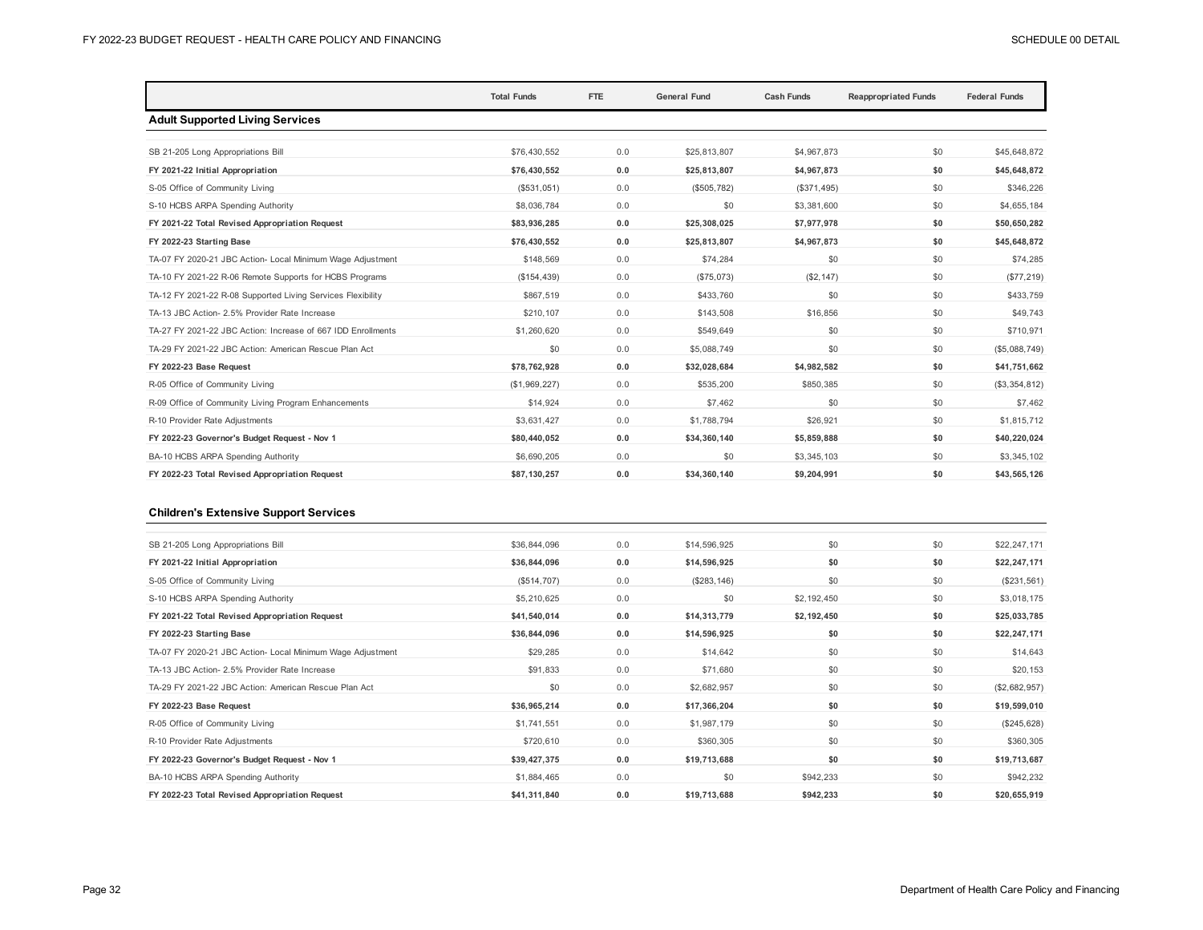| | Total Funds | FTE | General Fund | Cash Funds | Reappropriated Funds | Federal Funds |
|---|---|---|---|---|---|---|
| **Adult Supported Living Services** | | | | | | |
| SB 21-205 Long Appropriations Bill | $76,430,552 | 0.0 | $25,813,807 | $4,967,873 | $0 | $45,648,872 |
| **FY 2021-22 Initial Appropriation** | **$76,430,552** | **0.0** | **$25,813,807** | **$4,967,873** | **$0** | **$45,648,872** |
| S-05 Office of Community Living | ($531,051) | 0.0 | ($505,782) | ($371,495) | $0 | $346,226 |
| S-10 HCBS ARPA Spending Authority | $8,036,784 | 0.0 | $0 | $3,381,600 | $0 | $4,655,184 |
| **FY 2021-22 Total Revised Appropriation Request** | **$83,936,285** | **0.0** | **$25,308,025** | **$7,977,978** | **$0** | **$50,650,282** |
| **FY 2022-23 Starting Base** | **$76,430,552** | **0.0** | **$25,813,807** | **$4,967,873** | **$0** | **$45,648,872** |
| TA-07 FY 2020-21 JBC Action- Local Minimum Wage Adjustment | $148,569 | 0.0 | $74,284 | $0 | $0 | $74,285 |
| TA-10 FY 2021-22 R-06 Remote Supports for HCBS Programs | ($154,439) | 0.0 | ($75,073) | ($2,147) | $0 | ($77,219) |
| TA-12 FY 2021-22 R-08 Supported Living Services Flexibility | $867,519 | 0.0 | $433,760 | $0 | $0 | $433,759 |
| TA-13 JBC Action- 2.5% Provider Rate Increase | $210,107 | 0.0 | $143,508 | $16,856 | $0 | $49,743 |
| TA-27 FY 2021-22 JBC Action: Increase of 667 IDD Enrollments | $1,260,620 | 0.0 | $549,649 | $0 | $0 | $710,971 |
| TA-29 FY 2021-22 JBC Action: American Rescue Plan Act | $0 | 0.0 | $5,088,749 | $0 | $0 | ($5,088,749) |
| **FY 2022-23 Base Request** | **$78,762,928** | **0.0** | **$32,028,684** | **$4,982,582** | **$0** | **$41,751,662** |
| R-05 Office of Community Living | ($1,969,227) | 0.0 | $535,200 | $850,385 | $0 | ($3,354,812) |
| R-09 Office of Community Living Program Enhancements | $14,924 | 0.0 | $7,462 | $0 | $0 | $7,462 |
| R-10 Provider Rate Adjustments | $3,631,427 | 0.0 | $1,788,794 | $26,921 | $0 | $1,815,712 |
| **FY 2022-23 Governor's Budget Request - Nov 1** | **$80,440,052** | **0.0** | **$34,360,140** | **$5,859,888** | **$0** | **$40,220,024** |
| BA-10 HCBS ARPA Spending Authority | $6,690,205 | 0.0 | $0 | $3,345,103 | $0 | $3,345,102 |
| **FY 2022-23 Total Revised Appropriation Request** | **$87,130,257** | **0.0** | **$34,360,140** | **$9,204,991** | **$0** | **$43,565,126** |
| **Children's Extensive Support Services** | | | | | | |
| SB 21-205 Long Appropriations Bill | $36,844,096 | 0.0 | $14,596,925 | $0 | $0 | $22,247,171 |
| **FY 2021-22 Initial Appropriation** | **$36,844,096** | **0.0** | **$14,596,925** | **$0** | **$0** | **$22,247,171** |
| S-05 Office of Community Living | ($514,707) | 0.0 | ($283,146) | $0 | $0 | ($231,561) |
| S-10 HCBS ARPA Spending Authority | $5,210,625 | 0.0 | $0 | $2,192,450 | $0 | $3,018,175 |
| **FY 2021-22 Total Revised Appropriation Request** | **$41,540,014** | **0.0** | **$14,313,779** | **$2,192,450** | **$0** | **$25,033,785** |
| **FY 2022-23 Starting Base** | **$36,844,096** | **0.0** | **$14,596,925** | **$0** | **$0** | **$22,247,171** |
| TA-07 FY 2020-21 JBC Action- Local Minimum Wage Adjustment | $29,285 | 0.0 | $14,642 | $0 | $0 | $14,643 |
| TA-13 JBC Action- 2.5% Provider Rate Increase | $91,833 | 0.0 | $71,680 | $0 | $0 | $20,153 |
| TA-29 FY 2021-22 JBC Action: American Rescue Plan Act | $0 | 0.0 | $2,682,957 | $0 | $0 | ($2,682,957) |
| **FY 2022-23 Base Request** | **$36,965,214** | **0.0** | **$17,366,204** | **$0** | **$0** | **$19,599,010** |
| R-05 Office of Community Living | $1,741,551 | 0.0 | $1,987,179 | $0 | $0 | ($245,628) |
| R-10 Provider Rate Adjustments | $720,610 | 0.0 | $360,305 | $0 | $0 | $360,305 |
| **FY 2022-23 Governor's Budget Request - Nov 1** | **$39,427,375** | **0.0** | **$19,713,688** | **$0** | **$0** | **$19,713,687** |
| BA-10 HCBS ARPA Spending Authority | $1,884,465 | 0.0 | $0 | $942,233 | $0 | $942,232 |
| **FY 2022-23 Total Revised Appropriation Request** | **$41,311,840** | **0.0** | **$19,713,688** | **$942,233** | **$0** | **$20,655,919** |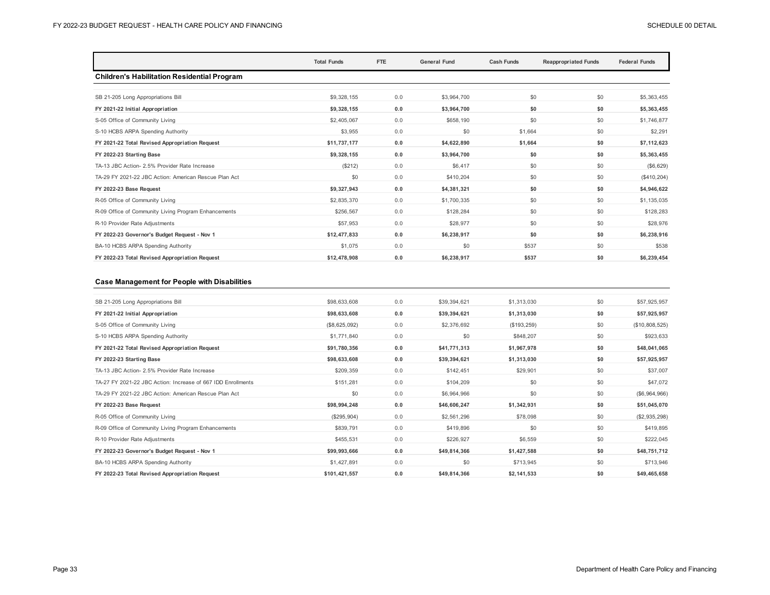| | Total Funds | FTE | General Fund | Cash Funds | Reappropriated Funds | Federal Funds |
|---|---|---|---|---|---|---|
| **Children's Habilitation Residential Program** | | | | | | |
| SB 21-205 Long Appropriations Bill | $9,328,155 | 0.0 | $3,964,700 | $0 | $0 | $5,363,455 |
| **FY 2021-22 Initial Appropriation** | **$9,328,155** | **0.0** | **$3,964,700** | **$0** | **$0** | **$5,363,455** |
| S-05 Office of Community Living | $2,405,067 | 0.0 | $658,190 | $0 | $0 | $1,746,877 |
| S-10 HCBS ARPA Spending Authority | $3,955 | 0.0 | $0 | $1,664 | $0 | $2,291 |
| **FY 2021-22 Total Revised Appropriation Request** | **$11,737,177** | **0.0** | **$4,622,890** | **$1,664** | **$0** | **$7,112,623** |
| **FY 2022-23 Starting Base** | **$9,328,155** | **0.0** | **$3,964,700** | **$0** | **$0** | **$5,363,455** |
| TA-13 JBC Action- 2.5% Provider Rate Increase | ($212) | 0.0 | $6,417 | $0 | $0 | ($6,629) |
| TA-29 FY 2021-22 JBC Action: American Rescue Plan Act | $0 | 0.0 | $410,204 | $0 | $0 | ($410,204) |
| **FY 2022-23 Base Request** | **$9,327,943** | **0.0** | **$4,381,321** | **$0** | **$0** | **$4,946,622** |
| R-05 Office of Community Living | $2,835,370 | 0.0 | $1,700,335 | $0 | $0 | $1,135,035 |
| R-09 Office of Community Living Program Enhancements | $256,567 | 0.0 | $128,284 | $0 | $0 | $128,283 |
| R-10 Provider Rate Adjustments | $57,953 | 0.0 | $28,977 | $0 | $0 | $28,976 |
| **FY 2022-23 Governor's Budget Request - Nov 1** | **$12,477,833** | **0.0** | **$6,238,917** | **$0** | **$0** | **$6,238,916** |
| BA-10 HCBS ARPA Spending Authority | $1,075 | 0.0 | $0 | $537 | $0 | $538 |
| **FY 2022-23 Total Revised Appropriation Request** | **$12,478,908** | **0.0** | **$6,238,917** | **$537** | **$0** | **$6,239,454** |

| | Total Funds | FTE | General Fund | Cash Funds | Reappropriated Funds | Federal Funds |
|---|---|---|---|---|---|---|
| **Case Management for People with Disabilities** | | | | | | |
| SB 21-205 Long Appropriations Bill | $98,633,608 | 0.0 | $39,394,621 | $1,313,030 | $0 | $57,925,957 |
| **FY 2021-22 Initial Appropriation** | **$98,633,608** | **0.0** | **$39,394,621** | **$1,313,030** | **$0** | **$57,925,957** |
| S-05 Office of Community Living | ($8,625,092) | 0.0 | $2,376,692 | ($193,259) | $0 | ($10,808,525) |
| S-10 HCBS ARPA Spending Authority | $1,771,840 | 0.0 | $0 | $848,207 | $0 | $923,633 |
| **FY 2021-22 Total Revised Appropriation Request** | **$91,780,356** | **0.0** | **$41,771,313** | **$1,967,978** | **$0** | **$48,041,065** |
| **FY 2022-23 Starting Base** | **$98,633,608** | **0.0** | **$39,394,621** | **$1,313,030** | **$0** | **$57,925,957** |
| TA-13 JBC Action- 2.5% Provider Rate Increase | $209,359 | 0.0 | $142,451 | $29,901 | $0 | $37,007 |
| TA-27 FY 2021-22 JBC Action: Increase of 667 IDD Enrollments | $151,281 | 0.0 | $104,209 | $0 | $0 | $47,072 |
| TA-29 FY 2021-22 JBC Action: American Rescue Plan Act | $0 | 0.0 | $6,964,966 | $0 | $0 | ($6,964,966) |
| **FY 2022-23 Base Request** | **$98,994,248** | **0.0** | **$46,606,247** | **$1,342,931** | **$0** | **$51,045,070** |
| R-05 Office of Community Living | ($295,904) | 0.0 | $2,561,296 | $78,098 | $0 | ($2,935,298) |
| R-09 Office of Community Living Program Enhancements | $839,791 | 0.0 | $419,896 | $0 | $0 | $419,895 |
| R-10 Provider Rate Adjustments | $455,531 | 0.0 | $226,927 | $6,559 | $0 | $222,045 |
| **FY 2022-23 Governor's Budget Request - Nov 1** | **$99,993,666** | **0.0** | **$49,814,366** | **$1,427,588** | **$0** | **$48,751,712** |
| BA-10 HCBS ARPA Spending Authority | $1,427,891 | 0.0 | $0 | $713,945 | $0 | $713,946 |
| **FY 2022-23 Total Revised Appropriation Request** | **$101,421,557** | **0.0** | **$49,814,366** | **$2,141,533** | **$0** | **$49,465,658** |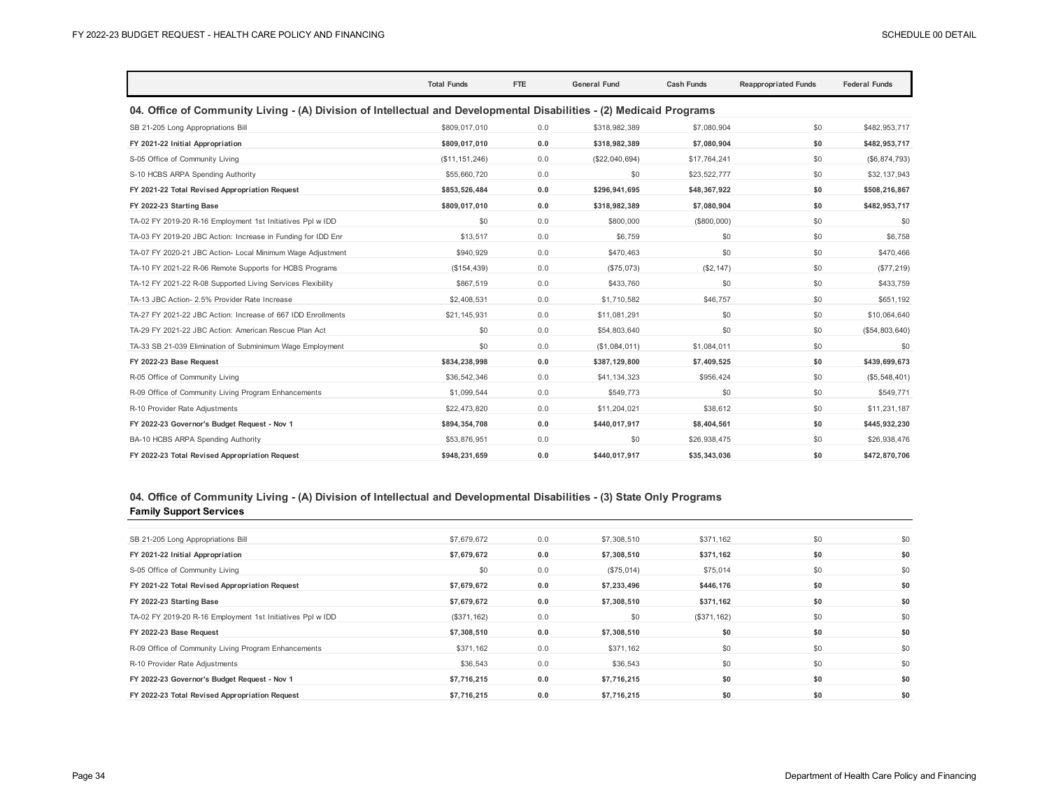| | Total Funds | FTE | General Fund | Cash Funds | Reappropriated Funds | Federal Funds |
|---|---|---|---|---|---|---|

## 04. Office of Community Living - (A) Division of Intellectual and Developmental Disabilities - (2) Medicaid Programs

| | Total Funds | FTE | General Fund | Cash Funds | Reappropriated Funds | Federal Funds |
|---|---|---|---|---|---|---|
| SB 21-205 Long Appropriations Bill | $809,017,010 | 0.0 | $318,982,389 | $7,080,904 | $0 | $482,953,717 |
| **FY 2021-22 Initial Appropriation** | **$809,017,010** | **0.0** | **$318,982,389** | **$7,080,904** | **$0** | **$482,953,717** |
| S-05 Office of Community Living | ($11,151,246) | 0.0 | ($22,040,694) | $17,764,241 | $0 | ($6,874,793) |
| S-10 HCBS ARPA Spending Authority | $55,660,720 | 0.0 | $0 | $23,522,777 | $0 | $32,137,943 |
| **FY 2021-22 Total Revised Appropriation Request** | **$853,526,484** | **0.0** | **$296,941,695** | **$48,367,922** | **$0** | **$508,216,867** |
| **FY 2022-23 Starting Base** | **$809,017,010** | **0.0** | **$318,982,389** | **$7,080,904** | **$0** | **$482,953,717** |
| TA-02 FY 2019-20 R-16 Employment 1st Initiatives Ppl w IDD | $0 | 0.0 | $800,000 | ($800,000) | $0 | $0 |
| TA-03 FY 2019-20 JBC Action: Increase in Funding for IDD Enr | $13,517 | 0.0 | $6,759 | $0 | $0 | $6,758 |
| TA-07 FY 2020-21 JBC Action- Local Minimum Wage Adjustment | $940,929 | 0.0 | $470,463 | $0 | $0 | $470,466 |
| TA-10 FY 2021-22 R-06 Remote Supports for HCBS Programs | ($154,439) | 0.0 | ($75,073) | ($2,147) | $0 | ($77,219) |
| TA-12 FY 2021-22 R-08 Supported Living Services Flexibility | $867,519 | 0.0 | $433,760 | $0 | $0 | $433,759 |
| TA-13 JBC Action- 2.5% Provider Rate Increase | $2,408,531 | 0.0 | $1,710,582 | $46,757 | $0 | $651,192 |
| TA-27 FY 2021-22 JBC Action: Increase of 667 IDD Enrollments | $21,145,931 | 0.0 | $11,081,291 | $0 | $0 | $10,064,640 |
| TA-29 FY 2021-22 JBC Action: American Rescue Plan Act | $0 | 0.0 | $54,803,640 | $0 | $0 | ($54,803,640) |
| TA-33 SB 21-039 Elimination of Subminimum Wage Employment | $0 | 0.0 | ($1,084,011) | $1,084,011 | $0 | $0 |
| **FY 2022-23 Base Request** | **$834,238,998** | **0.0** | **$387,129,800** | **$7,409,525** | **$0** | **$439,699,673** |
| R-05 Office of Community Living | $36,542,346 | 0.0 | $41,134,323 | $956,424 | $0 | ($5,548,401) |
| R-09 Office of Community Living Program Enhancements | $1,099,544 | 0.0 | $549,773 | $0 | $0 | $549,771 |
| R-10 Provider Rate Adjustments | $22,473,820 | 0.0 | $11,204,021 | $38,612 | $0 | $11,231,187 |
| **FY 2022-23 Governor's Budget Request - Nov 1** | **$894,354,708** | **0.0** | **$440,017,917** | **$8,404,561** | **$0** | **$445,932,230** |
| BA-10 HCBS ARPA Spending Authority | $53,876,951 | 0.0 | $0 | $26,938,475 | $0 | $26,938,476 |
| **FY 2022-23 Total Revised Appropriation Request** | **$948,231,659** | **0.0** | **$440,017,917** | **$35,343,036** | **$0** | **$472,870,706** |

## 04. Office of Community Living - (A) Division of Intellectual and Developmental Disabilities - (3) State Only Programs

### Family Support Services

| | Total Funds | FTE | General Fund | Cash Funds | Reappropriated Funds | Federal Funds |
|---|---|---|---|---|---|---|
| SB 21-205 Long Appropriations Bill | $7,679,672 | 0.0 | $7,308,510 | $371,162 | $0 | $0 |
| **FY 2021-22 Initial Appropriation** | **$7,679,672** | **0.0** | **$7,308,510** | **$371,162** | **$0** | **$0** |
| S-05 Office of Community Living | $0 | 0.0 | ($75,014) | $75,014 | $0 | $0 |
| **FY 2021-22 Total Revised Appropriation Request** | **$7,679,672** | **0.0** | **$7,233,496** | **$446,176** | **$0** | **$0** |
| **FY 2022-23 Starting Base** | **$7,679,672** | **0.0** | **$7,308,510** | **$371,162** | **$0** | **$0** |
| TA-02 FY 2019-20 R-16 Employment 1st Initiatives Ppl w IDD | ($371,162) | 0.0 | $0 | ($371,162) | $0 | $0 |
| **FY 2022-23 Base Request** | **$7,308,510** | **0.0** | **$7,308,510** | **$0** | **$0** | **$0** |
| R-09 Office of Community Living Program Enhancements | $371,162 | 0.0 | $371,162 | $0 | $0 | $0 |
| R-10 Provider Rate Adjustments | $36,543 | 0.0 | $36,543 | $0 | $0 | $0 |
| **FY 2022-23 Governor's Budget Request - Nov 1** | **$7,716,215** | **0.0** | **$7,716,215** | **$0** | **$0** | **$0** |
| **FY 2022-23 Total Revised Appropriation Request** | **$7,716,215** | **0.0** | **$7,716,215** | **$0** | **$0** | **$0** |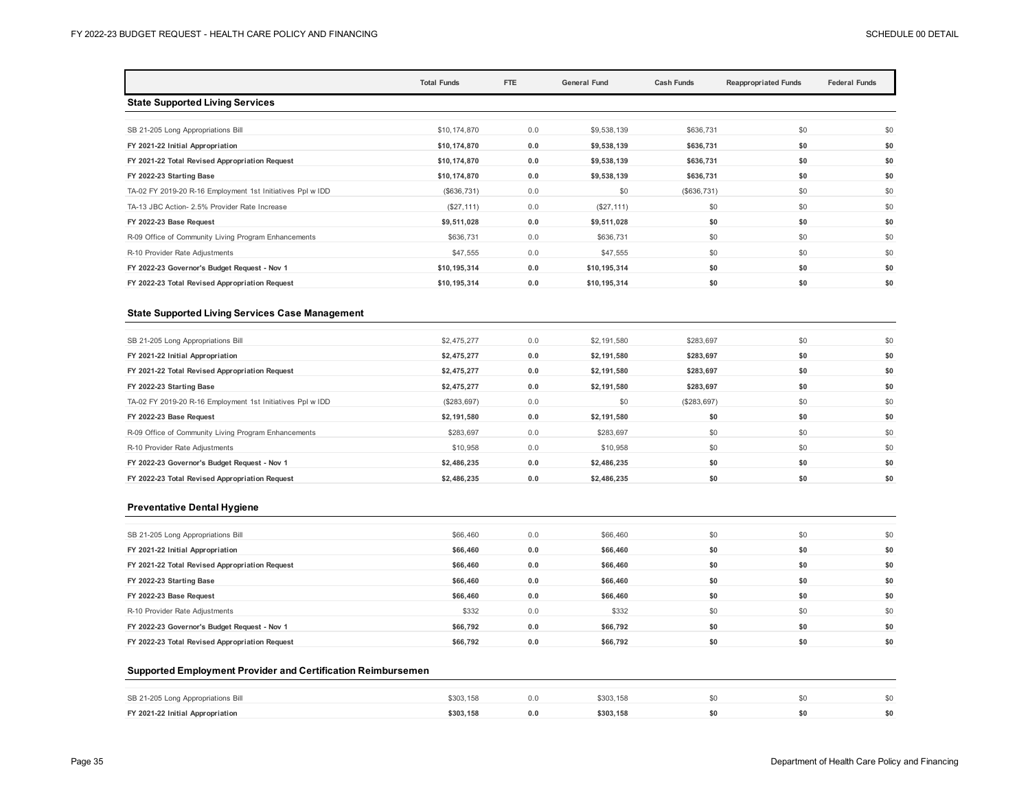| | Total Funds | FTE | General Fund | Cash Funds | Reappropriated Funds | Federal Funds |
|---|---|---|---|---|---|---|
| **State Supported Living Services** | | | | | | |
| SB 21-205 Long Appropriations Bill | $10,174,870 | 0.0 | $9,538,139 | $636,731 | $0 | $0 |
| **FY 2021-22 Initial Appropriation** | **$10,174,870** | **0.0** | **$9,538,139** | **$636,731** | **$0** | **$0** |
| **FY 2021-22 Total Revised Appropriation Request** | **$10,174,870** | **0.0** | **$9,538,139** | **$636,731** | **$0** | **$0** |
| **FY 2022-23 Starting Base** | **$10,174,870** | **0.0** | **$9,538,139** | **$636,731** | **$0** | **$0** |
| TA-02 FY 2019-20 R-16 Employment 1st Initiatives Ppl w IDD | ($636,731) | 0.0 | $0 | ($636,731) | $0 | $0 |
| TA-13 JBC Action- 2.5% Provider Rate Increase | ($27,111) | 0.0 | ($27,111) | $0 | $0 | $0 |
| **FY 2022-23 Base Request** | **$9,511,028** | **0.0** | **$9,511,028** | **$0** | **$0** | **$0** |
| R-09 Office of Community Living Program Enhancements | $636,731 | 0.0 | $636,731 | $0 | $0 | $0 |
| R-10 Provider Rate Adjustments | $47,555 | 0.0 | $47,555 | $0 | $0 | $0 |
| **FY 2022-23 Governor's Budget Request - Nov 1** | **$10,195,314** | **0.0** | **$10,195,314** | **$0** | **$0** | **$0** |
| **FY 2022-23 Total Revised Appropriation Request** | **$10,195,314** | **0.0** | **$10,195,314** | **$0** | **$0** | **$0** |
| **State Supported Living Services Case Management** | | | | | | |
| SB 21-205 Long Appropriations Bill | $2,475,277 | 0.0 | $2,191,580 | $283,697 | $0 | $0 |
| **FY 2021-22 Initial Appropriation** | **$2,475,277** | **0.0** | **$2,191,580** | **$283,697** | **$0** | **$0** |
| **FY 2021-22 Total Revised Appropriation Request** | **$2,475,277** | **0.0** | **$2,191,580** | **$283,697** | **$0** | **$0** |
| **FY 2022-23 Starting Base** | **$2,475,277** | **0.0** | **$2,191,580** | **$283,697** | **$0** | **$0** |
| TA-02 FY 2019-20 R-16 Employment 1st Initiatives Ppl w IDD | ($283,697) | 0.0 | $0 | ($283,697) | $0 | $0 |
| **FY 2022-23 Base Request** | **$2,191,580** | **0.0** | **$2,191,580** | **$0** | **$0** | **$0** |
| R-09 Office of Community Living Program Enhancements | $283,697 | 0.0 | $283,697 | $0 | $0 | $0 |
| R-10 Provider Rate Adjustments | $10,958 | 0.0 | $10,958 | $0 | $0 | $0 |
| **FY 2022-23 Governor's Budget Request - Nov 1** | **$2,486,235** | **0.0** | **$2,486,235** | **$0** | **$0** | **$0** |
| **FY 2022-23 Total Revised Appropriation Request** | **$2,486,235** | **0.0** | **$2,486,235** | **$0** | **$0** | **$0** |
| **Preventative Dental Hygiene** | | | | | | |
| SB 21-205 Long Appropriations Bill | $66,460 | 0.0 | $66,460 | $0 | $0 | $0 |
| **FY 2021-22 Initial Appropriation** | **$66,460** | **0.0** | **$66,460** | **$0** | **$0** | **$0** |
| **FY 2021-22 Total Revised Appropriation Request** | **$66,460** | **0.0** | **$66,460** | **$0** | **$0** | **$0** |
| **FY 2022-23 Starting Base** | **$66,460** | **0.0** | **$66,460** | **$0** | **$0** | **$0** |
| **FY 2022-23 Base Request** | **$66,460** | **0.0** | **$66,460** | **$0** | **$0** | **$0** |
| R-10 Provider Rate Adjustments | $332 | 0.0 | $332 | $0 | $0 | $0 |
| **FY 2022-23 Governor's Budget Request - Nov 1** | **$66,792** | **0.0** | **$66,792** | **$0** | **$0** | **$0** |
| **FY 2022-23 Total Revised Appropriation Request** | **$66,792** | **0.0** | **$66,792** | **$0** | **$0** | **$0** |
| **Supported Employment Provider and Certification Reimbursemen** | | | | | | |
| SB 21-205 Long Appropriations Bill | $303,158 | 0.0 | $303,158 | $0 | $0 | $0 |
| **FY 2021-22 Initial Appropriation** | **$303,158** | **0.0** | **$303,158** | **$0** | **$0** | **$0** |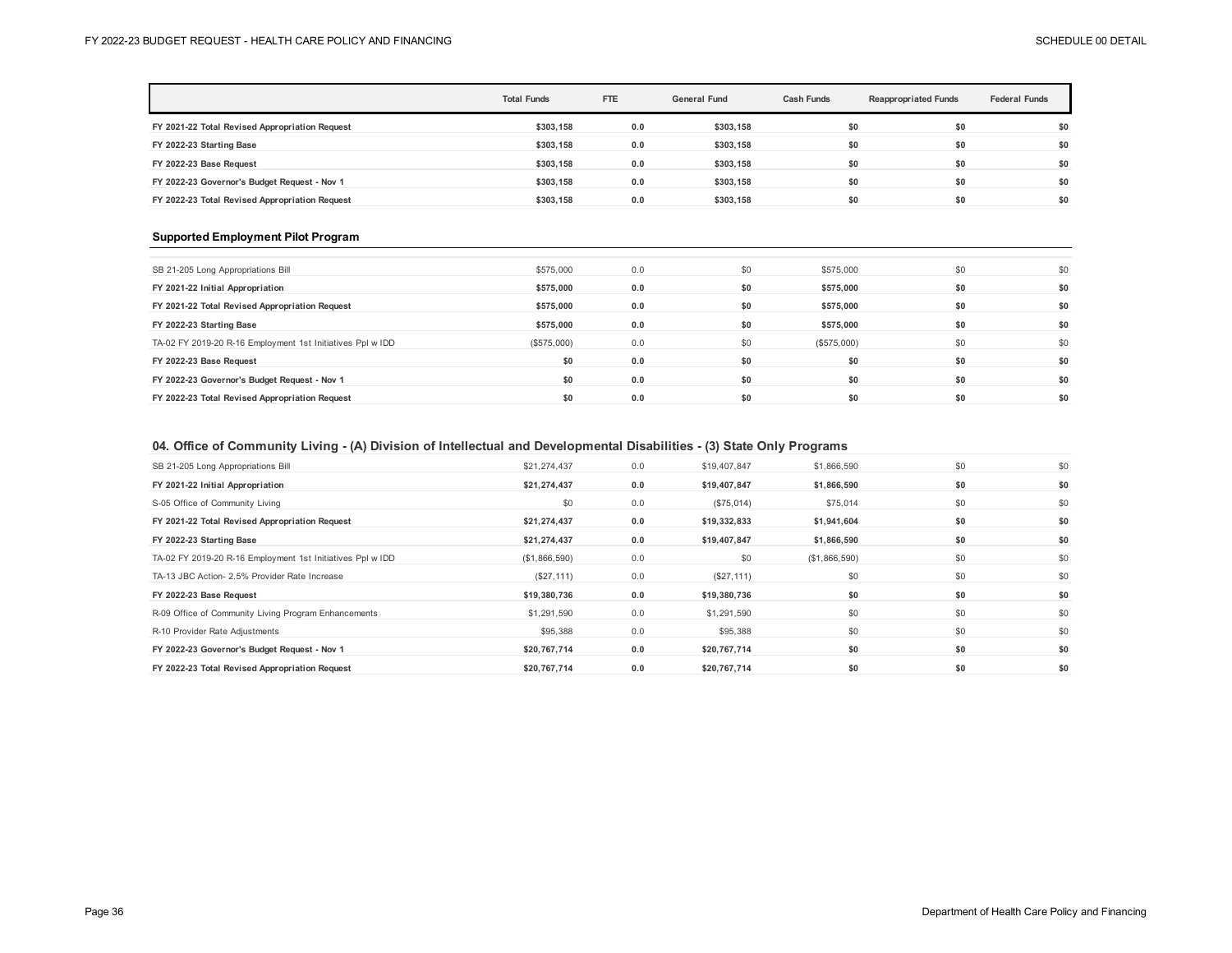| | Total Funds | FTE | General Fund | Cash Funds | Reappropriated Funds | Federal Funds |
|---|---|---|---|---|---|---|
| **FY 2021-22 Total Revised Appropriation Request** | **$303,158** | **0.0** | **$303,158** | **$0** | **$0** | **$0** |
| **FY 2022-23 Starting Base** | **$303,158** | **0.0** | **$303,158** | **$0** | **$0** | **$0** |
| **FY 2022-23 Base Request** | **$303,158** | **0.0** | **$303,158** | **$0** | **$0** | **$0** |
| **FY 2022-23 Governor's Budget Request - Nov 1** | **$303,158** | **0.0** | **$303,158** | **$0** | **$0** | **$0** |
| **FY 2022-23 Total Revised Appropriation Request** | **$303,158** | **0.0** | **$303,158** | **$0** | **$0** | **$0** |

### Supported Employment Pilot Program

| | Total Funds | FTE | General Fund | Cash Funds | Reappropriated Funds | Federal Funds |
|---|---|---|---|---|---|---|
| SB 21-205 Long Appropriations Bill | $575,000 | 0.0 | $0 | $575,000 | $0 | $0 |
| **FY 2021-22 Initial Appropriation** | **$575,000** | **0.0** | **$0** | **$575,000** | **$0** | **$0** |
| **FY 2021-22 Total Revised Appropriation Request** | **$575,000** | **0.0** | **$0** | **$575,000** | **$0** | **$0** |
| **FY 2022-23 Starting Base** | **$575,000** | **0.0** | **$0** | **$575,000** | **$0** | **$0** |
| TA-02 FY 2019-20 R-16 Employment 1st Initiatives Ppl w IDD | ($575,000) | 0.0 | $0 | ($575,000) | $0 | $0 |
| **FY 2022-23 Base Request** | **$0** | **0.0** | **$0** | **$0** | **$0** | **$0** |
| **FY 2022-23 Governor's Budget Request - Nov 1** | **$0** | **0.0** | **$0** | **$0** | **$0** | **$0** |
| **FY 2022-23 Total Revised Appropriation Request** | **$0** | **0.0** | **$0** | **$0** | **$0** | **$0** |

### 04. Office of Community Living - (A) Division of Intellectual and Developmental Disabilities - (3) State Only Programs

| | Total Funds | FTE | General Fund | Cash Funds | Reappropriated Funds | Federal Funds |
|---|---|---|---|---|---|---|
| SB 21-205 Long Appropriations Bill | $21,274,437 | 0.0 | $19,407,847 | $1,866,590 | $0 | $0 |
| **FY 2021-22 Initial Appropriation** | **$21,274,437** | **0.0** | **$19,407,847** | **$1,866,590** | **$0** | **$0** |
| S-05 Office of Community Living | $0 | 0.0 | ($75,014) | $75,014 | $0 | $0 |
| **FY 2021-22 Total Revised Appropriation Request** | **$21,274,437** | **0.0** | **$19,332,833** | **$1,941,604** | **$0** | **$0** |
| **FY 2022-23 Starting Base** | **$21,274,437** | **0.0** | **$19,407,847** | **$1,866,590** | **$0** | **$0** |
| TA-02 FY 2019-20 R-16 Employment 1st Initiatives Ppl w IDD | ($1,866,590) | 0.0 | $0 | ($1,866,590) | $0 | $0 |
| TA-13 JBC Action- 2.5% Provider Rate Increase | ($27,111) | 0.0 | ($27,111) | $0 | $0 | $0 |
| **FY 2022-23 Base Request** | **$19,380,736** | **0.0** | **$19,380,736** | **$0** | **$0** | **$0** |
| R-09 Office of Community Living Program Enhancements | $1,291,590 | 0.0 | $1,291,590 | $0 | $0 | $0 |
| R-10 Provider Rate Adjustments | $95,388 | 0.0 | $95,388 | $0 | $0 | $0 |
| **FY 2022-23 Governor's Budget Request - Nov 1** | **$20,767,714** | **0.0** | **$20,767,714** | **$0** | **$0** | **$0** |
| **FY 2022-23 Total Revised Appropriation Request** | **$20,767,714** | **0.0** | **$20,767,714** | **$0** | **$0** | **$0** |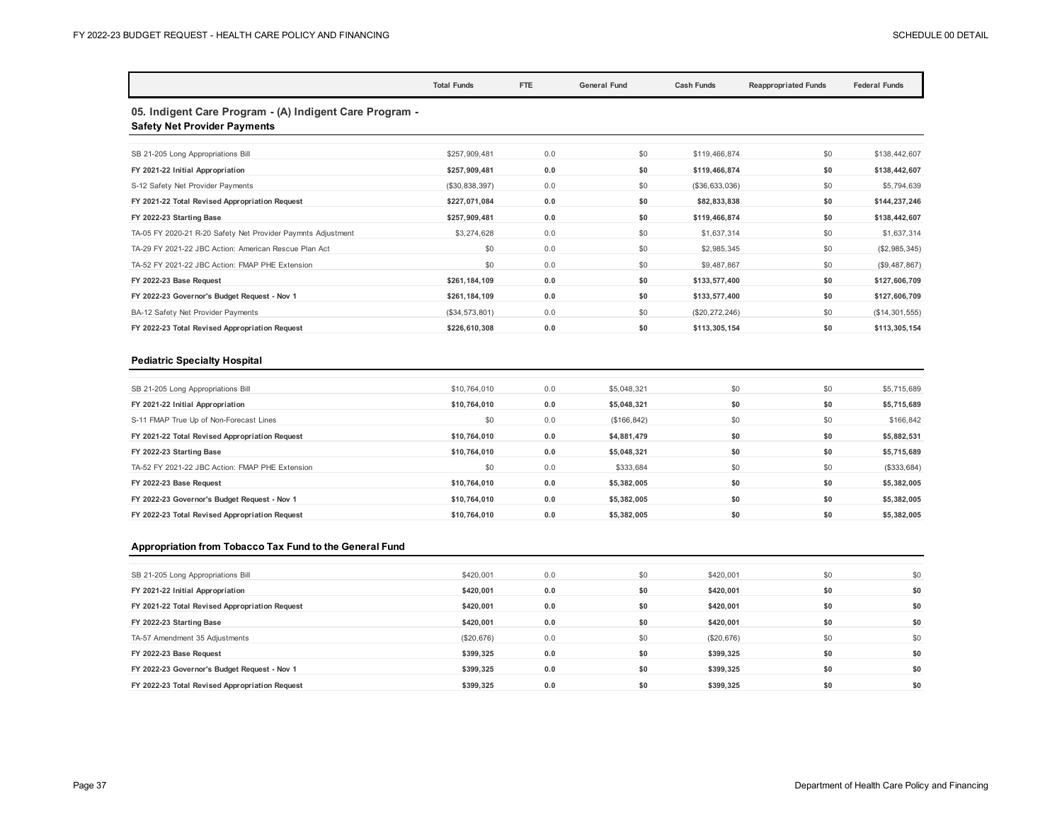| | Total Funds | FTE | General Fund | Cash Funds | Reappropriated Funds | Federal Funds |
|---|---|---|---|---|---|---|

## 05. Indigent Care Program - (A) Indigent Care Program - Safety Net Provider Payments

| | Total Funds | FTE | General Fund | Cash Funds | Reappropriated Funds | Federal Funds |
|---|---|---|---|---|---|---|
| SB 21-205 Long Appropriations Bill | $257,909,481 | 0.0 | $0 | $119,466,874 | $0 | $138,442,607 |
| **FY 2021-22 Initial Appropriation** | **$257,909,481** | **0.0** | **$0** | **$119,466,874** | **$0** | **$138,442,607** |
| S-12 Safety Net Provider Payments | ($30,838,397) | 0.0 | $0 | ($36,633,036) | $0 | $5,794,639 |
| **FY 2021-22 Total Revised Appropriation Request** | **$227,071,084** | **0.0** | **$0** | **$82,833,838** | **$0** | **$144,237,246** |
| **FY 2022-23 Starting Base** | **$257,909,481** | **0.0** | **$0** | **$119,466,874** | **$0** | **$138,442,607** |
| TA-05 FY 2020-21 R-20 Safety Net Provider Paymnts Adjustment | $3,274,628 | 0.0 | $0 | $1,637,314 | $0 | $1,637,314 |
| TA-29 FY 2021-22 JBC Action: American Rescue Plan Act | $0 | 0.0 | $0 | $2,985,345 | $0 | ($2,985,345) |
| TA-52 FY 2021-22 JBC Action: FMAP PHE Extension | $0 | 0.0 | $0 | $9,487,867 | $0 | ($9,487,867) |
| **FY 2022-23 Base Request** | **$261,184,109** | **0.0** | **$0** | **$133,577,400** | **$0** | **$127,606,709** |
| **FY 2022-23 Governor's Budget Request - Nov 1** | **$261,184,109** | **0.0** | **$0** | **$133,577,400** | **$0** | **$127,606,709** |
| BA-12 Safety Net Provider Payments | ($34,573,801) | 0.0 | $0 | ($20,272,246) | $0 | ($14,301,555) |
| **FY 2022-23 Total Revised Appropriation Request** | **$226,610,308** | **0.0** | **$0** | **$113,305,154** | **$0** | **$113,305,154** |

## Pediatric Specialty Hospital

| | Total Funds | FTE | General Fund | Cash Funds | Reappropriated Funds | Federal Funds |
|---|---|---|---|---|---|---|
| SB 21-205 Long Appropriations Bill | $10,764,010 | 0.0 | $5,048,321 | $0 | $0 | $5,715,689 |
| **FY 2021-22 Initial Appropriation** | **$10,764,010** | **0.0** | **$5,048,321** | **$0** | **$0** | **$5,715,689** |
| S-11 FMAP True Up of Non-Forecast Lines | $0 | 0.0 | ($166,842) | $0 | $0 | $166,842 |
| **FY 2021-22 Total Revised Appropriation Request** | **$10,764,010** | **0.0** | **$4,881,479** | **$0** | **$0** | **$5,882,531** |
| **FY 2022-23 Starting Base** | **$10,764,010** | **0.0** | **$5,048,321** | **$0** | **$0** | **$5,715,689** |
| TA-52 FY 2021-22 JBC Action: FMAP PHE Extension | $0 | 0.0 | $333,684 | $0 | $0 | ($333,684) |
| **FY 2022-23 Base Request** | **$10,764,010** | **0.0** | **$5,382,005** | **$0** | **$0** | **$5,382,005** |
| **FY 2022-23 Governor's Budget Request - Nov 1** | **$10,764,010** | **0.0** | **$5,382,005** | **$0** | **$0** | **$5,382,005** |
| **FY 2022-23 Total Revised Appropriation Request** | **$10,764,010** | **0.0** | **$5,382,005** | **$0** | **$0** | **$5,382,005** |

## Appropriation from Tobacco Tax Fund to the General Fund

| | Total Funds | FTE | General Fund | Cash Funds | Reappropriated Funds | Federal Funds |
|---|---|---|---|---|---|---|
| SB 21-205 Long Appropriations Bill | $420,001 | 0.0 | $0 | $420,001 | $0 | $0 |
| **FY 2021-22 Initial Appropriation** | **$420,001** | **0.0** | **$0** | **$420,001** | **$0** | **$0** |
| **FY 2021-22 Total Revised Appropriation Request** | **$420,001** | **0.0** | **$0** | **$420,001** | **$0** | **$0** |
| **FY 2022-23 Starting Base** | **$420,001** | **0.0** | **$0** | **$420,001** | **$0** | **$0** |
| TA-57 Amendment 35 Adjustments | ($20,676) | 0.0 | $0 | ($20,676) | $0 | $0 |
| **FY 2022-23 Base Request** | **$399,325** | **0.0** | **$0** | **$399,325** | **$0** | **$0** |
| **FY 2022-23 Governor's Budget Request - Nov 1** | **$399,325** | **0.0** | **$0** | **$399,325** | **$0** | **$0** |
| **FY 2022-23 Total Revised Appropriation Request** | **$399,325** | **0.0** | **$0** | **$399,325** | **$0** | **$0** |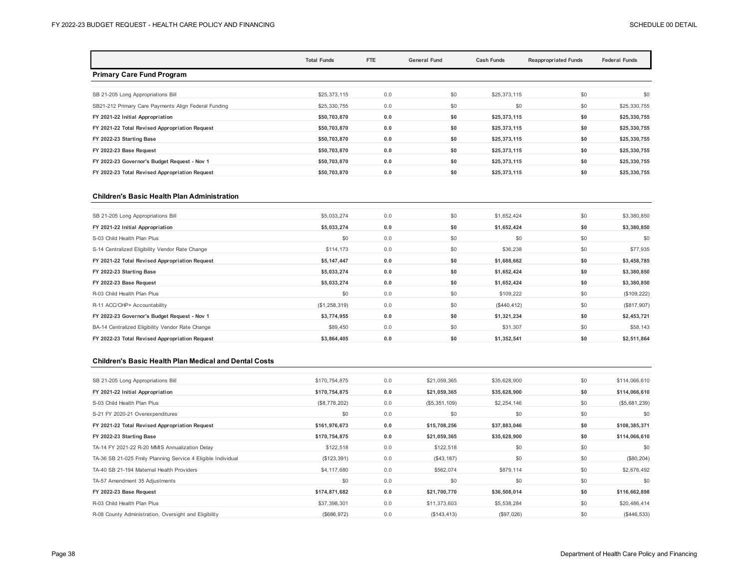| | Total Funds | FTE | General Fund | Cash Funds | Reappropriated Funds | Federal Funds |
|---|---|---|---|---|---|---|

## Primary Care Fund Program

| | Total Funds | FTE | General Fund | Cash Funds | Reappropriated Funds | Federal Funds |
|---|---|---|---|---|---|---|
| SB 21-205 Long Appropriations Bill | $25,373,115 | 0.0 | $0 | $25,373,115 | $0 | $0 |
| SB21-212 Primary Care Payments Align Federal Funding | $25,330,755 | 0.0 | $0 | $0 | $0 | $25,330,755 |
| **FY 2021-22 Initial Appropriation** | **$50,703,870** | **0.0** | **$0** | **$25,373,115** | **$0** | **$25,330,755** |
| **FY 2021-22 Total Revised Appropriation Request** | **$50,703,870** | **0.0** | **$0** | **$25,373,115** | **$0** | **$25,330,755** |
| **FY 2022-23 Starting Base** | **$50,703,870** | **0.0** | **$0** | **$25,373,115** | **$0** | **$25,330,755** |
| **FY 2022-23 Base Request** | **$50,703,870** | **0.0** | **$0** | **$25,373,115** | **$0** | **$25,330,755** |
| **FY 2022-23 Governor's Budget Request - Nov 1** | **$50,703,870** | **0.0** | **$0** | **$25,373,115** | **$0** | **$25,330,755** |
| **FY 2022-23 Total Revised Appropriation Request** | **$50,703,870** | **0.0** | **$0** | **$25,373,115** | **$0** | **$25,330,755** |

## Children's Basic Health Plan Administration

| | Total Funds | FTE | General Fund | Cash Funds | Reappropriated Funds | Federal Funds |
|---|---|---|---|---|---|---|
| SB 21-205 Long Appropriations Bill | $5,033,274 | 0.0 | $0 | $1,652,424 | $0 | $3,380,850 |
| **FY 2021-22 Initial Appropriation** | **$5,033,274** | **0.0** | **$0** | **$1,652,424** | **$0** | **$3,380,850** |
| S-03 Child Health Plan Plus | $0 | 0.0 | $0 | $0 | $0 | $0 |
| S-14 Centralized Eligibility Vendor Rate Change | $114,173 | 0.0 | $0 | $36,238 | $0 | $77,935 |
| **FY 2021-22 Total Revised Appropriation Request** | **$5,147,447** | **0.0** | **$0** | **$1,688,662** | **$0** | **$3,458,785** |
| **FY 2022-23 Starting Base** | **$5,033,274** | **0.0** | **$0** | **$1,652,424** | **$0** | **$3,380,850** |
| **FY 2022-23 Base Request** | **$5,033,274** | **0.0** | **$0** | **$1,652,424** | **$0** | **$3,380,850** |
| R-03 Child Health Plan Plus | $0 | 0.0 | $0 | $109,222 | $0 | ($109,222) |
| R-11 ACC/CHP+ Accountability | ($1,258,319) | 0.0 | $0 | ($440,412) | $0 | ($817,907) |
| **FY 2022-23 Governor's Budget Request - Nov 1** | **$3,774,955** | **0.0** | **$0** | **$1,321,234** | **$0** | **$2,453,721** |
| BA-14 Centralized Eligibility Vendor Rate Change | $89,450 | 0.0 | $0 | $31,307 | $0 | $58,143 |
| **FY 2022-23 Total Revised Appropriation Request** | **$3,864,405** | **0.0** | **$0** | **$1,352,541** | **$0** | **$2,511,864** |

## Children's Basic Health Plan Medical and Dental Costs

| | Total Funds | FTE | General Fund | Cash Funds | Reappropriated Funds | Federal Funds |
|---|---|---|---|---|---|---|
| SB 21-205 Long Appropriations Bill | $170,754,875 | 0.0 | $21,059,365 | $35,628,900 | $0 | $114,066,610 |
| **FY 2021-22 Initial Appropriation** | **$170,754,875** | **0.0** | **$21,059,365** | **$35,628,900** | **$0** | **$114,066,610** |
| S-03 Child Health Plan Plus | ($8,778,202) | 0.0 | ($5,351,109) | $2,254,146 | $0 | ($5,681,239) |
| S-21 FY 2020-21 Overexpenditures | $0 | 0.0 | $0 | $0 | $0 | $0 |
| **FY 2021-22 Total Revised Appropriation Request** | **$161,976,673** | **0.0** | **$15,708,256** | **$37,883,046** | **$0** | **$108,385,371** |
| **FY 2022-23 Starting Base** | **$170,754,875** | **0.0** | **$21,059,365** | **$35,628,900** | **$0** | **$114,066,610** |
| TA-14 FY 2021-22 R-20 MMIS Annualization Delay | $122,518 | 0.0 | $122,518 | $0 | $0 | $0 |
| TA-36 SB 21-025 Fmily Planning Service 4 Eligible Individual | ($123,391) | 0.0 | ($43,187) | $0 | $0 | ($80,204) |
| TA-40 SB 21-194 Maternal Health Providers | $4,117,680 | 0.0 | $562,074 | $879,114 | $0 | $2,676,492 |
| TA-57 Amendment 35 Adjustments | $0 | 0.0 | $0 | $0 | $0 | $0 |
| **FY 2022-23 Base Request** | **$174,871,682** | **0.0** | **$21,700,770** | **$36,508,014** | **$0** | **$116,662,898** |
| R-03 Child Health Plan Plus | $37,398,301 | 0.0 | $11,373,603 | $5,538,284 | $0 | $20,486,414 |
| R-08 County Administration, Oversight and Eligibility | ($686,972) | 0.0 | ($143,413) | ($97,026) | $0 | ($446,533) |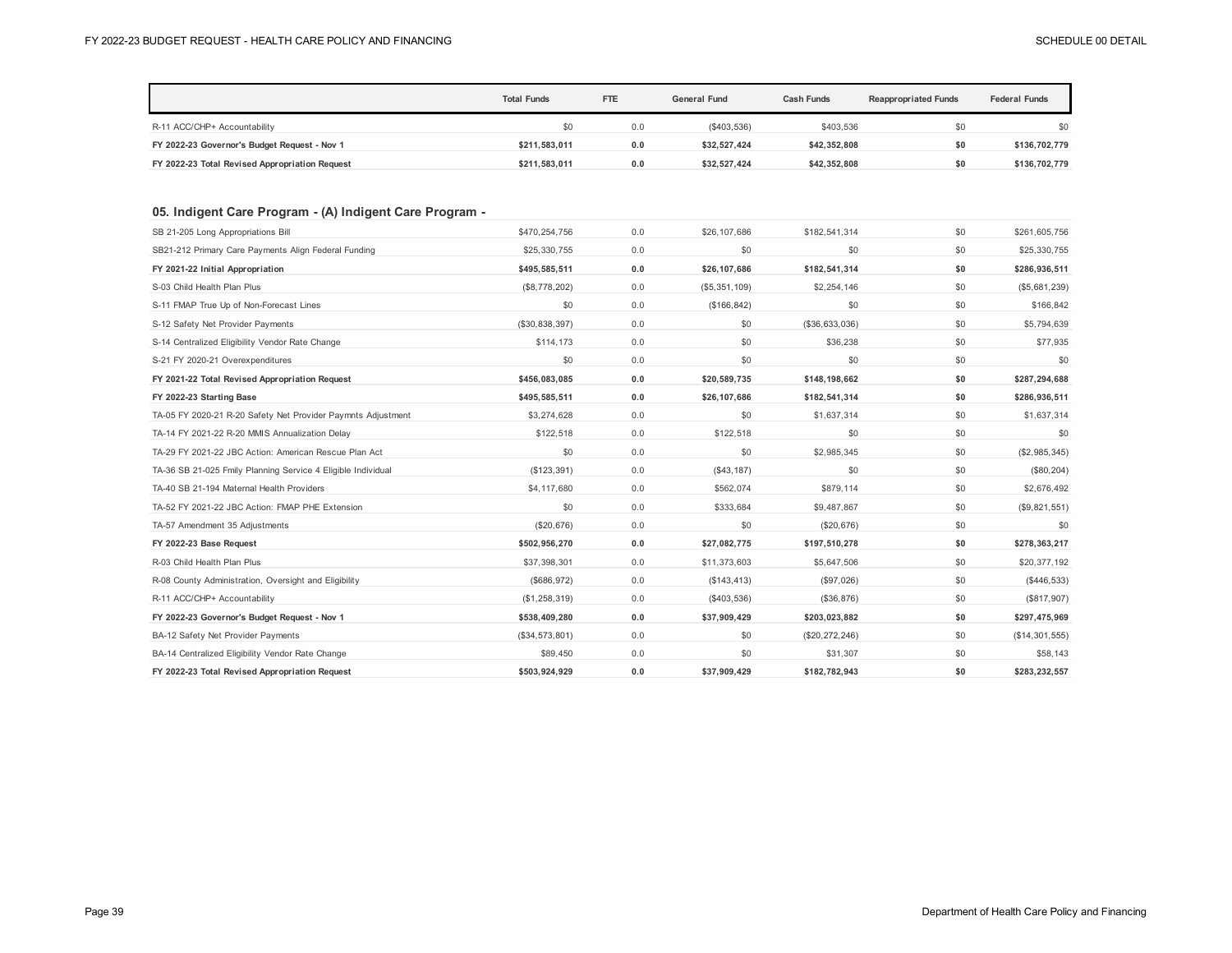| | Total Funds | FTE | General Fund | Cash Funds | Reappropriated Funds | Federal Funds |
|---|---|---|---|---|---|---|
| R-11 ACC/CHP+ Accountability | $0 | 0.0 | ($403,536) | $403,536 | $0 | $0 |
| **FY 2022-23 Governor's Budget Request - Nov 1** | **$211,583,011** | **0.0** | **$32,527,424** | **$42,352,808** | **$0** | **$136,702,779** |
| **FY 2022-23 Total Revised Appropriation Request** | **$211,583,011** | **0.0** | **$32,527,424** | **$42,352,808** | **$0** | **$136,702,779** |

## 05. Indigent Care Program - (A) Indigent Care Program -

| | Total Funds | FTE | General Fund | Cash Funds | Reappropriated Funds | Federal Funds |
|---|---|---|---|---|---|---|
| SB 21-205 Long Appropriations Bill | $470,254,756 | 0.0 | $26,107,686 | $182,541,314 | $0 | $261,605,756 |
| SB21-212 Primary Care Payments Align Federal Funding | $25,330,755 | 0.0 | $0 | $0 | $0 | $25,330,755 |
| **FY 2021-22 Initial Appropriation** | **$495,585,511** | **0.0** | **$26,107,686** | **$182,541,314** | **$0** | **$286,936,511** |
| S-03 Child Health Plan Plus | ($8,778,202) | 0.0 | ($5,351,109) | $2,254,146 | $0 | ($5,681,239) |
| S-11 FMAP True Up of Non-Forecast Lines | $0 | 0.0 | ($166,842) | $0 | $0 | $166,842 |
| S-12 Safety Net Provider Payments | ($30,838,397) | 0.0 | $0 | ($36,633,036) | $0 | $5,794,639 |
| S-14 Centralized Eligibility Vendor Rate Change | $114,173 | 0.0 | $0 | $36,238 | $0 | $77,935 |
| S-21 FY 2020-21 Overexpenditures | $0 | 0.0 | $0 | $0 | $0 | $0 |
| **FY 2021-22 Total Revised Appropriation Request** | **$456,083,085** | **0.0** | **$20,589,735** | **$148,198,662** | **$0** | **$287,294,688** |
| **FY 2022-23 Starting Base** | **$495,585,511** | **0.0** | **$26,107,686** | **$182,541,314** | **$0** | **$286,936,511** |
| TA-05 FY 2020-21 R-20 Safety Net Provider Paymnts Adjustment | $3,274,628 | 0.0 | $0 | $1,637,314 | $0 | $1,637,314 |
| TA-14 FY 2021-22 R-20 MMIS Annualization Delay | $122,518 | 0.0 | $122,518 | $0 | $0 | $0 |
| TA-29 FY 2021-22 JBC Action: American Rescue Plan Act | $0 | 0.0 | $0 | $2,985,345 | $0 | ($2,985,345) |
| TA-36 SB 21-025 Fmily Planning Service 4 Eligible Individual | ($123,391) | 0.0 | ($43,187) | $0 | $0 | ($80,204) |
| TA-40 SB 21-194 Maternal Health Providers | $4,117,680 | 0.0 | $562,074 | $879,114 | $0 | $2,676,492 |
| TA-52 FY 2021-22 JBC Action: FMAP PHE Extension | $0 | 0.0 | $333,684 | $9,487,867 | $0 | ($9,821,551) |
| TA-57 Amendment 35 Adjustments | ($20,676) | 0.0 | $0 | ($20,676) | $0 | $0 |
| **FY 2022-23 Base Request** | **$502,956,270** | **0.0** | **$27,082,775** | **$197,510,278** | **$0** | **$278,363,217** |
| R-03 Child Health Plan Plus | $37,398,301 | 0.0 | $11,373,603 | $5,647,506 | $0 | $20,377,192 |
| R-08 County Administration, Oversight and Eligibility | ($686,972) | 0.0 | ($143,413) | ($97,026) | $0 | ($446,533) |
| R-11 ACC/CHP+ Accountability | ($1,258,319) | 0.0 | ($403,536) | ($36,876) | $0 | ($817,907) |
| **FY 2022-23 Governor's Budget Request - Nov 1** | **$538,409,280** | **0.0** | **$37,909,429** | **$203,023,882** | **$0** | **$297,475,969** |
| BA-12 Safety Net Provider Payments | ($34,573,801) | 0.0 | $0 | ($20,272,246) | $0 | ($14,301,555) |
| BA-14 Centralized Eligibility Vendor Rate Change | $89,450 | 0.0 | $0 | $31,307 | $0 | $58,143 |
| **FY 2022-23 Total Revised Appropriation Request** | **$503,924,929** | **0.0** | **$37,909,429** | **$182,782,943** | **$0** | **$283,232,557** |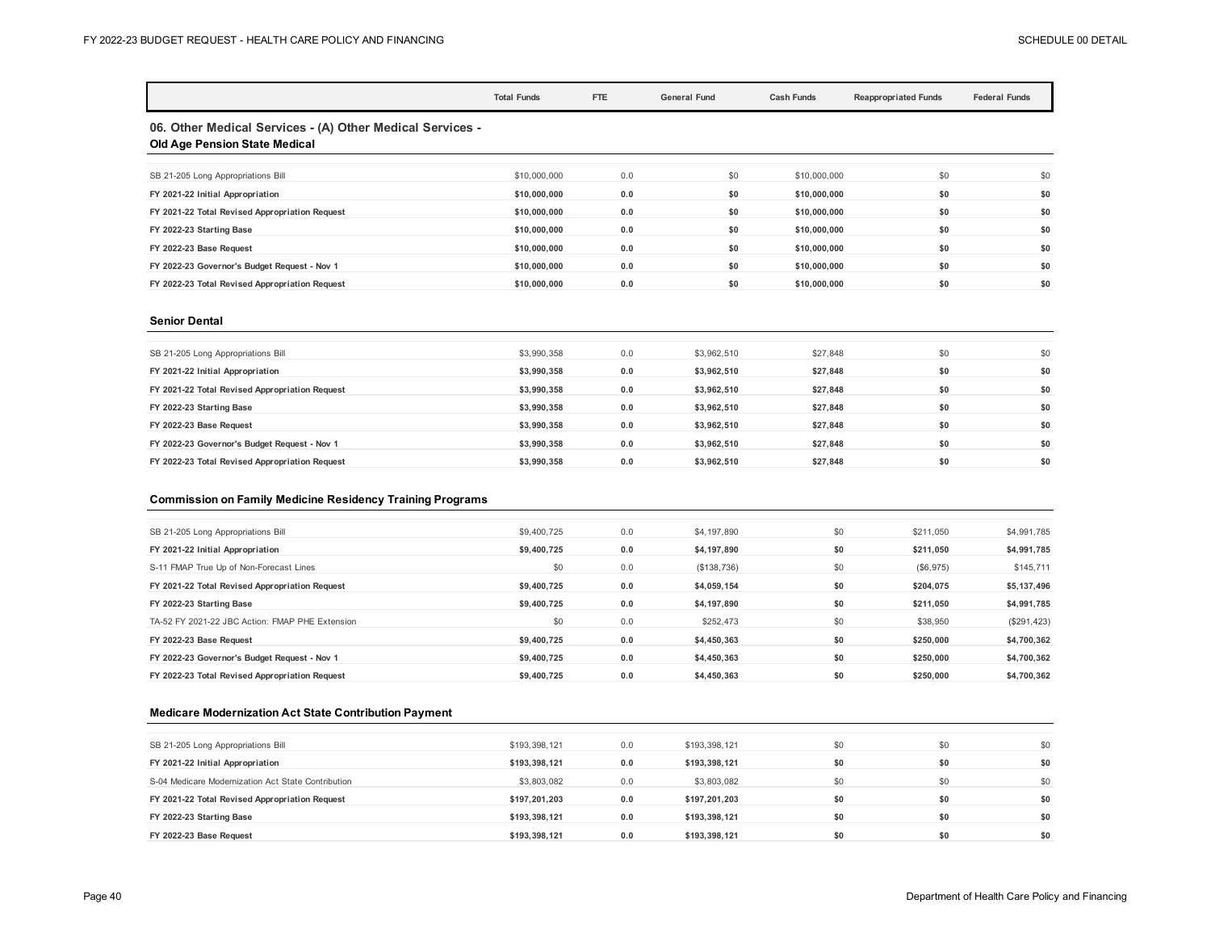| | Total Funds | FTE | General Fund | Cash Funds | Reappropriated Funds | Federal Funds |
|---|---|---|---|---|---|---|

## 06. Other Medical Services - (A) Other Medical Services - Old Age Pension State Medical

| | Total Funds | FTE | General Fund | Cash Funds | Reappropriated Funds | Federal Funds |
|---|---|---|---|---|---|---|
| SB 21-205 Long Appropriations Bill | $10,000,000 | 0.0 | $0 | $10,000,000 | $0 | $0 |
| **FY 2021-22 Initial Appropriation** | **$10,000,000** | **0.0** | **$0** | **$10,000,000** | **$0** | **$0** |
| **FY 2021-22 Total Revised Appropriation Request** | **$10,000,000** | **0.0** | **$0** | **$10,000,000** | **$0** | **$0** |
| **FY 2022-23 Starting Base** | **$10,000,000** | **0.0** | **$0** | **$10,000,000** | **$0** | **$0** |
| **FY 2022-23 Base Request** | **$10,000,000** | **0.0** | **$0** | **$10,000,000** | **$0** | **$0** |
| **FY 2022-23 Governor's Budget Request - Nov 1** | **$10,000,000** | **0.0** | **$0** | **$10,000,000** | **$0** | **$0** |
| **FY 2022-23 Total Revised Appropriation Request** | **$10,000,000** | **0.0** | **$0** | **$10,000,000** | **$0** | **$0** |

### Senior Dental

| | Total Funds | FTE | General Fund | Cash Funds | Reappropriated Funds | Federal Funds |
|---|---|---|---|---|---|---|
| SB 21-205 Long Appropriations Bill | $3,990,358 | 0.0 | $3,962,510 | $27,848 | $0 | $0 |
| **FY 2021-22 Initial Appropriation** | **$3,990,358** | **0.0** | **$3,962,510** | **$27,848** | **$0** | **$0** |
| **FY 2021-22 Total Revised Appropriation Request** | **$3,990,358** | **0.0** | **$3,962,510** | **$27,848** | **$0** | **$0** |
| **FY 2022-23 Starting Base** | **$3,990,358** | **0.0** | **$3,962,510** | **$27,848** | **$0** | **$0** |
| **FY 2022-23 Base Request** | **$3,990,358** | **0.0** | **$3,962,510** | **$27,848** | **$0** | **$0** |
| **FY 2022-23 Governor's Budget Request - Nov 1** | **$3,990,358** | **0.0** | **$3,962,510** | **$27,848** | **$0** | **$0** |
| **FY 2022-23 Total Revised Appropriation Request** | **$3,990,358** | **0.0** | **$3,962,510** | **$27,848** | **$0** | **$0** |

### Commission on Family Medicine Residency Training Programs

| | Total Funds | FTE | General Fund | Cash Funds | Reappropriated Funds | Federal Funds |
|---|---|---|---|---|---|---|
| SB 21-205 Long Appropriations Bill | $9,400,725 | 0.0 | $4,197,890 | $0 | $211,050 | $4,991,785 |
| **FY 2021-22 Initial Appropriation** | **$9,400,725** | **0.0** | **$4,197,890** | **$0** | **$211,050** | **$4,991,785** |
| S-11 FMAP True Up of Non-Forecast Lines | $0 | 0.0 | ($138,736) | $0 | ($6,975) | $145,711 |
| **FY 2021-22 Total Revised Appropriation Request** | **$9,400,725** | **0.0** | **$4,059,154** | **$0** | **$204,075** | **$5,137,496** |
| **FY 2022-23 Starting Base** | **$9,400,725** | **0.0** | **$4,197,890** | **$0** | **$211,050** | **$4,991,785** |
| TA-52 FY 2021-22 JBC Action: FMAP PHE Extension | $0 | 0.0 | $252,473 | $0 | $38,950 | ($291,423) |
| **FY 2022-23 Base Request** | **$9,400,725** | **0.0** | **$4,450,363** | **$0** | **$250,000** | **$4,700,362** |
| **FY 2022-23 Governor's Budget Request - Nov 1** | **$9,400,725** | **0.0** | **$4,450,363** | **$0** | **$250,000** | **$4,700,362** |
| **FY 2022-23 Total Revised Appropriation Request** | **$9,400,725** | **0.0** | **$4,450,363** | **$0** | **$250,000** | **$4,700,362** |

### Medicare Modernization Act State Contribution Payment

| | Total Funds | FTE | General Fund | Cash Funds | Reappropriated Funds | Federal Funds |
|---|---|---|---|---|---|---|
| SB 21-205 Long Appropriations Bill | $193,398,121 | 0.0 | $193,398,121 | $0 | $0 | $0 |
| **FY 2021-22 Initial Appropriation** | **$193,398,121** | **0.0** | **$193,398,121** | **$0** | **$0** | **$0** |
| S-04 Medicare Modernization Act State Contribution | $3,803,082 | 0.0 | $3,803,082 | $0 | $0 | $0 |
| **FY 2021-22 Total Revised Appropriation Request** | **$197,201,203** | **0.0** | **$197,201,203** | **$0** | **$0** | **$0** |
| **FY 2022-23 Starting Base** | **$193,398,121** | **0.0** | **$193,398,121** | **$0** | **$0** | **$0** |
| **FY 2022-23 Base Request** | **$193,398,121** | **0.0** | **$193,398,121** | **$0** | **$0** | **$0** |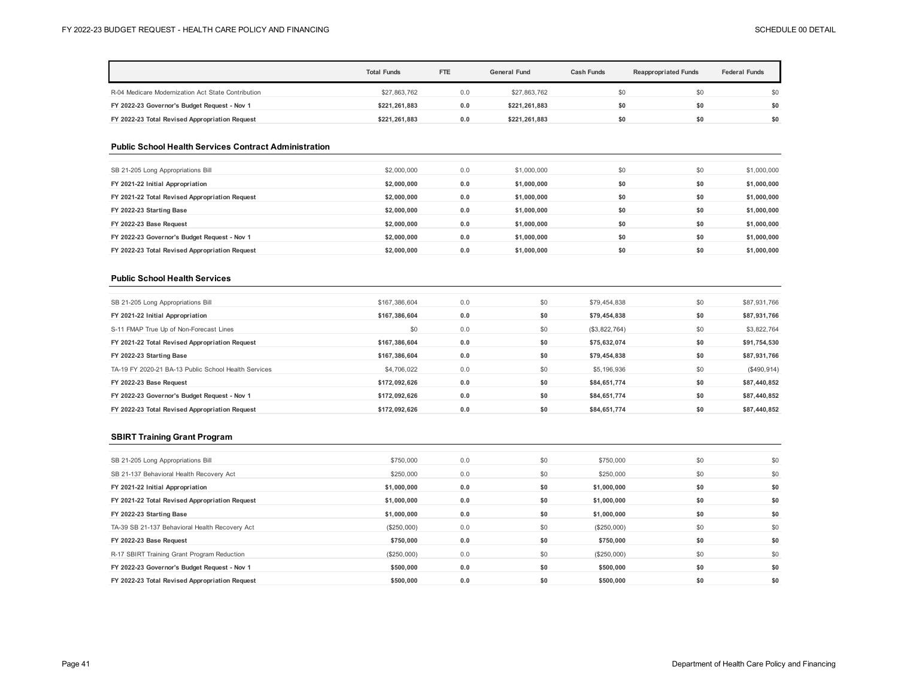| | Total Funds | FTE | General Fund | Cash Funds | Reappropriated Funds | Federal Funds |
|---|---|---|---|---|---|---|
| R-04 Medicare Modernization Act State Contribution | $27,863,762 | 0.0 | $27,863,762 | $0 | $0 | $0 |
| **FY 2022-23 Governor's Budget Request - Nov 1** | **$221,261,883** | **0.0** | **$221,261,883** | **$0** | **$0** | **$0** |
| **FY 2022-23 Total Revised Appropriation Request** | **$221,261,883** | **0.0** | **$221,261,883** | **$0** | **$0** | **$0** |

### Public School Health Services Contract Administration

| | Total Funds | FTE | General Fund | Cash Funds | Reappropriated Funds | Federal Funds |
|---|---|---|---|---|---|---|
| SB 21-205 Long Appropriations Bill | $2,000,000 | 0.0 | $1,000,000 | $0 | $0 | $1,000,000 |
| **FY 2021-22 Initial Appropriation** | **$2,000,000** | **0.0** | **$1,000,000** | **$0** | **$0** | **$1,000,000** |
| **FY 2021-22 Total Revised Appropriation Request** | **$2,000,000** | **0.0** | **$1,000,000** | **$0** | **$0** | **$1,000,000** |
| **FY 2022-23 Starting Base** | **$2,000,000** | **0.0** | **$1,000,000** | **$0** | **$0** | **$1,000,000** |
| **FY 2022-23 Base Request** | **$2,000,000** | **0.0** | **$1,000,000** | **$0** | **$0** | **$1,000,000** |
| **FY 2022-23 Governor's Budget Request - Nov 1** | **$2,000,000** | **0.0** | **$1,000,000** | **$0** | **$0** | **$1,000,000** |
| **FY 2022-23 Total Revised Appropriation Request** | **$2,000,000** | **0.0** | **$1,000,000** | **$0** | **$0** | **$1,000,000** |

### Public School Health Services

| | Total Funds | FTE | General Fund | Cash Funds | Reappropriated Funds | Federal Funds |
|---|---|---|---|---|---|---|
| SB 21-205 Long Appropriations Bill | $167,386,604 | 0.0 | $0 | $79,454,838 | $0 | $87,931,766 |
| **FY 2021-22 Initial Appropriation** | **$167,386,604** | **0.0** | **$0** | **$79,454,838** | **$0** | **$87,931,766** |
| S-11 FMAP True Up of Non-Forecast Lines | $0 | 0.0 | $0 | ($3,822,764) | $0 | $3,822,764 |
| **FY 2021-22 Total Revised Appropriation Request** | **$167,386,604** | **0.0** | **$0** | **$75,632,074** | **$0** | **$91,754,530** |
| **FY 2022-23 Starting Base** | **$167,386,604** | **0.0** | **$0** | **$79,454,838** | **$0** | **$87,931,766** |
| TA-19 FY 2020-21 BA-13 Public School Health Services | $4,706,022 | 0.0 | $0 | $5,196,936 | $0 | ($490,914) |
| **FY 2022-23 Base Request** | **$172,092,626** | **0.0** | **$0** | **$84,651,774** | **$0** | **$87,440,852** |
| **FY 2022-23 Governor's Budget Request - Nov 1** | **$172,092,626** | **0.0** | **$0** | **$84,651,774** | **$0** | **$87,440,852** |
| **FY 2022-23 Total Revised Appropriation Request** | **$172,092,626** | **0.0** | **$0** | **$84,651,774** | **$0** | **$87,440,852** |

### SBIRT Training Grant Program

| | Total Funds | FTE | General Fund | Cash Funds | Reappropriated Funds | Federal Funds |
|---|---|---|---|---|---|---|
| SB 21-205 Long Appropriations Bill | $750,000 | 0.0 | $0 | $750,000 | $0 | $0 |
| SB 21-137 Behavioral Health Recovery Act | $250,000 | 0.0 | $0 | $250,000 | $0 | $0 |
| **FY 2021-22 Initial Appropriation** | **$1,000,000** | **0.0** | **$0** | **$1,000,000** | **$0** | **$0** |
| **FY 2021-22 Total Revised Appropriation Request** | **$1,000,000** | **0.0** | **$0** | **$1,000,000** | **$0** | **$0** |
| **FY 2022-23 Starting Base** | **$1,000,000** | **0.0** | **$0** | **$1,000,000** | **$0** | **$0** |
| TA-39 SB 21-137 Behavioral Health Recovery Act | ($250,000) | 0.0 | $0 | ($250,000) | $0 | $0 |
| **FY 2022-23 Base Request** | **$750,000** | **0.0** | **$0** | **$750,000** | **$0** | **$0** |
| R-17 SBIRT Training Grant Program Reduction | ($250,000) | 0.0 | $0 | ($250,000) | $0 | $0 |
| **FY 2022-23 Governor's Budget Request - Nov 1** | **$500,000** | **0.0** | **$0** | **$500,000** | **$0** | **$0** |
| **FY 2022-23 Total Revised Appropriation Request** | **$500,000** | **0.0** | **$0** | **$500,000** | **$0** | **$0** |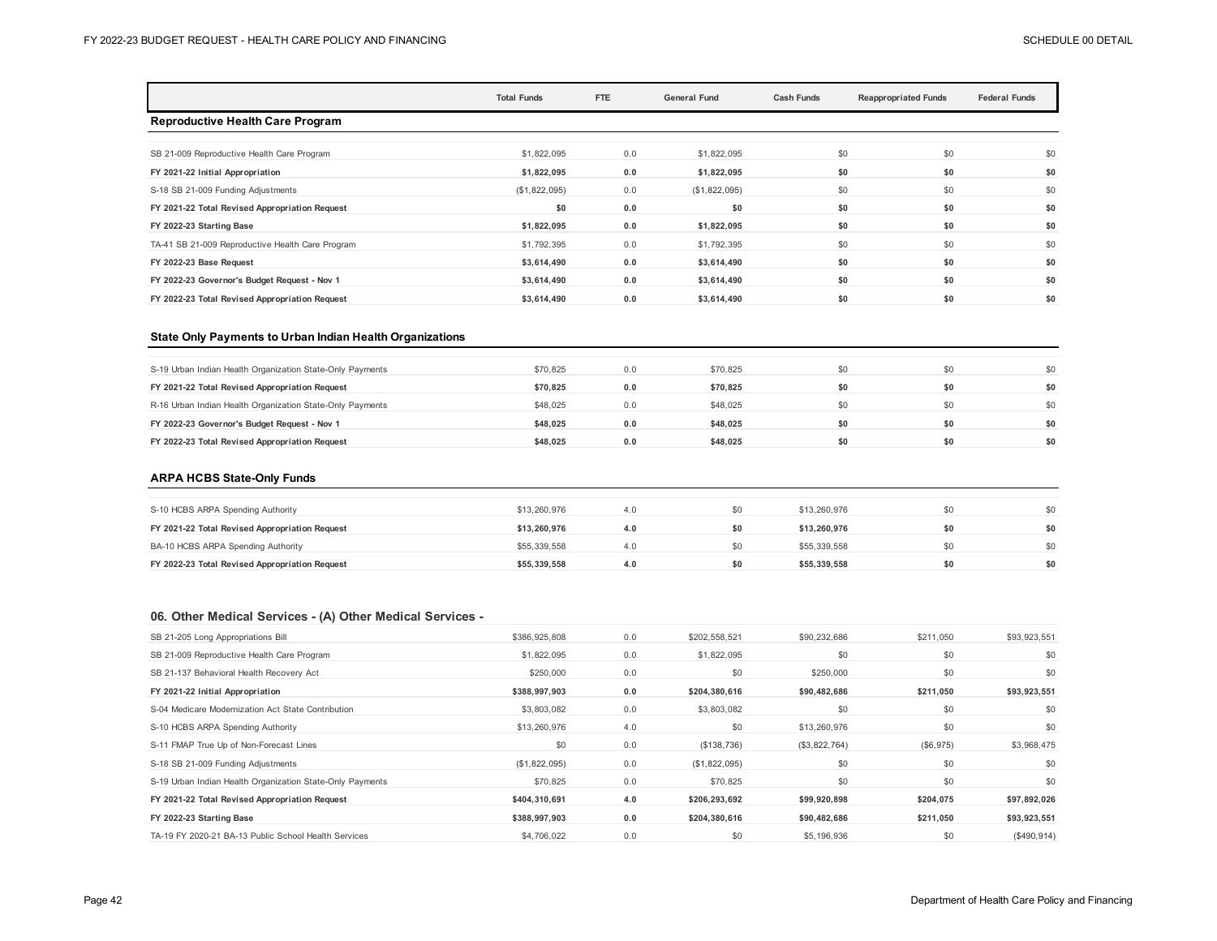| | Total Funds | FTE | General Fund | Cash Funds | Reappropriated Funds | Federal Funds |
|---|---|---|---|---|---|---|
| **Reproductive Health Care Program** | | | | | | |
| SB 21-009 Reproductive Health Care Program | $1,822,095 | 0.0 | $1,822,095 | $0 | $0 | $0 |
| **FY 2021-22 Initial Appropriation** | **$1,822,095** | **0.0** | **$1,822,095** | **$0** | **$0** | **$0** |
| S-18 SB 21-009 Funding Adjustments | ($1,822,095) | 0.0 | ($1,822,095) | $0 | $0 | $0 |
| **FY 2021-22 Total Revised Appropriation Request** | **$0** | **0.0** | **$0** | **$0** | **$0** | **$0** |
| **FY 2022-23 Starting Base** | **$1,822,095** | **0.0** | **$1,822,095** | **$0** | **$0** | **$0** |
| TA-41 SB 21-009 Reproductive Health Care Program | $1,792,395 | 0.0 | $1,792,395 | $0 | $0 | $0 |
| **FY 2022-23 Base Request** | **$3,614,490** | **0.0** | **$3,614,490** | **$0** | **$0** | **$0** |
| **FY 2022-23 Governor's Budget Request - Nov 1** | **$3,614,490** | **0.0** | **$3,614,490** | **$0** | **$0** | **$0** |
| **FY 2022-23 Total Revised Appropriation Request** | **$3,614,490** | **0.0** | **$3,614,490** | **$0** | **$0** | **$0** |
| **State Only Payments to Urban Indian Health Organizations** | | | | | | |
| S-19 Urban Indian Health Organization State-Only Payments | $70,825 | 0.0 | $70,825 | $0 | $0 | $0 |
| **FY 2021-22 Total Revised Appropriation Request** | **$70,825** | **0.0** | **$70,825** | **$0** | **$0** | **$0** |
| R-16 Urban Indian Health Organization State-Only Payments | $48,025 | 0.0 | $48,025 | $0 | $0 | $0 |
| **FY 2022-23 Governor's Budget Request - Nov 1** | **$48,025** | **0.0** | **$48,025** | **$0** | **$0** | **$0** |
| **FY 2022-23 Total Revised Appropriation Request** | **$48,025** | **0.0** | **$48,025** | **$0** | **$0** | **$0** |
| **ARPA HCBS State-Only Funds** | | | | | | |
| S-10 HCBS ARPA Spending Authority | $13,260,976 | 4.0 | $0 | $13,260,976 | $0 | $0 |
| **FY 2021-22 Total Revised Appropriation Request** | **$13,260,976** | **4.0** | **$0** | **$13,260,976** | **$0** | **$0** |
| BA-10 HCBS ARPA Spending Authority | $55,339,558 | 4.0 | $0 | $55,339,558 | $0 | $0 |
| **FY 2022-23 Total Revised Appropriation Request** | **$55,339,558** | **4.0** | **$0** | **$55,339,558** | **$0** | **$0** |
| **06. Other Medical Services - (A) Other Medical Services -** | | | | | | |
| SB 21-205 Long Appropriations Bill | $386,925,808 | 0.0 | $202,558,521 | $90,232,686 | $211,050 | $93,923,551 |
| SB 21-009 Reproductive Health Care Program | $1,822,095 | 0.0 | $1,822,095 | $0 | $0 | $0 |
| SB 21-137 Behavioral Health Recovery Act | $250,000 | 0.0 | $0 | $250,000 | $0 | $0 |
| **FY 2021-22 Initial Appropriation** | **$388,997,903** | **0.0** | **$204,380,616** | **$90,482,686** | **$211,050** | **$93,923,551** |
| S-04 Medicare Modernization Act State Contribution | $3,803,082 | 0.0 | $3,803,082 | $0 | $0 | $0 |
| S-10 HCBS ARPA Spending Authority | $13,260,976 | 4.0 | $0 | $13,260,976 | $0 | $0 |
| S-11 FMAP True Up of Non-Forecast Lines | $0 | 0.0 | ($138,736) | ($3,822,764) | ($6,975) | $3,968,475 |
| S-18 SB 21-009 Funding Adjustments | ($1,822,095) | 0.0 | ($1,822,095) | $0 | $0 | $0 |
| S-19 Urban Indian Health Organization State-Only Payments | $70,825 | 0.0 | $70,825 | $0 | $0 | $0 |
| **FY 2021-22 Total Revised Appropriation Request** | **$404,310,691** | **4.0** | **$206,293,692** | **$99,920,898** | **$204,075** | **$97,892,026** |
| **FY 2022-23 Starting Base** | **$388,997,903** | **0.0** | **$204,380,616** | **$90,482,686** | **$211,050** | **$93,923,551** |
| TA-19 FY 2020-21 BA-13 Public School Health Services | $4,706,022 | 0.0 | $0 | $5,196,936 | $0 | ($490,914) |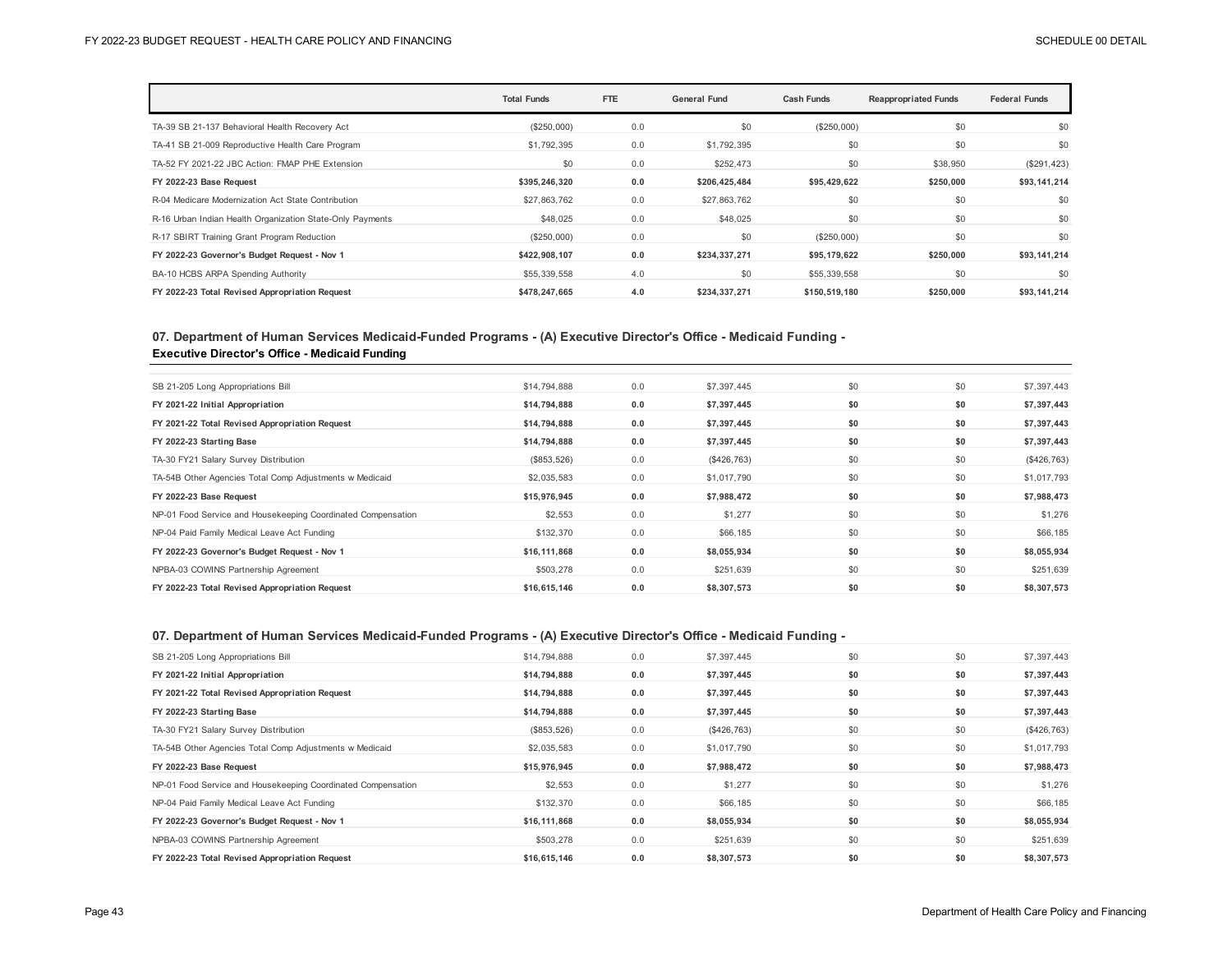| | Total Funds | FTE | General Fund | Cash Funds | Reappropriated Funds | Federal Funds |
|---|---|---|---|---|---|---|
| TA-39 SB 21-137 Behavioral Health Recovery Act | ($250,000) | 0.0 | $0 | ($250,000) | $0 | $0 |
| TA-41 SB 21-009 Reproductive Health Care Program | $1,792,395 | 0.0 | $1,792,395 | $0 | $0 | $0 |
| TA-52 FY 2021-22 JBC Action: FMAP PHE Extension | $0 | 0.0 | $252,473 | $0 | $38,950 | ($291,423) |
| **FY 2022-23 Base Request** | **$395,246,320** | **0.0** | **$206,425,484** | **$95,429,622** | **$250,000** | **$93,141,214** |
| R-04 Medicare Modernization Act State Contribution | $27,863,762 | 0.0 | $27,863,762 | $0 | $0 | $0 |
| R-16 Urban Indian Health Organization State-Only Payments | $48,025 | 0.0 | $48,025 | $0 | $0 | $0 |
| R-17 SBIRT Training Grant Program Reduction | ($250,000) | 0.0 | $0 | ($250,000) | $0 | $0 |
| **FY 2022-23 Governor's Budget Request - Nov 1** | **$422,908,107** | **0.0** | **$234,337,271** | **$95,179,622** | **$250,000** | **$93,141,214** |
| BA-10 HCBS ARPA Spending Authority | $55,339,558 | 4.0 | $0 | $55,339,558 | $0 | $0 |
| **FY 2022-23 Total Revised Appropriation Request** | **$478,247,665** | **4.0** | **$234,337,271** | **$150,519,180** | **$250,000** | **$93,141,214** |

### 07. Department of Human Services Medicaid-Funded Programs - (A) Executive Director's Office - Medicaid Funding - Executive Director's Office - Medicaid Funding

| | Total Funds | FTE | General Fund | Cash Funds | Reappropriated Funds | Federal Funds |
|---|---|---|---|---|---|---|
| SB 21-205 Long Appropriations Bill | $14,794,888 | 0.0 | $7,397,445 | $0 | $0 | $7,397,443 |
| **FY 2021-22 Initial Appropriation** | **$14,794,888** | **0.0** | **$7,397,445** | **$0** | **$0** | **$7,397,443** |
| **FY 2021-22 Total Revised Appropriation Request** | **$14,794,888** | **0.0** | **$7,397,445** | **$0** | **$0** | **$7,397,443** |
| **FY 2022-23 Starting Base** | **$14,794,888** | **0.0** | **$7,397,445** | **$0** | **$0** | **$7,397,443** |
| TA-30 FY21 Salary Survey Distribution | ($853,526) | 0.0 | ($426,763) | $0 | $0 | ($426,763) |
| TA-54B Other Agencies Total Comp Adjustments w Medicaid | $2,035,583 | 0.0 | $1,017,790 | $0 | $0 | $1,017,793 |
| **FY 2022-23 Base Request** | **$15,976,945** | **0.0** | **$7,988,472** | **$0** | **$0** | **$7,988,473** |
| NP-01 Food Service and Housekeeping Coordinated Compensation | $2,553 | 0.0 | $1,277 | $0 | $0 | $1,276 |
| NP-04 Paid Family Medical Leave Act Funding | $132,370 | 0.0 | $66,185 | $0 | $0 | $66,185 |
| **FY 2022-23 Governor's Budget Request - Nov 1** | **$16,111,868** | **0.0** | **$8,055,934** | **$0** | **$0** | **$8,055,934** |
| NPBA-03 COWINS Partnership Agreement | $503,278 | 0.0 | $251,639 | $0 | $0 | $251,639 |
| **FY 2022-23 Total Revised Appropriation Request** | **$16,615,146** | **0.0** | **$8,307,573** | **$0** | **$0** | **$8,307,573** |

### 07. Department of Human Services Medicaid-Funded Programs - (A) Executive Director's Office - Medicaid Funding -

| | Total Funds | FTE | General Fund | Cash Funds | Reappropriated Funds | Federal Funds |
|---|---|---|---|---|---|---|
| SB 21-205 Long Appropriations Bill | $14,794,888 | 0.0 | $7,397,445 | $0 | $0 | $7,397,443 |
| **FY 2021-22 Initial Appropriation** | **$14,794,888** | **0.0** | **$7,397,445** | **$0** | **$0** | **$7,397,443** |
| **FY 2021-22 Total Revised Appropriation Request** | **$14,794,888** | **0.0** | **$7,397,445** | **$0** | **$0** | **$7,397,443** |
| **FY 2022-23 Starting Base** | **$14,794,888** | **0.0** | **$7,397,445** | **$0** | **$0** | **$7,397,443** |
| TA-30 FY21 Salary Survey Distribution | ($853,526) | 0.0 | ($426,763) | $0 | $0 | ($426,763) |
| TA-54B Other Agencies Total Comp Adjustments w Medicaid | $2,035,583 | 0.0 | $1,017,790 | $0 | $0 | $1,017,793 |
| **FY 2022-23 Base Request** | **$15,976,945** | **0.0** | **$7,988,472** | **$0** | **$0** | **$7,988,473** |
| NP-01 Food Service and Housekeeping Coordinated Compensation | $2,553 | 0.0 | $1,277 | $0 | $0 | $1,276 |
| NP-04 Paid Family Medical Leave Act Funding | $132,370 | 0.0 | $66,185 | $0 | $0 | $66,185 |
| **FY 2022-23 Governor's Budget Request - Nov 1** | **$16,111,868** | **0.0** | **$8,055,934** | **$0** | **$0** | **$8,055,934** |
| NPBA-03 COWINS Partnership Agreement | $503,278 | 0.0 | $251,639 | $0 | $0 | $251,639 |
| **FY 2022-23 Total Revised Appropriation Request** | **$16,615,146** | **0.0** | **$8,307,573** | **$0** | **$0** | **$8,307,573** |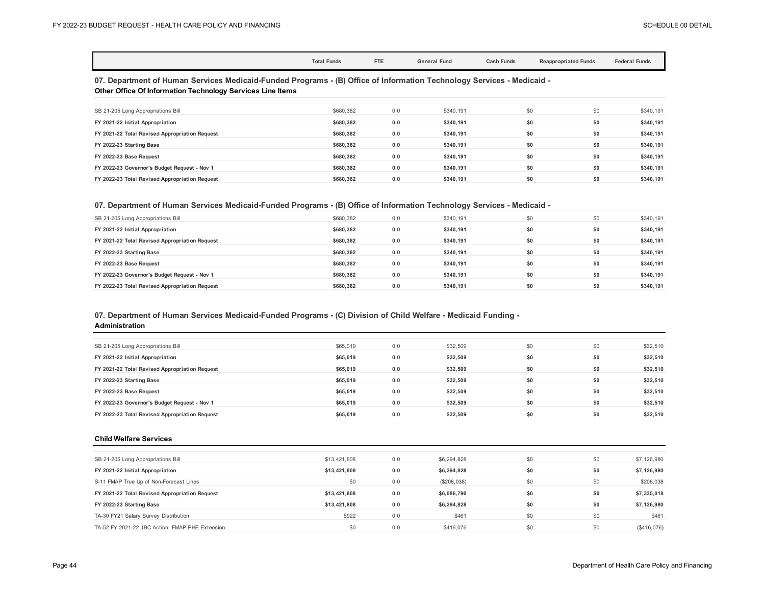| | Total Funds | FTE | General Fund | Cash Funds | Reappropriated Funds | Federal Funds |
|---|---|---|---|---|---|---|

### 07. Department of Human Services Medicaid-Funded Programs - (B) Office of Information Technology Services - Medicaid - Other Office Of Information Technology Services Line Items

| | Total Funds | FTE | General Fund | Cash Funds | Reappropriated Funds | Federal Funds |
|---|---|---|---|---|---|---|
| SB 21-205 Long Appropriations Bill | $680,382 | 0.0 | $340,191 | $0 | $0 | $340,191 |
| **FY 2021-22 Initial Appropriation** | **$680,382** | **0.0** | **$340,191** | **$0** | **$0** | **$340,191** |
| **FY 2021-22 Total Revised Appropriation Request** | **$680,382** | **0.0** | **$340,191** | **$0** | **$0** | **$340,191** |
| **FY 2022-23 Starting Base** | **$680,382** | **0.0** | **$340,191** | **$0** | **$0** | **$340,191** |
| **FY 2022-23 Base Request** | **$680,382** | **0.0** | **$340,191** | **$0** | **$0** | **$340,191** |
| **FY 2022-23 Governor's Budget Request - Nov 1** | **$680,382** | **0.0** | **$340,191** | **$0** | **$0** | **$340,191** |
| **FY 2022-23 Total Revised Appropriation Request** | **$680,382** | **0.0** | **$340,191** | **$0** | **$0** | **$340,191** |

### 07. Department of Human Services Medicaid-Funded Programs - (B) Office of Information Technology Services - Medicaid -

| | Total Funds | FTE | General Fund | Cash Funds | Reappropriated Funds | Federal Funds |
|---|---|---|---|---|---|---|
| SB 21-205 Long Appropriations Bill | $680,382 | 0.0 | $340,191 | $0 | $0 | $340,191 |
| **FY 2021-22 Initial Appropriation** | **$680,382** | **0.0** | **$340,191** | **$0** | **$0** | **$340,191** |
| **FY 2021-22 Total Revised Appropriation Request** | **$680,382** | **0.0** | **$340,191** | **$0** | **$0** | **$340,191** |
| **FY 2022-23 Starting Base** | **$680,382** | **0.0** | **$340,191** | **$0** | **$0** | **$340,191** |
| **FY 2022-23 Base Request** | **$680,382** | **0.0** | **$340,191** | **$0** | **$0** | **$340,191** |
| **FY 2022-23 Governor's Budget Request - Nov 1** | **$680,382** | **0.0** | **$340,191** | **$0** | **$0** | **$340,191** |
| **FY 2022-23 Total Revised Appropriation Request** | **$680,382** | **0.0** | **$340,191** | **$0** | **$0** | **$340,191** |

### 07. Department of Human Services Medicaid-Funded Programs - (C) Division of Child Welfare - Medicaid Funding - Administration

| | Total Funds | FTE | General Fund | Cash Funds | Reappropriated Funds | Federal Funds |
|---|---|---|---|---|---|---|
| SB 21-205 Long Appropriations Bill | $65,019 | 0.0 | $32,509 | $0 | $0 | $32,510 |
| **FY 2021-22 Initial Appropriation** | **$65,019** | **0.0** | **$32,509** | **$0** | **$0** | **$32,510** |
| **FY 2021-22 Total Revised Appropriation Request** | **$65,019** | **0.0** | **$32,509** | **$0** | **$0** | **$32,510** |
| **FY 2022-23 Starting Base** | **$65,019** | **0.0** | **$32,509** | **$0** | **$0** | **$32,510** |
| **FY 2022-23 Base Request** | **$65,019** | **0.0** | **$32,509** | **$0** | **$0** | **$32,510** |
| **FY 2022-23 Governor's Budget Request - Nov 1** | **$65,019** | **0.0** | **$32,509** | **$0** | **$0** | **$32,510** |
| **FY 2022-23 Total Revised Appropriation Request** | **$65,019** | **0.0** | **$32,509** | **$0** | **$0** | **$32,510** |

### Child Welfare Services

| | Total Funds | FTE | General Fund | Cash Funds | Reappropriated Funds | Federal Funds |
|---|---|---|---|---|---|---|
| SB 21-205 Long Appropriations Bill | $13,421,808 | 0.0 | $6,294,828 | $0 | $0 | $7,126,980 |
| **FY 2021-22 Initial Appropriation** | **$13,421,808** | **0.0** | **$6,294,828** | **$0** | **$0** | **$7,126,980** |
| S-11 FMAP True Up of Non-Forecast Lines | $0 | 0.0 | ($208,038) | $0 | $0 | $208,038 |
| **FY 2021-22 Total Revised Appropriation Request** | **$13,421,808** | **0.0** | **$6,086,790** | **$0** | **$0** | **$7,335,018** |
| **FY 2022-23 Starting Base** | **$13,421,808** | **0.0** | **$6,294,828** | **$0** | **$0** | **$7,126,980** |
| TA-30 FY21 Salary Survey Distribution | $922 | 0.0 | $461 | $0 | $0 | $461 |
| TA-52 FY 2021-22 JBC Action: FMAP PHE Extension | $0 | 0.0 | $416,076 | $0 | $0 | ($416,076) |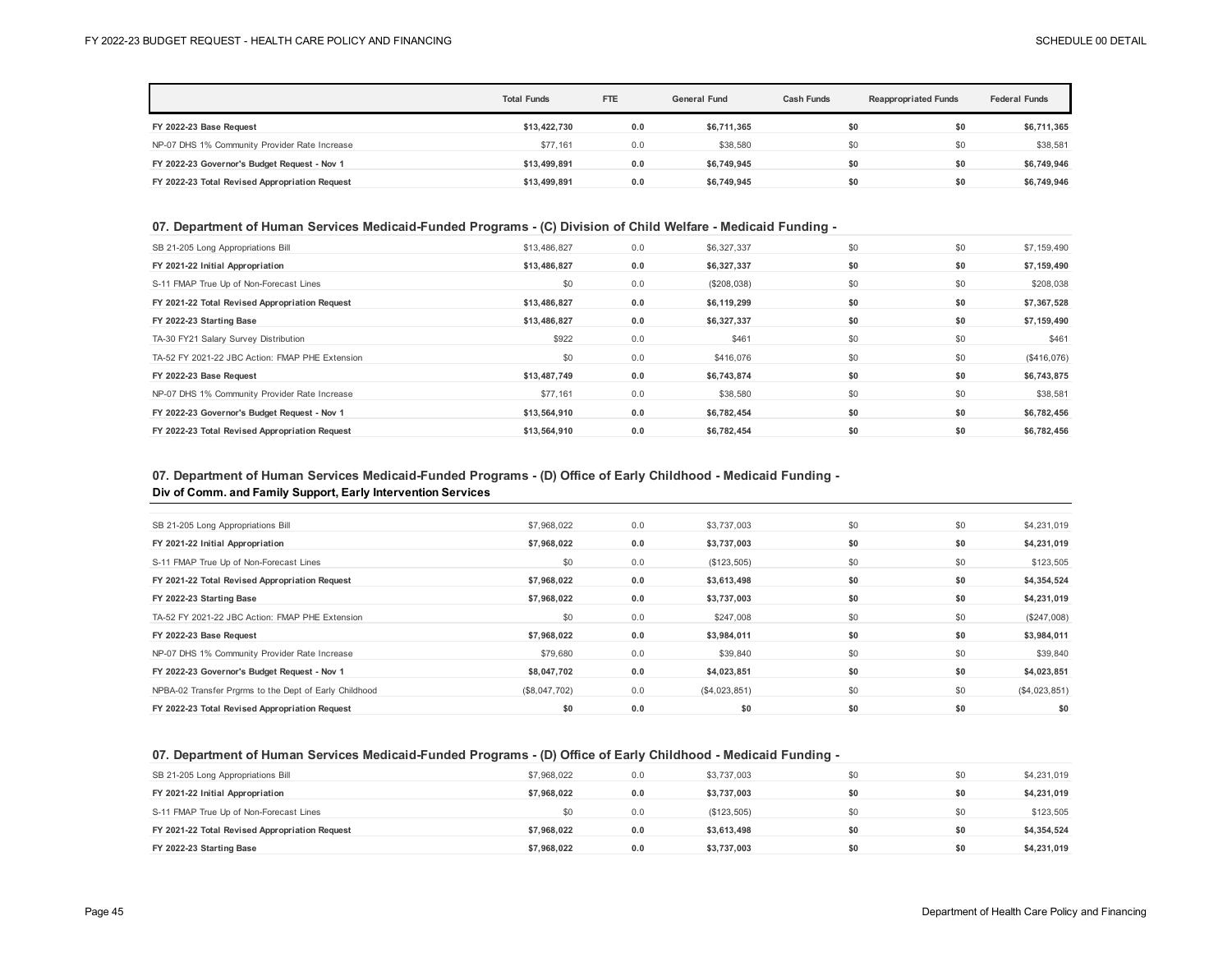| | Total Funds | FTE | General Fund | Cash Funds | Reappropriated Funds | Federal Funds |
|---|---|---|---|---|---|---|
| **FY 2022-23 Base Request** | **$13,422,730** | **0.0** | **$6,711,365** | **$0** | **$0** | **$6,711,365** |
| NP-07 DHS 1% Community Provider Rate Increase | $77,161 | 0.0 | $38,580 | $0 | $0 | $38,581 |
| **FY 2022-23 Governor's Budget Request - Nov 1** | **$13,499,891** | **0.0** | **$6,749,945** | **$0** | **$0** | **$6,749,946** |
| **FY 2022-23 Total Revised Appropriation Request** | **$13,499,891** | **0.0** | **$6,749,945** | **$0** | **$0** | **$6,749,946** |

### 07. Department of Human Services Medicaid-Funded Programs - (C) Division of Child Welfare - Medicaid Funding -

| | Total Funds | FTE | General Fund | Cash Funds | Reappropriated Funds | Federal Funds |
|---|---|---|---|---|---|---|
| SB 21-205 Long Appropriations Bill | $13,486,827 | 0.0 | $6,327,337 | $0 | $0 | $7,159,490 |
| **FY 2021-22 Initial Appropriation** | **$13,486,827** | **0.0** | **$6,327,337** | **$0** | **$0** | **$7,159,490** |
| S-11 FMAP True Up of Non-Forecast Lines | $0 | 0.0 | ($208,038) | $0 | $0 | $208,038 |
| **FY 2021-22 Total Revised Appropriation Request** | **$13,486,827** | **0.0** | **$6,119,299** | **$0** | **$0** | **$7,367,528** |
| **FY 2022-23 Starting Base** | **$13,486,827** | **0.0** | **$6,327,337** | **$0** | **$0** | **$7,159,490** |
| TA-30 FY21 Salary Survey Distribution | $922 | 0.0 | $461 | $0 | $0 | $461 |
| TA-52 FY 2021-22 JBC Action: FMAP PHE Extension | $0 | 0.0 | $416,076 | $0 | $0 | ($416,076) |
| **FY 2022-23 Base Request** | **$13,487,749** | **0.0** | **$6,743,874** | **$0** | **$0** | **$6,743,875** |
| NP-07 DHS 1% Community Provider Rate Increase | $77,161 | 0.0 | $38,580 | $0 | $0 | $38,581 |
| **FY 2022-23 Governor's Budget Request - Nov 1** | **$13,564,910** | **0.0** | **$6,782,454** | **$0** | **$0** | **$6,782,456** |
| **FY 2022-23 Total Revised Appropriation Request** | **$13,564,910** | **0.0** | **$6,782,454** | **$0** | **$0** | **$6,782,456** |

### 07. Department of Human Services Medicaid-Funded Programs - (D) Office of Early Childhood - Medicaid Funding - Div of Comm. and Family Support, Early Intervention Services

| | Total Funds | FTE | General Fund | Cash Funds | Reappropriated Funds | Federal Funds |
|---|---|---|---|---|---|---|
| SB 21-205 Long Appropriations Bill | $7,968,022 | 0.0 | $3,737,003 | $0 | $0 | $4,231,019 |
| **FY 2021-22 Initial Appropriation** | **$7,968,022** | **0.0** | **$3,737,003** | **$0** | **$0** | **$4,231,019** |
| S-11 FMAP True Up of Non-Forecast Lines | $0 | 0.0 | ($123,505) | $0 | $0 | $123,505 |
| **FY 2021-22 Total Revised Appropriation Request** | **$7,968,022** | **0.0** | **$3,613,498** | **$0** | **$0** | **$4,354,524** |
| **FY 2022-23 Starting Base** | **$7,968,022** | **0.0** | **$3,737,003** | **$0** | **$0** | **$4,231,019** |
| TA-52 FY 2021-22 JBC Action: FMAP PHE Extension | $0 | 0.0 | $247,008 | $0 | $0 | ($247,008) |
| **FY 2022-23 Base Request** | **$7,968,022** | **0.0** | **$3,984,011** | **$0** | **$0** | **$3,984,011** |
| NP-07 DHS 1% Community Provider Rate Increase | $79,680 | 0.0 | $39,840 | $0 | $0 | $39,840 |
| **FY 2022-23 Governor's Budget Request - Nov 1** | **$8,047,702** | **0.0** | **$4,023,851** | **$0** | **$0** | **$4,023,851** |
| NPBA-02 Transfer Prgrms to the Dept of Early Childhood | ($8,047,702) | 0.0 | ($4,023,851) | $0 | $0 | ($4,023,851) |
| **FY 2022-23 Total Revised Appropriation Request** | **$0** | **0.0** | **$0** | **$0** | **$0** | **$0** |

### 07. Department of Human Services Medicaid-Funded Programs - (D) Office of Early Childhood - Medicaid Funding -

| | Total Funds | FTE | General Fund | Cash Funds | Reappropriated Funds | Federal Funds |
|---|---|---|---|---|---|---|
| SB 21-205 Long Appropriations Bill | $7,968,022 | 0.0 | $3,737,003 | $0 | $0 | $4,231,019 |
| **FY 2021-22 Initial Appropriation** | **$7,968,022** | **0.0** | **$3,737,003** | **$0** | **$0** | **$4,231,019** |
| S-11 FMAP True Up of Non-Forecast Lines | $0 | 0.0 | ($123,505) | $0 | $0 | $123,505 |
| **FY 2021-22 Total Revised Appropriation Request** | **$7,968,022** | **0.0** | **$3,613,498** | **$0** | **$0** | **$4,354,524** |
| **FY 2022-23 Starting Base** | **$7,968,022** | **0.0** | **$3,737,003** | **$0** | **$0** | **$4,231,019** |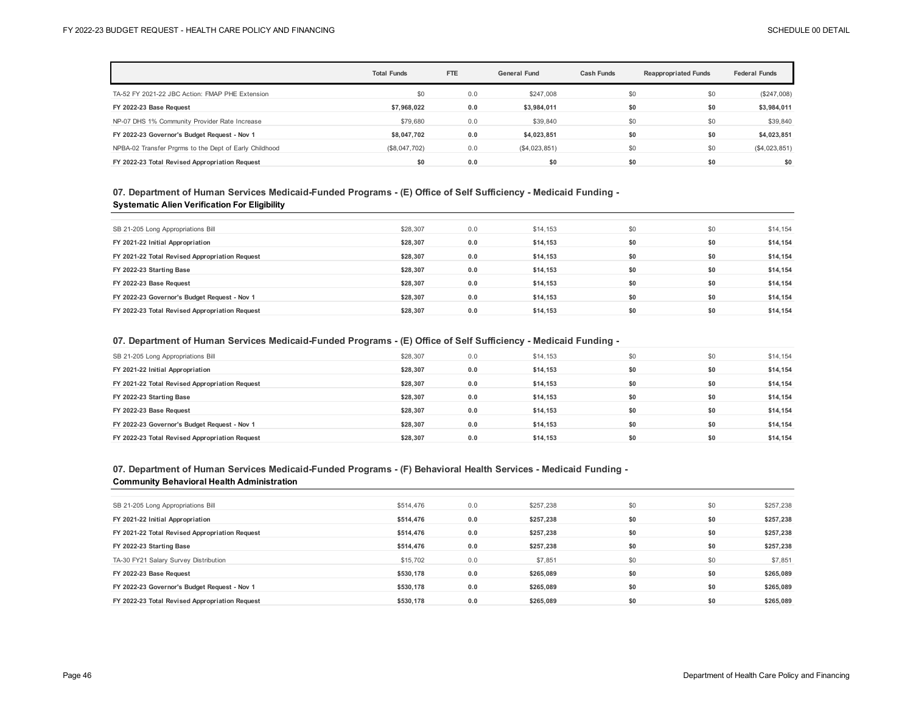| | Total Funds | FTE | General Fund | Cash Funds | Reappropriated Funds | Federal Funds |
|---|---|---|---|---|---|---|
| TA-52 FY 2021-22 JBC Action: FMAP PHE Extension | $0 | 0.0 | $247,008 | $0 | $0 | ($247,008) |
| **FY 2022-23 Base Request** | **$7,968,022** | **0.0** | **$3,984,011** | **$0** | **$0** | **$3,984,011** |
| NP-07 DHS 1% Community Provider Rate Increase | $79,680 | 0.0 | $39,840 | $0 | $0 | $39,840 |
| **FY 2022-23 Governor's Budget Request - Nov 1** | **$8,047,702** | **0.0** | **$4,023,851** | **$0** | **$0** | **$4,023,851** |
| NPBA-02 Transfer Prgrms to the Dept of Early Childhood | ($8,047,702) | 0.0 | ($4,023,851) | $0 | $0 | ($4,023,851) |
| **FY 2022-23 Total Revised Appropriation Request** | **$0** | **0.0** | **$0** | **$0** | **$0** | **$0** |

### 07. Department of Human Services Medicaid-Funded Programs - (E) Office of Self Sufficiency - Medicaid Funding - Systematic Alien Verification For Eligibility

| | Total Funds | FTE | General Fund | Cash Funds | Reappropriated Funds | Federal Funds |
|---|---|---|---|---|---|---|
| SB 21-205 Long Appropriations Bill | $28,307 | 0.0 | $14,153 | $0 | $0 | $14,154 |
| **FY 2021-22 Initial Appropriation** | **$28,307** | **0.0** | **$14,153** | **$0** | **$0** | **$14,154** |
| **FY 2021-22 Total Revised Appropriation Request** | **$28,307** | **0.0** | **$14,153** | **$0** | **$0** | **$14,154** |
| **FY 2022-23 Starting Base** | **$28,307** | **0.0** | **$14,153** | **$0** | **$0** | **$14,154** |
| **FY 2022-23 Base Request** | **$28,307** | **0.0** | **$14,153** | **$0** | **$0** | **$14,154** |
| **FY 2022-23 Governor's Budget Request - Nov 1** | **$28,307** | **0.0** | **$14,153** | **$0** | **$0** | **$14,154** |
| **FY 2022-23 Total Revised Appropriation Request** | **$28,307** | **0.0** | **$14,153** | **$0** | **$0** | **$14,154** |

### 07. Department of Human Services Medicaid-Funded Programs - (E) Office of Self Sufficiency - Medicaid Funding -

| | Total Funds | FTE | General Fund | Cash Funds | Reappropriated Funds | Federal Funds |
|---|---|---|---|---|---|---|
| SB 21-205 Long Appropriations Bill | $28,307 | 0.0 | $14,153 | $0 | $0 | $14,154 |
| **FY 2021-22 Initial Appropriation** | **$28,307** | **0.0** | **$14,153** | **$0** | **$0** | **$14,154** |
| **FY 2021-22 Total Revised Appropriation Request** | **$28,307** | **0.0** | **$14,153** | **$0** | **$0** | **$14,154** |
| **FY 2022-23 Starting Base** | **$28,307** | **0.0** | **$14,153** | **$0** | **$0** | **$14,154** |
| **FY 2022-23 Base Request** | **$28,307** | **0.0** | **$14,153** | **$0** | **$0** | **$14,154** |
| **FY 2022-23 Governor's Budget Request - Nov 1** | **$28,307** | **0.0** | **$14,153** | **$0** | **$0** | **$14,154** |
| **FY 2022-23 Total Revised Appropriation Request** | **$28,307** | **0.0** | **$14,153** | **$0** | **$0** | **$14,154** |

### 07. Department of Human Services Medicaid-Funded Programs - (F) Behavioral Health Services - Medicaid Funding - Community Behavioral Health Administration

| | Total Funds | FTE | General Fund | Cash Funds | Reappropriated Funds | Federal Funds |
|---|---|---|---|---|---|---|
| SB 21-205 Long Appropriations Bill | $514,476 | 0.0 | $257,238 | $0 | $0 | $257,238 |
| **FY 2021-22 Initial Appropriation** | **$514,476** | **0.0** | **$257,238** | **$0** | **$0** | **$257,238** |
| **FY 2021-22 Total Revised Appropriation Request** | **$514,476** | **0.0** | **$257,238** | **$0** | **$0** | **$257,238** |
| **FY 2022-23 Starting Base** | **$514,476** | **0.0** | **$257,238** | **$0** | **$0** | **$257,238** |
| TA-30 FY21 Salary Survey Distribution | $15,702 | 0.0 | $7,851 | $0 | $0 | $7,851 |
| **FY 2022-23 Base Request** | **$530,178** | **0.0** | **$265,089** | **$0** | **$0** | **$265,089** |
| **FY 2022-23 Governor's Budget Request - Nov 1** | **$530,178** | **0.0** | **$265,089** | **$0** | **$0** | **$265,089** |
| **FY 2022-23 Total Revised Appropriation Request** | **$530,178** | **0.0** | **$265,089** | **$0** | **$0** | **$265,089** |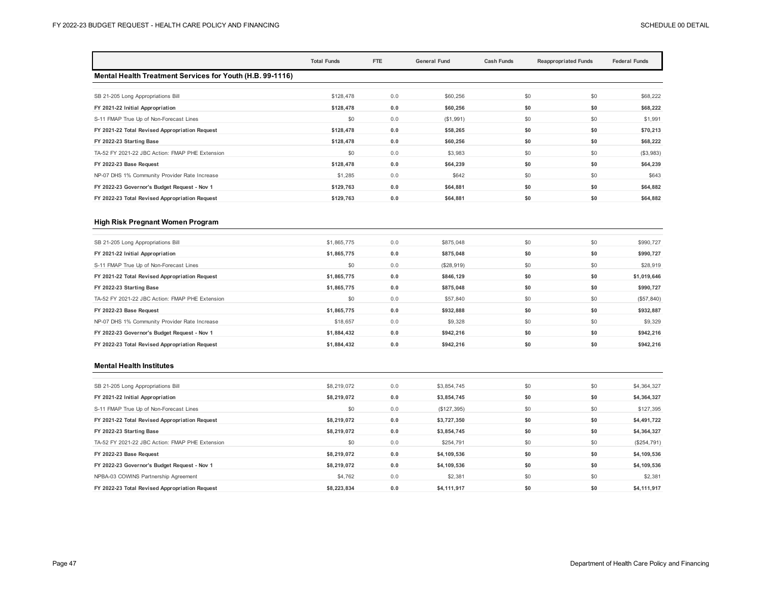| | Total Funds | FTE | General Fund | Cash Funds | Reappropriated Funds | Federal Funds |
|---|---|---|---|---|---|---|
| **Mental Health Treatment Services for Youth (H.B. 99-1116)** | | | | | | |
| SB 21-205 Long Appropriations Bill | $128,478 | 0.0 | $60,256 | $0 | $0 | $68,222 |
| **FY 2021-22 Initial Appropriation** | **$128,478** | **0.0** | **$60,256** | **$0** | **$0** | **$68,222** |
| S-11 FMAP True Up of Non-Forecast Lines | $0 | 0.0 | ($1,991) | $0 | $0 | $1,991 |
| **FY 2021-22 Total Revised Appropriation Request** | **$128,478** | **0.0** | **$58,265** | **$0** | **$0** | **$70,213** |
| **FY 2022-23 Starting Base** | **$128,478** | **0.0** | **$60,256** | **$0** | **$0** | **$68,222** |
| TA-52 FY 2021-22 JBC Action: FMAP PHE Extension | $0 | 0.0 | $3,983 | $0 | $0 | ($3,983) |
| **FY 2022-23 Base Request** | **$128,478** | **0.0** | **$64,239** | **$0** | **$0** | **$64,239** |
| NP-07 DHS 1% Community Provider Rate Increase | $1,285 | 0.0 | $642 | $0 | $0 | $643 |
| **FY 2022-23 Governor's Budget Request - Nov 1** | **$129,763** | **0.0** | **$64,881** | **$0** | **$0** | **$64,882** |
| **FY 2022-23 Total Revised Appropriation Request** | **$129,763** | **0.0** | **$64,881** | **$0** | **$0** | **$64,882** |
| **High Risk Pregnant Women Program** | | | | | | |
| SB 21-205 Long Appropriations Bill | $1,865,775 | 0.0 | $875,048 | $0 | $0 | $990,727 |
| **FY 2021-22 Initial Appropriation** | **$1,865,775** | **0.0** | **$875,048** | **$0** | **$0** | **$990,727** |
| S-11 FMAP True Up of Non-Forecast Lines | $0 | 0.0 | ($28,919) | $0 | $0 | $28,919 |
| **FY 2021-22 Total Revised Appropriation Request** | **$1,865,775** | **0.0** | **$846,129** | **$0** | **$0** | **$1,019,646** |
| **FY 2022-23 Starting Base** | **$1,865,775** | **0.0** | **$875,048** | **$0** | **$0** | **$990,727** |
| TA-52 FY 2021-22 JBC Action: FMAP PHE Extension | $0 | 0.0 | $57,840 | $0 | $0 | ($57,840) |
| **FY 2022-23 Base Request** | **$1,865,775** | **0.0** | **$932,888** | **$0** | **$0** | **$932,887** |
| NP-07 DHS 1% Community Provider Rate Increase | $18,657 | 0.0 | $9,328 | $0 | $0 | $9,329 |
| **FY 2022-23 Governor's Budget Request - Nov 1** | **$1,884,432** | **0.0** | **$942,216** | **$0** | **$0** | **$942,216** |
| **FY 2022-23 Total Revised Appropriation Request** | **$1,884,432** | **0.0** | **$942,216** | **$0** | **$0** | **$942,216** |
| **Mental Health Institutes** | | | | | | |
| SB 21-205 Long Appropriations Bill | $8,219,072 | 0.0 | $3,854,745 | $0 | $0 | $4,364,327 |
| **FY 2021-22 Initial Appropriation** | **$8,219,072** | **0.0** | **$3,854,745** | **$0** | **$0** | **$4,364,327** |
| S-11 FMAP True Up of Non-Forecast Lines | $0 | 0.0 | ($127,395) | $0 | $0 | $127,395 |
| **FY 2021-22 Total Revised Appropriation Request** | **$8,219,072** | **0.0** | **$3,727,350** | **$0** | **$0** | **$4,491,722** |
| **FY 2022-23 Starting Base** | **$8,219,072** | **0.0** | **$3,854,745** | **$0** | **$0** | **$4,364,327** |
| TA-52 FY 2021-22 JBC Action: FMAP PHE Extension | $0 | 0.0 | $254,791 | $0 | $0 | ($254,791) |
| **FY 2022-23 Base Request** | **$8,219,072** | **0.0** | **$4,109,536** | **$0** | **$0** | **$4,109,536** |
| **FY 2022-23 Governor's Budget Request - Nov 1** | **$8,219,072** | **0.0** | **$4,109,536** | **$0** | **$0** | **$4,109,536** |
| NPBA-03 COWINS Partnership Agreement | $4,762 | 0.0 | $2,381 | $0 | $0 | $2,381 |
| **FY 2022-23 Total Revised Appropriation Request** | **$8,223,834** | **0.0** | **$4,111,917** | **$0** | **$0** | **$4,111,917** |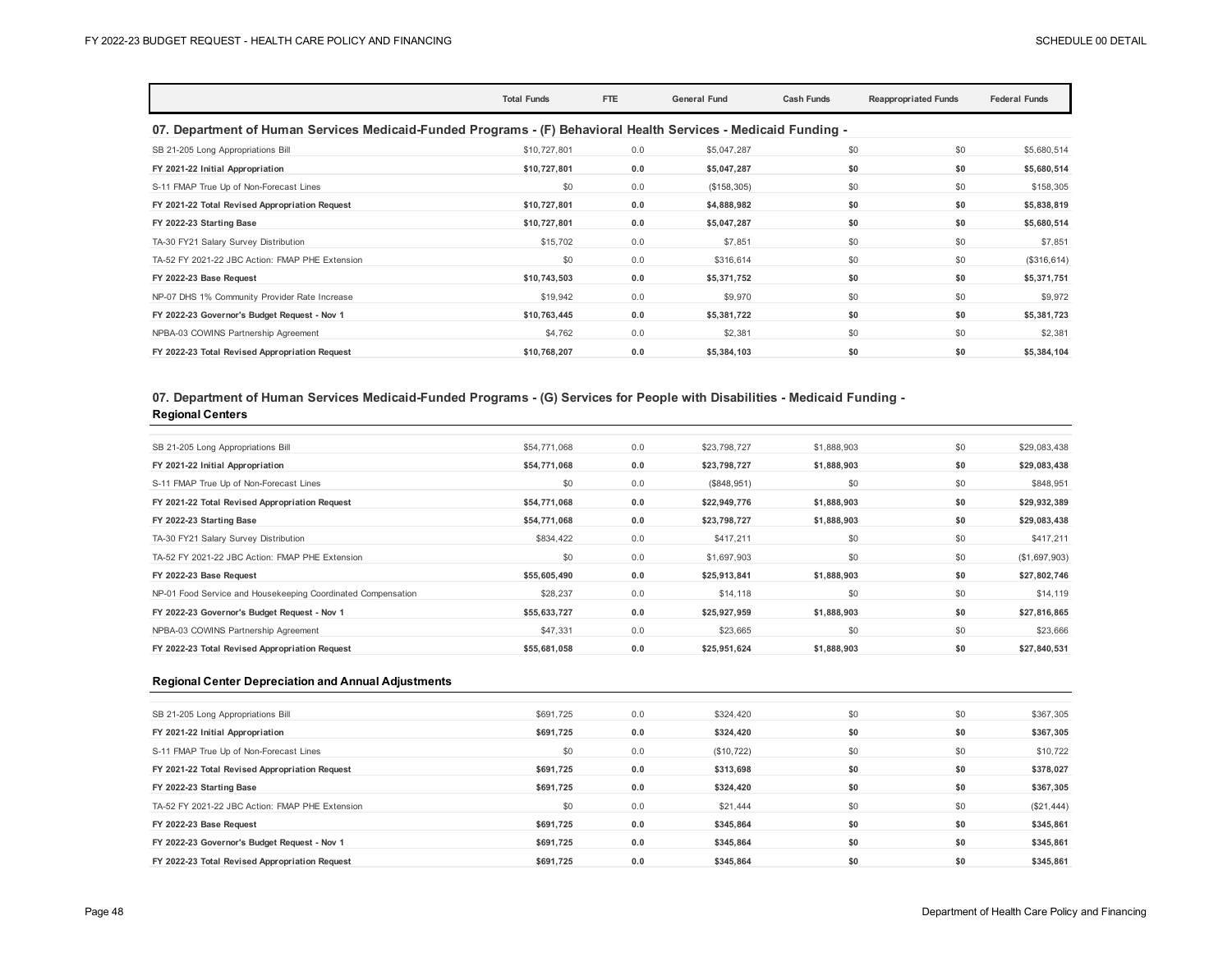| | Total Funds | FTE | General Fund | Cash Funds | Reappropriated Funds | Federal Funds |
|---|---|---|---|---|---|---|

## 07. Department of Human Services Medicaid-Funded Programs - (F) Behavioral Health Services - Medicaid Funding -

| | Total Funds | FTE | General Fund | Cash Funds | Reappropriated Funds | Federal Funds |
|---|---|---|---|---|---|---|
| SB 21-205 Long Appropriations Bill | $10,727,801 | 0.0 | $5,047,287 | $0 | $0 | $5,680,514 |
| **FY 2021-22 Initial Appropriation** | **$10,727,801** | **0.0** | **$5,047,287** | **$0** | **$0** | **$5,680,514** |
| S-11 FMAP True Up of Non-Forecast Lines | $0 | 0.0 | ($158,305) | $0 | $0 | $158,305 |
| **FY 2021-22 Total Revised Appropriation Request** | **$10,727,801** | **0.0** | **$4,888,982** | **$0** | **$0** | **$5,838,819** |
| **FY 2022-23 Starting Base** | **$10,727,801** | **0.0** | **$5,047,287** | **$0** | **$0** | **$5,680,514** |
| TA-30 FY21 Salary Survey Distribution | $15,702 | 0.0 | $7,851 | $0 | $0 | $7,851 |
| TA-52 FY 2021-22 JBC Action: FMAP PHE Extension | $0 | 0.0 | $316,614 | $0 | $0 | ($316,614) |
| **FY 2022-23 Base Request** | **$10,743,503** | **0.0** | **$5,371,752** | **$0** | **$0** | **$5,371,751** |
| NP-07 DHS 1% Community Provider Rate Increase | $19,942 | 0.0 | $9,970 | $0 | $0 | $9,972 |
| **FY 2022-23 Governor's Budget Request - Nov 1** | **$10,763,445** | **0.0** | **$5,381,722** | **$0** | **$0** | **$5,381,723** |
| NPBA-03 COWINS Partnership Agreement | $4,762 | 0.0 | $2,381 | $0 | $0 | $2,381 |
| **FY 2022-23 Total Revised Appropriation Request** | **$10,768,207** | **0.0** | **$5,384,103** | **$0** | **$0** | **$5,384,104** |

## 07. Department of Human Services Medicaid-Funded Programs - (G) Services for People with Disabilities - Medicaid Funding -

### Regional Centers

| | Total Funds | FTE | General Fund | Cash Funds | Reappropriated Funds | Federal Funds |
|---|---|---|---|---|---|---|
| SB 21-205 Long Appropriations Bill | $54,771,068 | 0.0 | $23,798,727 | $1,888,903 | $0 | $29,083,438 |
| **FY 2021-22 Initial Appropriation** | **$54,771,068** | **0.0** | **$23,798,727** | **$1,888,903** | **$0** | **$29,083,438** |
| S-11 FMAP True Up of Non-Forecast Lines | $0 | 0.0 | ($848,951) | $0 | $0 | $848,951 |
| **FY 2021-22 Total Revised Appropriation Request** | **$54,771,068** | **0.0** | **$22,949,776** | **$1,888,903** | **$0** | **$29,932,389** |
| **FY 2022-23 Starting Base** | **$54,771,068** | **0.0** | **$23,798,727** | **$1,888,903** | **$0** | **$29,083,438** |
| TA-30 FY21 Salary Survey Distribution | $834,422 | 0.0 | $417,211 | $0 | $0 | $417,211 |
| TA-52 FY 2021-22 JBC Action: FMAP PHE Extension | $0 | 0.0 | $1,697,903 | $0 | $0 | ($1,697,903) |
| **FY 2022-23 Base Request** | **$55,605,490** | **0.0** | **$25,913,841** | **$1,888,903** | **$0** | **$27,802,746** |
| NP-01 Food Service and Housekeeping Coordinated Compensation | $28,237 | 0.0 | $14,118 | $0 | $0 | $14,119 |
| **FY 2022-23 Governor's Budget Request - Nov 1** | **$55,633,727** | **0.0** | **$25,927,959** | **$1,888,903** | **$0** | **$27,816,865** |
| NPBA-03 COWINS Partnership Agreement | $47,331 | 0.0 | $23,665 | $0 | $0 | $23,666 |
| **FY 2022-23 Total Revised Appropriation Request** | **$55,681,058** | **0.0** | **$25,951,624** | **$1,888,903** | **$0** | **$27,840,531** |

### Regional Center Depreciation and Annual Adjustments

| | Total Funds | FTE | General Fund | Cash Funds | Reappropriated Funds | Federal Funds |
|---|---|---|---|---|---|---|
| SB 21-205 Long Appropriations Bill | $691,725 | 0.0 | $324,420 | $0 | $0 | $367,305 |
| **FY 2021-22 Initial Appropriation** | **$691,725** | **0.0** | **$324,420** | **$0** | **$0** | **$367,305** |
| S-11 FMAP True Up of Non-Forecast Lines | $0 | 0.0 | ($10,722) | $0 | $0 | $10,722 |
| **FY 2021-22 Total Revised Appropriation Request** | **$691,725** | **0.0** | **$313,698** | **$0** | **$0** | **$378,027** |
| **FY 2022-23 Starting Base** | **$691,725** | **0.0** | **$324,420** | **$0** | **$0** | **$367,305** |
| TA-52 FY 2021-22 JBC Action: FMAP PHE Extension | $0 | 0.0 | $21,444 | $0 | $0 | ($21,444) |
| **FY 2022-23 Base Request** | **$691,725** | **0.0** | **$345,864** | **$0** | **$0** | **$345,861** |
| **FY 2022-23 Governor's Budget Request - Nov 1** | **$691,725** | **0.0** | **$345,864** | **$0** | **$0** | **$345,861** |
| **FY 2022-23 Total Revised Appropriation Request** | **$691,725** | **0.0** | **$345,864** | **$0** | **$0** | **$345,861** |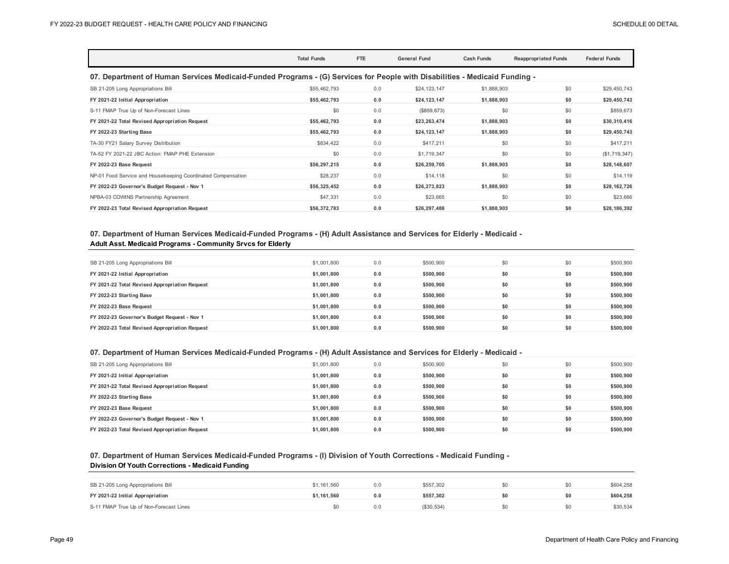| | Total Funds | FTE | General Fund | Cash Funds | Reappropriated Funds | Federal Funds |
|---|---|---|---|---|---|---|

### 07. Department of Human Services Medicaid-Funded Programs - (G) Services for People with Disabilities - Medicaid Funding -

| | Total Funds | FTE | General Fund | Cash Funds | Reappropriated Funds | Federal Funds |
|---|---|---|---|---|---|---|
| SB 21-205 Long Appropriations Bill | $55,462,793 | 0.0 | $24,123,147 | $1,888,903 | $0 | $29,450,743 |
| **FY 2021-22 Initial Appropriation** | **$55,462,793** | **0.0** | **$24,123,147** | **$1,888,903** | **$0** | **$29,450,743** |
| S-11 FMAP True Up of Non-Forecast Lines | $0 | 0.0 | ($859,673) | $0 | $0 | $859,673 |
| **FY 2021-22 Total Revised Appropriation Request** | **$55,462,793** | **0.0** | **$23,263,474** | **$1,888,903** | **$0** | **$30,310,416** |
| **FY 2022-23 Starting Base** | **$55,462,793** | **0.0** | **$24,123,147** | **$1,888,903** | **$0** | **$29,450,743** |
| TA-30 FY21 Salary Survey Distribution | $834,422 | 0.0 | $417,211 | $0 | $0 | $417,211 |
| TA-52 FY 2021-22 JBC Action: FMAP PHE Extension | $0 | 0.0 | $1,719,347 | $0 | $0 | ($1,719,347) |
| **FY 2022-23 Base Request** | **$56,297,215** | **0.0** | **$26,259,705** | **$1,888,903** | **$0** | **$28,148,607** |
| NP-01 Food Service and Housekeeping Coordinated Compensation | $28,237 | 0.0 | $14,118 | $0 | $0 | $14,119 |
| **FY 2022-23 Governor's Budget Request - Nov 1** | **$56,325,452** | **0.0** | **$26,273,823** | **$1,888,903** | **$0** | **$28,162,726** |
| NPBA-03 COWINS Partnership Agreement | $47,331 | 0.0 | $23,665 | $0 | $0 | $23,666 |
| **FY 2022-23 Total Revised Appropriation Request** | **$56,372,783** | **0.0** | **$26,297,488** | **$1,888,903** | **$0** | **$28,186,392** |

### 07. Department of Human Services Medicaid-Funded Programs - (H) Adult Assistance and Services for Elderly - Medicaid - Adult Asst. Medicaid Programs - Community Srvcs for Elderly

| | Total Funds | FTE | General Fund | Cash Funds | Reappropriated Funds | Federal Funds |
|---|---|---|---|---|---|---|
| SB 21-205 Long Appropriations Bill | $1,001,800 | 0.0 | $500,900 | $0 | $0 | $500,900 |
| **FY 2021-22 Initial Appropriation** | **$1,001,800** | **0.0** | **$500,900** | **$0** | **$0** | **$500,900** |
| **FY 2021-22 Total Revised Appropriation Request** | **$1,001,800** | **0.0** | **$500,900** | **$0** | **$0** | **$500,900** |
| **FY 2022-23 Starting Base** | **$1,001,800** | **0.0** | **$500,900** | **$0** | **$0** | **$500,900** |
| **FY 2022-23 Base Request** | **$1,001,800** | **0.0** | **$500,900** | **$0** | **$0** | **$500,900** |
| **FY 2022-23 Governor's Budget Request - Nov 1** | **$1,001,800** | **0.0** | **$500,900** | **$0** | **$0** | **$500,900** |
| **FY 2022-23 Total Revised Appropriation Request** | **$1,001,800** | **0.0** | **$500,900** | **$0** | **$0** | **$500,900** |

### 07. Department of Human Services Medicaid-Funded Programs - (H) Adult Assistance and Services for Elderly - Medicaid -

| | Total Funds | FTE | General Fund | Cash Funds | Reappropriated Funds | Federal Funds |
|---|---|---|---|---|---|---|
| SB 21-205 Long Appropriations Bill | $1,001,800 | 0.0 | $500,900 | $0 | $0 | $500,900 |
| **FY 2021-22 Initial Appropriation** | **$1,001,800** | **0.0** | **$500,900** | **$0** | **$0** | **$500,900** |
| **FY 2021-22 Total Revised Appropriation Request** | **$1,001,800** | **0.0** | **$500,900** | **$0** | **$0** | **$500,900** |
| **FY 2022-23 Starting Base** | **$1,001,800** | **0.0** | **$500,900** | **$0** | **$0** | **$500,900** |
| **FY 2022-23 Base Request** | **$1,001,800** | **0.0** | **$500,900** | **$0** | **$0** | **$500,900** |
| **FY 2022-23 Governor's Budget Request - Nov 1** | **$1,001,800** | **0.0** | **$500,900** | **$0** | **$0** | **$500,900** |
| **FY 2022-23 Total Revised Appropriation Request** | **$1,001,800** | **0.0** | **$500,900** | **$0** | **$0** | **$500,900** |

### 07. Department of Human Services Medicaid-Funded Programs - (I) Division of Youth Corrections - Medicaid Funding - Division Of Youth Corrections - Medicaid Funding

| | Total Funds | FTE | General Fund | Cash Funds | Reappropriated Funds | Federal Funds |
|---|---|---|---|---|---|---|
| SB 21-205 Long Appropriations Bill | $1,161,560 | 0.0 | $557,302 | $0 | $0 | $604,258 |
| **FY 2021-22 Initial Appropriation** | **$1,161,560** | **0.0** | **$557,302** | **$0** | **$0** | **$604,258** |
| S-11 FMAP True Up of Non-Forecast Lines | $0 | 0.0 | ($30,534) | $0 | $0 | $30,534 |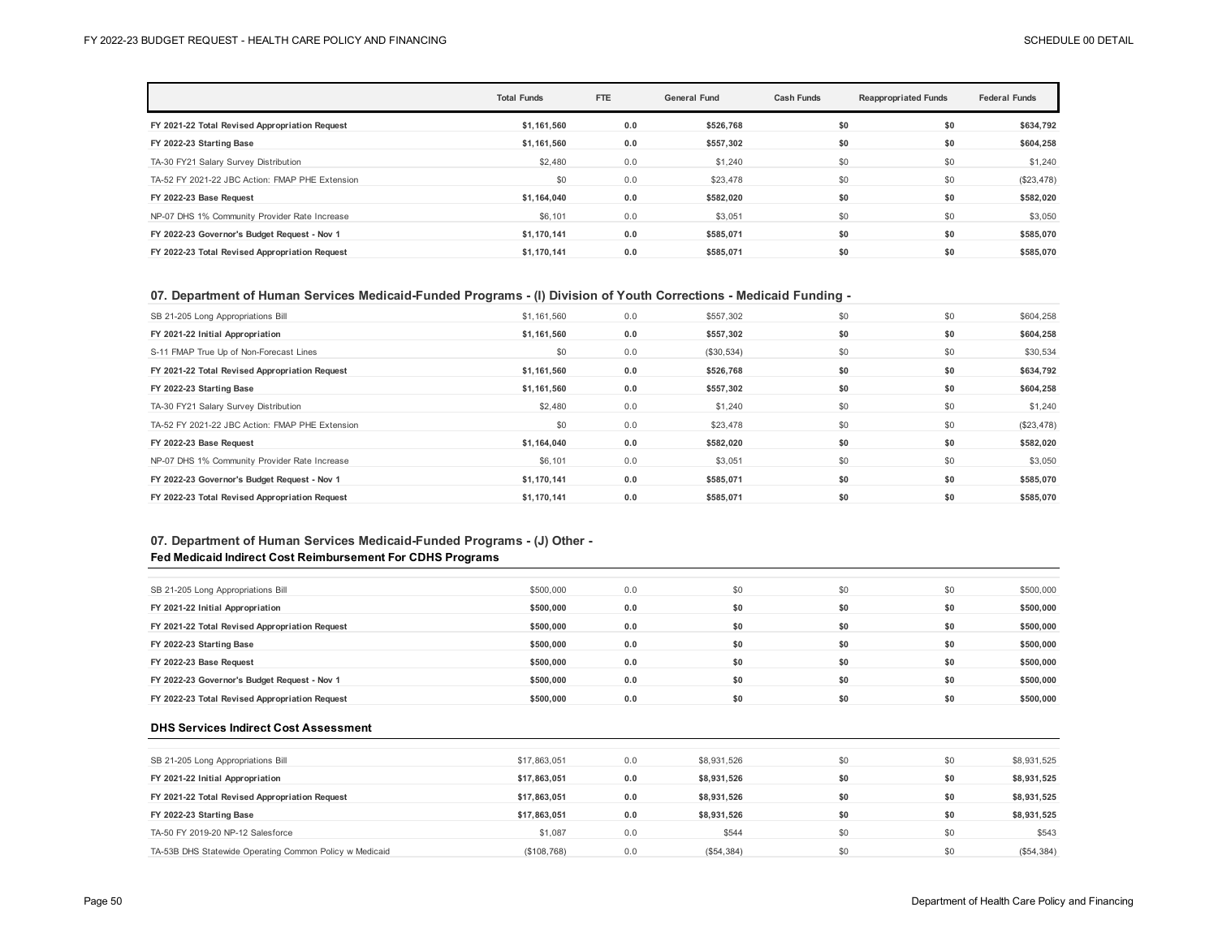| | Total Funds | FTE | General Fund | Cash Funds | Reappropriated Funds | Federal Funds |
|---|---|---|---|---|---|---|
| **FY 2021-22 Total Revised Appropriation Request** | **$1,161,560** | **0.0** | **$526,768** | **$0** | **$0** | **$634,792** |
| **FY 2022-23 Starting Base** | **$1,161,560** | **0.0** | **$557,302** | **$0** | **$0** | **$604,258** |
| TA-30 FY21 Salary Survey Distribution | $2,480 | 0.0 | $1,240 | $0 | $0 | $1,240 |
| TA-52 FY 2021-22 JBC Action: FMAP PHE Extension | $0 | 0.0 | $23,478 | $0 | $0 | ($23,478) |
| **FY 2022-23 Base Request** | **$1,164,040** | **0.0** | **$582,020** | **$0** | **$0** | **$582,020** |
| NP-07 DHS 1% Community Provider Rate Increase | $6,101 | 0.0 | $3,051 | $0 | $0 | $3,050 |
| **FY 2022-23 Governor's Budget Request - Nov 1** | **$1,170,141** | **0.0** | **$585,071** | **$0** | **$0** | **$585,070** |
| **FY 2022-23 Total Revised Appropriation Request** | **$1,170,141** | **0.0** | **$585,071** | **$0** | **$0** | **$585,070** |

### 07. Department of Human Services Medicaid-Funded Programs - (I) Division of Youth Corrections - Medicaid Funding -

| | Total Funds | FTE | General Fund | Cash Funds | Reappropriated Funds | Federal Funds |
|---|---|---|---|---|---|---|
| SB 21-205 Long Appropriations Bill | $1,161,560 | 0.0 | $557,302 | $0 | $0 | $604,258 |
| **FY 2021-22 Initial Appropriation** | **$1,161,560** | **0.0** | **$557,302** | **$0** | **$0** | **$604,258** |
| S-11 FMAP True Up of Non-Forecast Lines | $0 | 0.0 | ($30,534) | $0 | $0 | $30,534 |
| **FY 2021-22 Total Revised Appropriation Request** | **$1,161,560** | **0.0** | **$526,768** | **$0** | **$0** | **$634,792** |
| **FY 2022-23 Starting Base** | **$1,161,560** | **0.0** | **$557,302** | **$0** | **$0** | **$604,258** |
| TA-30 FY21 Salary Survey Distribution | $2,480 | 0.0 | $1,240 | $0 | $0 | $1,240 |
| TA-52 FY 2021-22 JBC Action: FMAP PHE Extension | $0 | 0.0 | $23,478 | $0 | $0 | ($23,478) |
| **FY 2022-23 Base Request** | **$1,164,040** | **0.0** | **$582,020** | **$0** | **$0** | **$582,020** |
| NP-07 DHS 1% Community Provider Rate Increase | $6,101 | 0.0 | $3,051 | $0 | $0 | $3,050 |
| **FY 2022-23 Governor's Budget Request - Nov 1** | **$1,170,141** | **0.0** | **$585,071** | **$0** | **$0** | **$585,070** |
| **FY 2022-23 Total Revised Appropriation Request** | **$1,170,141** | **0.0** | **$585,071** | **$0** | **$0** | **$585,070** |

### 07. Department of Human Services Medicaid-Funded Programs - (J) Other -

#### Fed Medicaid Indirect Cost Reimbursement For CDHS Programs

| | Total Funds | FTE | General Fund | Cash Funds | Reappropriated Funds | Federal Funds |
|---|---|---|---|---|---|---|
| SB 21-205 Long Appropriations Bill | $500,000 | 0.0 | $0 | $0 | $0 | $500,000 |
| **FY 2021-22 Initial Appropriation** | **$500,000** | **0.0** | **$0** | **$0** | **$0** | **$500,000** |
| **FY 2021-22 Total Revised Appropriation Request** | **$500,000** | **0.0** | **$0** | **$0** | **$0** | **$500,000** |
| **FY 2022-23 Starting Base** | **$500,000** | **0.0** | **$0** | **$0** | **$0** | **$500,000** |
| **FY 2022-23 Base Request** | **$500,000** | **0.0** | **$0** | **$0** | **$0** | **$500,000** |
| **FY 2022-23 Governor's Budget Request - Nov 1** | **$500,000** | **0.0** | **$0** | **$0** | **$0** | **$500,000** |
| **FY 2022-23 Total Revised Appropriation Request** | **$500,000** | **0.0** | **$0** | **$0** | **$0** | **$500,000** |

#### DHS Services Indirect Cost Assessment

| | Total Funds | FTE | General Fund | Cash Funds | Reappropriated Funds | Federal Funds |
|---|---|---|---|---|---|---|
| SB 21-205 Long Appropriations Bill | $17,863,051 | 0.0 | $8,931,526 | $0 | $0 | $8,931,525 |
| **FY 2021-22 Initial Appropriation** | **$17,863,051** | **0.0** | **$8,931,526** | **$0** | **$0** | **$8,931,525** |
| **FY 2021-22 Total Revised Appropriation Request** | **$17,863,051** | **0.0** | **$8,931,526** | **$0** | **$0** | **$8,931,525** |
| **FY 2022-23 Starting Base** | **$17,863,051** | **0.0** | **$8,931,526** | **$0** | **$0** | **$8,931,525** |
| TA-50 FY 2019-20 NP-12 Salesforce | $1,087 | 0.0 | $544 | $0 | $0 | $543 |
| TA-53B DHS Statewide Operating Common Policy w Medicaid | ($108,768) | 0.0 | ($54,384) | $0 | $0 | ($54,384) |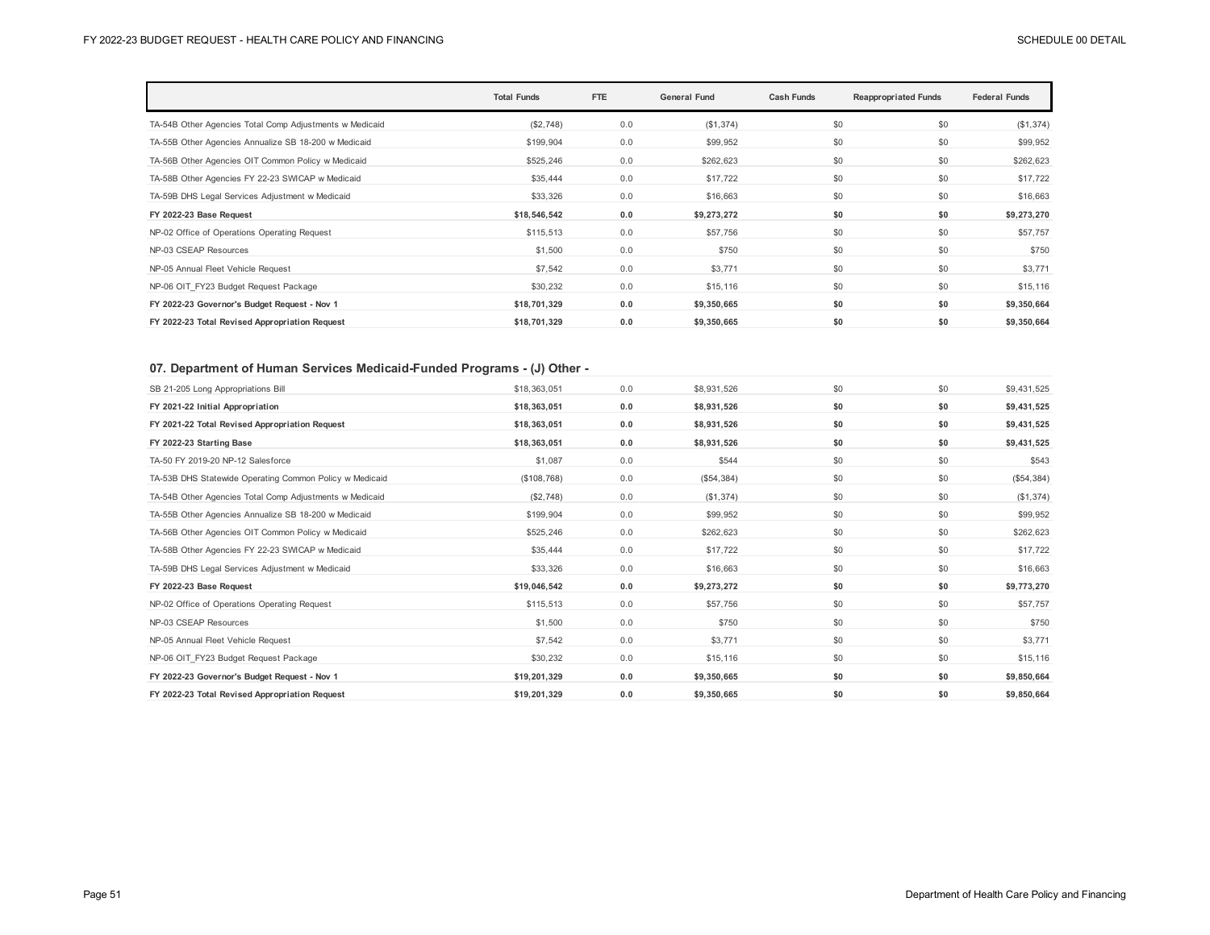| | Total Funds | FTE | General Fund | Cash Funds | Reappropriated Funds | Federal Funds |
|---|---|---|---|---|---|---|
| TA-54B Other Agencies Total Comp Adjustments w Medicaid | ($2,748) | 0.0 | ($1,374) | $0 | $0 | ($1,374) |
| TA-55B Other Agencies Annualize SB 18-200 w Medicaid | $199,904 | 0.0 | $99,952 | $0 | $0 | $99,952 |
| TA-56B Other Agencies OIT Common Policy w Medicaid | $525,246 | 0.0 | $262,623 | $0 | $0 | $262,623 |
| TA-58B Other Agencies FY 22-23 SWICAP w Medicaid | $35,444 | 0.0 | $17,722 | $0 | $0 | $17,722 |
| TA-59B DHS Legal Services Adjustment w Medicaid | $33,326 | 0.0 | $16,663 | $0 | $0 | $16,663 |
| **FY 2022-23 Base Request** | **$18,546,542** | **0.0** | **$9,273,272** | **$0** | **$0** | **$9,273,270** |
| NP-02 Office of Operations Operating Request | $115,513 | 0.0 | $57,756 | $0 | $0 | $57,757 |
| NP-03 CSEAP Resources | $1,500 | 0.0 | $750 | $0 | $0 | $750 |
| NP-05 Annual Fleet Vehicle Request | $7,542 | 0.0 | $3,771 | $0 | $0 | $3,771 |
| NP-06 OIT_FY23 Budget Request Package | $30,232 | 0.0 | $15,116 | $0 | $0 | $15,116 |
| **FY 2022-23 Governor's Budget Request - Nov 1** | **$18,701,329** | **0.0** | **$9,350,665** | **$0** | **$0** | **$9,350,664** |
| **FY 2022-23 Total Revised Appropriation Request** | **$18,701,329** | **0.0** | **$9,350,665** | **$0** | **$0** | **$9,350,664** |

### 07. Department of Human Services Medicaid-Funded Programs - (J) Other -

| | Total Funds | FTE | General Fund | Cash Funds | Reappropriated Funds | Federal Funds |
|---|---|---|---|---|---|---|
| SB 21-205 Long Appropriations Bill | $18,363,051 | 0.0 | $8,931,526 | $0 | $0 | $9,431,525 |
| **FY 2021-22 Initial Appropriation** | **$18,363,051** | **0.0** | **$8,931,526** | **$0** | **$0** | **$9,431,525** |
| **FY 2021-22 Total Revised Appropriation Request** | **$18,363,051** | **0.0** | **$8,931,526** | **$0** | **$0** | **$9,431,525** |
| **FY 2022-23 Starting Base** | **$18,363,051** | **0.0** | **$8,931,526** | **$0** | **$0** | **$9,431,525** |
| TA-50 FY 2019-20 NP-12 Salesforce | $1,087 | 0.0 | $544 | $0 | $0 | $543 |
| TA-53B DHS Statewide Operating Common Policy w Medicaid | ($108,768) | 0.0 | ($54,384) | $0 | $0 | ($54,384) |
| TA-54B Other Agencies Total Comp Adjustments w Medicaid | ($2,748) | 0.0 | ($1,374) | $0 | $0 | ($1,374) |
| TA-55B Other Agencies Annualize SB 18-200 w Medicaid | $199,904 | 0.0 | $99,952 | $0 | $0 | $99,952 |
| TA-56B Other Agencies OIT Common Policy w Medicaid | $525,246 | 0.0 | $262,623 | $0 | $0 | $262,623 |
| TA-58B Other Agencies FY 22-23 SWICAP w Medicaid | $35,444 | 0.0 | $17,722 | $0 | $0 | $17,722 |
| TA-59B DHS Legal Services Adjustment w Medicaid | $33,326 | 0.0 | $16,663 | $0 | $0 | $16,663 |
| **FY 2022-23 Base Request** | **$19,046,542** | **0.0** | **$9,273,272** | **$0** | **$0** | **$9,773,270** |
| NP-02 Office of Operations Operating Request | $115,513 | 0.0 | $57,756 | $0 | $0 | $57,757 |
| NP-03 CSEAP Resources | $1,500 | 0.0 | $750 | $0 | $0 | $750 |
| NP-05 Annual Fleet Vehicle Request | $7,542 | 0.0 | $3,771 | $0 | $0 | $3,771 |
| NP-06 OIT_FY23 Budget Request Package | $30,232 | 0.0 | $15,116 | $0 | $0 | $15,116 |
| **FY 2022-23 Governor's Budget Request - Nov 1** | **$19,201,329** | **0.0** | **$9,350,665** | **$0** | **$0** | **$9,850,664** |
| **FY 2022-23 Total Revised Appropriation Request** | **$19,201,329** | **0.0** | **$9,350,665** | **$0** | **$0** | **$9,850,664** |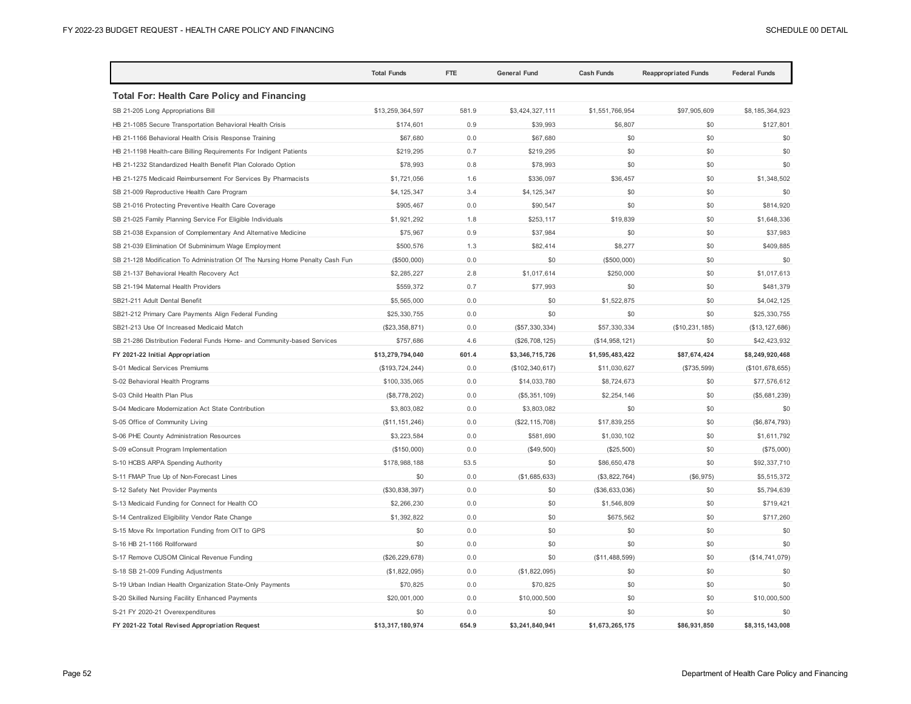| | Total Funds | FTE | General Fund | Cash Funds | Reappropriated Funds | Federal Funds |
|---|---|---|---|---|---|---|
| **Total For: Health Care Policy and Financing** | | | | | | |
| SB 21-205 Long Appropriations Bill | $13,259,364,597 | 581.9 | $3,424,327,111 | $1,551,766,954 | $97,905,609 | $8,185,364,923 |
| HB 21-1085 Secure Transportation Behavioral Health Crisis | $174,601 | 0.9 | $39,993 | $6,807 | $0 | $127,801 |
| HB 21-1166 Behavioral Health Crisis Response Training | $67,680 | 0.0 | $67,680 | $0 | $0 | $0 |
| HB 21-1198 Health-care Billing Requirements For Indigent Patients | $219,295 | 0.7 | $219,295 | $0 | $0 | $0 |
| HB 21-1232 Standardized Health Benefit Plan Colorado Option | $78,993 | 0.8 | $78,993 | $0 | $0 | $0 |
| HB 21-1275 Medicaid Reimbursement For Services By Pharmacists | $1,721,056 | 1.6 | $336,097 | $36,457 | $0 | $1,348,502 |
| SB 21-009 Reproductive Health Care Program | $4,125,347 | 3.4 | $4,125,347 | $0 | $0 | $0 |
| SB 21-016 Protecting Preventive Health Care Coverage | $905,467 | 0.0 | $90,547 | $0 | $0 | $814,920 |
| SB 21-025 Family Planning Service For Eligible Individuals | $1,921,292 | 1.8 | $253,117 | $19,839 | $0 | $1,648,336 |
| SB 21-038 Expansion of Complementary And Alternative Medicine | $75,967 | 0.9 | $37,984 | $0 | $0 | $37,983 |
| SB 21-039 Elimination Of Subminimum Wage Employment | $500,576 | 1.3 | $82,414 | $8,277 | $0 | $409,885 |
| SB 21-128 Modification To Administration Of The Nursing Home Penalty Cash Fun | ($500,000) | 0.0 | $0 | ($500,000) | $0 | $0 |
| SB 21-137 Behavioral Health Recovery Act | $2,285,227 | 2.8 | $1,017,614 | $250,000 | $0 | $1,017,613 |
| SB 21-194 Maternal Health Providers | $559,372 | 0.7 | $77,993 | $0 | $0 | $481,379 |
| SB21-211 Adult Dental Benefit | $5,565,000 | 0.0 | $0 | $1,522,875 | $0 | $4,042,125 |
| SB21-212 Primary Care Payments Align Federal Funding | $25,330,755 | 0.0 | $0 | $0 | $0 | $25,330,755 |
| SB21-213 Use Of Increased Medicaid Match | ($23,358,871) | 0.0 | ($57,330,334) | $57,330,334 | ($10,231,185) | ($13,127,686) |
| SB 21-286 Distribution Federal Funds Home- and Community-based Services | $757,686 | 4.6 | ($26,708,125) | ($14,958,121) | $0 | $42,423,932 |
| **FY 2021-22 Initial Appropriation** | **$13,279,794,040** | **601.4** | **$3,346,715,726** | **$1,595,483,422** | **$87,674,424** | **$8,249,920,468** |
| S-01 Medical Services Premiums | ($193,724,244) | 0.0 | ($102,340,617) | $11,030,627 | ($735,599) | ($101,678,655) |
| S-02 Behavioral Health Programs | $100,335,065 | 0.0 | $14,033,780 | $8,724,673 | $0 | $77,576,612 |
| S-03 Child Health Plan Plus | ($8,778,202) | 0.0 | ($5,351,109) | $2,254,146 | $0 | ($5,681,239) |
| S-04 Medicare Modernization Act State Contribution | $3,803,082 | 0.0 | $3,803,082 | $0 | $0 | $0 |
| S-05 Office of Community Living | ($11,151,246) | 0.0 | ($22,115,708) | $17,839,255 | $0 | ($6,874,793) |
| S-06 PHE County Administration Resources | $3,223,584 | 0.0 | $581,690 | $1,030,102 | $0 | $1,611,792 |
| S-09 eConsult Program Implementation | ($150,000) | 0.0 | ($49,500) | ($25,500) | $0 | ($75,000) |
| S-10 HCBS ARPA Spending Authority | $178,988,188 | 53.5 | $0 | $86,650,478 | $0 | $92,337,710 |
| S-11 FMAP True Up of Non-Forecast Lines | $0 | 0.0 | ($1,685,633) | ($3,822,764) | ($6,975) | $5,515,372 |
| S-12 Safety Net Provider Payments | ($30,838,397) | 0.0 | $0 | ($36,633,036) | $0 | $5,794,639 |
| S-13 Medicaid Funding for Connect for Health CO | $2,266,230 | 0.0 | $0 | $1,546,809 | $0 | $719,421 |
| S-14 Centralized Eligibility Vendor Rate Change | $1,392,822 | 0.0 | $0 | $675,562 | $0 | $717,260 |
| S-15 Move Rx Importation Funding from OIT to GPS | $0 | 0.0 | $0 | $0 | $0 | $0 |
| S-16 HB 21-1166 Rollforward | $0 | 0.0 | $0 | $0 | $0 | $0 |
| S-17 Remove CUSOM Clinical Revenue Funding | ($26,229,678) | 0.0 | $0 | ($11,488,599) | $0 | ($14,741,079) |
| S-18 SB 21-009 Funding Adjustments | ($1,822,095) | 0.0 | ($1,822,095) | $0 | $0 | $0 |
| S-19 Urban Indian Health Organization State-Only Payments | $70,825 | 0.0 | $70,825 | $0 | $0 | $0 |
| S-20 Skilled Nursing Facility Enhanced Payments | $20,001,000 | 0.0 | $10,000,500 | $0 | $0 | $10,000,500 |
| S-21 FY 2020-21 Overexpenditures | $0 | 0.0 | $0 | $0 | $0 | $0 |
| **FY 2021-22 Total Revised Appropriation Request** | **$13,317,180,974** | **654.9** | **$3,241,840,941** | **$1,673,265,175** | **$86,931,850** | **$8,315,143,008** |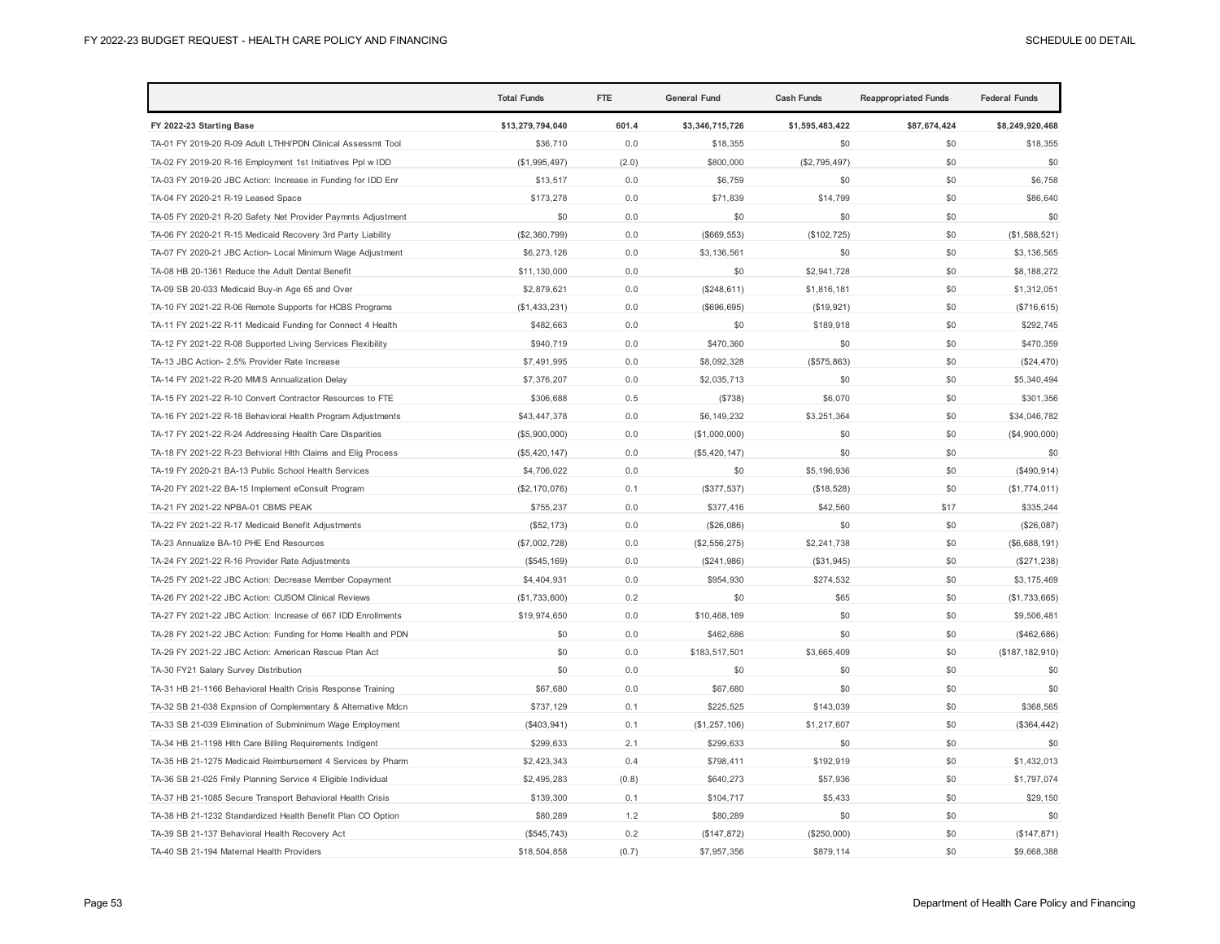| | Total Funds | FTE | General Fund | Cash Funds | Reappropriated Funds | Federal Funds |
|---|---|---|---|---|---|---|
| **FY 2022-23 Starting Base** | **$13,279,794,040** | **601.4** | **$3,346,715,726** | **$1,595,483,422** | **$87,674,424** | **$8,249,920,468** |
| TA-01 FY 2019-20 R-09 Adult LTHH/PDN Clinical Assessmt Tool | $36,710 | 0.0 | $18,355 | $0 | $0 | $18,355 |
| TA-02 FY 2019-20 R-16 Employment 1st Initiatives Ppl w IDD | ($1,995,497) | (2.0) | $800,000 | ($2,795,497) | $0 | $0 |
| TA-03 FY 2019-20 JBC Action: Increase in Funding for IDD Enr | $13,517 | 0.0 | $6,759 | $0 | $0 | $6,758 |
| TA-04 FY 2020-21 R-19 Leased Space | $173,278 | 0.0 | $71,839 | $14,799 | $0 | $86,640 |
| TA-05 FY 2020-21 R-20 Safety Net Provider Paymnts Adjustment | $0 | 0.0 | $0 | $0 | $0 | $0 |
| TA-06 FY 2020-21 R-15 Medicaid Recovery 3rd Party Liability | ($2,360,799) | 0.0 | ($669,553) | ($102,725) | $0 | ($1,588,521) |
| TA-07 FY 2020-21 JBC Action- Local Minimum Wage Adjustment | $6,273,126 | 0.0 | $3,136,561 | $0 | $0 | $3,136,565 |
| TA-08 HB 20-1361 Reduce the Adult Dental Benefit | $11,130,000 | 0.0 | $0 | $2,941,728 | $0 | $8,188,272 |
| TA-09 SB 20-033 Medicaid Buy-in Age 65 and Over | $2,879,621 | 0.0 | ($248,611) | $1,816,181 | $0 | $1,312,051 |
| TA-10 FY 2021-22 R-06 Remote Supports for HCBS Programs | ($1,433,231) | 0.0 | ($696,695) | ($19,921) | $0 | ($716,615) |
| TA-11 FY 2021-22 R-11 Medicaid Funding for Connect 4 Health | $482,663 | 0.0 | $0 | $189,918 | $0 | $292,745 |
| TA-12 FY 2021-22 R-08 Supported Living Services Flexibility | $940,719 | 0.0 | $470,360 | $0 | $0 | $470,359 |
| TA-13 JBC Action- 2.5% Provider Rate Increase | $7,491,995 | 0.0 | $8,092,328 | ($575,863) | $0 | ($24,470) |
| TA-14 FY 2021-22 R-20 MMIS Annualization Delay | $7,376,207 | 0.0 | $2,035,713 | $0 | $0 | $5,340,494 |
| TA-15 FY 2021-22 R-10 Convert Contractor Resources to FTE | $306,688 | 0.5 | ($738) | $6,070 | $0 | $301,356 |
| TA-16 FY 2021-22 R-18 Behavioral Health Program Adjustments | $43,447,378 | 0.0 | $6,149,232 | $3,251,364 | $0 | $34,046,782 |
| TA-17 FY 2021-22 R-24 Addressing Health Care Disparities | ($5,900,000) | 0.0 | ($1,000,000) | $0 | $0 | ($4,900,000) |
| TA-18 FY 2021-22 R-23 Behvioral Hlth Claims and Elig Process | ($5,420,147) | 0.0 | ($5,420,147) | $0 | $0 | $0 |
| TA-19 FY 2020-21 BA-13 Public School Health Services | $4,706,022 | 0.0 | $0 | $5,196,936 | $0 | ($490,914) |
| TA-20 FY 2021-22 BA-15 Implement eConsult Program | ($2,170,076) | 0.1 | ($377,537) | ($18,528) | $0 | ($1,774,011) |
| TA-21 FY 2021-22 NPBA-01 CBMS PEAK | $755,237 | 0.0 | $377,416 | $42,560 | $17 | $335,244 |
| TA-22 FY 2021-22 R-17 Medicaid Benefit Adjustments | ($52,173) | 0.0 | ($26,086) | $0 | $0 | ($26,087) |
| TA-23 Annualize BA-10 PHE End Resources | ($7,002,728) | 0.0 | ($2,556,275) | $2,241,738 | $0 | ($6,688,191) |
| TA-24 FY 2021-22 R-16 Provider Rate Adjustments | ($545,169) | 0.0 | ($241,986) | ($31,945) | $0 | ($271,238) |
| TA-25 FY 2021-22 JBC Action: Decrease Member Copayment | $4,404,931 | 0.0 | $954,930 | $274,532 | $0 | $3,175,469 |
| TA-26 FY 2021-22 JBC Action: CUSOM Clinical Reviews | ($1,733,600) | 0.2 | $0 | $65 | $0 | ($1,733,665) |
| TA-27 FY 2021-22 JBC Action: Increase of 667 IDD Enrollments | $19,974,650 | 0.0 | $10,468,169 | $0 | $0 | $9,506,481 |
| TA-28 FY 2021-22 JBC Action: Funding for Home Health and PDN | $0 | 0.0 | $462,686 | $0 | $0 | ($462,686) |
| TA-29 FY 2021-22 JBC Action: American Rescue Plan Act | $0 | 0.0 | $183,517,501 | $3,665,409 | $0 | ($187,182,910) |
| TA-30 FY21 Salary Survey Distribution | $0 | 0.0 | $0 | $0 | $0 | $0 |
| TA-31 HB 21-1166 Behavioral Health Crisis Response Training | $67,680 | 0.0 | $67,680 | $0 | $0 | $0 |
| TA-32 SB 21-038 Expnsion of Complementary & Alternative Mdcn | $737,129 | 0.1 | $225,525 | $143,039 | $0 | $368,565 |
| TA-33 SB 21-039 Elimination of Subminimum Wage Employment | ($403,941) | 0.1 | ($1,257,106) | $1,217,607 | $0 | ($364,442) |
| TA-34 HB 21-1198 Hlth Care Billing Requirements Indigent | $299,633 | 2.1 | $299,633 | $0 | $0 | $0 |
| TA-35 HB 21-1275 Medicaid Reimbursement 4 Services by Pharm | $2,423,343 | 0.4 | $798,411 | $192,919 | $0 | $1,432,013 |
| TA-36 SB 21-025 Fmily Planning Service 4 Eligible Individual | $2,495,283 | (0.8) | $640,273 | $57,936 | $0 | $1,797,074 |
| TA-37 HB 21-1085 Secure Transport Behavioral Health Crisis | $139,300 | 0.1 | $104,717 | $5,433 | $0 | $29,150 |
| TA-38 HB 21-1232 Standardized Health Benefit Plan CO Option | $80,289 | 1.2 | $80,289 | $0 | $0 | $0 |
| TA-39 SB 21-137 Behavioral Health Recovery Act | ($545,743) | 0.2 | ($147,872) | ($250,000) | $0 | ($147,871) |
| TA-40 SB 21-194 Maternal Health Providers | $18,504,858 | (0.7) | $7,957,356 | $879,114 | $0 | $9,668,388 |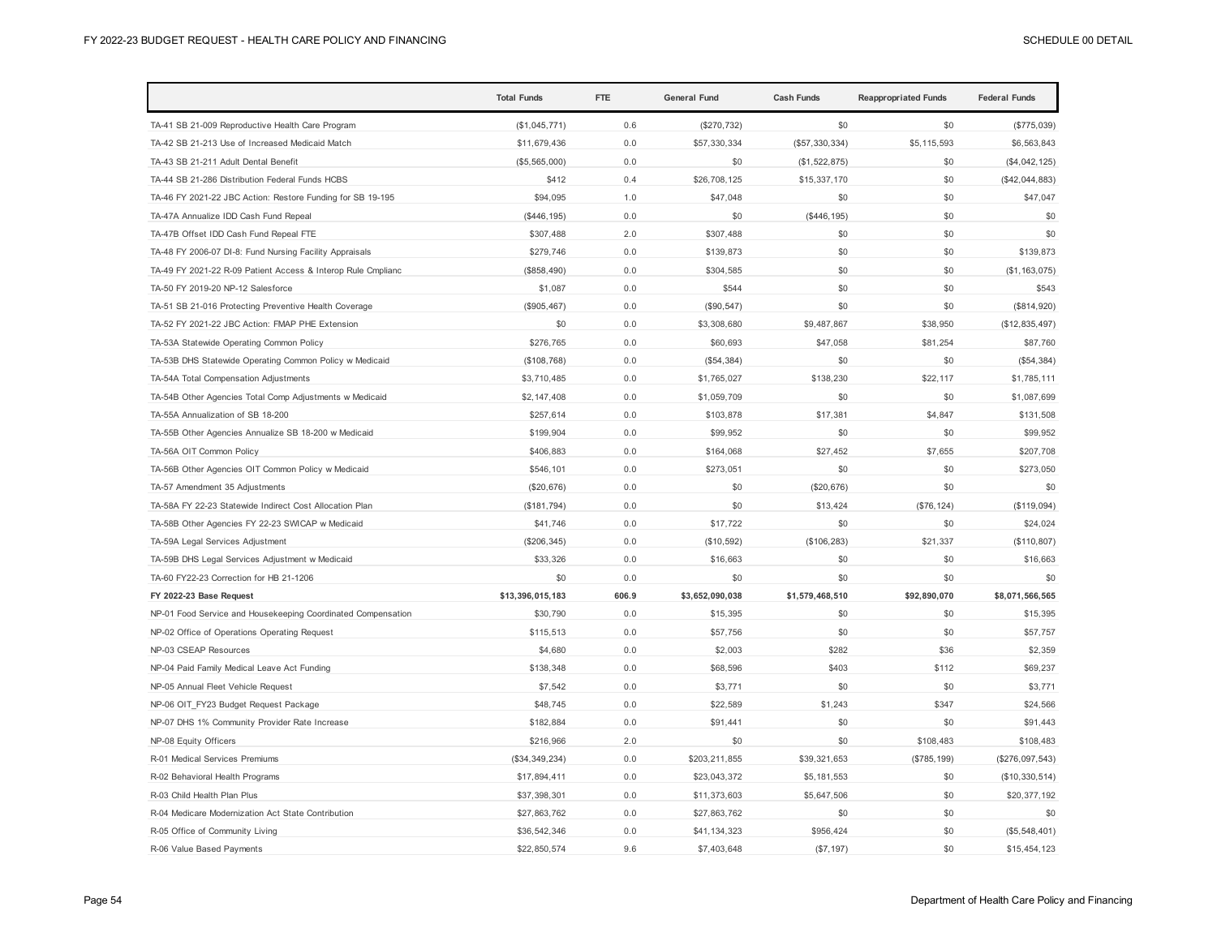| | Total Funds | FTE | General Fund | Cash Funds | Reappropriated Funds | Federal Funds |
|---|---|---|---|---|---|---|
| TA-41 SB 21-009 Reproductive Health Care Program | ($1,045,771) | 0.6 | ($270,732) | $0 | $0 | ($775,039) |
| TA-42 SB 21-213 Use of Increased Medicaid Match | $11,679,436 | 0.0 | $57,330,334 | ($57,330,334) | $5,115,593 | $6,563,843 |
| TA-43 SB 21-211 Adult Dental Benefit | ($5,565,000) | 0.0 | $0 | ($1,522,875) | $0 | ($4,042,125) |
| TA-44 SB 21-286 Distribution Federal Funds HCBS | $412 | 0.4 | $26,708,125 | $15,337,170 | $0 | ($42,044,883) |
| TA-46 FY 2021-22 JBC Action: Restore Funding for SB 19-195 | $94,095 | 1.0 | $47,048 | $0 | $0 | $47,047 |
| TA-47A Annualize IDD Cash Fund Repeal | ($446,195) | 0.0 | $0 | ($446,195) | $0 | $0 |
| TA-47B Offset IDD Cash Fund Repeal FTE | $307,488 | 2.0 | $307,488 | $0 | $0 | $0 |
| TA-48 FY 2006-07 DI-8: Fund Nursing Facility Appraisals | $279,746 | 0.0 | $139,873 | $0 | $0 | $139,873 |
| TA-49 FY 2021-22 R-09 Patient Access & Interop Rule Cmplianc | ($858,490) | 0.0 | $304,585 | $0 | $0 | ($1,163,075) |
| TA-50 FY 2019-20 NP-12 Salesforce | $1,087 | 0.0 | $544 | $0 | $0 | $543 |
| TA-51 SB 21-016 Protecting Preventive Health Coverage | ($905,467) | 0.0 | ($90,547) | $0 | $0 | ($814,920) |
| TA-52 FY 2021-22 JBC Action: FMAP PHE Extension | $0 | 0.0 | $3,308,680 | $9,487,867 | $38,950 | ($12,835,497) |
| TA-53A Statewide Operating Common Policy | $276,765 | 0.0 | $60,693 | $47,058 | $81,254 | $87,760 |
| TA-53B DHS Statewide Operating Common Policy w Medicaid | ($108,768) | 0.0 | ($54,384) | $0 | $0 | ($54,384) |
| TA-54A Total Compensation Adjustments | $3,710,485 | 0.0 | $1,765,027 | $138,230 | $22,117 | $1,785,111 |
| TA-54B Other Agencies Total Comp Adjustments w Medicaid | $2,147,408 | 0.0 | $1,059,709 | $0 | $0 | $1,087,699 |
| TA-55A Annualization of SB 18-200 | $257,614 | 0.0 | $103,878 | $17,381 | $4,847 | $131,508 |
| TA-55B Other Agencies Annualize SB 18-200 w Medicaid | $199,904 | 0.0 | $99,952 | $0 | $0 | $99,952 |
| TA-56A OIT Common Policy | $406,883 | 0.0 | $164,068 | $27,452 | $7,655 | $207,708 |
| TA-56B Other Agencies OIT Common Policy w Medicaid | $546,101 | 0.0 | $273,051 | $0 | $0 | $273,050 |
| TA-57 Amendment 35 Adjustments | ($20,676) | 0.0 | $0 | ($20,676) | $0 | $0 |
| TA-58A FY 22-23 Statewide Indirect Cost Allocation Plan | ($181,794) | 0.0 | $0 | $13,424 | ($76,124) | ($119,094) |
| TA-58B Other Agencies FY 22-23 SWICAP w Medicaid | $41,746 | 0.0 | $17,722 | $0 | $0 | $24,024 |
| TA-59A Legal Services Adjustment | ($206,345) | 0.0 | ($10,592) | ($106,283) | $21,337 | ($110,807) |
| TA-59B DHS Legal Services Adjustment w Medicaid | $33,326 | 0.0 | $16,663 | $0 | $0 | $16,663 |
| TA-60 FY22-23 Correction for HB 21-1206 | $0 | 0.0 | $0 | $0 | $0 | $0 |
| **FY 2022-23 Base Request** | **$13,396,015,183** | **606.9** | **$3,652,090,038** | **$1,579,468,510** | **$92,890,070** | **$8,071,566,565** |
| NP-01 Food Service and Housekeeping Coordinated Compensation | $30,790 | 0.0 | $15,395 | $0 | $0 | $15,395 |
| NP-02 Office of Operations Operating Request | $115,513 | 0.0 | $57,756 | $0 | $0 | $57,757 |
| NP-03 CSEAP Resources | $4,680 | 0.0 | $2,003 | $282 | $36 | $2,359 |
| NP-04 Paid Family Medical Leave Act Funding | $138,348 | 0.0 | $68,596 | $403 | $112 | $69,237 |
| NP-05 Annual Fleet Vehicle Request | $7,542 | 0.0 | $3,771 | $0 | $0 | $3,771 |
| NP-06 OIT_FY23 Budget Request Package | $48,745 | 0.0 | $22,589 | $1,243 | $347 | $24,566 |
| NP-07 DHS 1% Community Provider Rate Increase | $182,884 | 0.0 | $91,441 | $0 | $0 | $91,443 |
| NP-08 Equity Officers | $216,966 | 2.0 | $0 | $0 | $108,483 | $108,483 |
| R-01 Medical Services Premiums | ($34,349,234) | 0.0 | $203,211,855 | $39,321,653 | ($785,199) | ($276,097,543) |
| R-02 Behavioral Health Programs | $17,894,411 | 0.0 | $23,043,372 | $5,181,553 | $0 | ($10,330,514) |
| R-03 Child Health Plan Plus | $37,398,301 | 0.0 | $11,373,603 | $5,647,506 | $0 | $20,377,192 |
| R-04 Medicare Modernization Act State Contribution | $27,863,762 | 0.0 | $27,863,762 | $0 | $0 | $0 |
| R-05 Office of Community Living | $36,542,346 | 0.0 | $41,134,323 | $956,424 | $0 | ($5,548,401) |
| R-06 Value Based Payments | $22,850,574 | 9.6 | $7,403,648 | ($7,197) | $0 | $15,454,123 |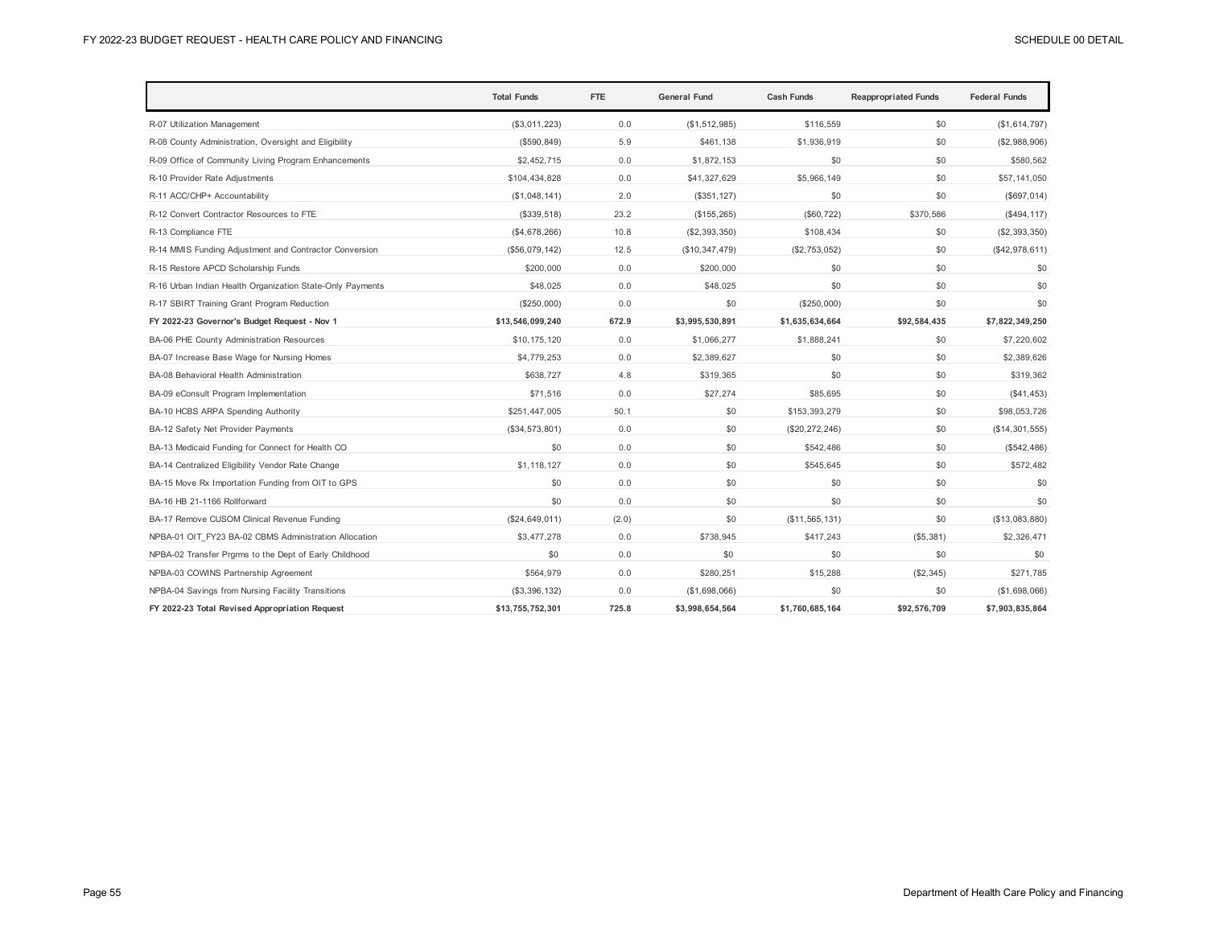| | Total Funds | FTE | General Fund | Cash Funds | Reappropriated Funds | Federal Funds |
|---|---|---|---|---|---|---|
| R-07 Utilization Management | ($3,011,223) | 0.0 | ($1,512,985) | $116,559 | $0 | ($1,614,797) |
| R-08 County Administration, Oversight and Eligibility | ($590,849) | 5.9 | $461,138 | $1,936,919 | $0 | ($2,988,906) |
| R-09 Office of Community Living Program Enhancements | $2,452,715 | 0.0 | $1,872,153 | $0 | $0 | $580,562 |
| R-10 Provider Rate Adjustments | $104,434,828 | 0.0 | $41,327,629 | $5,966,149 | $0 | $57,141,050 |
| R-11 ACC/CHP+ Accountability | ($1,048,141) | 2.0 | ($351,127) | $0 | $0 | ($697,014) |
| R-12 Convert Contractor Resources to FTE | ($339,518) | 23.2 | ($155,265) | ($60,722) | $370,586 | ($494,117) |
| R-13 Compliance FTE | ($4,678,266) | 10.8 | ($2,393,350) | $108,434 | $0 | ($2,393,350) |
| R-14 MMIS Funding Adjustment and Contractor Conversion | ($56,079,142) | 12.5 | ($10,347,479) | ($2,753,052) | $0 | ($42,978,611) |
| R-15 Restore APCD Scholarship Funds | $200,000 | 0.0 | $200,000 | $0 | $0 | $0 |
| R-16 Urban Indian Health Organization State-Only Payments | $48,025 | 0.0 | $48,025 | $0 | $0 | $0 |
| R-17 SBIRT Training Grant Program Reduction | ($250,000) | 0.0 | $0 | ($250,000) | $0 | $0 |
| **FY 2022-23 Governor's Budget Request - Nov 1** | **$13,546,099,240** | **672.9** | **$3,995,530,891** | **$1,635,634,664** | **$92,584,435** | **$7,822,349,250** |
| BA-06 PHE County Administration Resources | $10,175,120 | 0.0 | $1,066,277 | $1,888,241 | $0 | $7,220,602 |
| BA-07 Increase Base Wage for Nursing Homes | $4,779,253 | 0.0 | $2,389,627 | $0 | $0 | $2,389,626 |
| BA-08 Behavioral Health Administration | $638,727 | 4.8 | $319,365 | $0 | $0 | $319,362 |
| BA-09 eConsult Program Implementation | $71,516 | 0.0 | $27,274 | $85,695 | $0 | ($41,453) |
| BA-10 HCBS ARPA Spending Authority | $251,447,005 | 50.1 | $0 | $153,393,279 | $0 | $98,053,726 |
| BA-12 Safety Net Provider Payments | ($34,573,801) | 0.0 | $0 | ($20,272,246) | $0 | ($14,301,555) |
| BA-13 Medicaid Funding for Connect for Health CO | $0 | 0.0 | $0 | $542,486 | $0 | ($542,486) |
| BA-14 Centralized Eligibility Vendor Rate Change | $1,118,127 | 0.0 | $0 | $545,645 | $0 | $572,482 |
| BA-15 Move Rx Importation Funding from OIT to GPS | $0 | 0.0 | $0 | $0 | $0 | $0 |
| BA-16 HB 21-1166 Rollforward | $0 | 0.0 | $0 | $0 | $0 | $0 |
| BA-17 Remove CUSOM Clinical Revenue Funding | ($24,649,011) | (2.0) | $0 | ($11,565,131) | $0 | ($13,083,880) |
| NPBA-01 OIT_FY23 BA-02 CBMS Administration Allocation | $3,477,278 | 0.0 | $738,945 | $417,243 | ($5,381) | $2,326,471 |
| NPBA-02 Transfer Prgrms to the Dept of Early Childhood | $0 | 0.0 | $0 | $0 | $0 | $0 |
| NPBA-03 COWINS Partnership Agreement | $564,979 | 0.0 | $280,251 | $15,288 | ($2,345) | $271,785 |
| NPBA-04 Savings from Nursing Facility Transitions | ($3,396,132) | 0.0 | ($1,698,066) | $0 | $0 | ($1,698,066) |
| **FY 2022-23 Total Revised Appropriation Request** | **$13,755,752,301** | **725.8** | **$3,998,654,564** | **$1,760,685,164** | **$92,576,709** | **$7,903,835,864** |